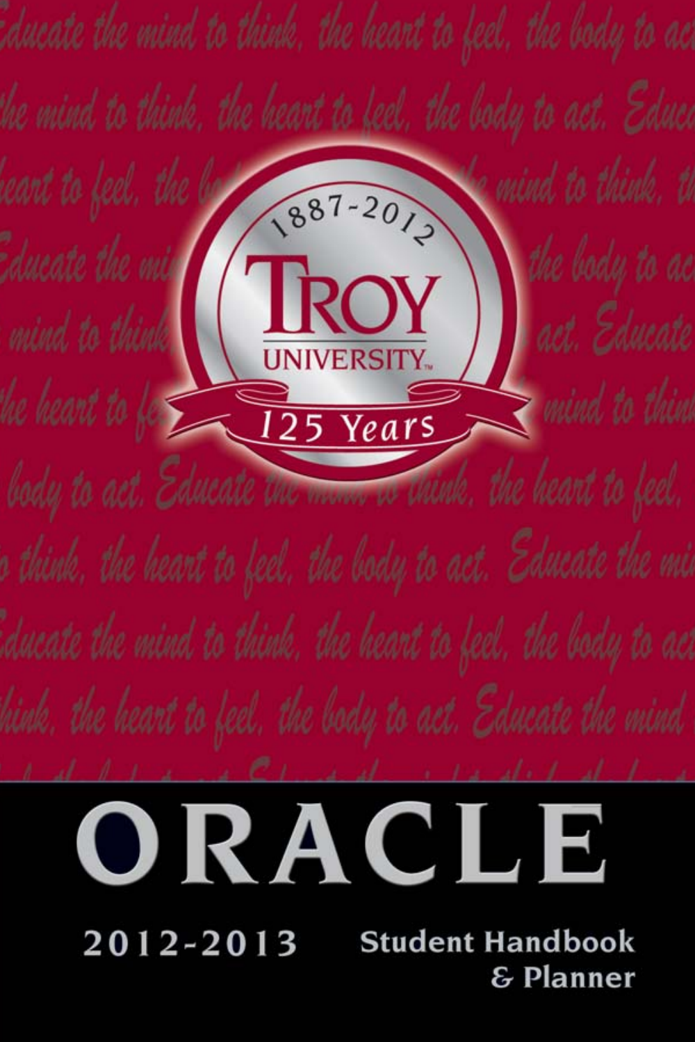1887-2012

TROY UNIVERSITY™

125 Years

# ORACLE

2012-2013 Student Handbook & Planner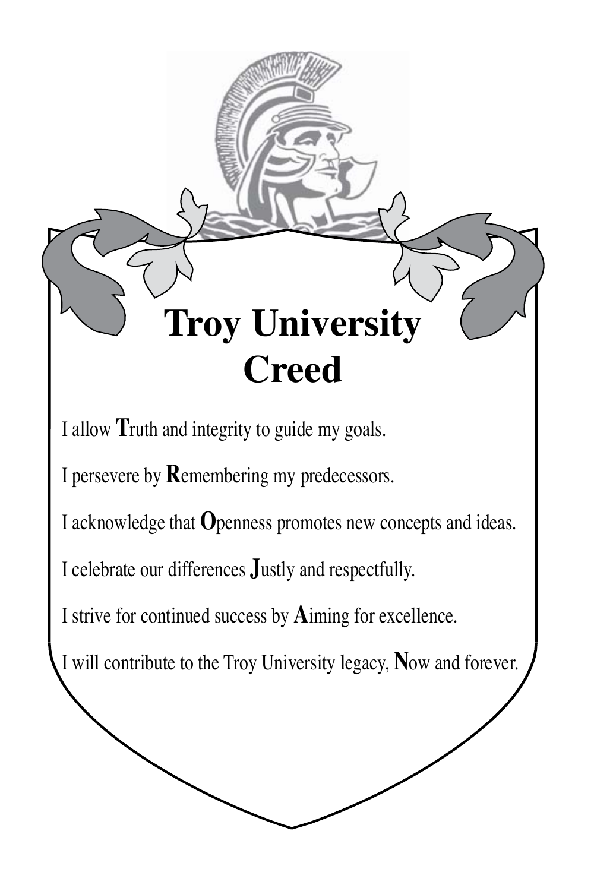# Troy University Creed

I allow **T**ruth and integrity to guide my goals.

I persevere by **R**emembering my predecessors.

I acknowledge that **O**penness promotes new concepts and ideas.

I celebrate our differences **J**ustly and respectfully.

I strive for continued success by **A**iming for excellence.

I will contribute to the Troy University legacy, **N**ow and forever.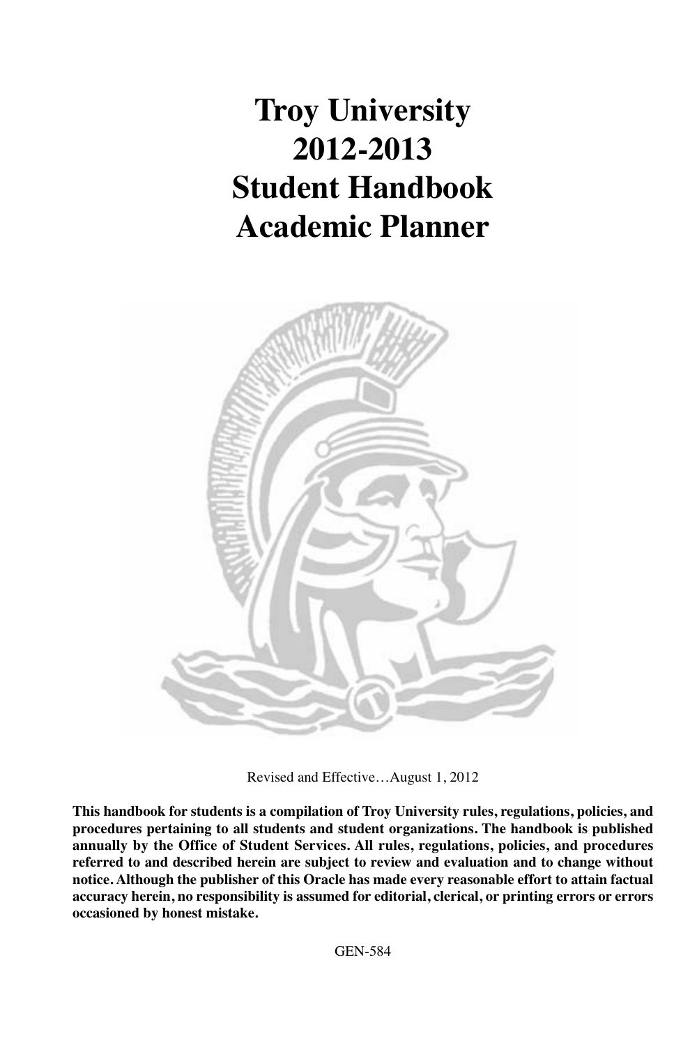# Troy University 2012-2013 Student Handbook Academic Planner

Revised and Effective…August 1, 2012

**This handbook for students is a compilation of Troy University rules, regulations, policies, and procedures pertaining to all students and student organizations. The handbook is published annually by the Office of Student Services. All rules, regulations, policies, and procedures referred to and described herein are subject to review and evaluation and to change without notice. Although the publisher of this Oracle has made every reasonable effort to attain factual accuracy herein, no responsibility is assumed for editorial, clerical, or printing errors or errors occasioned by honest mistake.**

GEN-584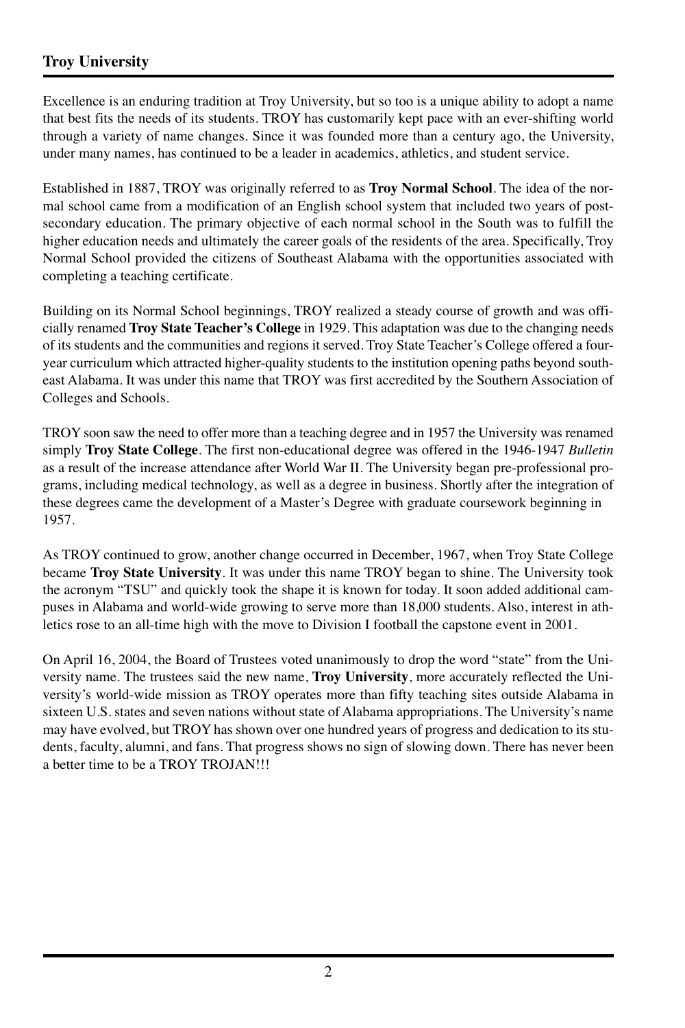## Troy University

Excellence is an enduring tradition at Troy University, but so too is a unique ability to adopt a name that best fits the needs of its students. TROY has customarily kept pace with an ever-shifting world through a variety of name changes. Since it was founded more than a century ago, the University, under many names, has continued to be a leader in academics, athletics, and student service.

Established in 1887, TROY was originally referred to as **Troy Normal School**. The idea of the normal school came from a modification of an English school system that included two years of post-secondary education. The primary objective of each normal school in the South was to fulfill the higher education needs and ultimately the career goals of the residents of the area. Specifically, Troy Normal School provided the citizens of Southeast Alabama with the opportunities associated with completing a teaching certificate.

Building on its Normal School beginnings, TROY realized a steady course of growth and was officially renamed **Troy State Teacher's College** in 1929. This adaptation was due to the changing needs of its students and the communities and regions it served. Troy State Teacher's College offered a four-year curriculum which attracted higher-quality students to the institution opening paths beyond southeast Alabama. It was under this name that TROY was first accredited by the Southern Association of Colleges and Schools.

TROY soon saw the need to offer more than a teaching degree and in 1957 the University was renamed simply **Troy State College**. The first non-educational degree was offered in the 1946-1947 *Bulletin* as a result of the increase attendance after World War II. The University began pre-professional programs, including medical technology, as well as a degree in business. Shortly after the integration of these degrees came the development of a Master's Degree with graduate coursework beginning in 1957.

As TROY continued to grow, another change occurred in December, 1967, when Troy State College became **Troy State University**. It was under this name TROY began to shine. The University took the acronym "TSU" and quickly took the shape it is known for today. It soon added additional campuses in Alabama and world-wide growing to serve more than 18,000 students. Also, interest in athletics rose to an all-time high with the move to Division I football the capstone event in 2001.

On April 16, 2004, the Board of Trustees voted unanimously to drop the word "state" from the University name. The trustees said the new name, **Troy University**, more accurately reflected the University's world-wide mission as TROY operates more than fifty teaching sites outside Alabama in sixteen U.S. states and seven nations without state of Alabama appropriations. The University's name may have evolved, but TROY has shown over one hundred years of progress and dedication to its students, faculty, alumni, and fans. That progress shows no sign of slowing down. There has never been a better time to be a TROY TROJAN!!!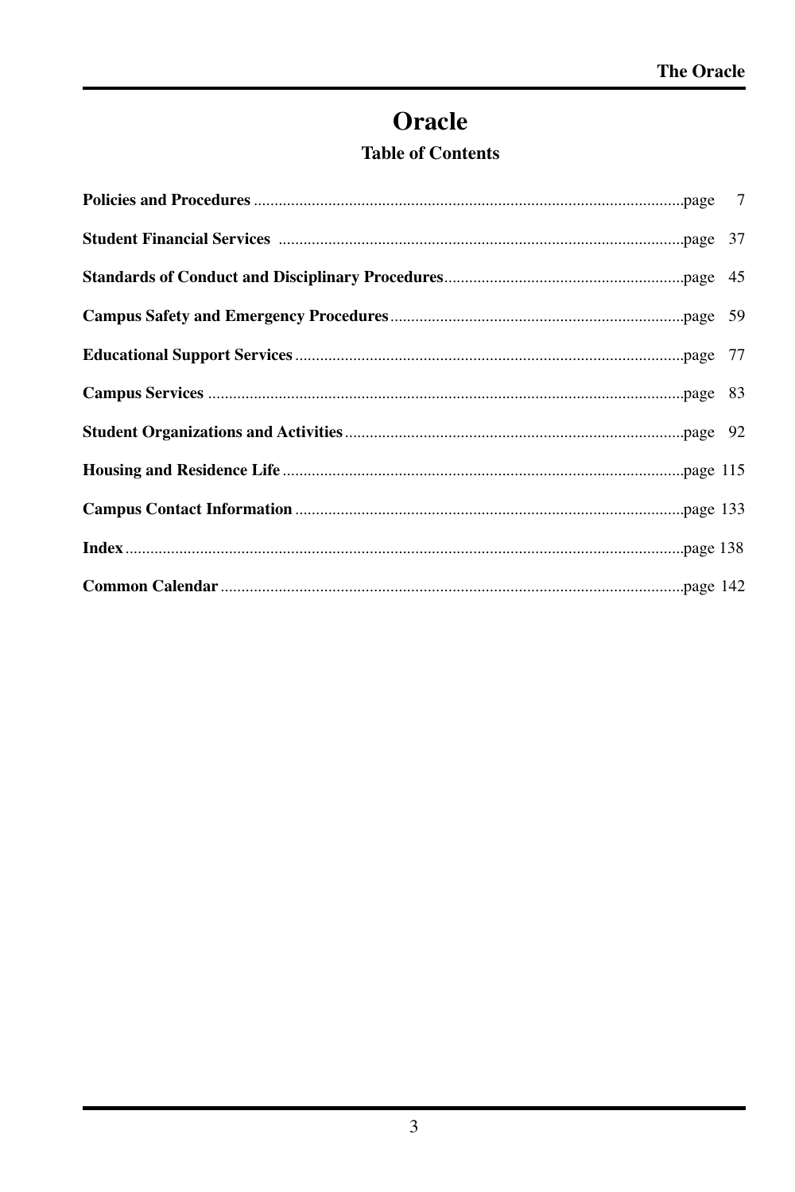# Oracle

## Table of Contents

**Policies and Procedures** .......... page 7

**Student Financial Services** .......... page 37

**Standards of Conduct and Disciplinary Procedures** .......... page 45

**Campus Safety and Emergency Procedures** .......... page 59

**Educational Support Services** .......... page 77

**Campus Services** .......... page 83

**Student Organizations and Activities** .......... page 92

**Housing and Residence Life** .......... page 115

**Campus Contact Information** .......... page 133

**Index** .......... page 138

**Common Calendar** .......... page 142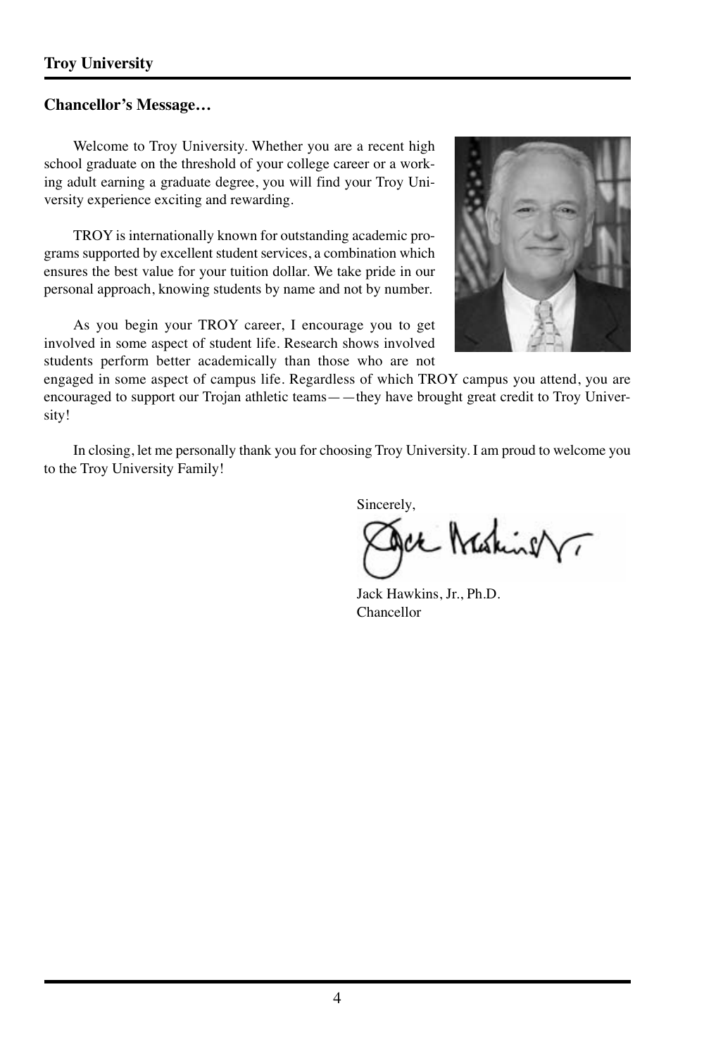## Chancellor's Message…

Welcome to Troy University. Whether you are a recent high school graduate on the threshold of your college career or a working adult earning a graduate degree, you will find your Troy University experience exciting and rewarding.

TROY is internationally known for outstanding academic programs supported by excellent student services, a combination which ensures the best value for your tuition dollar. We take pride in our personal approach, knowing students by name and not by number.

As you begin your TROY career, I encourage you to get involved in some aspect of student life. Research shows involved students perform better academically than those who are not engaged in some aspect of campus life. Regardless of which TROY campus you attend, you are encouraged to support our Trojan athletic teams——they have brought great credit to Troy University!

In closing, let me personally thank you for choosing Troy University. I am proud to welcome you to the Troy University Family!

Sincerely,

Jack Hawkins, Jr., Ph.D.
Chancellor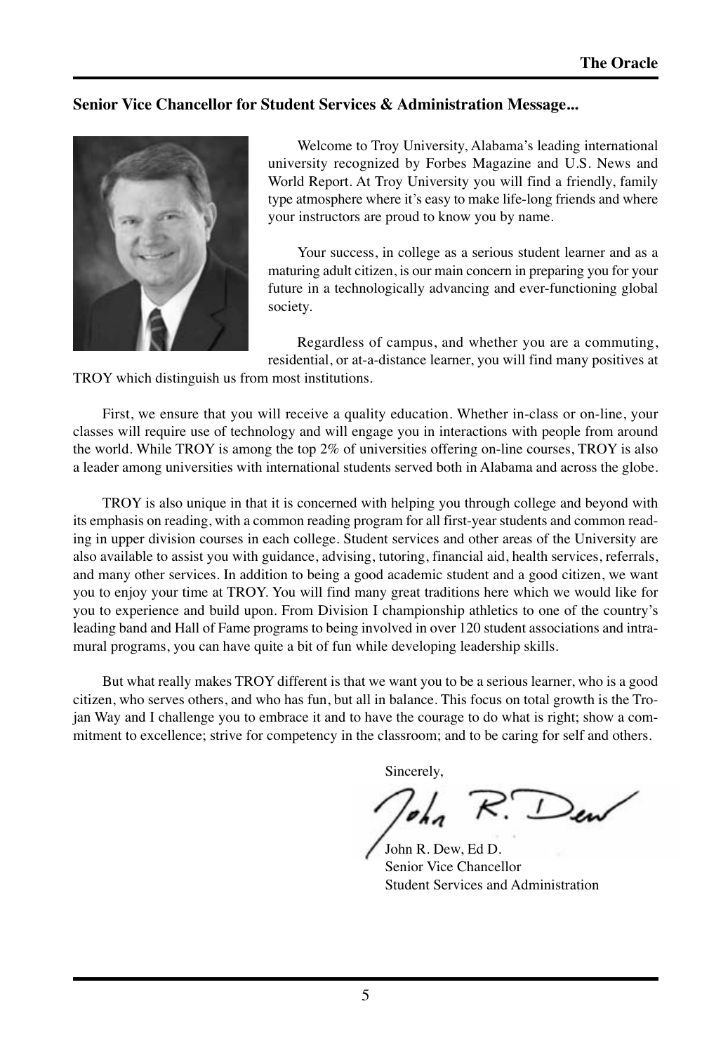## Senior Vice Chancellor for Student Services & Administration Message...

Welcome to Troy University, Alabama's leading international university recognized by Forbes Magazine and U.S. News and World Report. At Troy University you will find a friendly, family type atmosphere where it's easy to make life-long friends and where your instructors are proud to know you by name.

Your success, in college as a serious student learner and as a maturing adult citizen, is our main concern in preparing you for your future in a technologically advancing and ever-functioning global society.

Regardless of campus, and whether you are a commuting, residential, or at-a-distance learner, you will find many positives at TROY which distinguish us from most institutions.

First, we ensure that you will receive a quality education. Whether in-class or on-line, your classes will require use of technology and will engage you in interactions with people from around the world. While TROY is among the top 2% of universities offering on-line courses, TROY is also a leader among universities with international students served both in Alabama and across the globe.

TROY is also unique in that it is concerned with helping you through college and beyond with its emphasis on reading, with a common reading program for all first-year students and common reading in upper division courses in each college. Student services and other areas of the University are also available to assist you with guidance, advising, tutoring, financial aid, health services, referrals, and many other services. In addition to being a good academic student and a good citizen, we want you to enjoy your time at TROY. You will find many great traditions here which we would like for you to experience and build upon. From Division I championship athletics to one of the country's leading band and Hall of Fame programs to being involved in over 120 student associations and intramural programs, you can have quite a bit of fun while developing leadership skills.

But what really makes TROY different is that we want you to be a serious learner, who is a good citizen, who serves others, and who has fun, but all in balance. This focus on total growth is the Trojan Way and I challenge you to embrace it and to have the courage to do what is right; show a commitment to excellence; strive for competency in the classroom; and to be caring for self and others.

Sincerely,

John R. Dew

John R. Dew, Ed D.
Senior Vice Chancellor
Student Services and Administration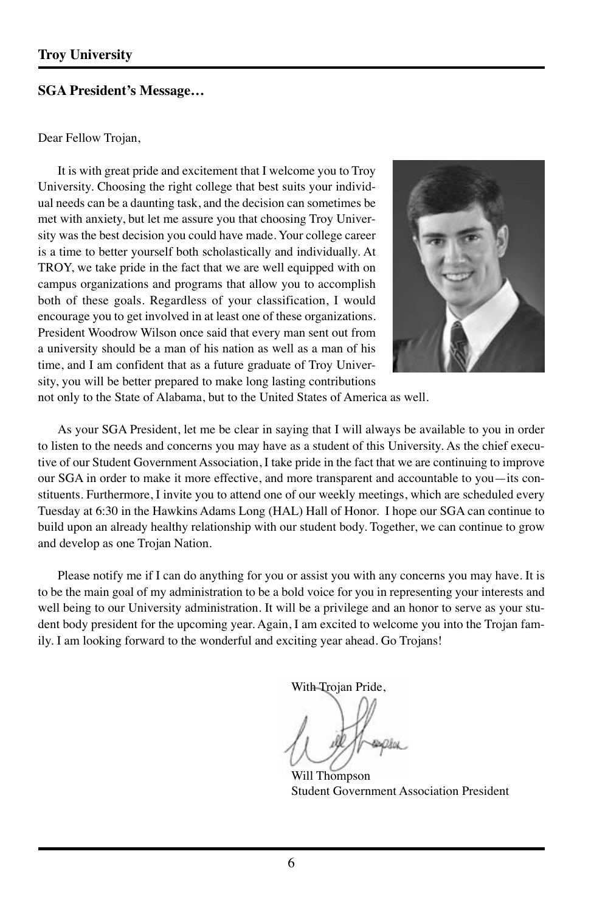## SGA President's Message…

Dear Fellow Trojan,

It is with great pride and excitement that I welcome you to Troy University. Choosing the right college that best suits your individual needs can be a daunting task, and the decision can sometimes be met with anxiety, but let me assure you that choosing Troy University was the best decision you could have made. Your college career is a time to better yourself both scholastically and individually. At TROY, we take pride in the fact that we are well equipped with on campus organizations and programs that allow you to accomplish both of these goals. Regardless of your classification, I would encourage you to get involved in at least one of these organizations. President Woodrow Wilson once said that every man sent out from a university should be a man of his nation as well as a man of his time, and I am confident that as a future graduate of Troy University, you will be better prepared to make long lasting contributions not only to the State of Alabama, but to the United States of America as well.

As your SGA President, let me be clear in saying that I will always be available to you in order to listen to the needs and concerns you may have as a student of this University. As the chief executive of our Student Government Association, I take pride in the fact that we are continuing to improve our SGA in order to make it more effective, and more transparent and accountable to you—its constituents. Furthermore, I invite you to attend one of our weekly meetings, which are scheduled every Tuesday at 6:30 in the Hawkins Adams Long (HAL) Hall of Honor. I hope our SGA can continue to build upon an already healthy relationship with our student body. Together, we can continue to grow and develop as one Trojan Nation.

Please notify me if I can do anything for you or assist you with any concerns you may have. It is to be the main goal of my administration to be a bold voice for you in representing your interests and well being to our University administration. It will be a privilege and an honor to serve as your student body president for the upcoming year. Again, I am excited to welcome you into the Trojan family. I am looking forward to the wonderful and exciting year ahead. Go Trojans!

With Trojan Pride,

Will Thompson
Student Government Association President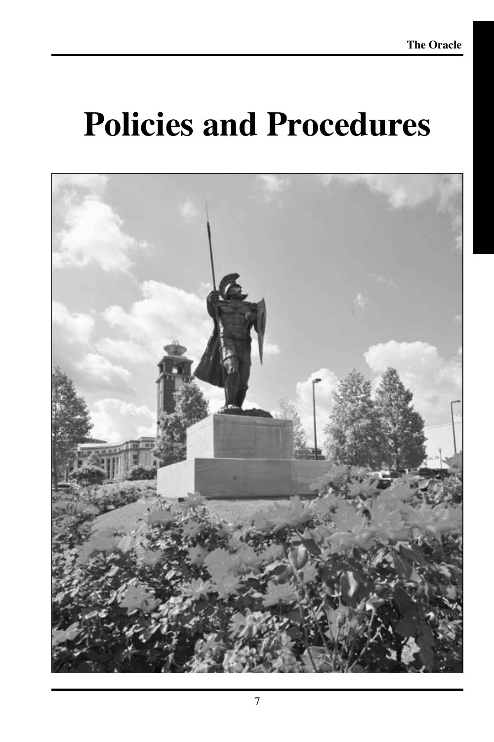# Policies and Procedures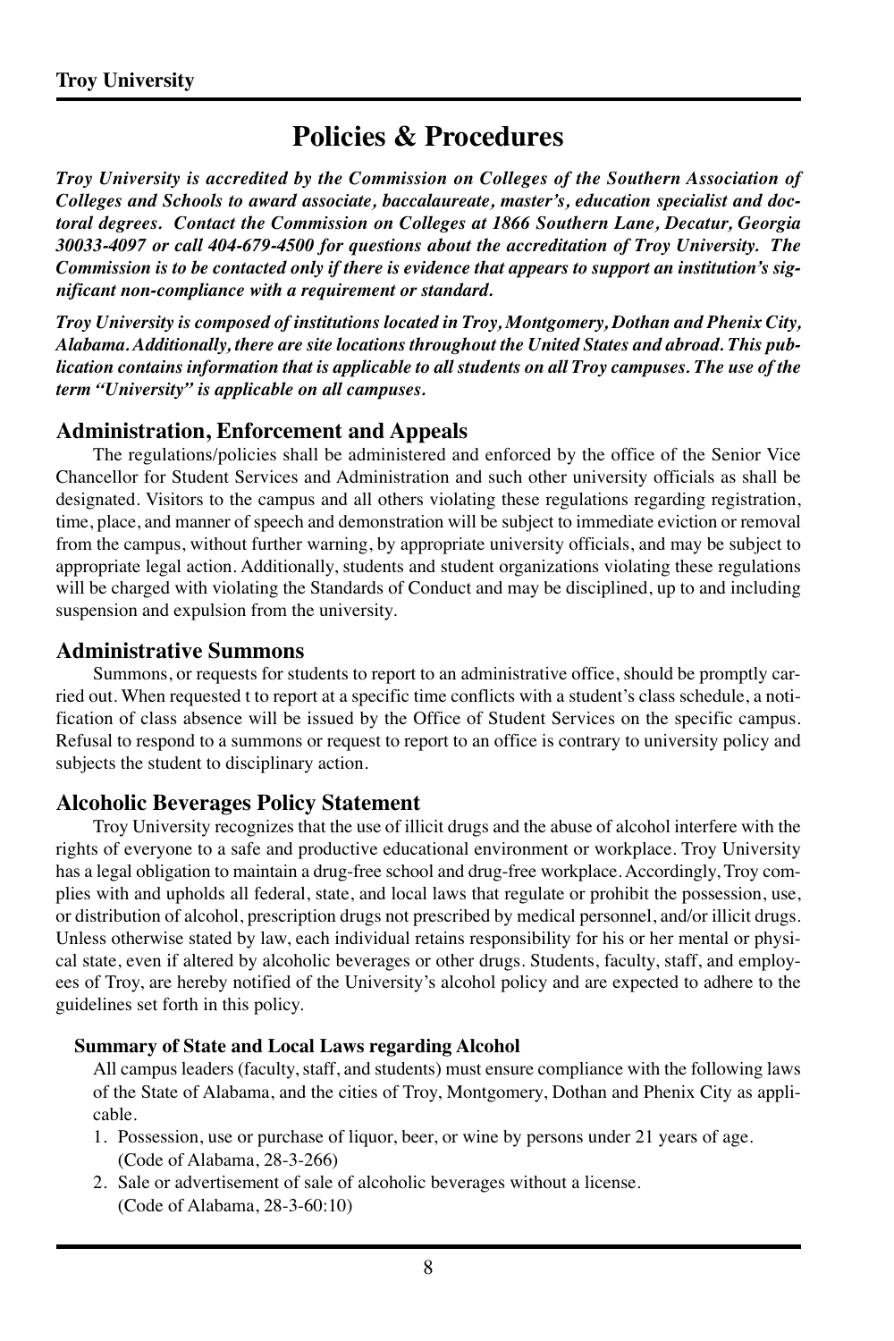# Policies & Procedures

***Troy University is accredited by the Commission on Colleges of the Southern Association of Colleges and Schools to award associate, baccalaureate, master's, education specialist and doctoral degrees. Contact the Commission on Colleges at 1866 Southern Lane, Decatur, Georgia 30033-4097 or call 404-679-4500 for questions about the accreditation of Troy University. The Commission is to be contacted only if there is evidence that appears to support an institution's significant non-compliance with a requirement or standard.***

***Troy University is composed of institutions located in Troy, Montgomery, Dothan and Phenix City, Alabama. Additionally, there are site locations throughout the United States and abroad. This publication contains information that is applicable to all students on all Troy campuses. The use of the term "University" is applicable on all campuses.***

## Administration, Enforcement and Appeals

The regulations/policies shall be administered and enforced by the office of the Senior Vice Chancellor for Student Services and Administration and such other university officials as shall be designated. Visitors to the campus and all others violating these regulations regarding registration, time, place, and manner of speech and demonstration will be subject to immediate eviction or removal from the campus, without further warning, by appropriate university officials, and may be subject to appropriate legal action. Additionally, students and student organizations violating these regulations will be charged with violating the Standards of Conduct and may be disciplined, up to and including suspension and expulsion from the university.

## Administrative Summons

Summons, or requests for students to report to an administrative office, should be promptly carried out. When requested t to report at a specific time conflicts with a student's class schedule, a notification of class absence will be issued by the Office of Student Services on the specific campus. Refusal to respond to a summons or request to report to an office is contrary to university policy and subjects the student to disciplinary action.

## Alcoholic Beverages Policy Statement

Troy University recognizes that the use of illicit drugs and the abuse of alcohol interfere with the rights of everyone to a safe and productive educational environment or workplace. Troy University has a legal obligation to maintain a drug-free school and drug-free workplace. Accordingly, Troy complies with and upholds all federal, state, and local laws that regulate or prohibit the possession, use, or distribution of alcohol, prescription drugs not prescribed by medical personnel, and/or illicit drugs. Unless otherwise stated by law, each individual retains responsibility for his or her mental or physical state, even if altered by alcoholic beverages or other drugs. Students, faculty, staff, and employees of Troy, are hereby notified of the University's alcohol policy and are expected to adhere to the guidelines set forth in this policy.

### Summary of State and Local Laws regarding Alcohol

All campus leaders (faculty, staff, and students) must ensure compliance with the following laws of the State of Alabama, and the cities of Troy, Montgomery, Dothan and Phenix City as applicable.

1. Possession, use or purchase of liquor, beer, or wine by persons under 21 years of age. (Code of Alabama, 28-3-266)
2. Sale or advertisement of sale of alcoholic beverages without a license. (Code of Alabama, 28-3-60:10)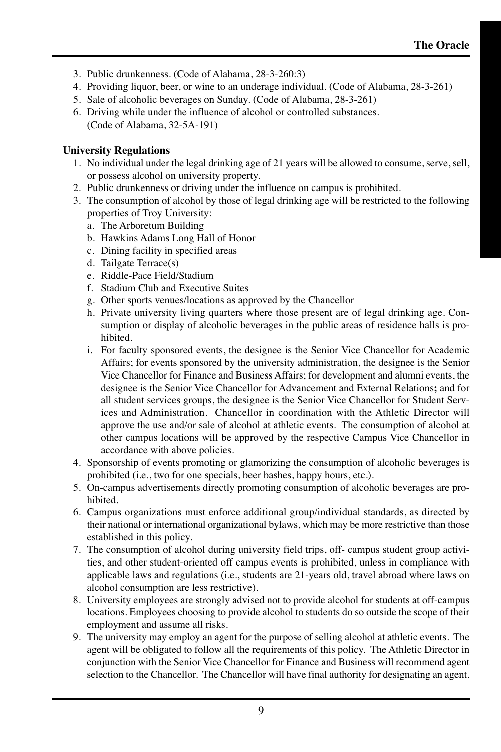3. Public drunkenness. (Code of Alabama, 28-3-260:3)
4. Providing liquor, beer, or wine to an underage individual. (Code of Alabama, 28-3-261)
5. Sale of alcoholic beverages on Sunday. (Code of Alabama, 28-3-261)
6. Driving while under the influence of alcohol or controlled substances. (Code of Alabama, 32-5A-191)

**University Regulations**

1. No individual under the legal drinking age of 21 years will be allowed to consume, serve, sell, or possess alcohol on university property.
2. Public drunkenness or driving under the influence on campus is prohibited.
3. The consumption of alcohol by those of legal drinking age will be restricted to the following properties of Troy University:
   a. The Arboretum Building
   b. Hawkins Adams Long Hall of Honor
   c. Dining facility in specified areas
   d. Tailgate Terrace(s)
   e. Riddle-Pace Field/Stadium
   f. Stadium Club and Executive Suites
   g. Other sports venues/locations as approved by the Chancellor
   h. Private university living quarters where those present are of legal drinking age. Consumption or display of alcoholic beverages in the public areas of residence halls is prohibited.
   i. For faculty sponsored events, the designee is the Senior Vice Chancellor for Academic Affairs; for events sponsored by the university administration, the designee is the Senior Vice Chancellor for Finance and Business Affairs; for development and alumni events, the designee is the Senior Vice Chancellor for Advancement and External Relations**;** and for all student services groups, the designee is the Senior Vice Chancellor for Student Services and Administration. Chancellor in coordination with the Athletic Director will approve the use and/or sale of alcohol at athletic events. The consumption of alcohol at other campus locations will be approved by the respective Campus Vice Chancellor in accordance with above policies.
4. Sponsorship of events promoting or glamorizing the consumption of alcoholic beverages is prohibited (i.e., two for one specials, beer bashes, happy hours, etc.).
5. On-campus advertisements directly promoting consumption of alcoholic beverages are prohibited.
6. Campus organizations must enforce additional group/individual standards, as directed by their national or international organizational bylaws, which may be more restrictive than those established in this policy.
7. The consumption of alcohol during university field trips, off- campus student group activities, and other student-oriented off campus events is prohibited, unless in compliance with applicable laws and regulations (i.e., students are 21-years old, travel abroad where laws on alcohol consumption are less restrictive).
8. University employees are strongly advised not to provide alcohol for students at off-campus locations. Employees choosing to provide alcohol to students do so outside the scope of their employment and assume all risks.
9. The university may employ an agent for the purpose of selling alcohol at athletic events. The agent will be obligated to follow all the requirements of this policy. The Athletic Director in conjunction with the Senior Vice Chancellor for Finance and Business will recommend agent selection to the Chancellor. The Chancellor will have final authority for designating an agent.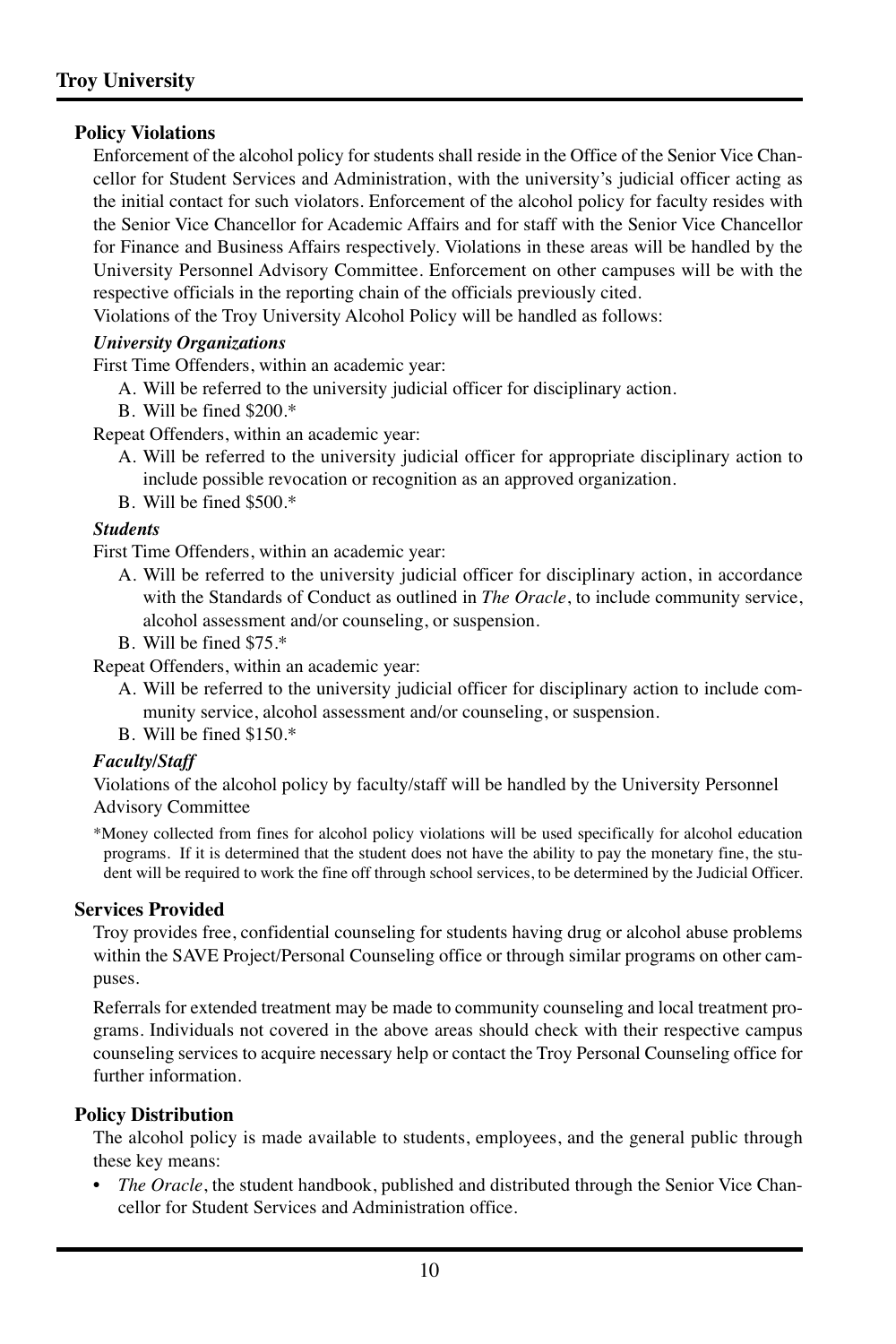### Policy Violations

Enforcement of the alcohol policy for students shall reside in the Office of the Senior Vice Chancellor for Student Services and Administration, with the university's judicial officer acting as the initial contact for such violators. Enforcement of the alcohol policy for faculty resides with the Senior Vice Chancellor for Academic Affairs and for staff with the Senior Vice Chancellor for Finance and Business Affairs respectively. Violations in these areas will be handled by the University Personnel Advisory Committee. Enforcement on other campuses will be with the respective officials in the reporting chain of the officials previously cited.

Violations of the Troy University Alcohol Policy will be handled as follows:

***University Organizations***

First Time Offenders, within an academic year:

A. Will be referred to the university judicial officer for disciplinary action.
B. Will be fined $200.*

Repeat Offenders, within an academic year:

A. Will be referred to the university judicial officer for appropriate disciplinary action to include possible revocation or recognition as an approved organization.
B. Will be fined $500.*

***Students***

First Time Offenders, within an academic year:

A. Will be referred to the university judicial officer for disciplinary action, in accordance with the Standards of Conduct as outlined in *The Oracle*, to include community service, alcohol assessment and/or counseling, or suspension.
B. Will be fined $75.*

Repeat Offenders, within an academic year:

A. Will be referred to the university judicial officer for disciplinary action to include community service, alcohol assessment and/or counseling, or suspension.
B. Will be fined $150.*

***Faculty/Staff***

Violations of the alcohol policy by faculty/staff will be handled by the University Personnel Advisory Committee

*Money collected from fines for alcohol policy violations will be used specifically for alcohol education programs. If it is determined that the student does not have the ability to pay the monetary fine, the student will be required to work the fine off through school services, to be determined by the Judicial Officer.

### Services Provided

Troy provides free, confidential counseling for students having drug or alcohol abuse problems within the SAVE Project/Personal Counseling office or through similar programs on other campuses.

Referrals for extended treatment may be made to community counseling and local treatment programs. Individuals not covered in the above areas should check with their respective campus counseling services to acquire necessary help or contact the Troy Personal Counseling office for further information.

### Policy Distribution

The alcohol policy is made available to students, employees, and the general public through these key means:

- *The Oracle*, the student handbook, published and distributed through the Senior Vice Chancellor for Student Services and Administration office.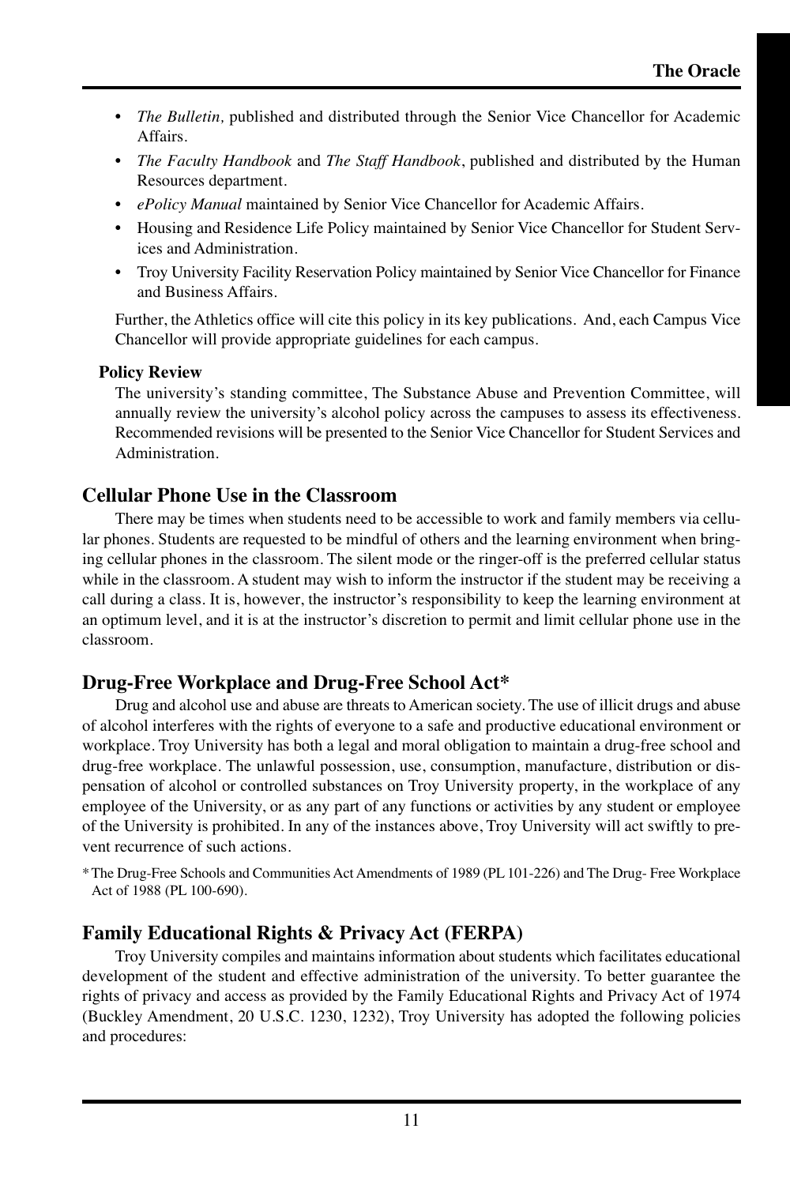- *The Bulletin,* published and distributed through the Senior Vice Chancellor for Academic Affairs.
- *The Faculty Handbook* and *The Staff Handbook*, published and distributed by the Human Resources department.
- *ePolicy Manual* maintained by Senior Vice Chancellor for Academic Affairs.
- Housing and Residence Life Policy maintained by Senior Vice Chancellor for Student Services and Administration.
- Troy University Facility Reservation Policy maintained by Senior Vice Chancellor for Finance and Business Affairs.

Further, the Athletics office will cite this policy in its key publications. And, each Campus Vice Chancellor will provide appropriate guidelines for each campus.

**Policy Review**

The university's standing committee, The Substance Abuse and Prevention Committee, will annually review the university's alcohol policy across the campuses to assess its effectiveness. Recommended revisions will be presented to the Senior Vice Chancellor for Student Services and Administration.

## Cellular Phone Use in the Classroom

There may be times when students need to be accessible to work and family members via cellular phones. Students are requested to be mindful of others and the learning environment when bringing cellular phones in the classroom. The silent mode or the ringer-off is the preferred cellular status while in the classroom. A student may wish to inform the instructor if the student may be receiving a call during a class. It is, however, the instructor's responsibility to keep the learning environment at an optimum level, and it is at the instructor's discretion to permit and limit cellular phone use in the classroom.

## Drug-Free Workplace and Drug-Free School Act*

Drug and alcohol use and abuse are threats to American society. The use of illicit drugs and abuse of alcohol interferes with the rights of everyone to a safe and productive educational environment or workplace. Troy University has both a legal and moral obligation to maintain a drug-free school and drug-free workplace. The unlawful possession, use, consumption, manufacture, distribution or dispensation of alcohol or controlled substances on Troy University property, in the workplace of any employee of the University, or as any part of any functions or activities by any student or employee of the University is prohibited. In any of the instances above, Troy University will act swiftly to prevent recurrence of such actions.

* The Drug-Free Schools and Communities Act Amendments of 1989 (PL 101-226) and The Drug- Free Workplace Act of 1988 (PL 100-690).

## Family Educational Rights & Privacy Act (FERPA)

Troy University compiles and maintains information about students which facilitates educational development of the student and effective administration of the university. To better guarantee the rights of privacy and access as provided by the Family Educational Rights and Privacy Act of 1974 (Buckley Amendment, 20 U.S.C. 1230, 1232), Troy University has adopted the following policies and procedures: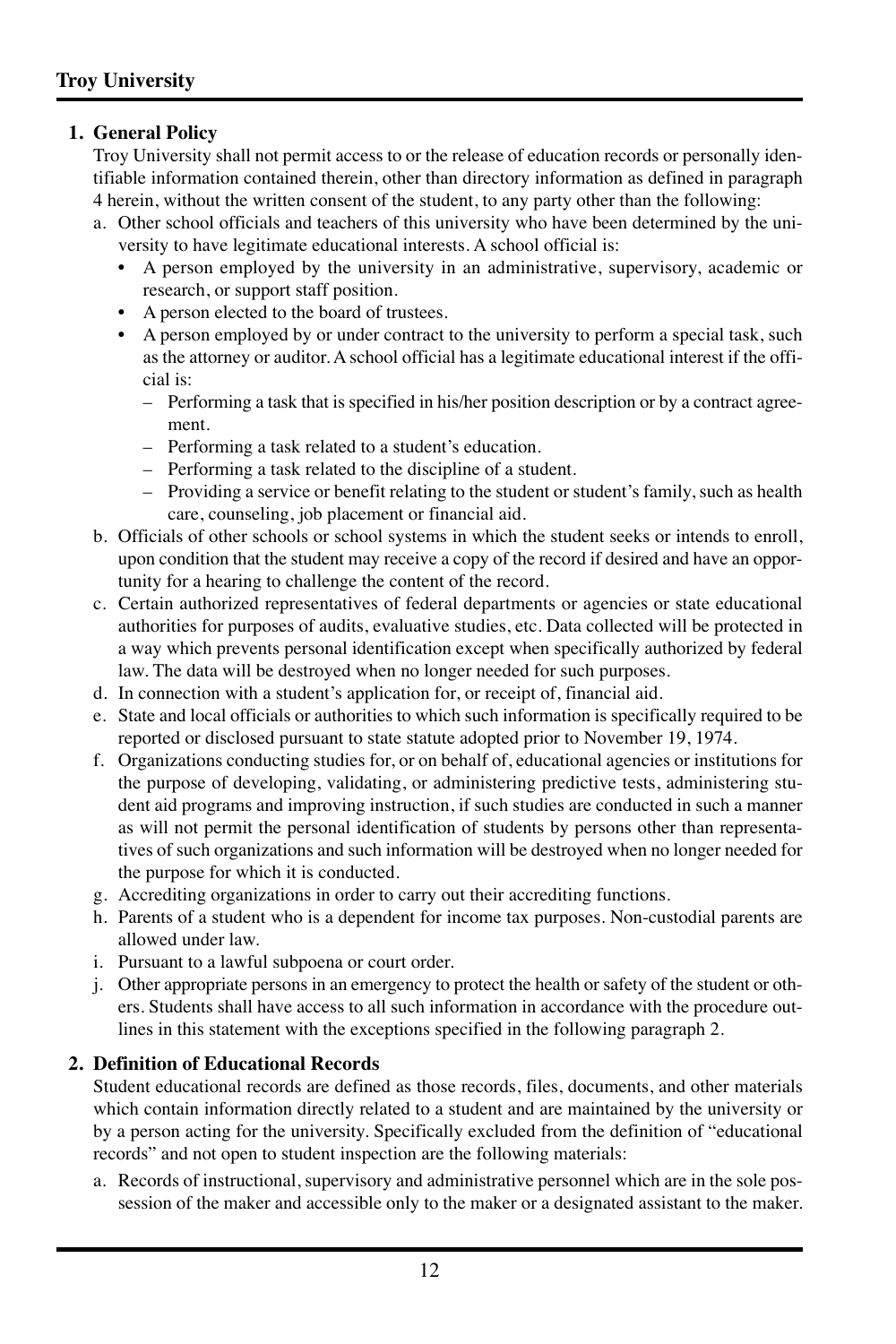## 1. General Policy

Troy University shall not permit access to or the release of education records or personally identifiable information contained therein, other than directory information as defined in paragraph 4 herein, without the written consent of the student, to any party other than the following:

a. Other school officials and teachers of this university who have been determined by the university to have legitimate educational interests. A school official is:
   - A person employed by the university in an administrative, supervisory, academic or research, or support staff position.
   - A person elected to the board of trustees.
   - A person employed by or under contract to the university to perform a special task, such as the attorney or auditor. A school official has a legitimate educational interest if the official is:
     - Performing a task that is specified in his/her position description or by a contract agreement.
     - Performing a task related to a student's education.
     - Performing a task related to the discipline of a student.
     - Providing a service or benefit relating to the student or student's family, such as health care, counseling, job placement or financial aid.

b. Officials of other schools or school systems in which the student seeks or intends to enroll, upon condition that the student may receive a copy of the record if desired and have an opportunity for a hearing to challenge the content of the record.

c. Certain authorized representatives of federal departments or agencies or state educational authorities for purposes of audits, evaluative studies, etc. Data collected will be protected in a way which prevents personal identification except when specifically authorized by federal law. The data will be destroyed when no longer needed for such purposes.

d. In connection with a student's application for, or receipt of, financial aid.

e. State and local officials or authorities to which such information is specifically required to be reported or disclosed pursuant to state statute adopted prior to November 19, 1974.

f. Organizations conducting studies for, or on behalf of, educational agencies or institutions for the purpose of developing, validating, or administering predictive tests, administering student aid programs and improving instruction, if such studies are conducted in such a manner as will not permit the personal identification of students by persons other than representatives of such organizations and such information will be destroyed when no longer needed for the purpose for which it is conducted.

g. Accrediting organizations in order to carry out their accrediting functions.

h. Parents of a student who is a dependent for income tax purposes. Non-custodial parents are allowed under law.

i. Pursuant to a lawful subpoena or court order.

j. Other appropriate persons in an emergency to protect the health or safety of the student or others. Students shall have access to all such information in accordance with the procedure outlines in this statement with the exceptions specified in the following paragraph 2.

## 2. Definition of Educational Records

Student educational records are defined as those records, files, documents, and other materials which contain information directly related to a student and are maintained by the university or by a person acting for the university. Specifically excluded from the definition of "educational records" and not open to student inspection are the following materials:

a. Records of instructional, supervisory and administrative personnel which are in the sole possession of the maker and accessible only to the maker or a designated assistant to the maker.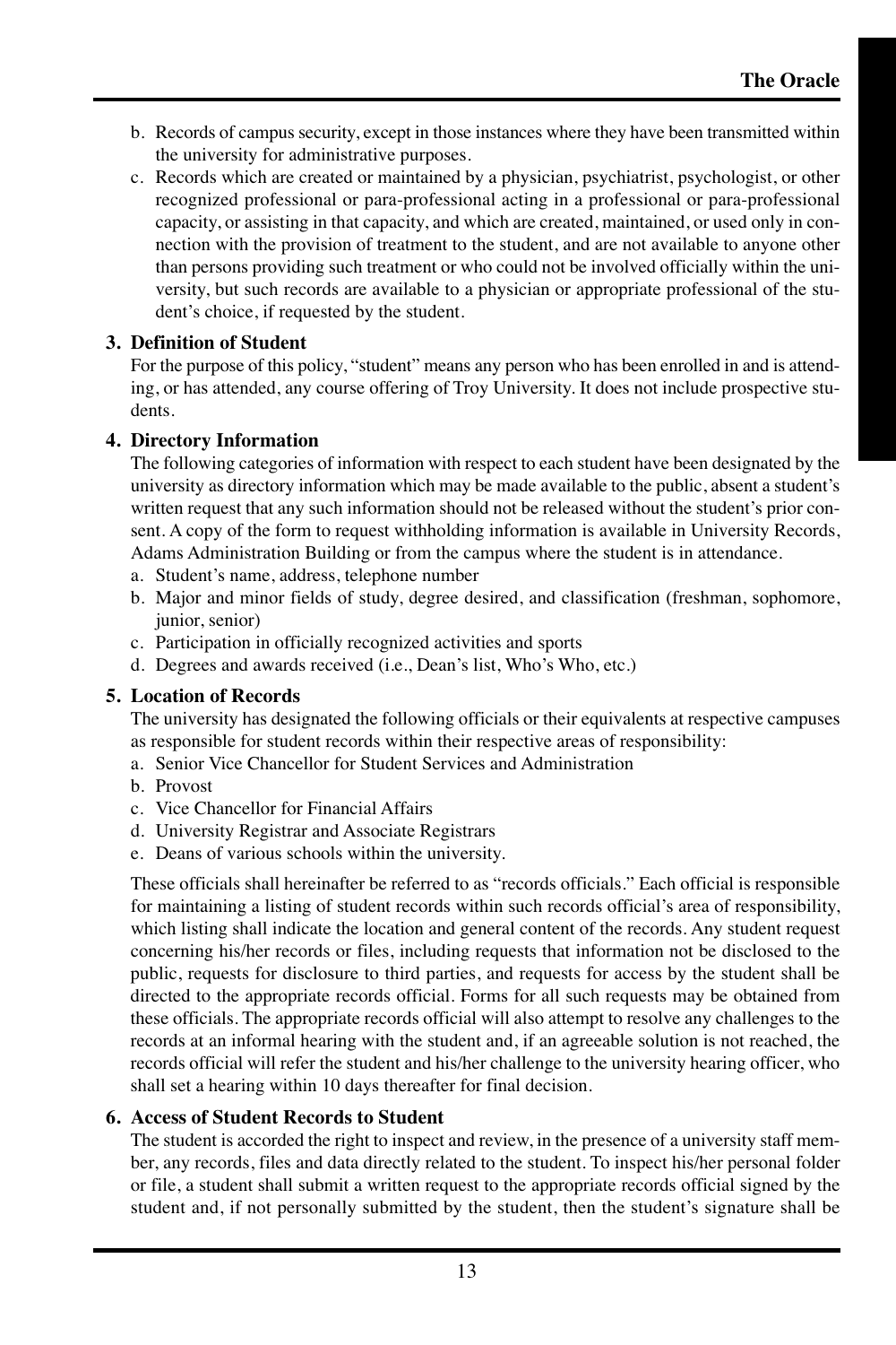b. Records of campus security, except in those instances where they have been transmitted within the university for administrative purposes.
c. Records which are created or maintained by a physician, psychiatrist, psychologist, or other recognized professional or para-professional acting in a professional or para-professional capacity, or assisting in that capacity, and which are created, maintained, or used only in connection with the provision of treatment to the student, and are not available to anyone other than persons providing such treatment or who could not be involved officially within the university, but such records are available to a physician or appropriate professional of the student's choice, if requested by the student.

**3. Definition of Student**

For the purpose of this policy, "student" means any person who has been enrolled in and is attending, or has attended, any course offering of Troy University. It does not include prospective students.

**4. Directory Information**

The following categories of information with respect to each student have been designated by the university as directory information which may be made available to the public, absent a student's written request that any such information should not be released without the student's prior consent. A copy of the form to request withholding information is available in University Records, Adams Administration Building or from the campus where the student is in attendance.

a. Student's name, address, telephone number
b. Major and minor fields of study, degree desired, and classification (freshman, sophomore, junior, senior)
c. Participation in officially recognized activities and sports
d. Degrees and awards received (i.e., Dean's list, Who's Who, etc.)

**5. Location of Records**

The university has designated the following officials or their equivalents at respective campuses as responsible for student records within their respective areas of responsibility:

a. Senior Vice Chancellor for Student Services and Administration
b. Provost
c. Vice Chancellor for Financial Affairs
d. University Registrar and Associate Registrars
e. Deans of various schools within the university.

These officials shall hereinafter be referred to as "records officials." Each official is responsible for maintaining a listing of student records within such records official's area of responsibility, which listing shall indicate the location and general content of the records. Any student request concerning his/her records or files, including requests that information not be disclosed to the public, requests for disclosure to third parties, and requests for access by the student shall be directed to the appropriate records official. Forms for all such requests may be obtained from these officials. The appropriate records official will also attempt to resolve any challenges to the records at an informal hearing with the student and, if an agreeable solution is not reached, the records official will refer the student and his/her challenge to the university hearing officer, who shall set a hearing within 10 days thereafter for final decision.

**6. Access of Student Records to Student**

The student is accorded the right to inspect and review, in the presence of a university staff member, any records, files and data directly related to the student. To inspect his/her personal folder or file, a student shall submit a written request to the appropriate records official signed by the student and, if not personally submitted by the student, then the student's signature shall be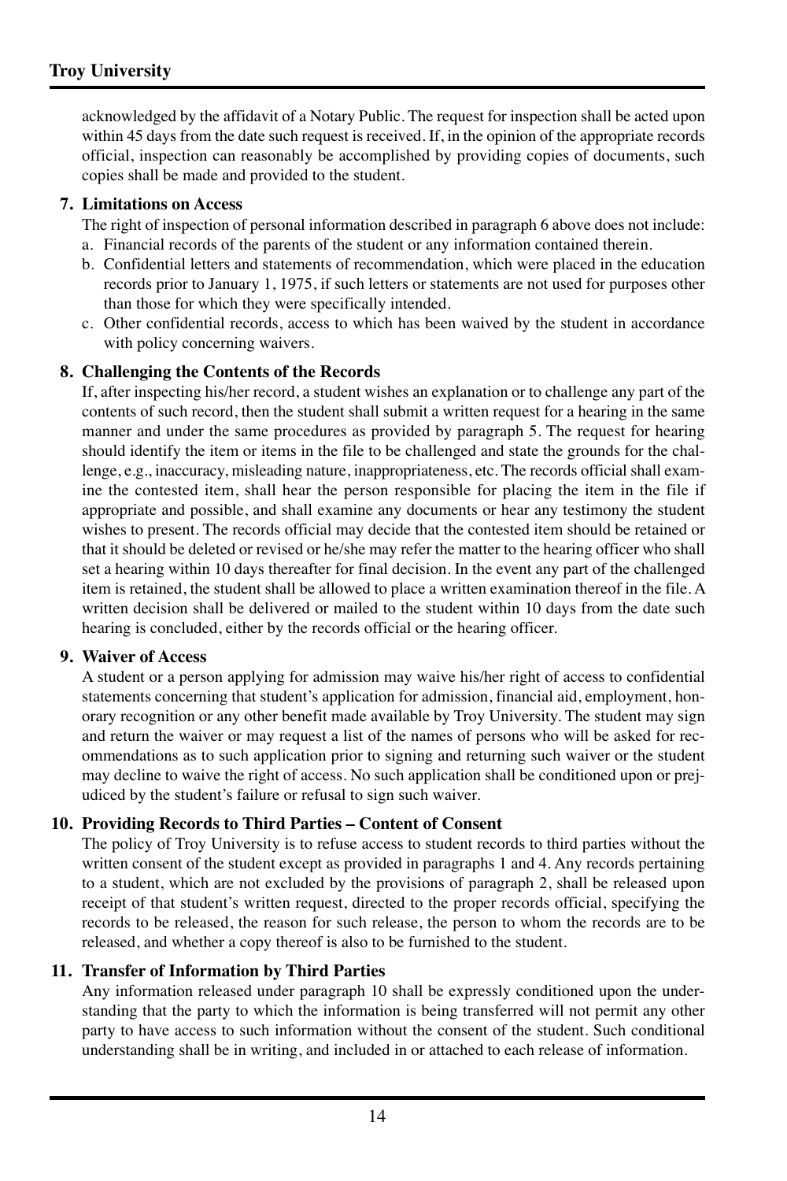acknowledged by the affidavit of a Notary Public. The request for inspection shall be acted upon within 45 days from the date such request is received. If, in the opinion of the appropriate records official, inspection can reasonably be accomplished by providing copies of documents, such copies shall be made and provided to the student.

**7. Limitations on Access**

The right of inspection of personal information described in paragraph 6 above does not include:

a. Financial records of the parents of the student or any information contained therein.
b. Confidential letters and statements of recommendation, which were placed in the education records prior to January 1, 1975, if such letters or statements are not used for purposes other than those for which they were specifically intended.
c. Other confidential records, access to which has been waived by the student in accordance with policy concerning waivers.

**8. Challenging the Contents of the Records**

If, after inspecting his/her record, a student wishes an explanation or to challenge any part of the contents of such record, then the student shall submit a written request for a hearing in the same manner and under the same procedures as provided by paragraph 5. The request for hearing should identify the item or items in the file to be challenged and state the grounds for the challenge, e.g., inaccuracy, misleading nature, inappropriateness, etc. The records official shall examine the contested item, shall hear the person responsible for placing the item in the file if appropriate and possible, and shall examine any documents or hear any testimony the student wishes to present. The records official may decide that the contested item should be retained or that it should be deleted or revised or he/she may refer the matter to the hearing officer who shall set a hearing within 10 days thereafter for final decision. In the event any part of the challenged item is retained, the student shall be allowed to place a written examination thereof in the file. A written decision shall be delivered or mailed to the student within 10 days from the date such hearing is concluded, either by the records official or the hearing officer.

**9. Waiver of Access**

A student or a person applying for admission may waive his/her right of access to confidential statements concerning that student's application for admission, financial aid, employment, honorary recognition or any other benefit made available by Troy University. The student may sign and return the waiver or may request a list of the names of persons who will be asked for recommendations as to such application prior to signing and returning such waiver or the student may decline to waive the right of access. No such application shall be conditioned upon or prejudiced by the student's failure or refusal to sign such waiver.

**10. Providing Records to Third Parties – Content of Consent**

The policy of Troy University is to refuse access to student records to third parties without the written consent of the student except as provided in paragraphs 1 and 4. Any records pertaining to a student, which are not excluded by the provisions of paragraph 2, shall be released upon receipt of that student's written request, directed to the proper records official, specifying the records to be released, the reason for such release, the person to whom the records are to be released, and whether a copy thereof is also to be furnished to the student.

**11. Transfer of Information by Third Parties**

Any information released under paragraph 10 shall be expressly conditioned upon the understanding that the party to which the information is being transferred will not permit any other party to have access to such information without the consent of the student. Such conditional understanding shall be in writing, and included in or attached to each release of information.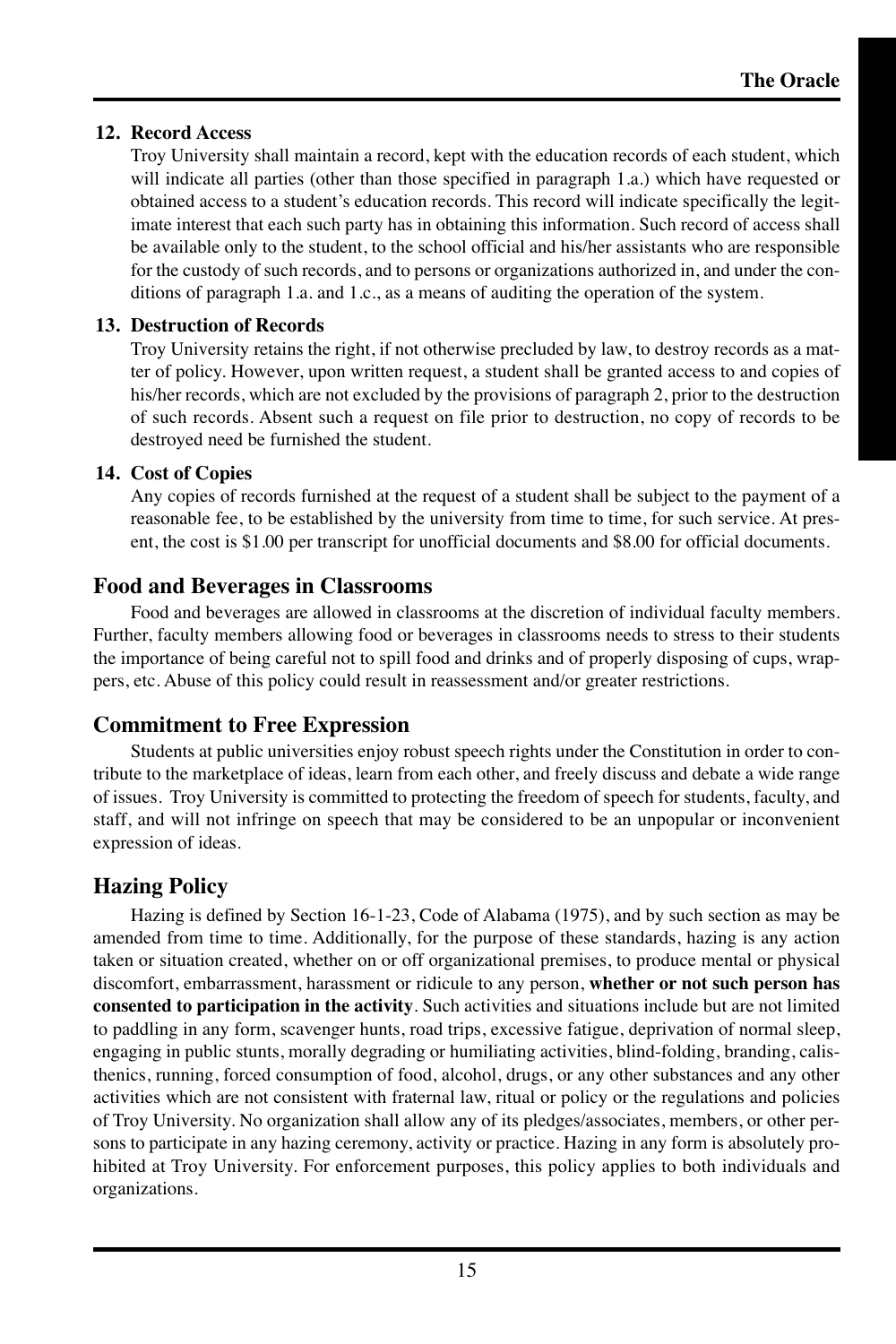12. **Record Access**

    Troy University shall maintain a record, kept with the education records of each student, which will indicate all parties (other than those specified in paragraph 1.a.) which have requested or obtained access to a student's education records. This record will indicate specifically the legitimate interest that each such party has in obtaining this information. Such record of access shall be available only to the student, to the school official and his/her assistants who are responsible for the custody of such records, and to persons or organizations authorized in, and under the conditions of paragraph 1.a. and 1.c., as a means of auditing the operation of the system.

13. **Destruction of Records**

    Troy University retains the right, if not otherwise precluded by law, to destroy records as a matter of policy. However, upon written request, a student shall be granted access to and copies of his/her records, which are not excluded by the provisions of paragraph 2, prior to the destruction of such records. Absent such a request on file prior to destruction, no copy of records to be destroyed need be furnished the student.

14. **Cost of Copies**

    Any copies of records furnished at the request of a student shall be subject to the payment of a reasonable fee, to be established by the university from time to time, for such service. At present, the cost is $1.00 per transcript for unofficial documents and $8.00 for official documents.

## Food and Beverages in Classrooms

Food and beverages are allowed in classrooms at the discretion of individual faculty members. Further, faculty members allowing food or beverages in classrooms needs to stress to their students the importance of being careful not to spill food and drinks and of properly disposing of cups, wrappers, etc. Abuse of this policy could result in reassessment and/or greater restrictions.

## Commitment to Free Expression

Students at public universities enjoy robust speech rights under the Constitution in order to contribute to the marketplace of ideas, learn from each other, and freely discuss and debate a wide range of issues. Troy University is committed to protecting the freedom of speech for students, faculty, and staff, and will not infringe on speech that may be considered to be an unpopular or inconvenient expression of ideas.

## Hazing Policy

Hazing is defined by Section 16-1-23, Code of Alabama (1975), and by such section as may be amended from time to time. Additionally, for the purpose of these standards, hazing is any action taken or situation created, whether on or off organizational premises, to produce mental or physical discomfort, embarrassment, harassment or ridicule to any person, **whether or not such person has consented to participation in the activity**. Such activities and situations include but are not limited to paddling in any form, scavenger hunts, road trips, excessive fatigue, deprivation of normal sleep, engaging in public stunts, morally degrading or humiliating activities, blind-folding, branding, calisthenics, running, forced consumption of food, alcohol, drugs, or any other substances and any other activities which are not consistent with fraternal law, ritual or policy or the regulations and policies of Troy University. No organization shall allow any of its pledges/associates, members, or other persons to participate in any hazing ceremony, activity or practice. Hazing in any form is absolutely prohibited at Troy University. For enforcement purposes, this policy applies to both individuals and organizations.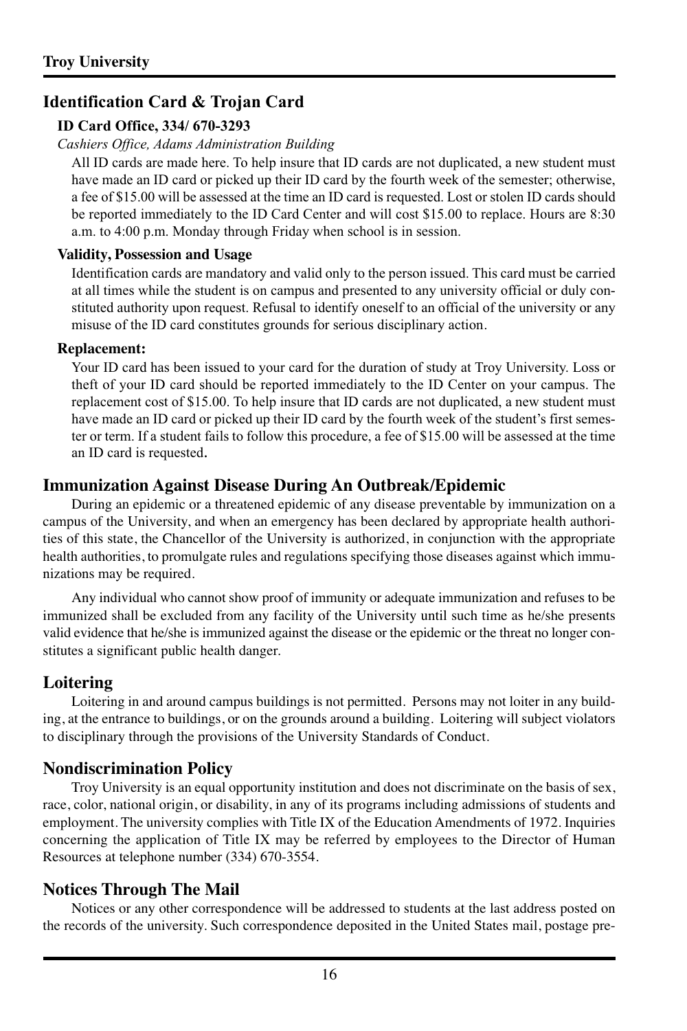## Identification Card & Trojan Card

**ID Card Office, 334/ 670-3293**

*Cashiers Office, Adams Administration Building*

All ID cards are made here. To help insure that ID cards are not duplicated, a new student must have made an ID card or picked up their ID card by the fourth week of the semester; otherwise, a fee of $15.00 will be assessed at the time an ID card is requested. Lost or stolen ID cards should be reported immediately to the ID Card Center and will cost $15.00 to replace. Hours are 8:30 a.m. to 4:00 p.m. Monday through Friday when school is in session.

**Validity, Possession and Usage**

Identification cards are mandatory and valid only to the person issued. This card must be carried at all times while the student is on campus and presented to any university official or duly constituted authority upon request. Refusal to identify oneself to an official of the university or any misuse of the ID card constitutes grounds for serious disciplinary action.

**Replacement:**

Your ID card has been issued to your card for the duration of study at Troy University. Loss or theft of your ID card should be reported immediately to the ID Center on your campus. The replacement cost of $15.00. To help insure that ID cards are not duplicated, a new student must have made an ID card or picked up their ID card by the fourth week of the student's first semester or term. If a student fails to follow this procedure, a fee of $15.00 will be assessed at the time an ID card is requested.

## Immunization Against Disease During An Outbreak/Epidemic

During an epidemic or a threatened epidemic of any disease preventable by immunization on a campus of the University, and when an emergency has been declared by appropriate health authorities of this state, the Chancellor of the University is authorized, in conjunction with the appropriate health authorities, to promulgate rules and regulations specifying those diseases against which immunizations may be required.

Any individual who cannot show proof of immunity or adequate immunization and refuses to be immunized shall be excluded from any facility of the University until such time as he/she presents valid evidence that he/she is immunized against the disease or the epidemic or the threat no longer constitutes a significant public health danger.

## Loitering

Loitering in and around campus buildings is not permitted. Persons may not loiter in any building, at the entrance to buildings, or on the grounds around a building. Loitering will subject violators to disciplinary through the provisions of the University Standards of Conduct.

## Nondiscrimination Policy

Troy University is an equal opportunity institution and does not discriminate on the basis of sex, race, color, national origin, or disability, in any of its programs including admissions of students and employment. The university complies with Title IX of the Education Amendments of 1972. Inquiries concerning the application of Title IX may be referred by employees to the Director of Human Resources at telephone number (334) 670-3554.

## Notices Through The Mail

Notices or any other correspondence will be addressed to students at the last address posted on the records of the university. Such correspondence deposited in the United States mail, postage pre-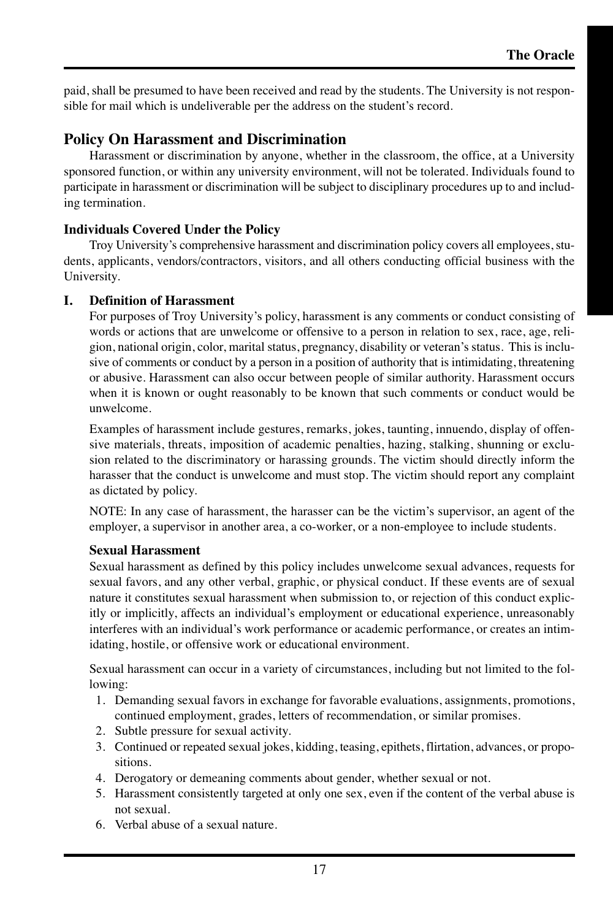paid, shall be presumed to have been received and read by the students. The University is not responsible for mail which is undeliverable per the address on the student's record.

## Policy On Harassment and Discrimination

Harassment or discrimination by anyone, whether in the classroom, the office, at a University sponsored function, or within any university environment, will not be tolerated. Individuals found to participate in harassment or discrimination will be subject to disciplinary procedures up to and including termination.

### Individuals Covered Under the Policy

Troy University's comprehensive harassment and discrimination policy covers all employees, students, applicants, vendors/contractors, visitors, and all others conducting official business with the University.

### I. Definition of Harassment

For purposes of Troy University's policy, harassment is any comments or conduct consisting of words or actions that are unwelcome or offensive to a person in relation to sex, race, age, religion, national origin, color, marital status, pregnancy, disability or veteran's status. This is inclusive of comments or conduct by a person in a position of authority that is intimidating, threatening or abusive. Harassment can also occur between people of similar authority. Harassment occurs when it is known or ought reasonably to be known that such comments or conduct would be unwelcome.

Examples of harassment include gestures, remarks, jokes, taunting, innuendo, display of offensive materials, threats, imposition of academic penalties, hazing, stalking, shunning or exclusion related to the discriminatory or harassing grounds. The victim should directly inform the harasser that the conduct is unwelcome and must stop. The victim should report any complaint as dictated by policy.

NOTE: In any case of harassment, the harasser can be the victim's supervisor, an agent of the employer, a supervisor in another area, a co-worker, or a non-employee to include students.

#### Sexual Harassment

Sexual harassment as defined by this policy includes unwelcome sexual advances, requests for sexual favors, and any other verbal, graphic, or physical conduct. If these events are of sexual nature it constitutes sexual harassment when submission to, or rejection of this conduct explicitly or implicitly, affects an individual's employment or educational experience, unreasonably interferes with an individual's work performance or academic performance, or creates an intimidating, hostile, or offensive work or educational environment.

Sexual harassment can occur in a variety of circumstances, including but not limited to the following:

1. Demanding sexual favors in exchange for favorable evaluations, assignments, promotions, continued employment, grades, letters of recommendation, or similar promises.
2. Subtle pressure for sexual activity.
3. Continued or repeated sexual jokes, kidding, teasing, epithets, flirtation, advances, or propositions.
4. Derogatory or demeaning comments about gender, whether sexual or not.
5. Harassment consistently targeted at only one sex, even if the content of the verbal abuse is not sexual.
6. Verbal abuse of a sexual nature.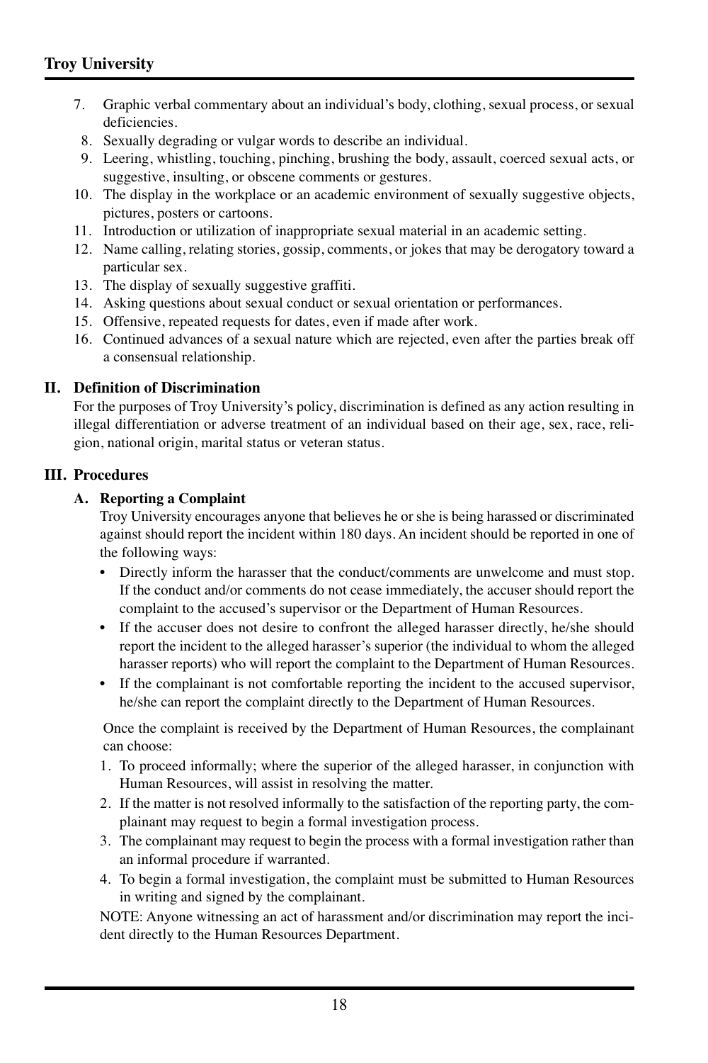7. Graphic verbal commentary about an individual's body, clothing, sexual process, or sexual deficiencies.
8. Sexually degrading or vulgar words to describe an individual.
9. Leering, whistling, touching, pinching, brushing the body, assault, coerced sexual acts, or suggestive, insulting, or obscene comments or gestures.
10. The display in the workplace or an academic environment of sexually suggestive objects, pictures, posters or cartoons.
11. Introduction or utilization of inappropriate sexual material in an academic setting.
12. Name calling, relating stories, gossip, comments, or jokes that may be derogatory toward a particular sex.
13. The display of sexually suggestive graffiti.
14. Asking questions about sexual conduct or sexual orientation or performances.
15. Offensive, repeated requests for dates, even if made after work.
16. Continued advances of a sexual nature which are rejected, even after the parties break off a consensual relationship.

## II. Definition of Discrimination

For the purposes of Troy University's policy, discrimination is defined as any action resulting in illegal differentiation or adverse treatment of an individual based on their age, sex, race, religion, national origin, marital status or veteran status.

## III. Procedures

### A. Reporting a Complaint

Troy University encourages anyone that believes he or she is being harassed or discriminated against should report the incident within 180 days. An incident should be reported in one of the following ways:

- Directly inform the harasser that the conduct/comments are unwelcome and must stop. If the conduct and/or comments do not cease immediately, the accuser should report the complaint to the accused's supervisor or the Department of Human Resources.
- If the accuser does not desire to confront the alleged harasser directly, he/she should report the incident to the alleged harasser's superior (the individual to whom the alleged harasser reports) who will report the complaint to the Department of Human Resources.
- If the complainant is not comfortable reporting the incident to the accused supervisor, he/she can report the complaint directly to the Department of Human Resources.

Once the complaint is received by the Department of Human Resources, the complainant can choose:

1. To proceed informally; where the superior of the alleged harasser, in conjunction with Human Resources, will assist in resolving the matter.
2. If the matter is not resolved informally to the satisfaction of the reporting party, the complainant may request to begin a formal investigation process.
3. The complainant may request to begin the process with a formal investigation rather than an informal procedure if warranted.
4. To begin a formal investigation, the complaint must be submitted to Human Resources in writing and signed by the complainant.

NOTE: Anyone witnessing an act of harassment and/or discrimination may report the incident directly to the Human Resources Department.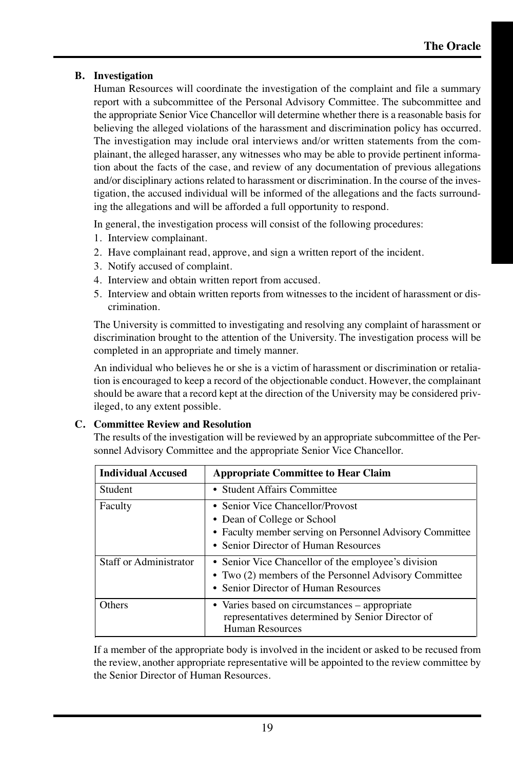**B. Investigation**

Human Resources will coordinate the investigation of the complaint and file a summary report with a subcommittee of the Personal Advisory Committee. The subcommittee and the appropriate Senior Vice Chancellor will determine whether there is a reasonable basis for believing the alleged violations of the harassment and discrimination policy has occurred. The investigation may include oral interviews and/or written statements from the complainant, the alleged harasser, any witnesses who may be able to provide pertinent information about the facts of the case, and review of any documentation of previous allegations and/or disciplinary actions related to harassment or discrimination. In the course of the investigation, the accused individual will be informed of the allegations and the facts surrounding the allegations and will be afforded a full opportunity to respond.

In general, the investigation process will consist of the following procedures:

1. Interview complainant.
2. Have complainant read, approve, and sign a written report of the incident.
3. Notify accused of complaint.
4. Interview and obtain written report from accused.
5. Interview and obtain written reports from witnesses to the incident of harassment or discrimination.

The University is committed to investigating and resolving any complaint of harassment or discrimination brought to the attention of the University. The investigation process will be completed in an appropriate and timely manner.

An individual who believes he or she is a victim of harassment or discrimination or retaliation is encouraged to keep a record of the objectionable conduct. However, the complainant should be aware that a record kept at the direction of the University may be considered privileged, to any extent possible.

**C. Committee Review and Resolution**

The results of the investigation will be reviewed by an appropriate subcommittee of the Personnel Advisory Committee and the appropriate Senior Vice Chancellor.

| Individual Accused | Appropriate Committee to Hear Claim |
|---|---|
| Student | • Student Affairs Committee |
| Faculty | • Senior Vice Chancellor/Provost<br>• Dean of College or School<br>• Faculty member serving on Personnel Advisory Committee<br>• Senior Director of Human Resources |
| Staff or Administrator | • Senior Vice Chancellor of the employee's division<br>• Two (2) members of the Personnel Advisory Committee<br>• Senior Director of Human Resources |
| Others | • Varies based on circumstances – appropriate representatives determined by Senior Director of Human Resources |

If a member of the appropriate body is involved in the incident or asked to be recused from the review, another appropriate representative will be appointed to the review committee by the Senior Director of Human Resources.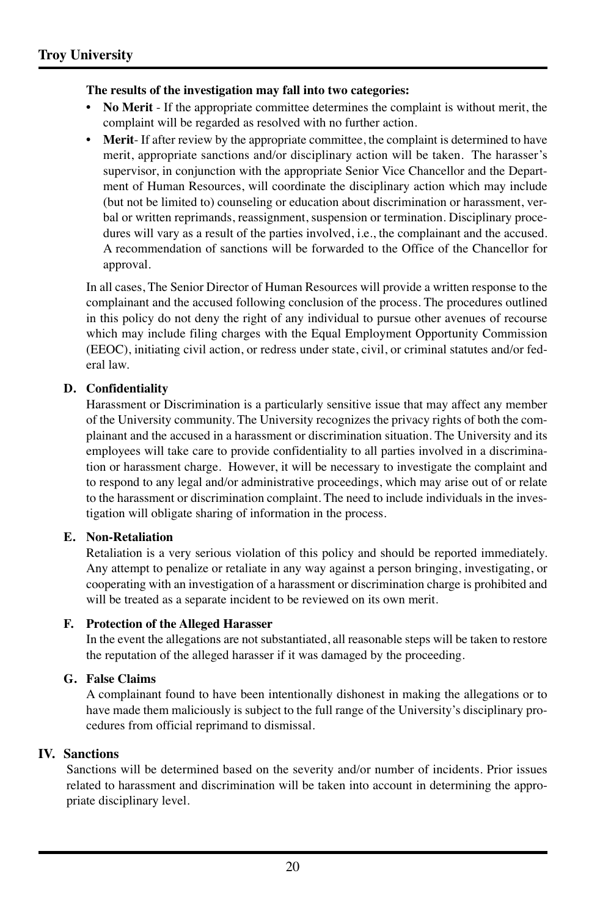**The results of the investigation may fall into two categories:**

- **No Merit** - If the appropriate committee determines the complaint is without merit, the complaint will be regarded as resolved with no further action.
- **Merit**- If after review by the appropriate committee, the complaint is determined to have merit, appropriate sanctions and/or disciplinary action will be taken. The harasser's supervisor, in conjunction with the appropriate Senior Vice Chancellor and the Department of Human Resources, will coordinate the disciplinary action which may include (but not be limited to) counseling or education about discrimination or harassment, verbal or written reprimands, reassignment, suspension or termination. Disciplinary procedures will vary as a result of the parties involved, i.e., the complainant and the accused. A recommendation of sanctions will be forwarded to the Office of the Chancellor for approval.

In all cases, The Senior Director of Human Resources will provide a written response to the complainant and the accused following conclusion of the process. The procedures outlined in this policy do not deny the right of any individual to pursue other avenues of recourse which may include filing charges with the Equal Employment Opportunity Commission (EEOC), initiating civil action, or redress under state, civil, or criminal statutes and/or federal law.

**D. Confidentiality**

Harassment or Discrimination is a particularly sensitive issue that may affect any member of the University community. The University recognizes the privacy rights of both the complainant and the accused in a harassment or discrimination situation. The University and its employees will take care to provide confidentiality to all parties involved in a discrimination or harassment charge. However, it will be necessary to investigate the complaint and to respond to any legal and/or administrative proceedings, which may arise out of or relate to the harassment or discrimination complaint. The need to include individuals in the investigation will obligate sharing of information in the process.

**E. Non-Retaliation**

Retaliation is a very serious violation of this policy and should be reported immediately. Any attempt to penalize or retaliate in any way against a person bringing, investigating, or cooperating with an investigation of a harassment or discrimination charge is prohibited and will be treated as a separate incident to be reviewed on its own merit.

**F. Protection of the Alleged Harasser**

In the event the allegations are not substantiated, all reasonable steps will be taken to restore the reputation of the alleged harasser if it was damaged by the proceeding.

**G. False Claims**

A complainant found to have been intentionally dishonest in making the allegations or to have made them maliciously is subject to the full range of the University's disciplinary procedures from official reprimand to dismissal.

## IV. Sanctions

Sanctions will be determined based on the severity and/or number of incidents. Prior issues related to harassment and discrimination will be taken into account in determining the appropriate disciplinary level.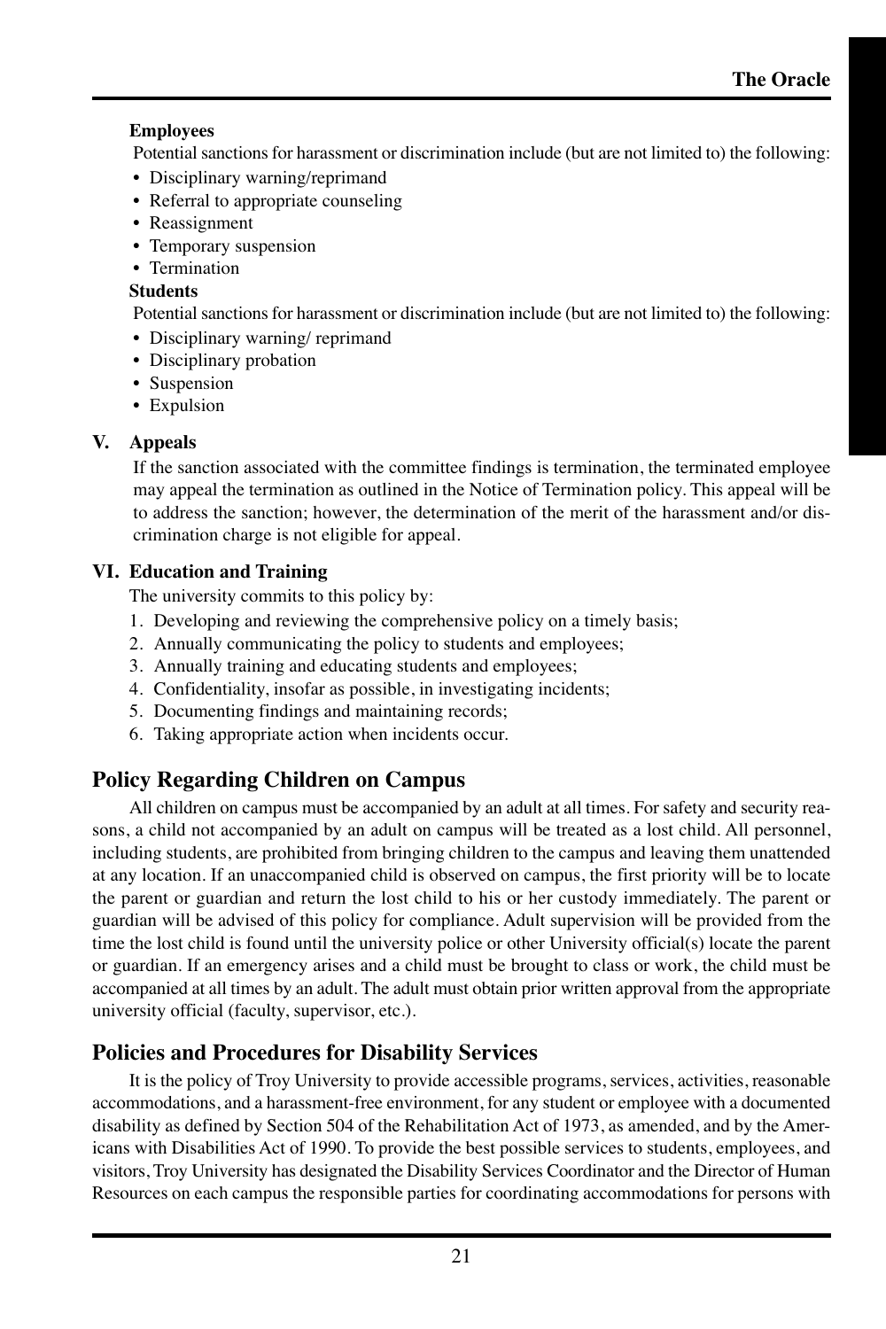**Employees**

Potential sanctions for harassment or discrimination include (but are not limited to) the following:

- Disciplinary warning/reprimand
- Referral to appropriate counseling
- Reassignment
- Temporary suspension
- Termination

**Students**

Potential sanctions for harassment or discrimination include (but are not limited to) the following:

- Disciplinary warning/ reprimand
- Disciplinary probation
- Suspension
- Expulsion

### V. Appeals

If the sanction associated with the committee findings is termination, the terminated employee may appeal the termination as outlined in the Notice of Termination policy. This appeal will be to address the sanction; however, the determination of the merit of the harassment and/or discrimination charge is not eligible for appeal.

### VI. Education and Training

The university commits to this policy by:

1. Developing and reviewing the comprehensive policy on a timely basis;
2. Annually communicating the policy to students and employees;
3. Annually training and educating students and employees;
4. Confidentiality, insofar as possible, in investigating incidents;
5. Documenting findings and maintaining records;
6. Taking appropriate action when incidents occur.

## Policy Regarding Children on Campus

All children on campus must be accompanied by an adult at all times. For safety and security reasons, a child not accompanied by an adult on campus will be treated as a lost child. All personnel, including students, are prohibited from bringing children to the campus and leaving them unattended at any location. If an unaccompanied child is observed on campus, the first priority will be to locate the parent or guardian and return the lost child to his or her custody immediately. The parent or guardian will be advised of this policy for compliance. Adult supervision will be provided from the time the lost child is found until the university police or other University official(s) locate the parent or guardian. If an emergency arises and a child must be brought to class or work, the child must be accompanied at all times by an adult. The adult must obtain prior written approval from the appropriate university official (faculty, supervisor, etc.).

## Policies and Procedures for Disability Services

It is the policy of Troy University to provide accessible programs, services, activities, reasonable accommodations, and a harassment-free environment, for any student or employee with a documented disability as defined by Section 504 of the Rehabilitation Act of 1973, as amended, and by the Americans with Disabilities Act of 1990. To provide the best possible services to students, employees, and visitors, Troy University has designated the Disability Services Coordinator and the Director of Human Resources on each campus the responsible parties for coordinating accommodations for persons with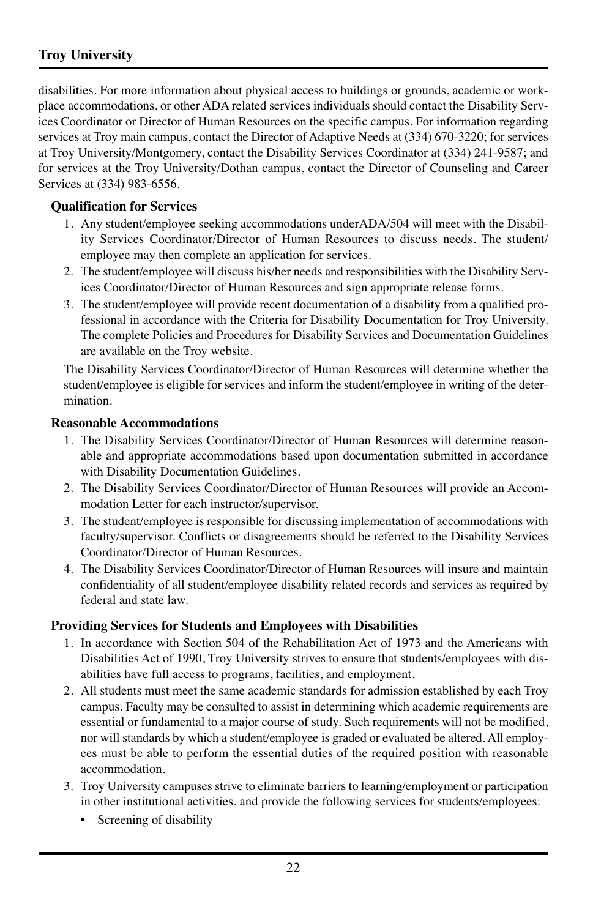disabilities. For more information about physical access to buildings or grounds, academic or workplace accommodations, or other ADA related services individuals should contact the Disability Services Coordinator or Director of Human Resources on the specific campus. For information regarding services at Troy main campus, contact the Director of Adaptive Needs at (334) 670-3220; for services at Troy University/Montgomery, contact the Disability Services Coordinator at (334) 241-9587; and for services at the Troy University/Dothan campus, contact the Director of Counseling and Career Services at (334) 983-6556.

**Qualification for Services**

1. Any student/employee seeking accommodations underADA/504 will meet with the Disability Services Coordinator/Director of Human Resources to discuss needs. The student/employee may then complete an application for services.
2. The student/employee will discuss his/her needs and responsibilities with the Disability Services Coordinator/Director of Human Resources and sign appropriate release forms.
3. The student/employee will provide recent documentation of a disability from a qualified professional in accordance with the Criteria for Disability Documentation for Troy University. The complete Policies and Procedures for Disability Services and Documentation Guidelines are available on the Troy website.

The Disability Services Coordinator/Director of Human Resources will determine whether the student/employee is eligible for services and inform the student/employee in writing of the determination.

**Reasonable Accommodations**

1. The Disability Services Coordinator/Director of Human Resources will determine reasonable and appropriate accommodations based upon documentation submitted in accordance with Disability Documentation Guidelines.
2. The Disability Services Coordinator/Director of Human Resources will provide an Accommodation Letter for each instructor/supervisor.
3. The student/employee is responsible for discussing implementation of accommodations with faculty/supervisor. Conflicts or disagreements should be referred to the Disability Services Coordinator/Director of Human Resources.
4. The Disability Services Coordinator/Director of Human Resources will insure and maintain confidentiality of all student/employee disability related records and services as required by federal and state law.

**Providing Services for Students and Employees with Disabilities**

1. In accordance with Section 504 of the Rehabilitation Act of 1973 and the Americans with Disabilities Act of 1990, Troy University strives to ensure that students/employees with disabilities have full access to programs, facilities, and employment.
2. All students must meet the same academic standards for admission established by each Troy campus. Faculty may be consulted to assist in determining which academic requirements are essential or fundamental to a major course of study. Such requirements will not be modified, nor will standards by which a student/employee is graded or evaluated be altered. All employees must be able to perform the essential duties of the required position with reasonable accommodation.
3. Troy University campuses strive to eliminate barriers to learning/employment or participation in other institutional activities, and provide the following services for students/employees:
   - Screening of disability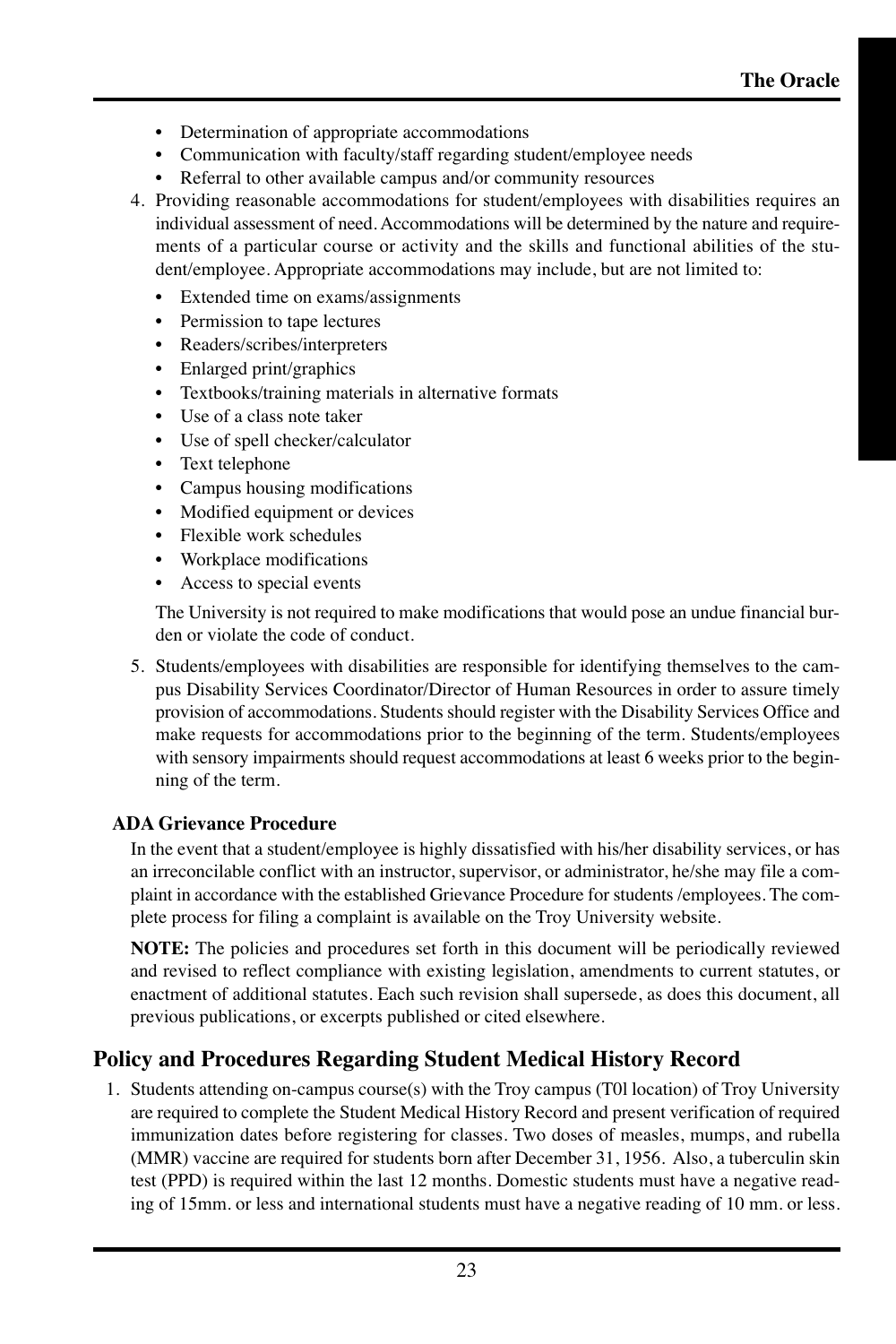- Determination of appropriate accommodations
- Communication with faculty/staff regarding student/employee needs
- Referral to other available campus and/or community resources

4. Providing reasonable accommodations for student/employees with disabilities requires an individual assessment of need. Accommodations will be determined by the nature and requirements of a particular course or activity and the skills and functional abilities of the student/employee. Appropriate accommodations may include, but are not limited to:
   - Extended time on exams/assignments
   - Permission to tape lectures
   - Readers/scribes/interpreters
   - Enlarged print/graphics
   - Textbooks/training materials in alternative formats
   - Use of a class note taker
   - Use of spell checker/calculator
   - Text telephone
   - Campus housing modifications
   - Modified equipment or devices
   - Flexible work schedules
   - Workplace modifications
   - Access to special events

   The University is not required to make modifications that would pose an undue financial burden or violate the code of conduct.

5. Students/employees with disabilities are responsible for identifying themselves to the campus Disability Services Coordinator/Director of Human Resources in order to assure timely provision of accommodations. Students should register with the Disability Services Office and make requests for accommodations prior to the beginning of the term. Students/employees with sensory impairments should request accommodations at least 6 weeks prior to the beginning of the term.

**ADA Grievance Procedure**

In the event that a student/employee is highly dissatisfied with his/her disability services, or has an irreconcilable conflict with an instructor, supervisor, or administrator, he/she may file a complaint in accordance with the established Grievance Procedure for students /employees. The complete process for filing a complaint is available on the Troy University website.

**NOTE:** The policies and procedures set forth in this document will be periodically reviewed and revised to reflect compliance with existing legislation, amendments to current statutes, or enactment of additional statutes. Each such revision shall supersede, as does this document, all previous publications, or excerpts published or cited elsewhere.

## Policy and Procedures Regarding Student Medical History Record

1. Students attending on-campus course(s) with the Troy campus (T0l location) of Troy University are required to complete the Student Medical History Record and present verification of required immunization dates before registering for classes. Two doses of measles, mumps, and rubella (MMR) vaccine are required for students born after December 31, 1956. Also, a tuberculin skin test (PPD) is required within the last 12 months. Domestic students must have a negative reading of 15mm. or less and international students must have a negative reading of 10 mm. or less.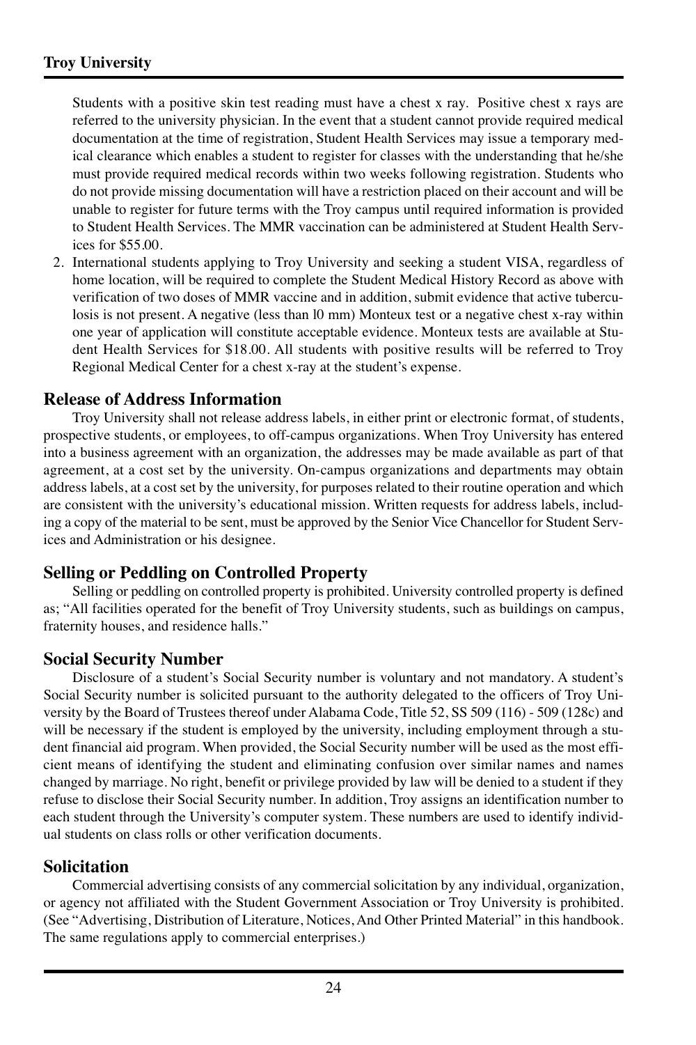Students with a positive skin test reading must have a chest x ray. Positive chest x rays are referred to the university physician. In the event that a student cannot provide required medical documentation at the time of registration, Student Health Services may issue a temporary medical clearance which enables a student to register for classes with the understanding that he/she must provide required medical records within two weeks following registration. Students who do not provide missing documentation will have a restriction placed on their account and will be unable to register for future terms with the Troy campus until required information is provided to Student Health Services. The MMR vaccination can be administered at Student Health Services for $55.00.

2. International students applying to Troy University and seeking a student VISA, regardless of home location, will be required to complete the Student Medical History Record as above with verification of two doses of MMR vaccine and in addition, submit evidence that active tuberculosis is not present. A negative (less than l0 mm) Monteux test or a negative chest x-ray within one year of application will constitute acceptable evidence. Monteux tests are available at Student Health Services for $18.00. All students with positive results will be referred to Troy Regional Medical Center for a chest x-ray at the student's expense.

## Release of Address Information

Troy University shall not release address labels, in either print or electronic format, of students, prospective students, or employees, to off-campus organizations. When Troy University has entered into a business agreement with an organization, the addresses may be made available as part of that agreement, at a cost set by the university. On-campus organizations and departments may obtain address labels, at a cost set by the university, for purposes related to their routine operation and which are consistent with the university's educational mission. Written requests for address labels, including a copy of the material to be sent, must be approved by the Senior Vice Chancellor for Student Services and Administration or his designee.

## Selling or Peddling on Controlled Property

Selling or peddling on controlled property is prohibited. University controlled property is defined as; "All facilities operated for the benefit of Troy University students, such as buildings on campus, fraternity houses, and residence halls."

## Social Security Number

Disclosure of a student's Social Security number is voluntary and not mandatory. A student's Social Security number is solicited pursuant to the authority delegated to the officers of Troy University by the Board of Trustees thereof under Alabama Code, Title 52, SS 509 (116) - 509 (128c) and will be necessary if the student is employed by the university, including employment through a student financial aid program. When provided, the Social Security number will be used as the most efficient means of identifying the student and eliminating confusion over similar names and names changed by marriage. No right, benefit or privilege provided by law will be denied to a student if they refuse to disclose their Social Security number. In addition, Troy assigns an identification number to each student through the University's computer system. These numbers are used to identify individual students on class rolls or other verification documents.

## Solicitation

Commercial advertising consists of any commercial solicitation by any individual, organization, or agency not affiliated with the Student Government Association or Troy University is prohibited. (See "Advertising, Distribution of Literature, Notices, And Other Printed Material" in this handbook. The same regulations apply to commercial enterprises.)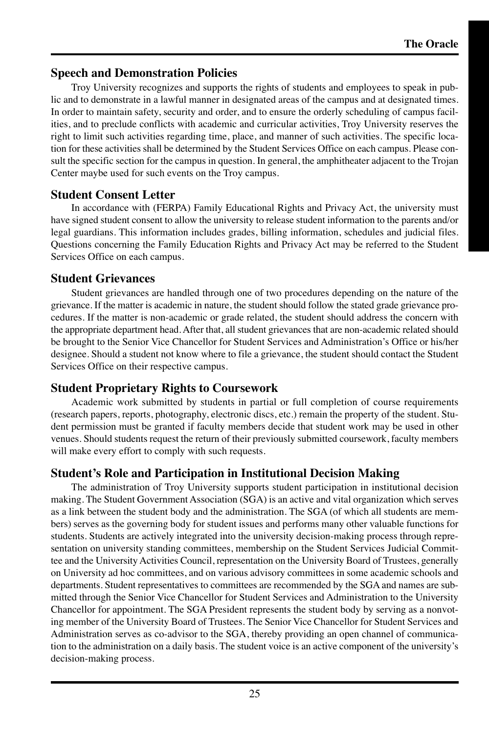## Speech and Demonstration Policies

Troy University recognizes and supports the rights of students and employees to speak in public and to demonstrate in a lawful manner in designated areas of the campus and at designated times. In order to maintain safety, security and order, and to ensure the orderly scheduling of campus facilities, and to preclude conflicts with academic and curricular activities, Troy University reserves the right to limit such activities regarding time, place, and manner of such activities. The specific location for these activities shall be determined by the Student Services Office on each campus. Please consult the specific section for the campus in question. In general, the amphitheater adjacent to the Trojan Center maybe used for such events on the Troy campus.

## Student Consent Letter

In accordance with (FERPA) Family Educational Rights and Privacy Act, the university must have signed student consent to allow the university to release student information to the parents and/or legal guardians. This information includes grades, billing information, schedules and judicial files. Questions concerning the Family Education Rights and Privacy Act may be referred to the Student Services Office on each campus.

## Student Grievances

Student grievances are handled through one of two procedures depending on the nature of the grievance. If the matter is academic in nature, the student should follow the stated grade grievance procedures. If the matter is non-academic or grade related, the student should address the concern with the appropriate department head. After that, all student grievances that are non-academic related should be brought to the Senior Vice Chancellor for Student Services and Administration's Office or his/her designee. Should a student not know where to file a grievance, the student should contact the Student Services Office on their respective campus.

## Student Proprietary Rights to Coursework

Academic work submitted by students in partial or full completion of course requirements (research papers, reports, photography, electronic discs, etc.) remain the property of the student. Student permission must be granted if faculty members decide that student work may be used in other venues. Should students request the return of their previously submitted coursework, faculty members will make every effort to comply with such requests.

## Student's Role and Participation in Institutional Decision Making

The administration of Troy University supports student participation in institutional decision making. The Student Government Association (SGA) is an active and vital organization which serves as a link between the student body and the administration. The SGA (of which all students are members) serves as the governing body for student issues and performs many other valuable functions for students. Students are actively integrated into the university decision-making process through representation on university standing committees, membership on the Student Services Judicial Committee and the University Activities Council, representation on the University Board of Trustees, generally on University ad hoc committees, and on various advisory committees in some academic schools and departments. Student representatives to committees are recommended by the SGA and names are submitted through the Senior Vice Chancellor for Student Services and Administration to the University Chancellor for appointment. The SGA President represents the student body by serving as a nonvoting member of the University Board of Trustees. The Senior Vice Chancellor for Student Services and Administration serves as co-advisor to the SGA, thereby providing an open channel of communication to the administration on a daily basis. The student voice is an active component of the university's decision-making process.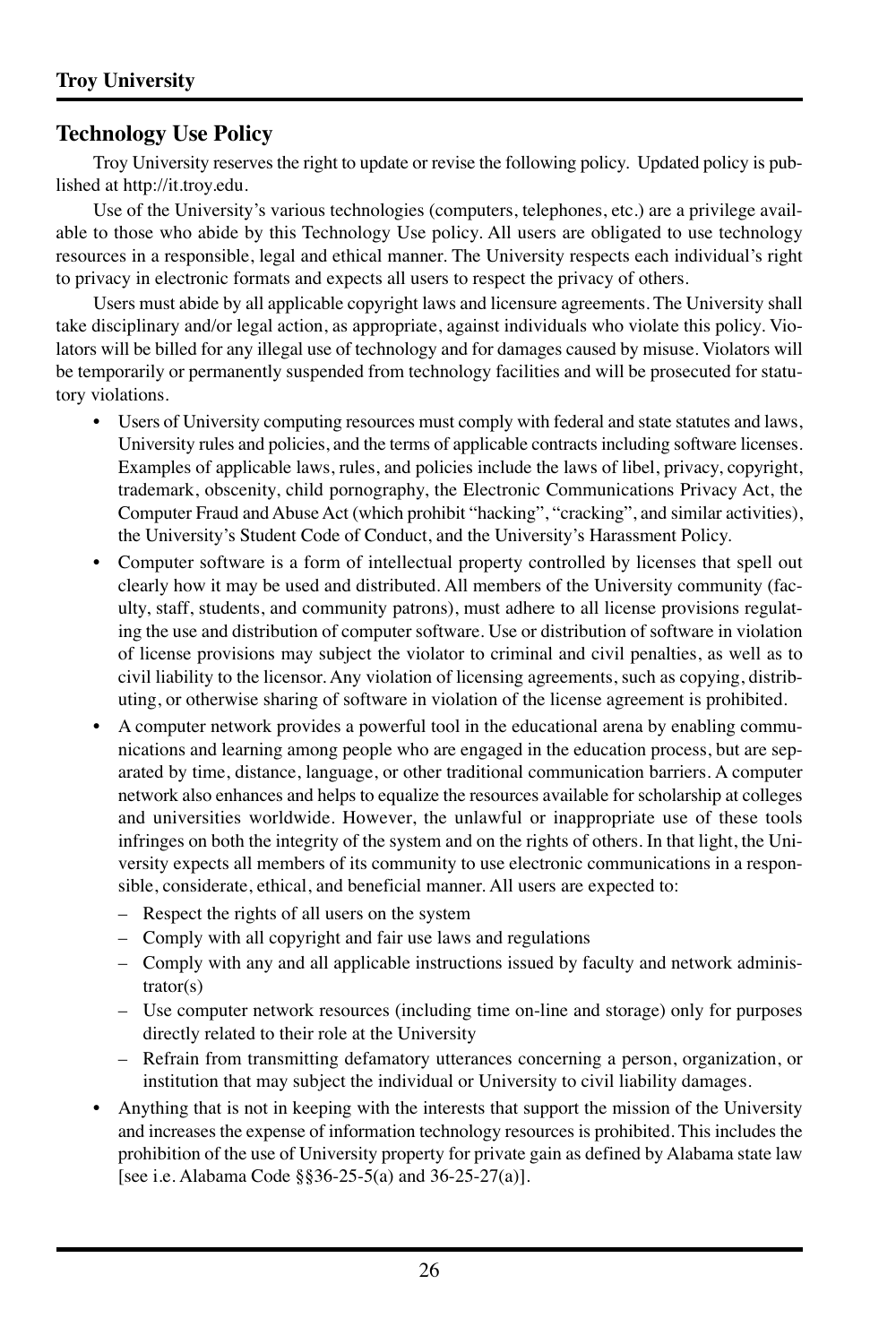## Technology Use Policy

Troy University reserves the right to update or revise the following policy. Updated policy is published at http://it.troy.edu.

Use of the University's various technologies (computers, telephones, etc.) are a privilege available to those who abide by this Technology Use policy. All users are obligated to use technology resources in a responsible, legal and ethical manner. The University respects each individual's right to privacy in electronic formats and expects all users to respect the privacy of others.

Users must abide by all applicable copyright laws and licensure agreements. The University shall take disciplinary and/or legal action, as appropriate, against individuals who violate this policy. Violators will be billed for any illegal use of technology and for damages caused by misuse. Violators will be temporarily or permanently suspended from technology facilities and will be prosecuted for statutory violations.

- Users of University computing resources must comply with federal and state statutes and laws, University rules and policies, and the terms of applicable contracts including software licenses. Examples of applicable laws, rules, and policies include the laws of libel, privacy, copyright, trademark, obscenity, child pornography, the Electronic Communications Privacy Act, the Computer Fraud and Abuse Act (which prohibit "hacking", "cracking", and similar activities), the University's Student Code of Conduct, and the University's Harassment Policy.
- Computer software is a form of intellectual property controlled by licenses that spell out clearly how it may be used and distributed. All members of the University community (faculty, staff, students, and community patrons), must adhere to all license provisions regulating the use and distribution of computer software. Use or distribution of software in violation of license provisions may subject the violator to criminal and civil penalties, as well as to civil liability to the licensor. Any violation of licensing agreements, such as copying, distributing, or otherwise sharing of software in violation of the license agreement is prohibited.
- A computer network provides a powerful tool in the educational arena by enabling communications and learning among people who are engaged in the education process, but are separated by time, distance, language, or other traditional communication barriers. A computer network also enhances and helps to equalize the resources available for scholarship at colleges and universities worldwide. However, the unlawful or inappropriate use of these tools infringes on both the integrity of the system and on the rights of others. In that light, the University expects all members of its community to use electronic communications in a responsible, considerate, ethical, and beneficial manner. All users are expected to:
  - Respect the rights of all users on the system
  - Comply with all copyright and fair use laws and regulations
  - Comply with any and all applicable instructions issued by faculty and network administrator(s)
  - Use computer network resources (including time on-line and storage) only for purposes directly related to their role at the University
  - Refrain from transmitting defamatory utterances concerning a person, organization, or institution that may subject the individual or University to civil liability damages.
- Anything that is not in keeping with the interests that support the mission of the University and increases the expense of information technology resources is prohibited. This includes the prohibition of the use of University property for private gain as defined by Alabama state law [see i.e. Alabama Code §§36-25-5(a) and 36-25-27(a)].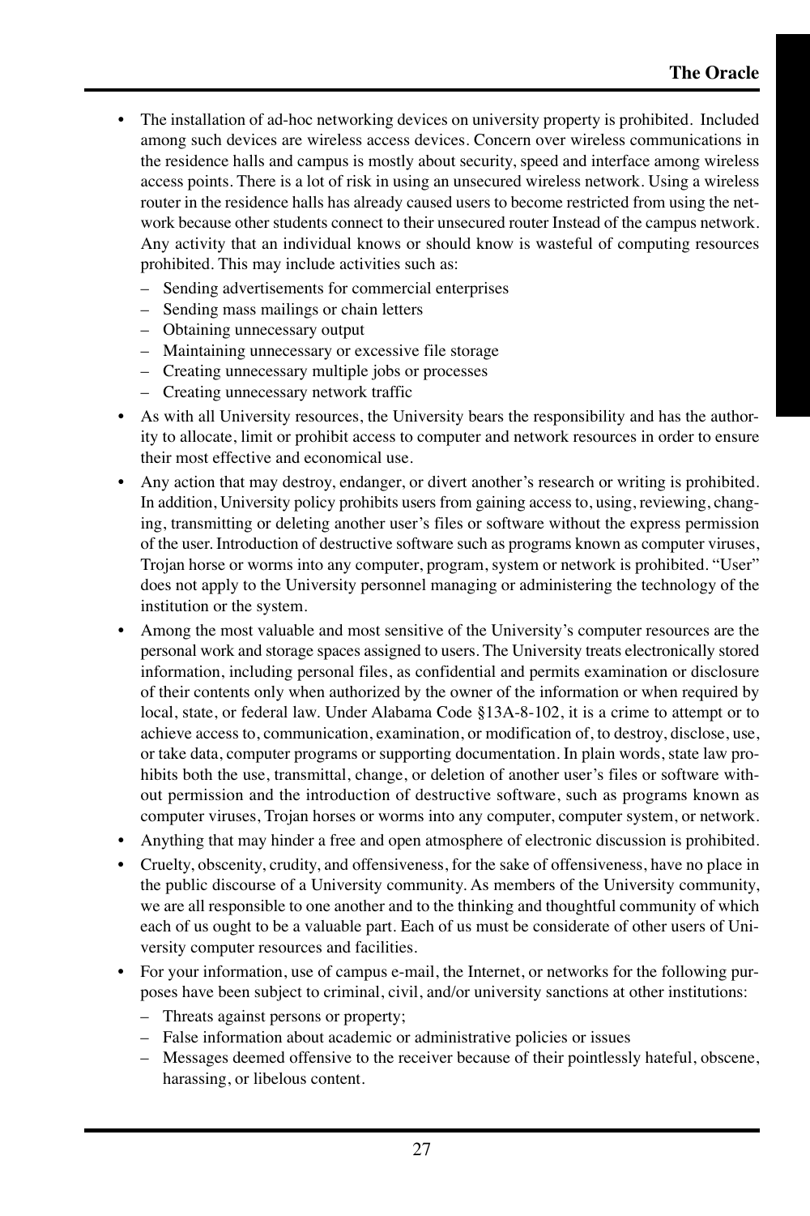- The installation of ad-hoc networking devices on university property is prohibited. Included among such devices are wireless access devices. Concern over wireless communications in the residence halls and campus is mostly about security, speed and interface among wireless access points. There is a lot of risk in using an unsecured wireless network. Using a wireless router in the residence halls has already caused users to become restricted from using the network because other students connect to their unsecured router Instead of the campus network. Any activity that an individual knows or should know is wasteful of computing resources prohibited. This may include activities such as:
  - Sending advertisements for commercial enterprises
  - Sending mass mailings or chain letters
  - Obtaining unnecessary output
  - Maintaining unnecessary or excessive file storage
  - Creating unnecessary multiple jobs or processes
  - Creating unnecessary network traffic
- As with all University resources, the University bears the responsibility and has the authority to allocate, limit or prohibit access to computer and network resources in order to ensure their most effective and economical use.
- Any action that may destroy, endanger, or divert another's research or writing is prohibited. In addition, University policy prohibits users from gaining access to, using, reviewing, changing, transmitting or deleting another user's files or software without the express permission of the user. Introduction of destructive software such as programs known as computer viruses, Trojan horse or worms into any computer, program, system or network is prohibited. "User" does not apply to the University personnel managing or administering the technology of the institution or the system.
- Among the most valuable and most sensitive of the University's computer resources are the personal work and storage spaces assigned to users. The University treats electronically stored information, including personal files, as confidential and permits examination or disclosure of their contents only when authorized by the owner of the information or when required by local, state, or federal law. Under Alabama Code §13A-8-102, it is a crime to attempt or to achieve access to, communication, examination, or modification of, to destroy, disclose, use, or take data, computer programs or supporting documentation. In plain words, state law prohibits both the use, transmittal, change, or deletion of another user's files or software without permission and the introduction of destructive software, such as programs known as computer viruses, Trojan horses or worms into any computer, computer system, or network.
- Anything that may hinder a free and open atmosphere of electronic discussion is prohibited.
- Cruelty, obscenity, crudity, and offensiveness, for the sake of offensiveness, have no place in the public discourse of a University community. As members of the University community, we are all responsible to one another and to the thinking and thoughtful community of which each of us ought to be a valuable part. Each of us must be considerate of other users of University computer resources and facilities.
- For your information, use of campus e-mail, the Internet, or networks for the following purposes have been subject to criminal, civil, and/or university sanctions at other institutions:
  - Threats against persons or property;
  - False information about academic or administrative policies or issues
  - Messages deemed offensive to the receiver because of their pointlessly hateful, obscene, harassing, or libelous content.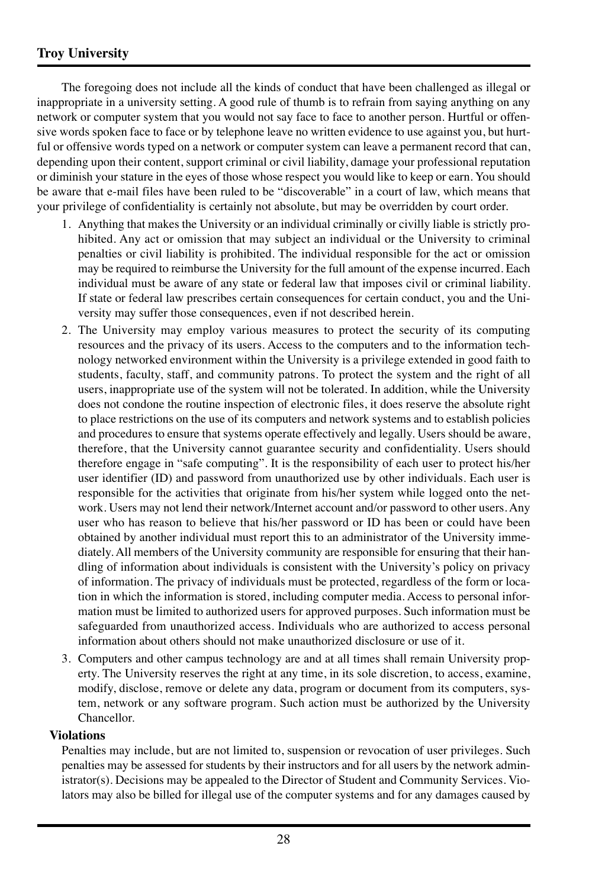The foregoing does not include all the kinds of conduct that have been challenged as illegal or inappropriate in a university setting. A good rule of thumb is to refrain from saying anything on any network or computer system that you would not say face to face to another person. Hurtful or offensive words spoken face to face or by telephone leave no written evidence to use against you, but hurtful or offensive words typed on a network or computer system can leave a permanent record that can, depending upon their content, support criminal or civil liability, damage your professional reputation or diminish your stature in the eyes of those whose respect you would like to keep or earn. You should be aware that e-mail files have been ruled to be "discoverable" in a court of law, which means that your privilege of confidentiality is certainly not absolute, but may be overridden by court order.

1. Anything that makes the University or an individual criminally or civilly liable is strictly prohibited. Any act or omission that may subject an individual or the University to criminal penalties or civil liability is prohibited. The individual responsible for the act or omission may be required to reimburse the University for the full amount of the expense incurred. Each individual must be aware of any state or federal law that imposes civil or criminal liability. If state or federal law prescribes certain consequences for certain conduct, you and the University may suffer those consequences, even if not described herein.
2. The University may employ various measures to protect the security of its computing resources and the privacy of its users. Access to the computers and to the information technology networked environment within the University is a privilege extended in good faith to students, faculty, staff, and community patrons. To protect the system and the right of all users, inappropriate use of the system will not be tolerated. In addition, while the University does not condone the routine inspection of electronic files, it does reserve the absolute right to place restrictions on the use of its computers and network systems and to establish policies and procedures to ensure that systems operate effectively and legally. Users should be aware, therefore, that the University cannot guarantee security and confidentiality. Users should therefore engage in "safe computing". It is the responsibility of each user to protect his/her user identifier (ID) and password from unauthorized use by other individuals. Each user is responsible for the activities that originate from his/her system while logged onto the network. Users may not lend their network/Internet account and/or password to other users. Any user who has reason to believe that his/her password or ID has been or could have been obtained by another individual must report this to an administrator of the University immediately. All members of the University community are responsible for ensuring that their handling of information about individuals is consistent with the University's policy on privacy of information. The privacy of individuals must be protected, regardless of the form or location in which the information is stored, including computer media. Access to personal information must be limited to authorized users for approved purposes. Such information must be safeguarded from unauthorized access. Individuals who are authorized to access personal information about others should not make unauthorized disclosure or use of it.
3. Computers and other campus technology are and at all times shall remain University property. The University reserves the right at any time, in its sole discretion, to access, examine, modify, disclose, remove or delete any data, program or document from its computers, system, network or any software program. Such action must be authorized by the University Chancellor.

**Violations**

Penalties may include, but are not limited to, suspension or revocation of user privileges. Such penalties may be assessed for students by their instructors and for all users by the network administrator(s). Decisions may be appealed to the Director of Student and Community Services. Violators may also be billed for illegal use of the computer systems and for any damages caused by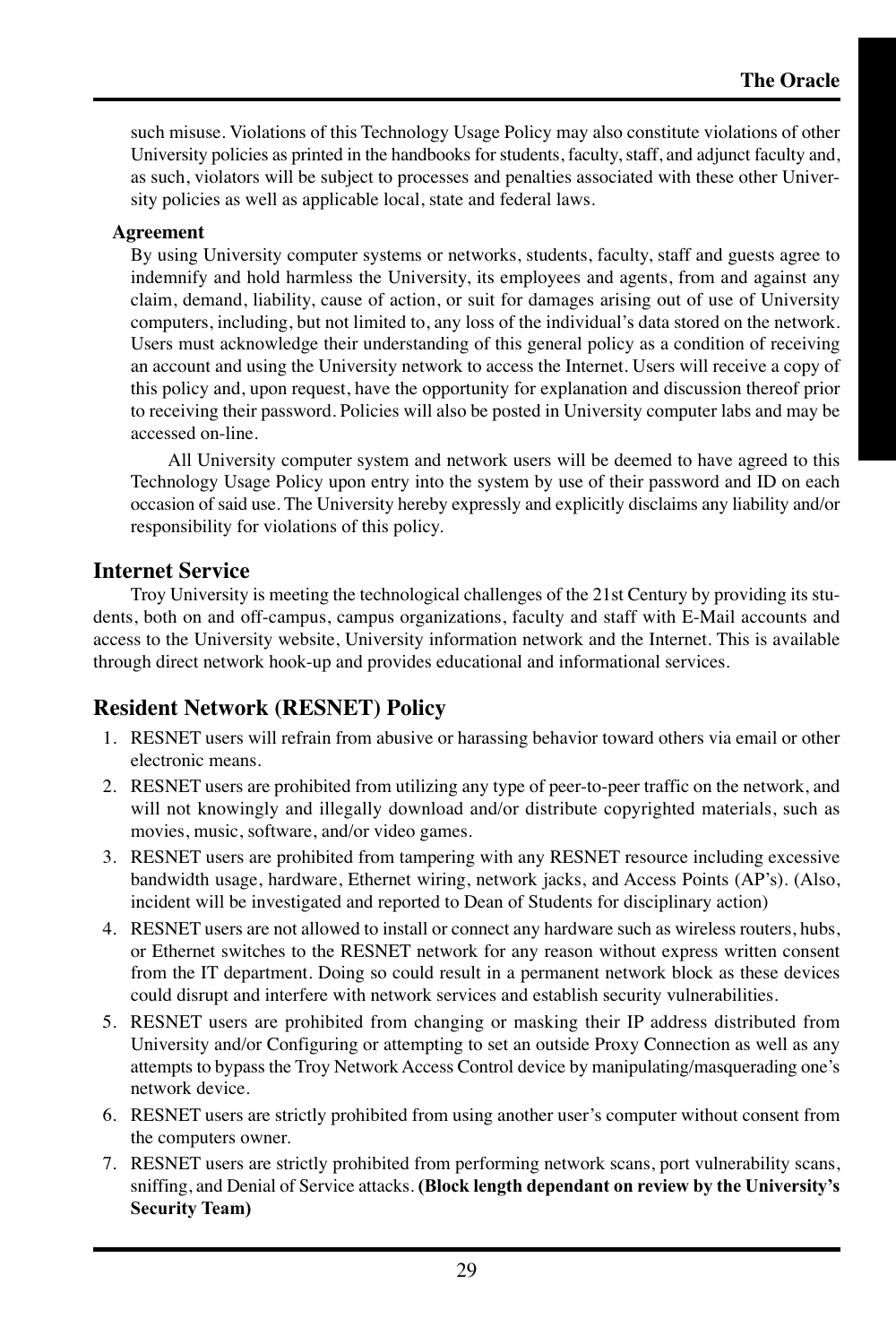such misuse. Violations of this Technology Usage Policy may also constitute violations of other University policies as printed in the handbooks for students, faculty, staff, and adjunct faculty and, as such, violators will be subject to processes and penalties associated with these other University policies as well as applicable local, state and federal laws.

**Agreement**

By using University computer systems or networks, students, faculty, staff and guests agree to indemnify and hold harmless the University, its employees and agents, from and against any claim, demand, liability, cause of action, or suit for damages arising out of use of University computers, including, but not limited to, any loss of the individual's data stored on the network. Users must acknowledge their understanding of this general policy as a condition of receiving an account and using the University network to access the Internet. Users will receive a copy of this policy and, upon request, have the opportunity for explanation and discussion thereof prior to receiving their password. Policies will also be posted in University computer labs and may be accessed on-line.

All University computer system and network users will be deemed to have agreed to this Technology Usage Policy upon entry into the system by use of their password and ID on each occasion of said use. The University hereby expressly and explicitly disclaims any liability and/or responsibility for violations of this policy.

## Internet Service

Troy University is meeting the technological challenges of the 21st Century by providing its students, both on and off-campus, campus organizations, faculty and staff with E-Mail accounts and access to the University website, University information network and the Internet. This is available through direct network hook-up and provides educational and informational services.

## Resident Network (RESNET) Policy

1. RESNET users will refrain from abusive or harassing behavior toward others via email or other electronic means.
2. RESNET users are prohibited from utilizing any type of peer-to-peer traffic on the network, and will not knowingly and illegally download and/or distribute copyrighted materials, such as movies, music, software, and/or video games.
3. RESNET users are prohibited from tampering with any RESNET resource including excessive bandwidth usage, hardware, Ethernet wiring, network jacks, and Access Points (AP's). (Also, incident will be investigated and reported to Dean of Students for disciplinary action)
4. RESNET users are not allowed to install or connect any hardware such as wireless routers, hubs, or Ethernet switches to the RESNET network for any reason without express written consent from the IT department. Doing so could result in a permanent network block as these devices could disrupt and interfere with network services and establish security vulnerabilities.
5. RESNET users are prohibited from changing or masking their IP address distributed from University and/or Configuring or attempting to set an outside Proxy Connection as well as any attempts to bypass the Troy Network Access Control device by manipulating/masquerading one's network device.
6. RESNET users are strictly prohibited from using another user's computer without consent from the computers owner.
7. RESNET users are strictly prohibited from performing network scans, port vulnerability scans, sniffing, and Denial of Service attacks. **(Block length dependant on review by the University's Security Team)**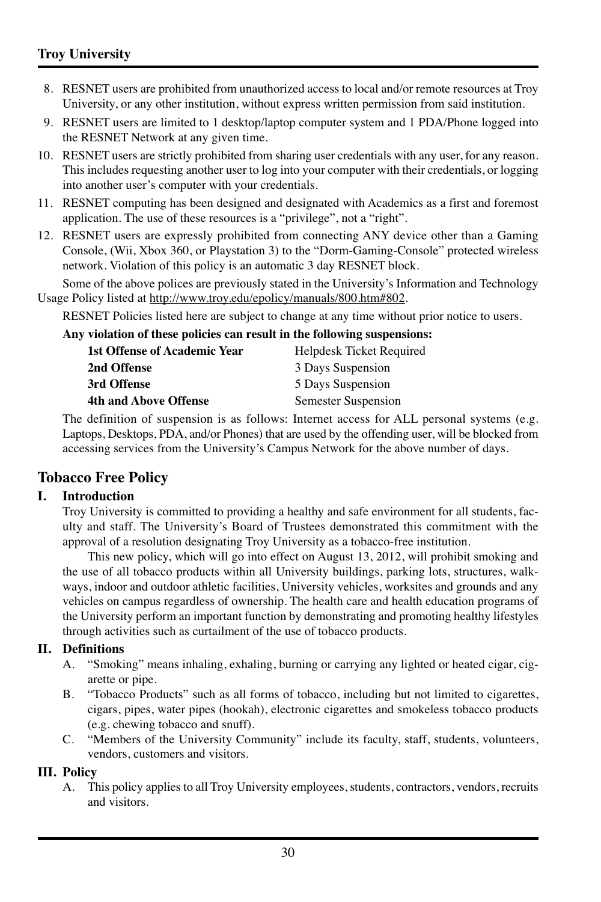8. RESNET users are prohibited from unauthorized access to local and/or remote resources at Troy University, or any other institution, without express written permission from said institution.
9. RESNET users are limited to 1 desktop/laptop computer system and 1 PDA/Phone logged into the RESNET Network at any given time.
10. RESNET users are strictly prohibited from sharing user credentials with any user, for any reason. This includes requesting another user to log into your computer with their credentials, or logging into another user's computer with your credentials.
11. RESNET computing has been designed and designated with Academics as a first and foremost application. The use of these resources is a "privilege", not a "right".
12. RESNET users are expressly prohibited from connecting ANY device other than a Gaming Console, (Wii, Xbox 360, or Playstation 3) to the "Dorm-Gaming-Console" protected wireless network. Violation of this policy is an automatic 3 day RESNET block.

Some of the above polices are previously stated in the University's Information and Technology Usage Policy listed at http://www.troy.edu/epolicy/manuals/800.htm#802.

RESNET Policies listed here are subject to change at any time without prior notice to users.

**Any violation of these policies can result in the following suspensions:**

| | |
|---|---|
| **1st Offense of Academic Year** | Helpdesk Ticket Required |
| **2nd Offense** | 3 Days Suspension |
| **3rd Offense** | 5 Days Suspension |
| **4th and Above Offense** | Semester Suspension |

The definition of suspension is as follows: Internet access for ALL personal systems (e.g. Laptops, Desktops, PDA, and/or Phones) that are used by the offending user, will be blocked from accessing services from the University's Campus Network for the above number of days.

## Tobacco Free Policy

### I. Introduction

Troy University is committed to providing a healthy and safe environment for all students, faculty and staff. The University's Board of Trustees demonstrated this commitment with the approval of a resolution designating Troy University as a tobacco-free institution.

This new policy, which will go into effect on August 13, 2012, will prohibit smoking and the use of all tobacco products within all University buildings, parking lots, structures, walkways, indoor and outdoor athletic facilities, University vehicles, worksites and grounds and any vehicles on campus regardless of ownership. The health care and health education programs of the University perform an important function by demonstrating and promoting healthy lifestyles through activities such as curtailment of the use of tobacco products.

### II. Definitions

A. "Smoking" means inhaling, exhaling, burning or carrying any lighted or heated cigar, cigarette or pipe.

B. "Tobacco Products" such as all forms of tobacco, including but not limited to cigarettes, cigars, pipes, water pipes (hookah), electronic cigarettes and smokeless tobacco products (e.g. chewing tobacco and snuff).

C. "Members of the University Community" include its faculty, staff, students, volunteers, vendors, customers and visitors.

### III. Policy

A. This policy applies to all Troy University employees, students, contractors, vendors, recruits and visitors.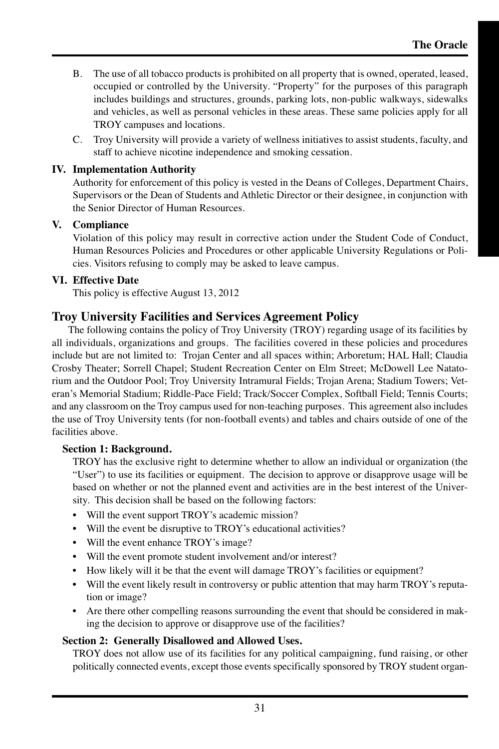B. The use of all tobacco products is prohibited on all property that is owned, operated, leased, occupied or controlled by the University. "Property" for the purposes of this paragraph includes buildings and structures, grounds, parking lots, non-public walkways, sidewalks and vehicles, as well as personal vehicles in these areas. These same policies apply for all TROY campuses and locations.

C. Troy University will provide a variety of wellness initiatives to assist students, faculty, and staff to achieve nicotine independence and smoking cessation.

**IV. Implementation Authority**

Authority for enforcement of this policy is vested in the Deans of Colleges, Department Chairs, Supervisors or the Dean of Students and Athletic Director or their designee, in conjunction with the Senior Director of Human Resources.

**V. Compliance**

Violation of this policy may result in corrective action under the Student Code of Conduct, Human Resources Policies and Procedures or other applicable University Regulations or Policies. Visitors refusing to comply may be asked to leave campus.

**VI. Effective Date**

This policy is effective August 13, 2012

## Troy University Facilities and Services Agreement Policy

The following contains the policy of Troy University (TROY) regarding usage of its facilities by all individuals, organizations and groups. The facilities covered in these policies and procedures include but are not limited to: Trojan Center and all spaces within; Arboretum; HAL Hall; Claudia Crosby Theater; Sorrell Chapel; Student Recreation Center on Elm Street; McDowell Lee Natatorium and the Outdoor Pool; Troy University Intramural Fields; Trojan Arena; Stadium Towers; Veteran's Memorial Stadium; Riddle-Pace Field; Track/Soccer Complex, Softball Field; Tennis Courts; and any classroom on the Troy campus used for non-teaching purposes. This agreement also includes the use of Troy University tents (for non-football events) and tables and chairs outside of one of the facilities above.

**Section 1: Background.**

TROY has the exclusive right to determine whether to allow an individual or organization (the "User") to use its facilities or equipment. The decision to approve or disapprove usage will be based on whether or not the planned event and activities are in the best interest of the University. This decision shall be based on the following factors:

- Will the event support TROY's academic mission?
- Will the event be disruptive to TROY's educational activities?
- Will the event enhance TROY's image?
- Will the event promote student involvement and/or interest?
- How likely will it be that the event will damage TROY's facilities or equipment?
- Will the event likely result in controversy or public attention that may harm TROY's reputation or image?
- Are there other compelling reasons surrounding the event that should be considered in making the decision to approve or disapprove use of the facilities?

**Section 2: Generally Disallowed and Allowed Uses.**

TROY does not allow use of its facilities for any political campaigning, fund raising, or other politically connected events, except those events specifically sponsored by TROY student organ-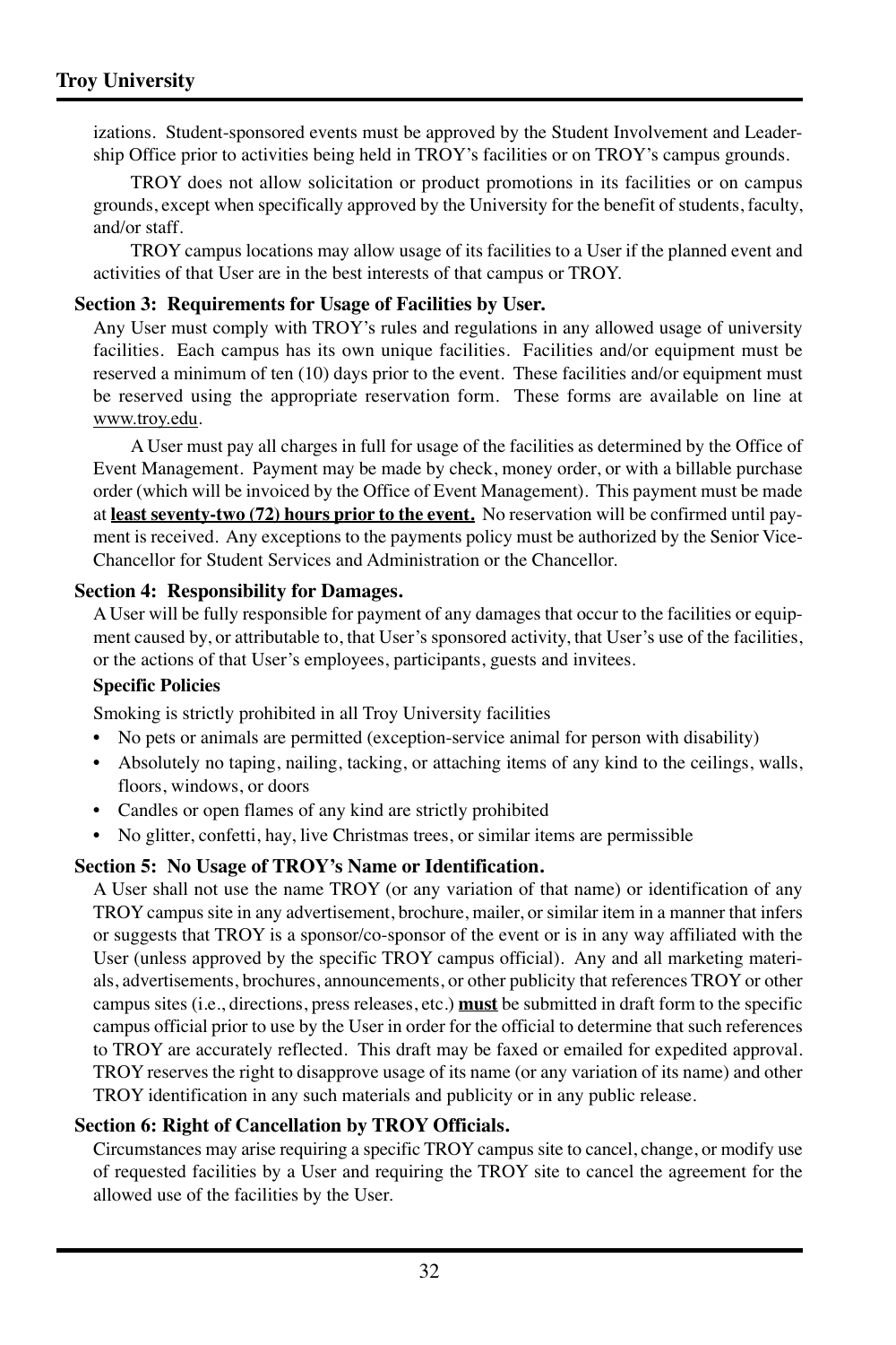izations. Student-sponsored events must be approved by the Student Involvement and Leadership Office prior to activities being held in TROY's facilities or on TROY's campus grounds.

TROY does not allow solicitation or product promotions in its facilities or on campus grounds, except when specifically approved by the University for the benefit of students, faculty, and/or staff.

TROY campus locations may allow usage of its facilities to a User if the planned event and activities of that User are in the best interests of that campus or TROY.

**Section 3: Requirements for Usage of Facilities by User.**

Any User must comply with TROY's rules and regulations in any allowed usage of university facilities. Each campus has its own unique facilities. Facilities and/or equipment must be reserved a minimum of ten (10) days prior to the event. These facilities and/or equipment must be reserved using the appropriate reservation form. These forms are available on line at www.troy.edu.

A User must pay all charges in full for usage of the facilities as determined by the Office of Event Management. Payment may be made by check, money order, or with a billable purchase order (which will be invoiced by the Office of Event Management). This payment must be made at **least seventy-two (72) hours prior to the event.** No reservation will be confirmed until payment is received. Any exceptions to the payments policy must be authorized by the Senior Vice-Chancellor for Student Services and Administration or the Chancellor.

**Section 4: Responsibility for Damages.**

A User will be fully responsible for payment of any damages that occur to the facilities or equipment caused by, or attributable to, that User's sponsored activity, that User's use of the facilities, or the actions of that User's employees, participants, guests and invitees.

**Specific Policies**

Smoking is strictly prohibited in all Troy University facilities

- No pets or animals are permitted (exception-service animal for person with disability)
- Absolutely no taping, nailing, tacking, or attaching items of any kind to the ceilings, walls, floors, windows, or doors
- Candles or open flames of any kind are strictly prohibited
- No glitter, confetti, hay, live Christmas trees, or similar items are permissible

**Section 5: No Usage of TROY's Name or Identification.**

A User shall not use the name TROY (or any variation of that name) or identification of any TROY campus site in any advertisement, brochure, mailer, or similar item in a manner that infers or suggests that TROY is a sponsor/co-sponsor of the event or is in any way affiliated with the User (unless approved by the specific TROY campus official). Any and all marketing materials, advertisements, brochures, announcements, or other publicity that references TROY or other campus sites (i.e., directions, press releases, etc.) **must** be submitted in draft form to the specific campus official prior to use by the User in order for the official to determine that such references to TROY are accurately reflected. This draft may be faxed or emailed for expedited approval. TROY reserves the right to disapprove usage of its name (or any variation of its name) and other TROY identification in any such materials and publicity or in any public release.

**Section 6: Right of Cancellation by TROY Officials.**

Circumstances may arise requiring a specific TROY campus site to cancel, change, or modify use of requested facilities by a User and requiring the TROY site to cancel the agreement for the allowed use of the facilities by the User.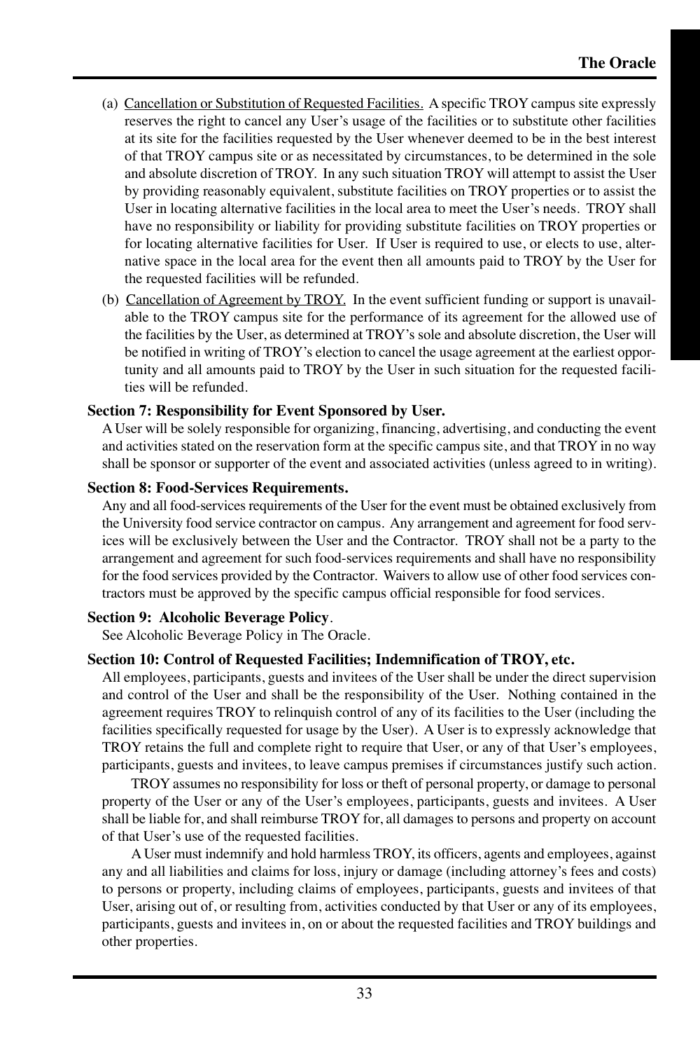(a) Cancellation or Substitution of Requested Facilities. A specific TROY campus site expressly reserves the right to cancel any User's usage of the facilities or to substitute other facilities at its site for the facilities requested by the User whenever deemed to be in the best interest of that TROY campus site or as necessitated by circumstances, to be determined in the sole and absolute discretion of TROY. In any such situation TROY will attempt to assist the User by providing reasonably equivalent, substitute facilities on TROY properties or to assist the User in locating alternative facilities in the local area to meet the User's needs. TROY shall have no responsibility or liability for providing substitute facilities on TROY properties or for locating alternative facilities for User. If User is required to use, or elects to use, alternative space in the local area for the event then all amounts paid to TROY by the User for the requested facilities will be refunded.

(b) Cancellation of Agreement by TROY. In the event sufficient funding or support is unavailable to the TROY campus site for the performance of its agreement for the allowed use of the facilities by the User, as determined at TROY's sole and absolute discretion, the User will be notified in writing of TROY's election to cancel the usage agreement at the earliest opportunity and all amounts paid to TROY by the User in such situation for the requested facilities will be refunded.

**Section 7: Responsibility for Event Sponsored by User.**

A User will be solely responsible for organizing, financing, advertising, and conducting the event and activities stated on the reservation form at the specific campus site, and that TROY in no way shall be sponsor or supporter of the event and associated activities (unless agreed to in writing).

**Section 8: Food-Services Requirements.**

Any and all food-services requirements of the User for the event must be obtained exclusively from the University food service contractor on campus. Any arrangement and agreement for food services will be exclusively between the User and the Contractor. TROY shall not be a party to the arrangement and agreement for such food-services requirements and shall have no responsibility for the food services provided by the Contractor. Waivers to allow use of other food services contractors must be approved by the specific campus official responsible for food services.

**Section 9: Alcoholic Beverage Policy**.

See Alcoholic Beverage Policy in The Oracle.

**Section 10: Control of Requested Facilities; Indemnification of TROY, etc.**

All employees, participants, guests and invitees of the User shall be under the direct supervision and control of the User and shall be the responsibility of the User. Nothing contained in the agreement requires TROY to relinquish control of any of its facilities to the User (including the facilities specifically requested for usage by the User). A User is to expressly acknowledge that TROY retains the full and complete right to require that User, or any of that User's employees, participants, guests and invitees, to leave campus premises if circumstances justify such action.

TROY assumes no responsibility for loss or theft of personal property, or damage to personal property of the User or any of the User's employees, participants, guests and invitees. A User shall be liable for, and shall reimburse TROY for, all damages to persons and property on account of that User's use of the requested facilities.

A User must indemnify and hold harmless TROY, its officers, agents and employees, against any and all liabilities and claims for loss, injury or damage (including attorney's fees and costs) to persons or property, including claims of employees, participants, guests and invitees of that User, arising out of, or resulting from, activities conducted by that User or any of its employees, participants, guests and invitees in, on or about the requested facilities and TROY buildings and other properties.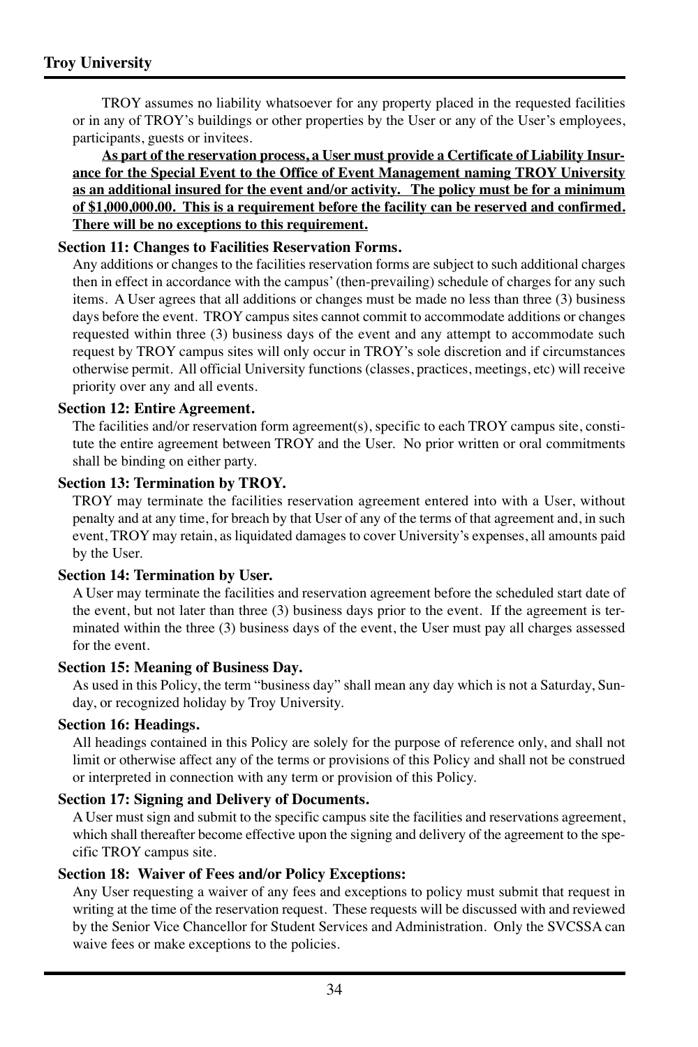TROY assumes no liability whatsoever for any property placed in the requested facilities or in any of TROY's buildings or other properties by the User or any of the User's employees, participants, guests or invitees.

**As part of the reservation process, a User must provide a Certificate of Liability Insurance for the Special Event to the Office of Event Management naming TROY University as an additional insured for the event and/or activity. The policy must be for a minimum of $1,000,000.00. This is a requirement before the facility can be reserved and confirmed. There will be no exceptions to this requirement.**

**Section 11: Changes to Facilities Reservation Forms.**

Any additions or changes to the facilities reservation forms are subject to such additional charges then in effect in accordance with the campus' (then-prevailing) schedule of charges for any such items. A User agrees that all additions or changes must be made no less than three (3) business days before the event. TROY campus sites cannot commit to accommodate additions or changes requested within three (3) business days of the event and any attempt to accommodate such request by TROY campus sites will only occur in TROY's sole discretion and if circumstances otherwise permit. All official University functions (classes, practices, meetings, etc) will receive priority over any and all events.

**Section 12: Entire Agreement.**

The facilities and/or reservation form agreement(s), specific to each TROY campus site, constitute the entire agreement between TROY and the User. No prior written or oral commitments shall be binding on either party.

**Section 13: Termination by TROY.**

TROY may terminate the facilities reservation agreement entered into with a User, without penalty and at any time, for breach by that User of any of the terms of that agreement and, in such event, TROY may retain, as liquidated damages to cover University's expenses, all amounts paid by the User.

**Section 14: Termination by User.**

A User may terminate the facilities and reservation agreement before the scheduled start date of the event, but not later than three (3) business days prior to the event. If the agreement is terminated within the three (3) business days of the event, the User must pay all charges assessed for the event.

**Section 15: Meaning of Business Day.**

As used in this Policy, the term "business day" shall mean any day which is not a Saturday, Sunday, or recognized holiday by Troy University.

**Section 16: Headings.**

All headings contained in this Policy are solely for the purpose of reference only, and shall not limit or otherwise affect any of the terms or provisions of this Policy and shall not be construed or interpreted in connection with any term or provision of this Policy.

**Section 17: Signing and Delivery of Documents.**

A User must sign and submit to the specific campus site the facilities and reservations agreement, which shall thereafter become effective upon the signing and delivery of the agreement to the specific TROY campus site.

**Section 18: Waiver of Fees and/or Policy Exceptions:**

Any User requesting a waiver of any fees and exceptions to policy must submit that request in writing at the time of the reservation request. These requests will be discussed with and reviewed by the Senior Vice Chancellor for Student Services and Administration. Only the SVCSSA can waive fees or make exceptions to the policies.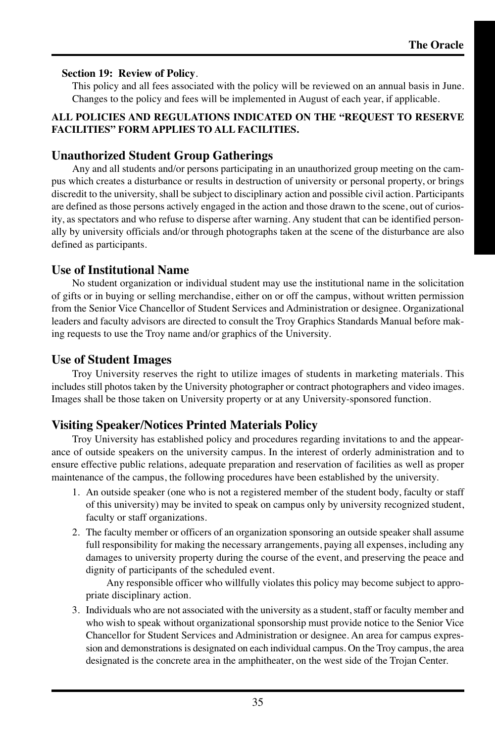**Section 19: Review of Policy**.

This policy and all fees associated with the policy will be reviewed on an annual basis in June. Changes to the policy and fees will be implemented in August of each year, if applicable.

**ALL POLICIES AND REGULATIONS INDICATED ON THE "REQUEST TO RESERVE FACILITIES" FORM APPLIES TO ALL FACILITIES.**

## Unauthorized Student Group Gatherings

Any and all students and/or persons participating in an unauthorized group meeting on the campus which creates a disturbance or results in destruction of university or personal property, or brings discredit to the university, shall be subject to disciplinary action and possible civil action. Participants are defined as those persons actively engaged in the action and those drawn to the scene, out of curiosity, as spectators and who refuse to disperse after warning. Any student that can be identified personally by university officials and/or through photographs taken at the scene of the disturbance are also defined as participants.

## Use of Institutional Name

No student organization or individual student may use the institutional name in the solicitation of gifts or in buying or selling merchandise, either on or off the campus, without written permission from the Senior Vice Chancellor of Student Services and Administration or designee. Organizational leaders and faculty advisors are directed to consult the Troy Graphics Standards Manual before making requests to use the Troy name and/or graphics of the University.

## Use of Student Images

Troy University reserves the right to utilize images of students in marketing materials. This includes still photos taken by the University photographer or contract photographers and video images. Images shall be those taken on University property or at any University-sponsored function.

## Visiting Speaker/Notices Printed Materials Policy

Troy University has established policy and procedures regarding invitations to and the appearance of outside speakers on the university campus. In the interest of orderly administration and to ensure effective public relations, adequate preparation and reservation of facilities as well as proper maintenance of the campus, the following procedures have been established by the university.

1. An outside speaker (one who is not a registered member of the student body, faculty or staff of this university) may be invited to speak on campus only by university recognized student, faculty or staff organizations.
2. The faculty member or officers of an organization sponsoring an outside speaker shall assume full responsibility for making the necessary arrangements, paying all expenses, including any damages to university property during the course of the event, and preserving the peace and dignity of participants of the scheduled event.

   Any responsible officer who willfully violates this policy may become subject to appropriate disciplinary action.
3. Individuals who are not associated with the university as a student, staff or faculty member and who wish to speak without organizational sponsorship must provide notice to the Senior Vice Chancellor for Student Services and Administration or designee. An area for campus expression and demonstrations is designated on each individual campus. On the Troy campus, the area designated is the concrete area in the amphitheater, on the west side of the Trojan Center.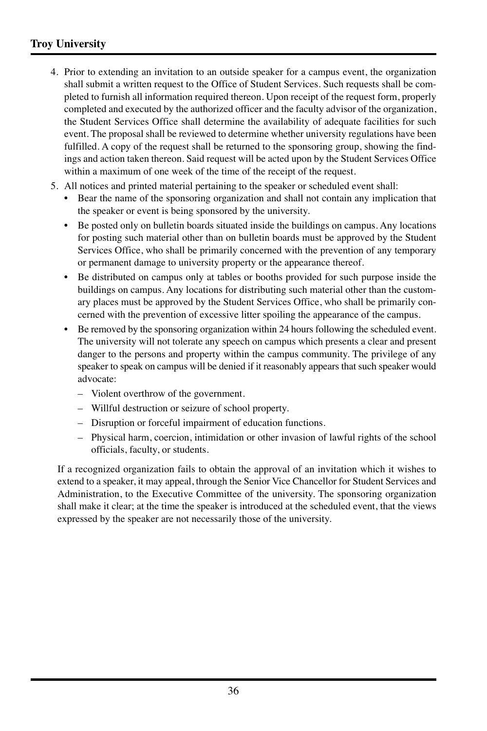4. Prior to extending an invitation to an outside speaker for a campus event, the organization shall submit a written request to the Office of Student Services. Such requests shall be completed to furnish all information required thereon. Upon receipt of the request form, properly completed and executed by the authorized officer and the faculty advisor of the organization, the Student Services Office shall determine the availability of adequate facilities for such event. The proposal shall be reviewed to determine whether university regulations have been fulfilled. A copy of the request shall be returned to the sponsoring group, showing the findings and action taken thereon. Said request will be acted upon by the Student Services Office within a maximum of one week of the time of the receipt of the request.
5. All notices and printed material pertaining to the speaker or scheduled event shall:
   - Bear the name of the sponsoring organization and shall not contain any implication that the speaker or event is being sponsored by the university.
   - Be posted only on bulletin boards situated inside the buildings on campus. Any locations for posting such material other than on bulletin boards must be approved by the Student Services Office, who shall be primarily concerned with the prevention of any temporary or permanent damage to university property or the appearance thereof.
   - Be distributed on campus only at tables or booths provided for such purpose inside the buildings on campus. Any locations for distributing such material other than the customary places must be approved by the Student Services Office, who shall be primarily concerned with the prevention of excessive litter spoiling the appearance of the campus.
   - Be removed by the sponsoring organization within 24 hours following the scheduled event. The university will not tolerate any speech on campus which presents a clear and present danger to the persons and property within the campus community. The privilege of any speaker to speak on campus will be denied if it reasonably appears that such speaker would advocate:
     - Violent overthrow of the government.
     - Willful destruction or seizure of school property.
     - Disruption or forceful impairment of education functions.
     - Physical harm, coercion, intimidation or other invasion of lawful rights of the school officials, faculty, or students.

   If a recognized organization fails to obtain the approval of an invitation which it wishes to extend to a speaker, it may appeal, through the Senior Vice Chancellor for Student Services and Administration, to the Executive Committee of the university. The sponsoring organization shall make it clear; at the time the speaker is introduced at the scheduled event, that the views expressed by the speaker are not necessarily those of the university.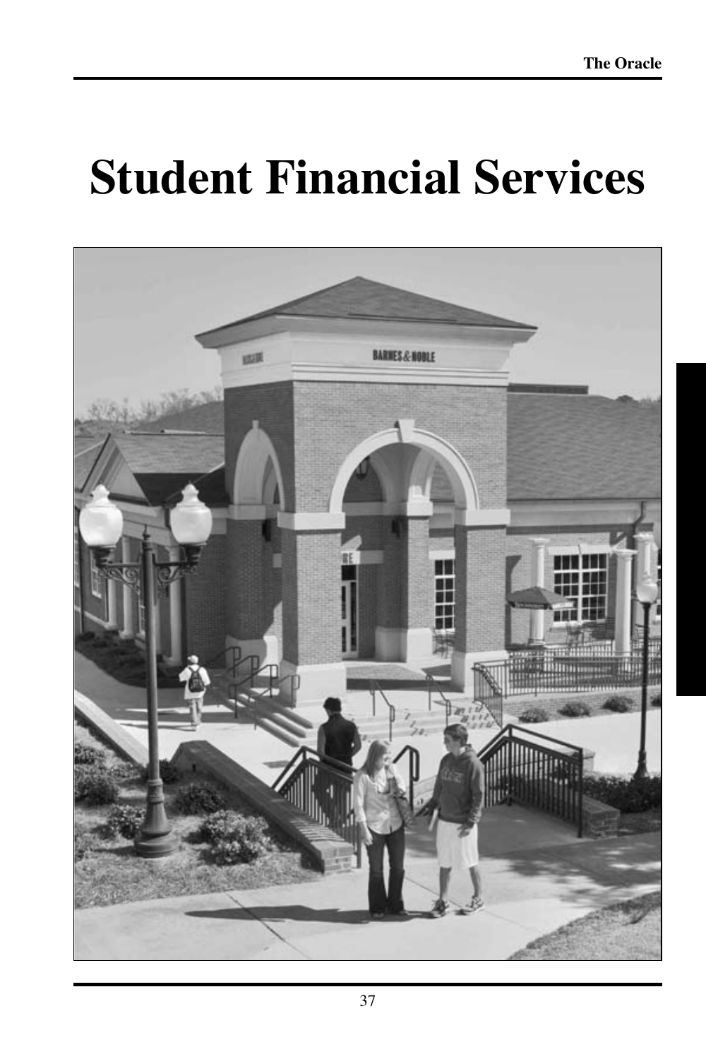# Student Financial Services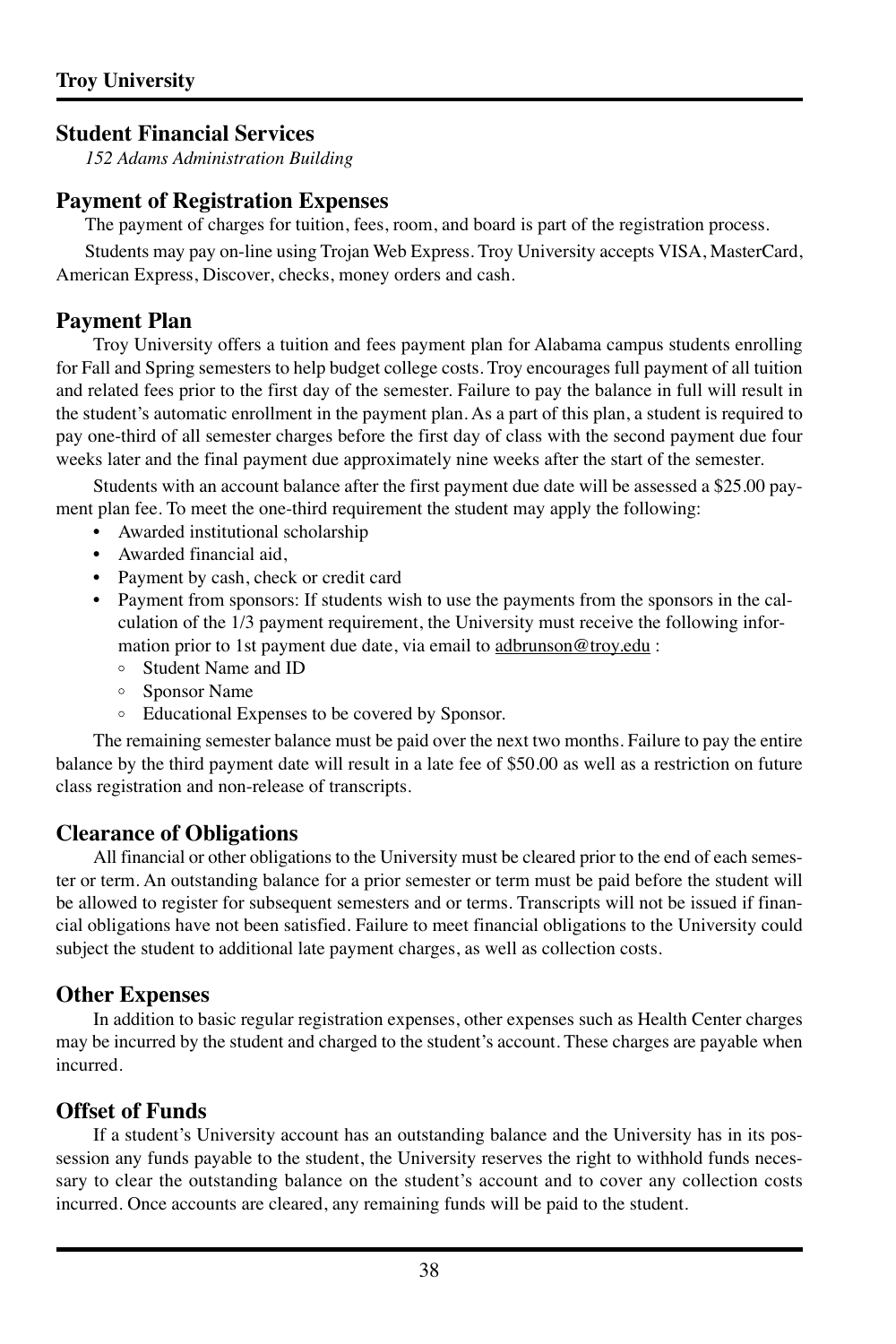## Student Financial Services

*152 Adams Administration Building*

## Payment of Registration Expenses

The payment of charges for tuition, fees, room, and board is part of the registration process.

Students may pay on-line using Trojan Web Express. Troy University accepts VISA, MasterCard, American Express, Discover, checks, money orders and cash.

## Payment Plan

Troy University offers a tuition and fees payment plan for Alabama campus students enrolling for Fall and Spring semesters to help budget college costs. Troy encourages full payment of all tuition and related fees prior to the first day of the semester. Failure to pay the balance in full will result in the student's automatic enrollment in the payment plan. As a part of this plan, a student is required to pay one-third of all semester charges before the first day of class with the second payment due four weeks later and the final payment due approximately nine weeks after the start of the semester.

Students with an account balance after the first payment due date will be assessed a $25.00 payment plan fee. To meet the one-third requirement the student may apply the following:

- Awarded institutional scholarship
- Awarded financial aid,
- Payment by cash, check or credit card
- Payment from sponsors: If students wish to use the payments from the sponsors in the calculation of the 1/3 payment requirement, the University must receive the following information prior to 1st payment due date, via email to adbrunson@troy.edu :
  - Student Name and ID
  - Sponsor Name
  - Educational Expenses to be covered by Sponsor.

The remaining semester balance must be paid over the next two months. Failure to pay the entire balance by the third payment date will result in a late fee of $50.00 as well as a restriction on future class registration and non-release of transcripts.

## Clearance of Obligations

All financial or other obligations to the University must be cleared prior to the end of each semester or term. An outstanding balance for a prior semester or term must be paid before the student will be allowed to register for subsequent semesters and or terms. Transcripts will not be issued if financial obligations have not been satisfied. Failure to meet financial obligations to the University could subject the student to additional late payment charges, as well as collection costs.

## Other Expenses

In addition to basic regular registration expenses, other expenses such as Health Center charges may be incurred by the student and charged to the student's account. These charges are payable when incurred.

## Offset of Funds

If a student's University account has an outstanding balance and the University has in its possession any funds payable to the student, the University reserves the right to withhold funds necessary to clear the outstanding balance on the student's account and to cover any collection costs incurred. Once accounts are cleared, any remaining funds will be paid to the student.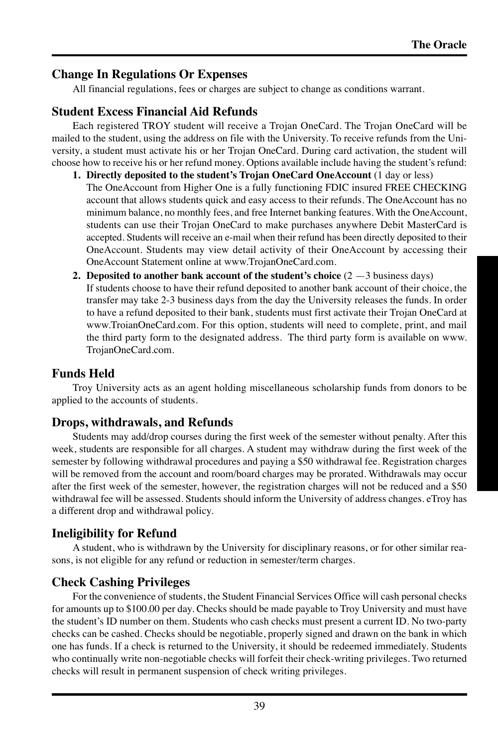## Change In Regulations Or Expenses

All financial regulations, fees or charges are subject to change as conditions warrant.

## Student Excess Financial Aid Refunds

Each registered TROY student will receive a Trojan OneCard. The Trojan OneCard will be mailed to the student, using the address on file with the University. To receive refunds from the University, a student must activate his or her Trojan OneCard. During card activation, the student will choose how to receive his or her refund money. Options available include having the student's refund:

1. **Directly deposited to the student's Trojan OneCard OneAccount** (1 day or less)
   The OneAccount from Higher One is a fully functioning FDIC insured FREE CHECKING account that allows students quick and easy access to their refunds. The OneAccount has no minimum balance, no monthly fees, and free Internet banking features. With the OneAccount, students can use their Trojan OneCard to make purchases anywhere Debit MasterCard is accepted. Students will receive an e-mail when their refund has been directly deposited to their OneAccount. Students may view detail activity of their OneAccount by accessing their OneAccount Statement online at www.TrojanOneCard.com.
2. **Deposited to another bank account of the student's choice** (2 —3 business days)
   If students choose to have their refund deposited to another bank account of their choice, the transfer may take 2-3 business days from the day the University releases the funds. In order to have a refund deposited to their bank, students must first activate their Trojan OneCard at www.TroianOneCard.com. For this option, students will need to complete, print, and mail the third party form to the designated address. The third party form is available on www.TrojanOneCard.com.

## Funds Held

Troy University acts as an agent holding miscellaneous scholarship funds from donors to be applied to the accounts of students.

## Drops, withdrawals, and Refunds

Students may add/drop courses during the first week of the semester without penalty. After this week, students are responsible for all charges. A student may withdraw during the first week of the semester by following withdrawal procedures and paying a $50 withdrawal fee. Registration charges will be removed from the account and room/board charges may be prorated. Withdrawals may occur after the first week of the semester, however, the registration charges will not be reduced and a $50 withdrawal fee will be assessed. Students should inform the University of address changes. eTroy has a different drop and withdrawal policy.

## Ineligibility for Refund

A student, who is withdrawn by the University for disciplinary reasons, or for other similar reasons, is not eligible for any refund or reduction in semester/term charges.

## Check Cashing Privileges

For the convenience of students, the Student Financial Services Office will cash personal checks for amounts up to $100.00 per day. Checks should be made payable to Troy University and must have the student's ID number on them. Students who cash checks must present a current ID. No two-party checks can be cashed. Checks should be negotiable, properly signed and drawn on the bank in which one has funds. If a check is returned to the University, it should be redeemed immediately. Students who continually write non-negotiable checks will forfeit their check-writing privileges. Two returned checks will result in permanent suspension of check writing privileges.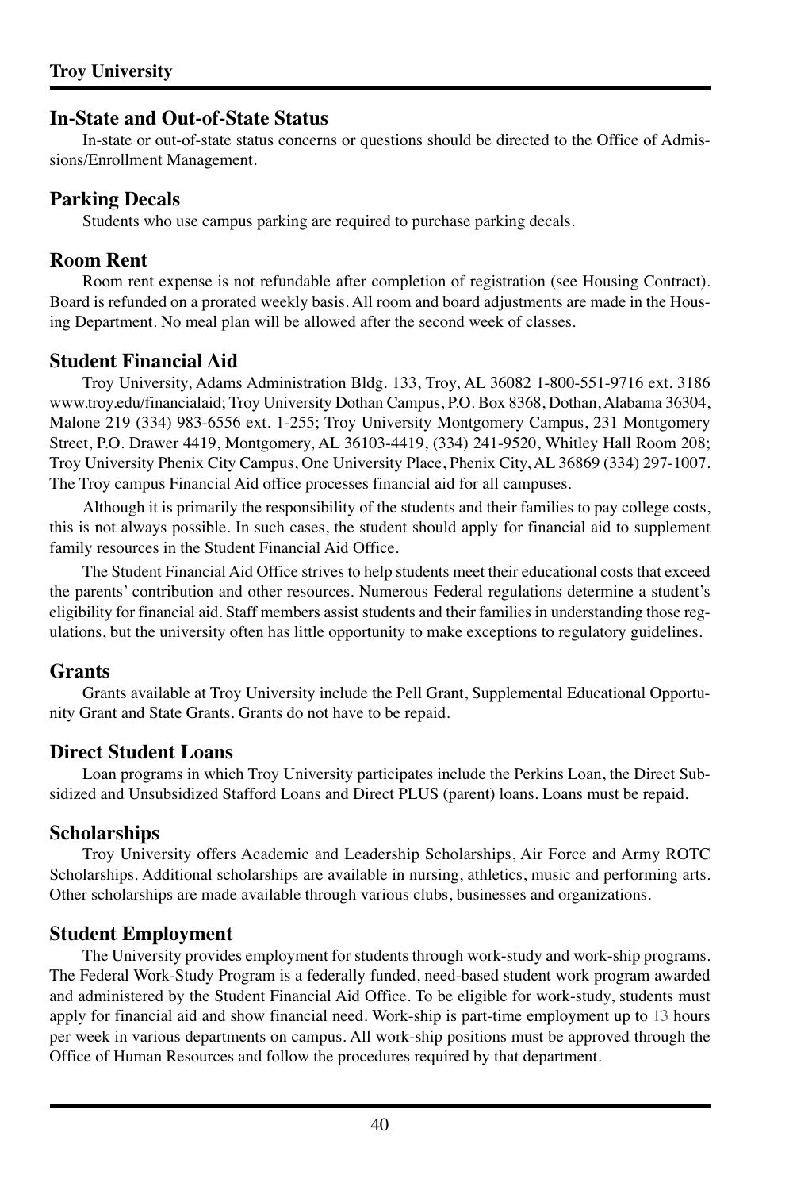## In-State and Out-of-State Status

In-state or out-of-state status concerns or questions should be directed to the Office of Admissions/Enrollment Management.

## Parking Decals

Students who use campus parking are required to purchase parking decals.

## Room Rent

Room rent expense is not refundable after completion of registration (see Housing Contract). Board is refunded on a prorated weekly basis. All room and board adjustments are made in the Housing Department. No meal plan will be allowed after the second week of classes.

## Student Financial Aid

Troy University, Adams Administration Bldg. 133, Troy, AL 36082 1-800-551-9716 ext. 3186 www.troy.edu/financialaid; Troy University Dothan Campus, P.O. Box 8368, Dothan, Alabama 36304, Malone 219 (334) 983-6556 ext. 1-255; Troy University Montgomery Campus, 231 Montgomery Street, P.O. Drawer 4419, Montgomery, AL 36103-4419, (334) 241-9520, Whitley Hall Room 208; Troy University Phenix City Campus, One University Place, Phenix City, AL 36869 (334) 297-1007. The Troy campus Financial Aid office processes financial aid for all campuses.

Although it is primarily the responsibility of the students and their families to pay college costs, this is not always possible. In such cases, the student should apply for financial aid to supplement family resources in the Student Financial Aid Office.

The Student Financial Aid Office strives to help students meet their educational costs that exceed the parents' contribution and other resources. Numerous Federal regulations determine a student's eligibility for financial aid. Staff members assist students and their families in understanding those regulations, but the university often has little opportunity to make exceptions to regulatory guidelines.

## Grants

Grants available at Troy University include the Pell Grant, Supplemental Educational Opportunity Grant and State Grants. Grants do not have to be repaid.

## Direct Student Loans

Loan programs in which Troy University participates include the Perkins Loan, the Direct Subsidized and Unsubsidized Stafford Loans and Direct PLUS (parent) loans. Loans must be repaid.

## Scholarships

Troy University offers Academic and Leadership Scholarships, Air Force and Army ROTC Scholarships. Additional scholarships are available in nursing, athletics, music and performing arts. Other scholarships are made available through various clubs, businesses and organizations.

## Student Employment

The University provides employment for students through work-study and work-ship programs. The Federal Work-Study Program is a federally funded, need-based student work program awarded and administered by the Student Financial Aid Office. To be eligible for work-study, students must apply for financial aid and show financial need. Work-ship is part-time employment up to 13 hours per week in various departments on campus. All work-ship positions must be approved through the Office of Human Resources and follow the procedures required by that department.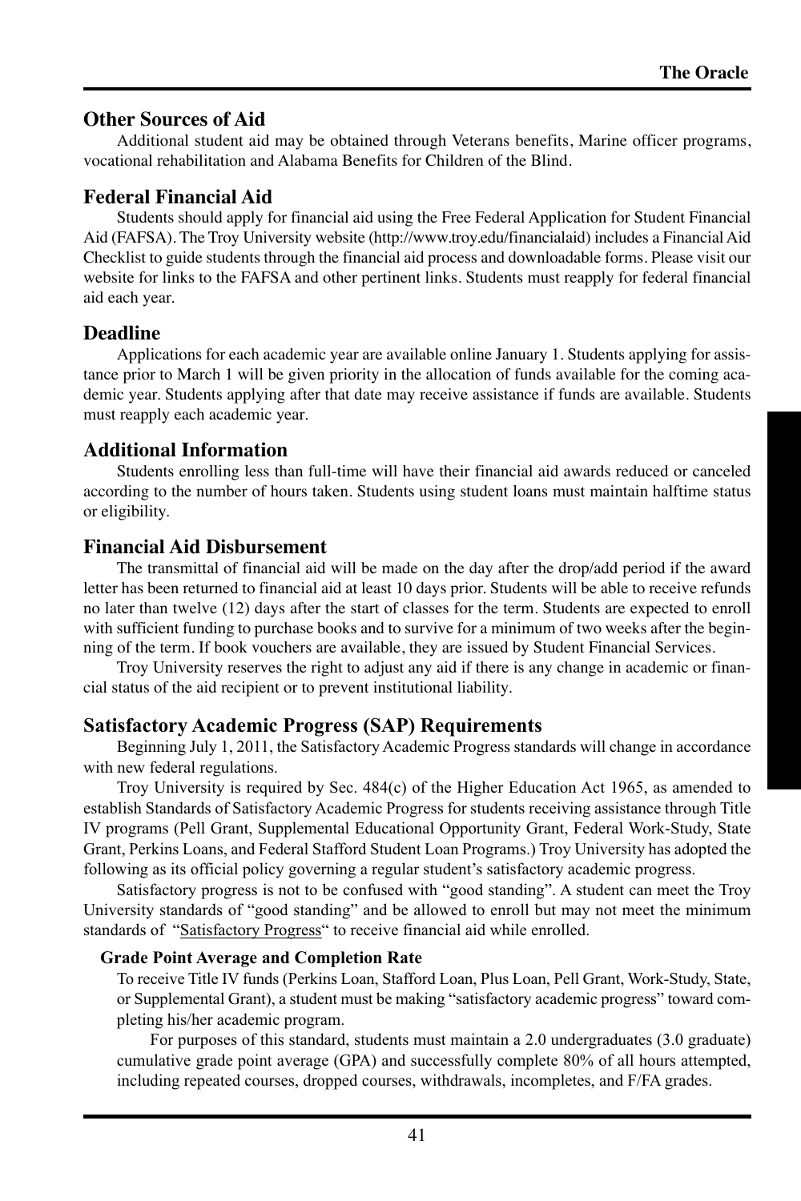## Other Sources of Aid

Additional student aid may be obtained through Veterans benefits, Marine officer programs, vocational rehabilitation and Alabama Benefits for Children of the Blind.

## Federal Financial Aid

Students should apply for financial aid using the Free Federal Application for Student Financial Aid (FAFSA). The Troy University website (http://www.troy.edu/financialaid) includes a Financial Aid Checklist to guide students through the financial aid process and downloadable forms. Please visit our website for links to the FAFSA and other pertinent links. Students must reapply for federal financial aid each year.

## Deadline

Applications for each academic year are available online January 1. Students applying for assistance prior to March 1 will be given priority in the allocation of funds available for the coming academic year. Students applying after that date may receive assistance if funds are available. Students must reapply each academic year.

## Additional Information

Students enrolling less than full-time will have their financial aid awards reduced or canceled according to the number of hours taken. Students using student loans must maintain halftime status or eligibility.

## Financial Aid Disbursement

The transmittal of financial aid will be made on the day after the drop/add period if the award letter has been returned to financial aid at least 10 days prior. Students will be able to receive refunds no later than twelve (12) days after the start of classes for the term. Students are expected to enroll with sufficient funding to purchase books and to survive for a minimum of two weeks after the beginning of the term. If book vouchers are available, they are issued by Student Financial Services.

Troy University reserves the right to adjust any aid if there is any change in academic or financial status of the aid recipient or to prevent institutional liability.

## Satisfactory Academic Progress (SAP) Requirements

Beginning July 1, 2011, the Satisfactory Academic Progress standards will change in accordance with new federal regulations.

Troy University is required by Sec. 484(c) of the Higher Education Act 1965, as amended to establish Standards of Satisfactory Academic Progress for students receiving assistance through Title IV programs (Pell Grant, Supplemental Educational Opportunity Grant, Federal Work-Study, State Grant, Perkins Loans, and Federal Stafford Student Loan Programs.) Troy University has adopted the following as its official policy governing a regular student's satisfactory academic progress.

Satisfactory progress is not to be confused with "good standing". A student can meet the Troy University standards of "good standing" and be allowed to enroll but may not meet the minimum standards of "Satisfactory Progress" to receive financial aid while enrolled.

### Grade Point Average and Completion Rate

To receive Title IV funds (Perkins Loan, Stafford Loan, Plus Loan, Pell Grant, Work-Study, State, or Supplemental Grant), a student must be making "satisfactory academic progress" toward completing his/her academic program.

For purposes of this standard, students must maintain a 2.0 undergraduates (3.0 graduate) cumulative grade point average (GPA) and successfully complete 80% of all hours attempted, including repeated courses, dropped courses, withdrawals, incompletes, and F/FA grades.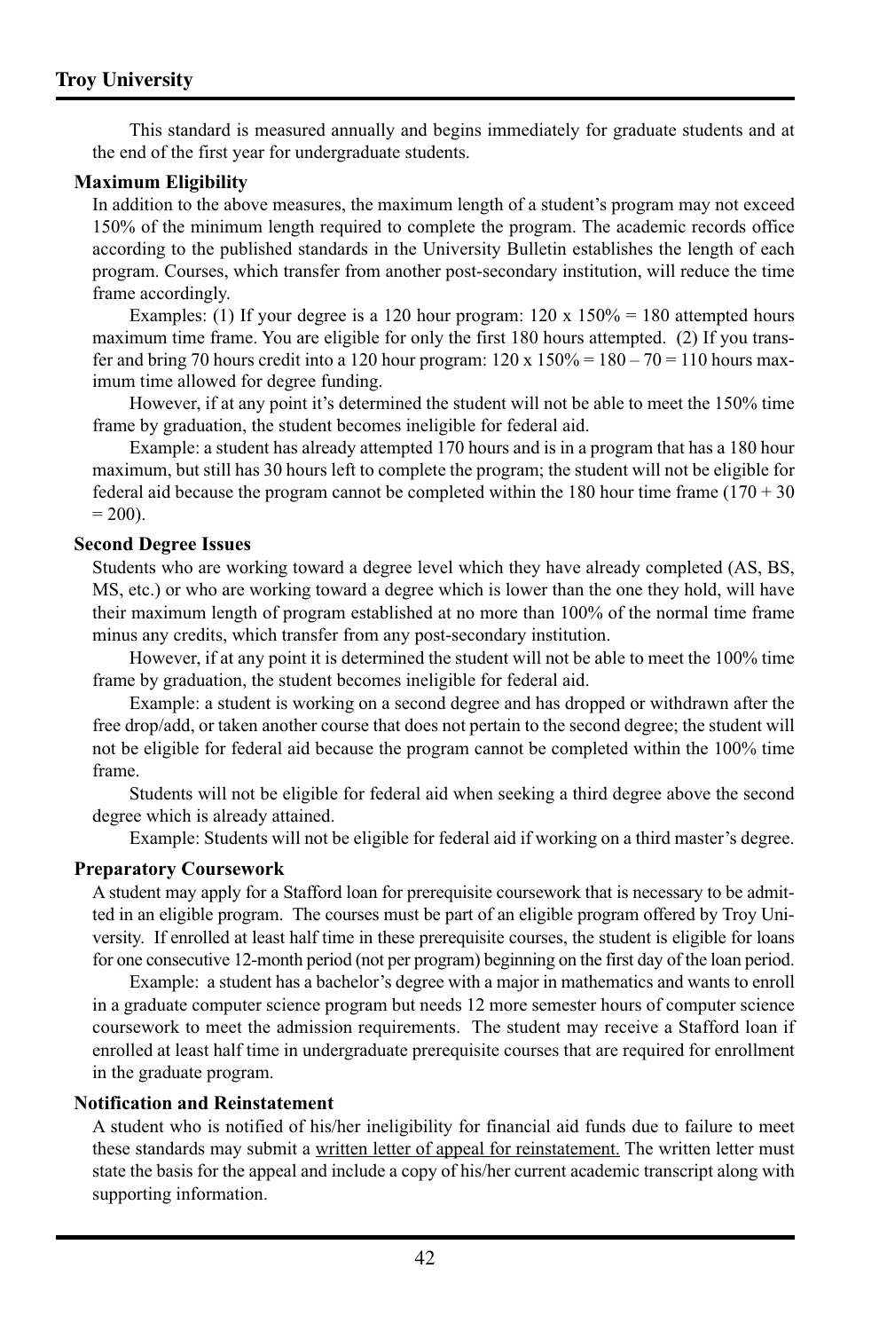This standard is measured annually and begins immediately for graduate students and at the end of the first year for undergraduate students.

**Maximum Eligibility**

In addition to the above measures, the maximum length of a student's program may not exceed 150% of the minimum length required to complete the program. The academic records office according to the published standards in the University Bulletin establishes the length of each program. Courses, which transfer from another post-secondary institution, will reduce the time frame accordingly.

Examples: (1) If your degree is a 120 hour program: 120 x 150% = 180 attempted hours maximum time frame. You are eligible for only the first 180 hours attempted. (2) If you transfer and bring 70 hours credit into a 120 hour program: 120 x 150% = 180 – 70 = 110 hours maximum time allowed for degree funding.

However, if at any point it's determined the student will not be able to meet the 150% time frame by graduation, the student becomes ineligible for federal aid.

Example: a student has already attempted 170 hours and is in a program that has a 180 hour maximum, but still has 30 hours left to complete the program; the student will not be eligible for federal aid because the program cannot be completed within the 180 hour time frame (170 + 30 = 200).

**Second Degree Issues**

Students who are working toward a degree level which they have already completed (AS, BS, MS, etc.) or who are working toward a degree which is lower than the one they hold, will have their maximum length of program established at no more than 100% of the normal time frame minus any credits, which transfer from any post-secondary institution.

However, if at any point it is determined the student will not be able to meet the 100% time frame by graduation, the student becomes ineligible for federal aid.

Example: a student is working on a second degree and has dropped or withdrawn after the free drop/add, or taken another course that does not pertain to the second degree; the student will not be eligible for federal aid because the program cannot be completed within the 100% time frame.

Students will not be eligible for federal aid when seeking a third degree above the second degree which is already attained.

Example: Students will not be eligible for federal aid if working on a third master's degree.

**Preparatory Coursework**

A student may apply for a Stafford loan for prerequisite coursework that is necessary to be admitted in an eligible program. The courses must be part of an eligible program offered by Troy University. If enrolled at least half time in these prerequisite courses, the student is eligible for loans for one consecutive 12-month period (not per program) beginning on the first day of the loan period.

Example: a student has a bachelor's degree with a major in mathematics and wants to enroll in a graduate computer science program but needs 12 more semester hours of computer science coursework to meet the admission requirements. The student may receive a Stafford loan if enrolled at least half time in undergraduate prerequisite courses that are required for enrollment in the graduate program.

**Notification and Reinstatement**

A student who is notified of his/her ineligibility for financial aid funds due to failure to meet these standards may submit a written letter of appeal for reinstatement. The written letter must state the basis for the appeal and include a copy of his/her current academic transcript along with supporting information.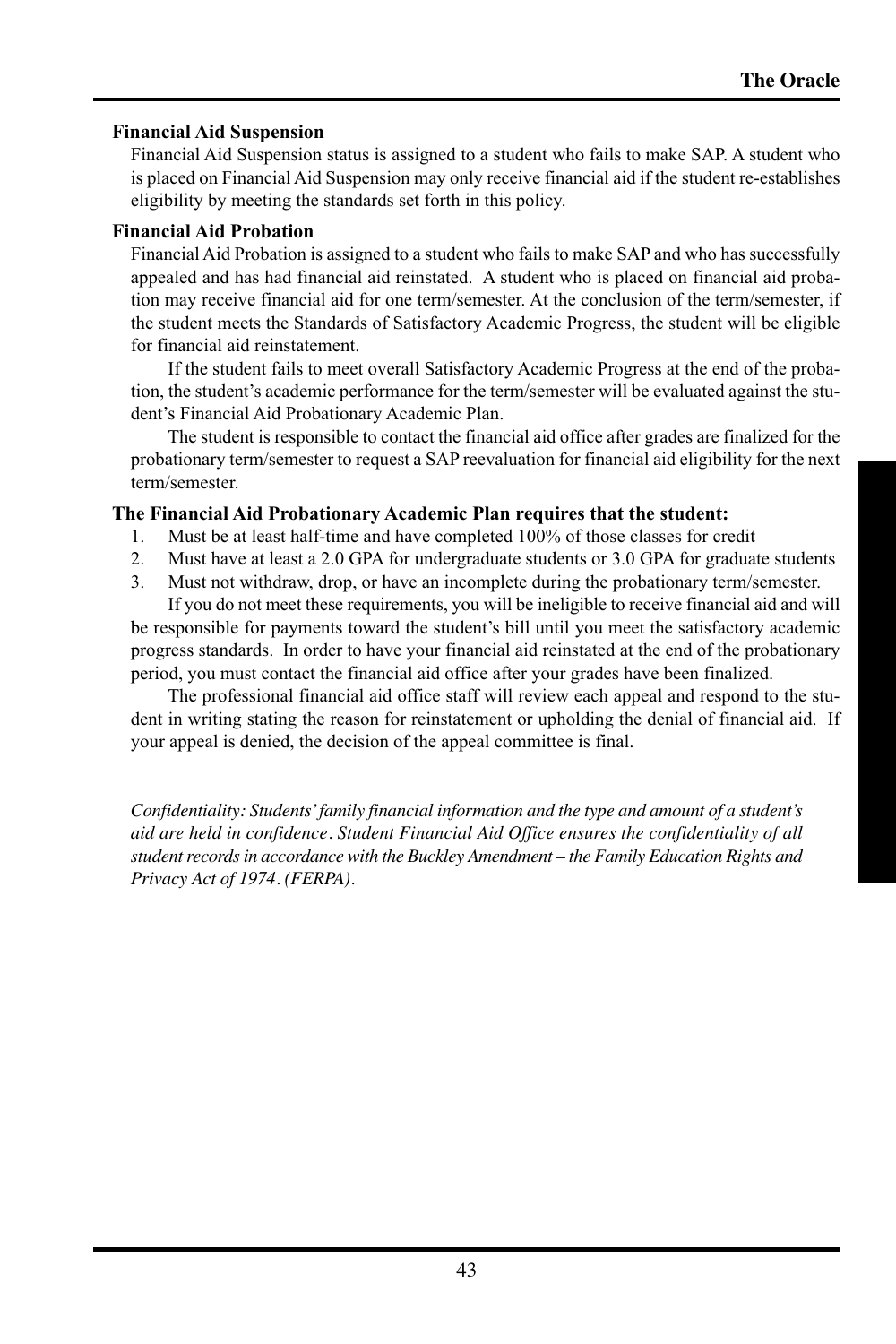### Financial Aid Suspension

Financial Aid Suspension status is assigned to a student who fails to make SAP. A student who is placed on Financial Aid Suspension may only receive financial aid if the student re-establishes eligibility by meeting the standards set forth in this policy.

### Financial Aid Probation

Financial Aid Probation is assigned to a student who fails to make SAP and who has successfully appealed and has had financial aid reinstated. A student who is placed on financial aid probation may receive financial aid for one term/semester. At the conclusion of the term/semester, if the student meets the Standards of Satisfactory Academic Progress, the student will be eligible for financial aid reinstatement.

If the student fails to meet overall Satisfactory Academic Progress at the end of the probation, the student's academic performance for the term/semester will be evaluated against the student's Financial Aid Probationary Academic Plan.

The student is responsible to contact the financial aid office after grades are finalized for the probationary term/semester to request a SAP reevaluation for financial aid eligibility for the next term/semester.

### The Financial Aid Probationary Academic Plan requires that the student:

1. Must be at least half-time and have completed 100% of those classes for credit
2. Must have at least a 2.0 GPA for undergraduate students or 3.0 GPA for graduate students
3. Must not withdraw, drop, or have an incomplete during the probationary term/semester.

If you do not meet these requirements, you will be ineligible to receive financial aid and will be responsible for payments toward the student's bill until you meet the satisfactory academic progress standards. In order to have your financial aid reinstated at the end of the probationary period, you must contact the financial aid office after your grades have been finalized.

The professional financial aid office staff will review each appeal and respond to the student in writing stating the reason for reinstatement or upholding the denial of financial aid. If your appeal is denied, the decision of the appeal committee is final.

*Confidentiality: Students' family financial information and the type and amount of a student's aid are held in confidence. Student Financial Aid Office ensures the confidentiality of all student records in accordance with the Buckley Amendment – the Family Education Rights and Privacy Act of 1974. (FERPA).*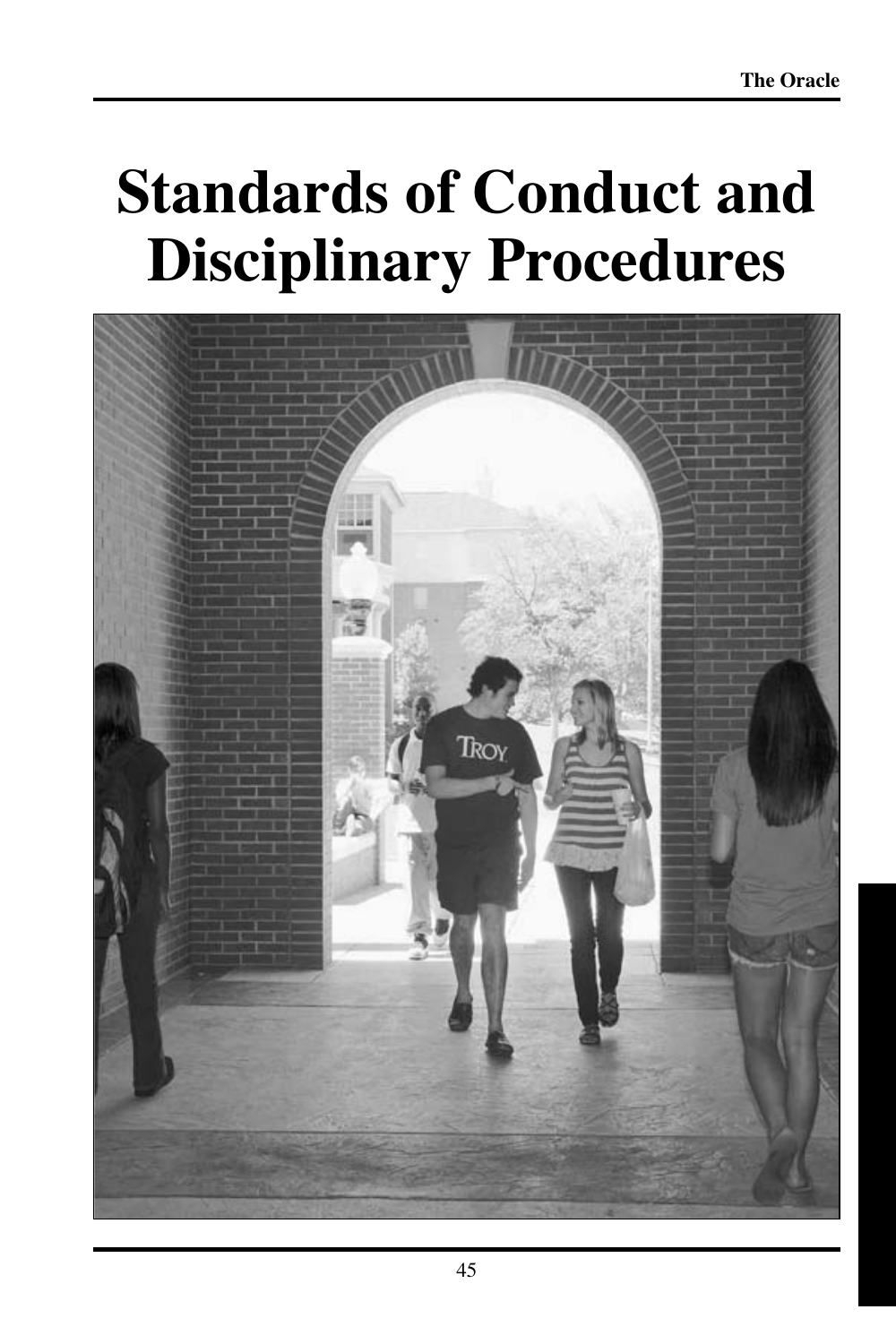# Standards of Conduct and Disciplinary Procedures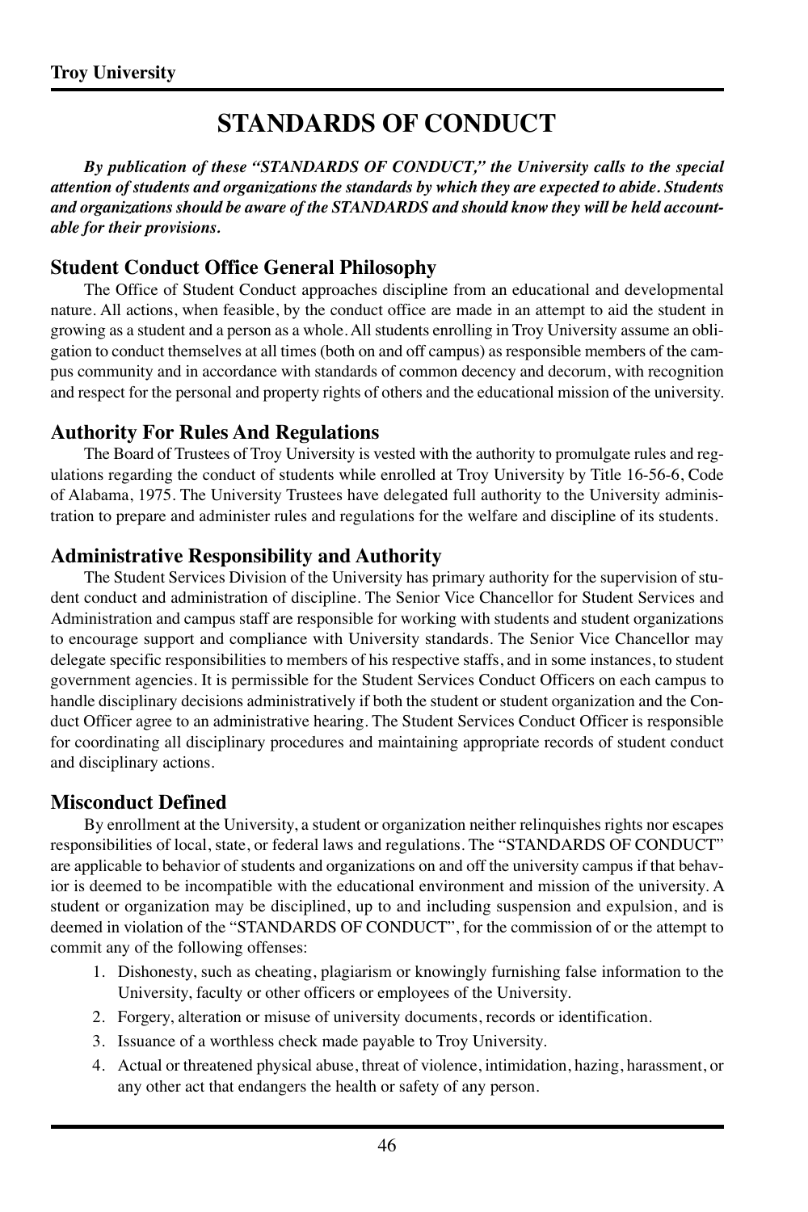# STANDARDS OF CONDUCT

***By publication of these "STANDARDS OF CONDUCT," the University calls to the special attention of students and organizations the standards by which they are expected to abide. Students and organizations should be aware of the STANDARDS and should know they will be held accountable for their provisions.***

## Student Conduct Office General Philosophy

The Office of Student Conduct approaches discipline from an educational and developmental nature. All actions, when feasible, by the conduct office are made in an attempt to aid the student in growing as a student and a person as a whole. All students enrolling in Troy University assume an obligation to conduct themselves at all times (both on and off campus) as responsible members of the campus community and in accordance with standards of common decency and decorum, with recognition and respect for the personal and property rights of others and the educational mission of the university.

## Authority For Rules And Regulations

The Board of Trustees of Troy University is vested with the authority to promulgate rules and regulations regarding the conduct of students while enrolled at Troy University by Title 16-56-6, Code of Alabama, 1975. The University Trustees have delegated full authority to the University administration to prepare and administer rules and regulations for the welfare and discipline of its students.

## Administrative Responsibility and Authority

The Student Services Division of the University has primary authority for the supervision of student conduct and administration of discipline. The Senior Vice Chancellor for Student Services and Administration and campus staff are responsible for working with students and student organizations to encourage support and compliance with University standards. The Senior Vice Chancellor may delegate specific responsibilities to members of his respective staffs, and in some instances, to student government agencies. It is permissible for the Student Services Conduct Officers on each campus to handle disciplinary decisions administratively if both the student or student organization and the Conduct Officer agree to an administrative hearing. The Student Services Conduct Officer is responsible for coordinating all disciplinary procedures and maintaining appropriate records of student conduct and disciplinary actions.

## Misconduct Defined

By enrollment at the University, a student or organization neither relinquishes rights nor escapes responsibilities of local, state, or federal laws and regulations. The "STANDARDS OF CONDUCT" are applicable to behavior of students and organizations on and off the university campus if that behavior is deemed to be incompatible with the educational environment and mission of the university. A student or organization may be disciplined, up to and including suspension and expulsion, and is deemed in violation of the "STANDARDS OF CONDUCT", for the commission of or the attempt to commit any of the following offenses:

1. Dishonesty, such as cheating, plagiarism or knowingly furnishing false information to the University, faculty or other officers or employees of the University.
2. Forgery, alteration or misuse of university documents, records or identification.
3. Issuance of a worthless check made payable to Troy University.
4. Actual or threatened physical abuse, threat of violence, intimidation, hazing, harassment, or any other act that endangers the health or safety of any person.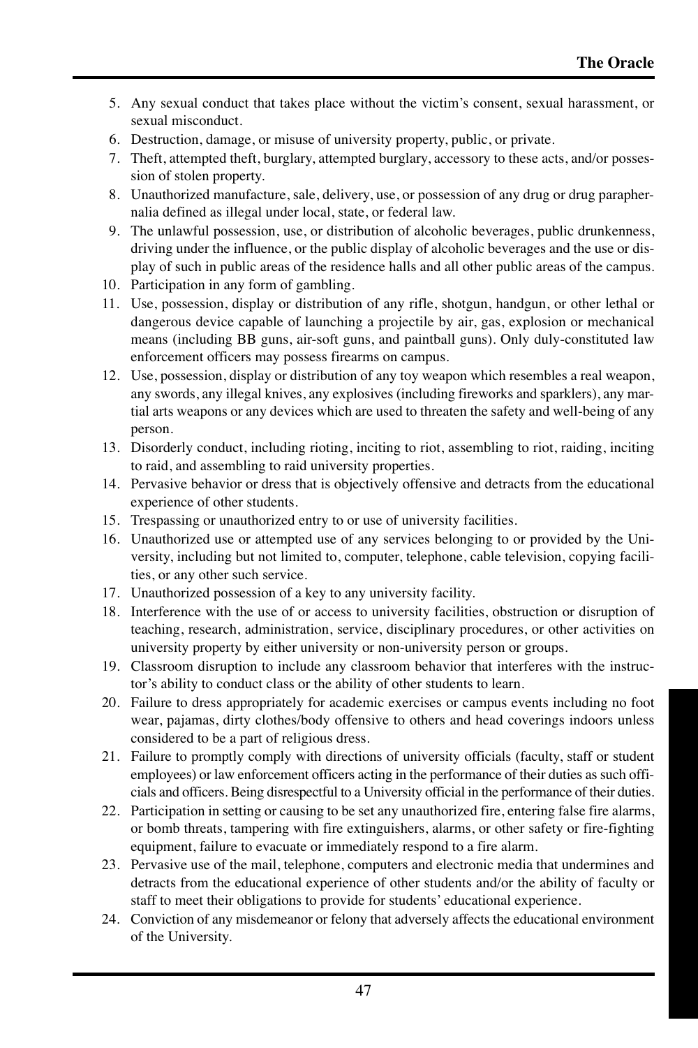5. Any sexual conduct that takes place without the victim's consent, sexual harassment, or sexual misconduct.
6. Destruction, damage, or misuse of university property, public, or private.
7. Theft, attempted theft, burglary, attempted burglary, accessory to these acts, and/or possession of stolen property.
8. Unauthorized manufacture, sale, delivery, use, or possession of any drug or drug paraphernalia defined as illegal under local, state, or federal law.
9. The unlawful possession, use, or distribution of alcoholic beverages, public drunkenness, driving under the influence, or the public display of alcoholic beverages and the use or display of such in public areas of the residence halls and all other public areas of the campus.
10. Participation in any form of gambling.
11. Use, possession, display or distribution of any rifle, shotgun, handgun, or other lethal or dangerous device capable of launching a projectile by air, gas, explosion or mechanical means (including BB guns, air-soft guns, and paintball guns). Only duly-constituted law enforcement officers may possess firearms on campus.
12. Use, possession, display or distribution of any toy weapon which resembles a real weapon, any swords, any illegal knives, any explosives (including fireworks and sparklers), any martial arts weapons or any devices which are used to threaten the safety and well-being of any person.
13. Disorderly conduct, including rioting, inciting to riot, assembling to riot, raiding, inciting to raid, and assembling to raid university properties.
14. Pervasive behavior or dress that is objectively offensive and detracts from the educational experience of other students.
15. Trespassing or unauthorized entry to or use of university facilities.
16. Unauthorized use or attempted use of any services belonging to or provided by the University, including but not limited to, computer, telephone, cable television, copying facilities, or any other such service.
17. Unauthorized possession of a key to any university facility.
18. Interference with the use of or access to university facilities, obstruction or disruption of teaching, research, administration, service, disciplinary procedures, or other activities on university property by either university or non-university person or groups.
19. Classroom disruption to include any classroom behavior that interferes with the instructor's ability to conduct class or the ability of other students to learn.
20. Failure to dress appropriately for academic exercises or campus events including no foot wear, pajamas, dirty clothes/body offensive to others and head coverings indoors unless considered to be a part of religious dress.
21. Failure to promptly comply with directions of university officials (faculty, staff or student employees) or law enforcement officers acting in the performance of their duties as such officials and officers. Being disrespectful to a University official in the performance of their duties.
22. Participation in setting or causing to be set any unauthorized fire, entering false fire alarms, or bomb threats, tampering with fire extinguishers, alarms, or other safety or fire-fighting equipment, failure to evacuate or immediately respond to a fire alarm.
23. Pervasive use of the mail, telephone, computers and electronic media that undermines and detracts from the educational experience of other students and/or the ability of faculty or staff to meet their obligations to provide for students' educational experience.
24. Conviction of any misdemeanor or felony that adversely affects the educational environment of the University.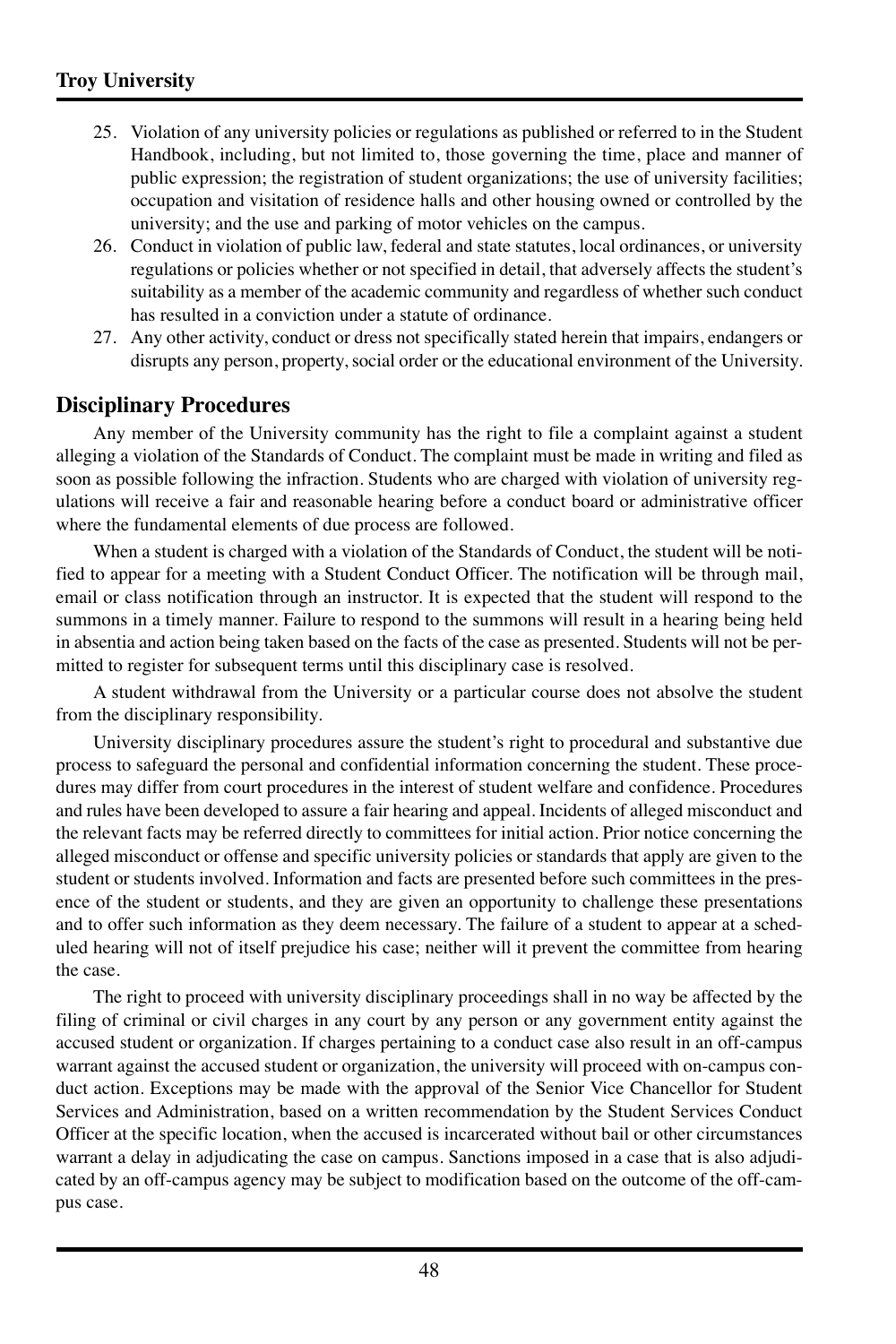25. Violation of any university policies or regulations as published or referred to in the Student Handbook, including, but not limited to, those governing the time, place and manner of public expression; the registration of student organizations; the use of university facilities; occupation and visitation of residence halls and other housing owned or controlled by the university; and the use and parking of motor vehicles on the campus.
26. Conduct in violation of public law, federal and state statutes, local ordinances, or university regulations or policies whether or not specified in detail, that adversely affects the student's suitability as a member of the academic community and regardless of whether such conduct has resulted in a conviction under a statute of ordinance.
27. Any other activity, conduct or dress not specifically stated herein that impairs, endangers or disrupts any person, property, social order or the educational environment of the University.

## Disciplinary Procedures

Any member of the University community has the right to file a complaint against a student alleging a violation of the Standards of Conduct. The complaint must be made in writing and filed as soon as possible following the infraction. Students who are charged with violation of university regulations will receive a fair and reasonable hearing before a conduct board or administrative officer where the fundamental elements of due process are followed.

When a student is charged with a violation of the Standards of Conduct, the student will be notified to appear for a meeting with a Student Conduct Officer. The notification will be through mail, email or class notification through an instructor. It is expected that the student will respond to the summons in a timely manner. Failure to respond to the summons will result in a hearing being held in absentia and action being taken based on the facts of the case as presented. Students will not be permitted to register for subsequent terms until this disciplinary case is resolved.

A student withdrawal from the University or a particular course does not absolve the student from the disciplinary responsibility.

University disciplinary procedures assure the student's right to procedural and substantive due process to safeguard the personal and confidential information concerning the student. These procedures may differ from court procedures in the interest of student welfare and confidence. Procedures and rules have been developed to assure a fair hearing and appeal. Incidents of alleged misconduct and the relevant facts may be referred directly to committees for initial action. Prior notice concerning the alleged misconduct or offense and specific university policies or standards that apply are given to the student or students involved. Information and facts are presented before such committees in the presence of the student or students, and they are given an opportunity to challenge these presentations and to offer such information as they deem necessary. The failure of a student to appear at a scheduled hearing will not of itself prejudice his case; neither will it prevent the committee from hearing the case.

The right to proceed with university disciplinary proceedings shall in no way be affected by the filing of criminal or civil charges in any court by any person or any government entity against the accused student or organization. If charges pertaining to a conduct case also result in an off-campus warrant against the accused student or organization, the university will proceed with on-campus conduct action. Exceptions may be made with the approval of the Senior Vice Chancellor for Student Services and Administration, based on a written recommendation by the Student Services Conduct Officer at the specific location, when the accused is incarcerated without bail or other circumstances warrant a delay in adjudicating the case on campus. Sanctions imposed in a case that is also adjudicated by an off-campus agency may be subject to modification based on the outcome of the off-campus case.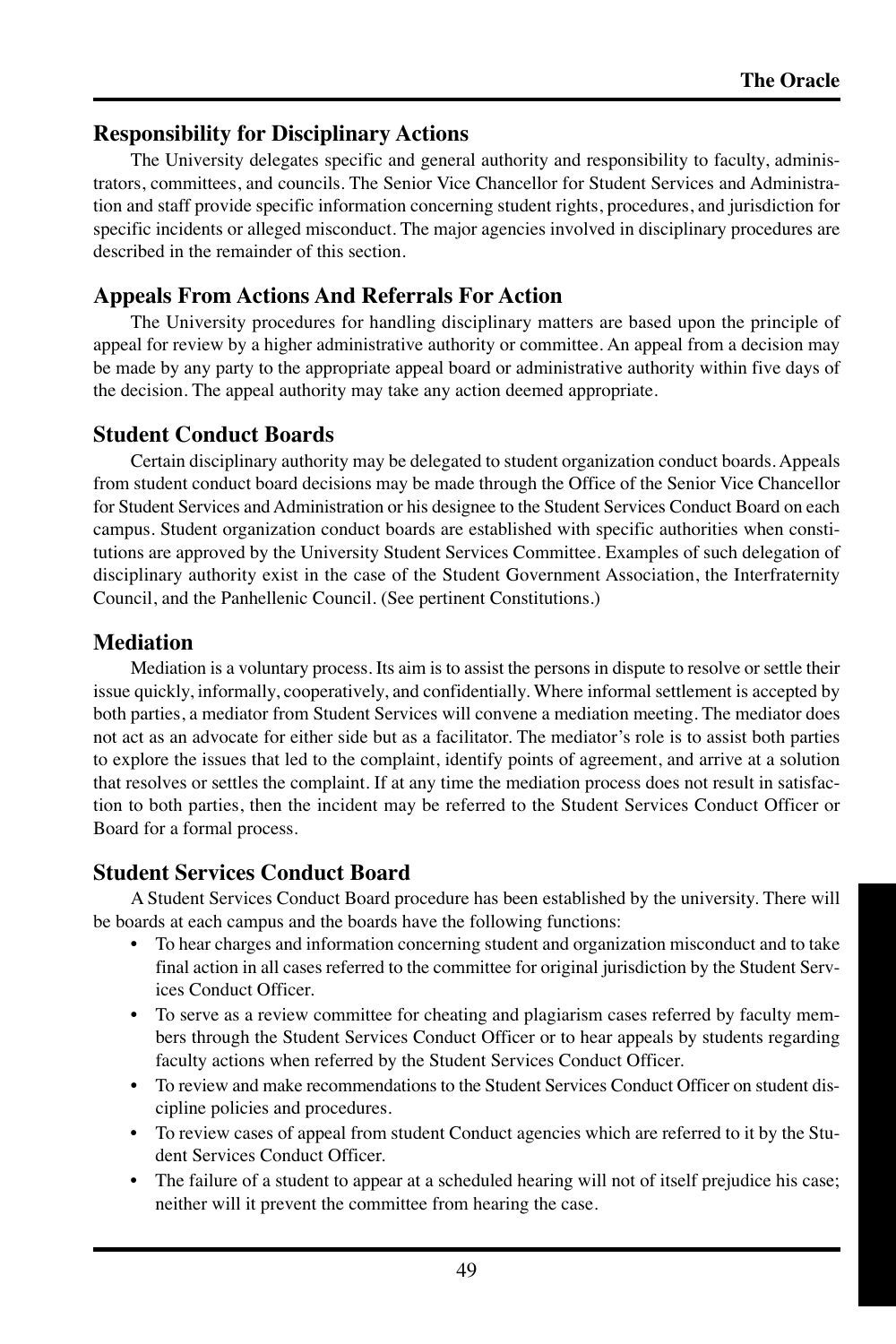## Responsibility for Disciplinary Actions

The University delegates specific and general authority and responsibility to faculty, administrators, committees, and councils. The Senior Vice Chancellor for Student Services and Administration and staff provide specific information concerning student rights, procedures, and jurisdiction for specific incidents or alleged misconduct. The major agencies involved in disciplinary procedures are described in the remainder of this section.

## Appeals From Actions And Referrals For Action

The University procedures for handling disciplinary matters are based upon the principle of appeal for review by a higher administrative authority or committee. An appeal from a decision may be made by any party to the appropriate appeal board or administrative authority within five days of the decision. The appeal authority may take any action deemed appropriate.

## Student Conduct Boards

Certain disciplinary authority may be delegated to student organization conduct boards. Appeals from student conduct board decisions may be made through the Office of the Senior Vice Chancellor for Student Services and Administration or his designee to the Student Services Conduct Board on each campus. Student organization conduct boards are established with specific authorities when constitutions are approved by the University Student Services Committee. Examples of such delegation of disciplinary authority exist in the case of the Student Government Association, the Interfraternity Council, and the Panhellenic Council. (See pertinent Constitutions.)

## Mediation

Mediation is a voluntary process. Its aim is to assist the persons in dispute to resolve or settle their issue quickly, informally, cooperatively, and confidentially. Where informal settlement is accepted by both parties, a mediator from Student Services will convene a mediation meeting. The mediator does not act as an advocate for either side but as a facilitator. The mediator's role is to assist both parties to explore the issues that led to the complaint, identify points of agreement, and arrive at a solution that resolves or settles the complaint. If at any time the mediation process does not result in satisfaction to both parties, then the incident may be referred to the Student Services Conduct Officer or Board for a formal process.

## Student Services Conduct Board

A Student Services Conduct Board procedure has been established by the university. There will be boards at each campus and the boards have the following functions:

- To hear charges and information concerning student and organization misconduct and to take final action in all cases referred to the committee for original jurisdiction by the Student Services Conduct Officer.
- To serve as a review committee for cheating and plagiarism cases referred by faculty members through the Student Services Conduct Officer or to hear appeals by students regarding faculty actions when referred by the Student Services Conduct Officer.
- To review and make recommendations to the Student Services Conduct Officer on student discipline policies and procedures.
- To review cases of appeal from student Conduct agencies which are referred to it by the Student Services Conduct Officer.
- The failure of a student to appear at a scheduled hearing will not of itself prejudice his case; neither will it prevent the committee from hearing the case.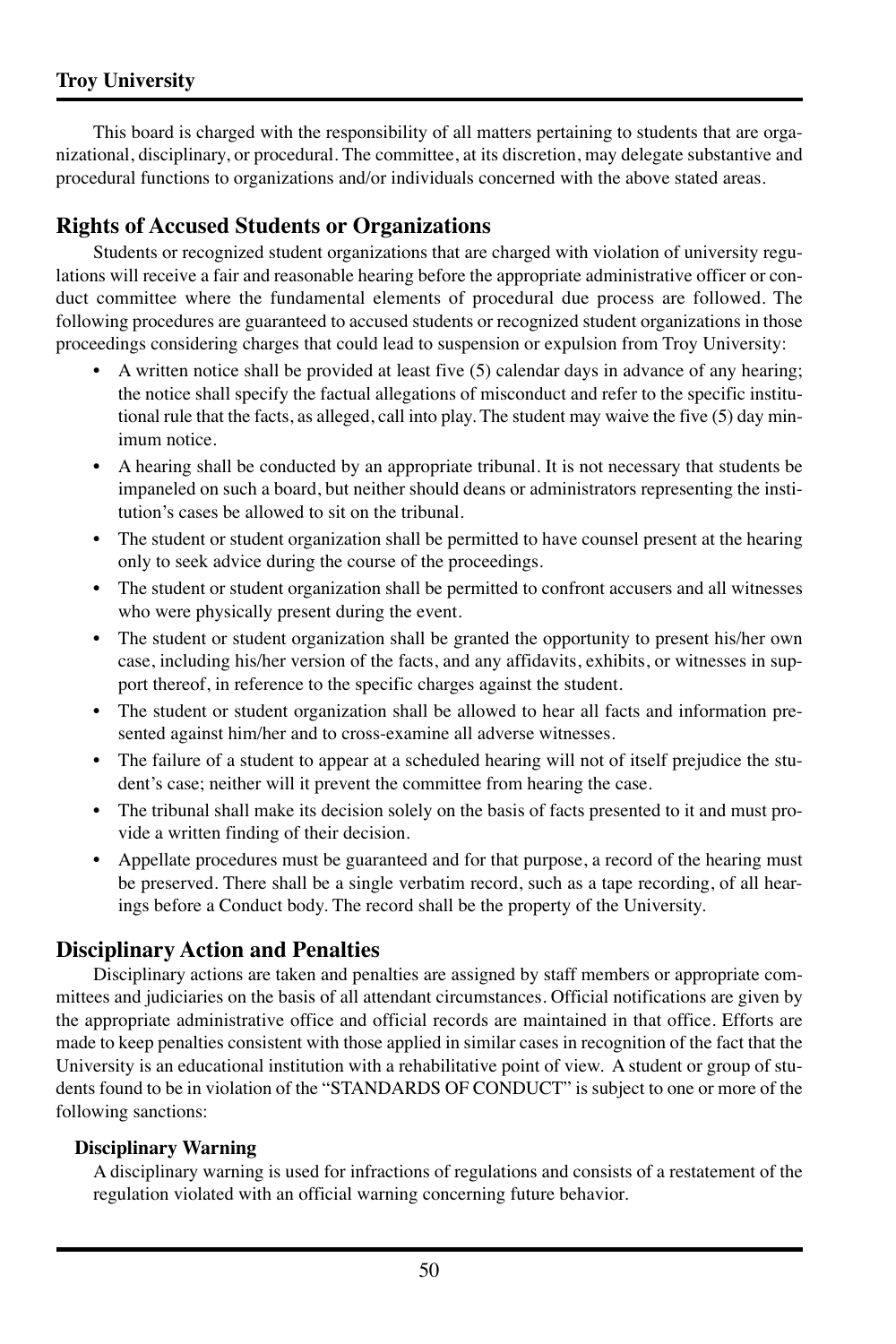This board is charged with the responsibility of all matters pertaining to students that are organizational, disciplinary, or procedural. The committee, at its discretion, may delegate substantive and procedural functions to organizations and/or individuals concerned with the above stated areas.

## Rights of Accused Students or Organizations

Students or recognized student organizations that are charged with violation of university regulations will receive a fair and reasonable hearing before the appropriate administrative officer or conduct committee where the fundamental elements of procedural due process are followed. The following procedures are guaranteed to accused students or recognized student organizations in those proceedings considering charges that could lead to suspension or expulsion from Troy University:

- A written notice shall be provided at least five (5) calendar days in advance of any hearing; the notice shall specify the factual allegations of misconduct and refer to the specific institutional rule that the facts, as alleged, call into play. The student may waive the five (5) day minimum notice.
- A hearing shall be conducted by an appropriate tribunal. It is not necessary that students be impaneled on such a board, but neither should deans or administrators representing the institution's cases be allowed to sit on the tribunal.
- The student or student organization shall be permitted to have counsel present at the hearing only to seek advice during the course of the proceedings.
- The student or student organization shall be permitted to confront accusers and all witnesses who were physically present during the event.
- The student or student organization shall be granted the opportunity to present his/her own case, including his/her version of the facts, and any affidavits, exhibits, or witnesses in support thereof, in reference to the specific charges against the student.
- The student or student organization shall be allowed to hear all facts and information presented against him/her and to cross-examine all adverse witnesses.
- The failure of a student to appear at a scheduled hearing will not of itself prejudice the student's case; neither will it prevent the committee from hearing the case.
- The tribunal shall make its decision solely on the basis of facts presented to it and must provide a written finding of their decision.
- Appellate procedures must be guaranteed and for that purpose, a record of the hearing must be preserved. There shall be a single verbatim record, such as a tape recording, of all hearings before a Conduct body. The record shall be the property of the University.

## Disciplinary Action and Penalties

Disciplinary actions are taken and penalties are assigned by staff members or appropriate committees and judiciaries on the basis of all attendant circumstances. Official notifications are given by the appropriate administrative office and official records are maintained in that office. Efforts are made to keep penalties consistent with those applied in similar cases in recognition of the fact that the University is an educational institution with a rehabilitative point of view. A student or group of students found to be in violation of the "STANDARDS OF CONDUCT" is subject to one or more of the following sanctions:

### Disciplinary Warning

A disciplinary warning is used for infractions of regulations and consists of a restatement of the regulation violated with an official warning concerning future behavior.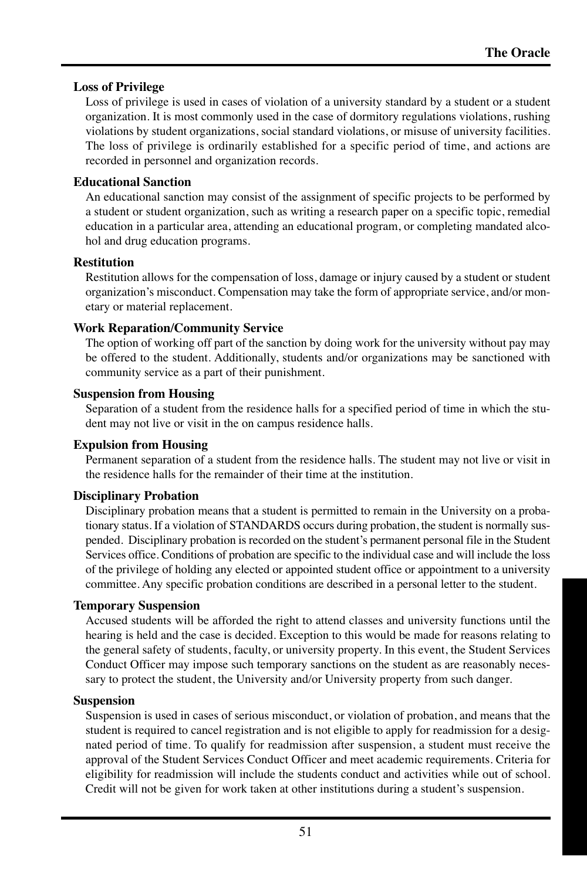### Loss of Privilege

Loss of privilege is used in cases of violation of a university standard by a student or a student organization. It is most commonly used in the case of dormitory regulations violations, rushing violations by student organizations, social standard violations, or misuse of university facilities. The loss of privilege is ordinarily established for a specific period of time, and actions are recorded in personnel and organization records.

### Educational Sanction

An educational sanction may consist of the assignment of specific projects to be performed by a student or student organization, such as writing a research paper on a specific topic, remedial education in a particular area, attending an educational program, or completing mandated alcohol and drug education programs.

### Restitution

Restitution allows for the compensation of loss, damage or injury caused by a student or student organization's misconduct. Compensation may take the form of appropriate service, and/or monetary or material replacement.

### Work Reparation/Community Service

The option of working off part of the sanction by doing work for the university without pay may be offered to the student. Additionally, students and/or organizations may be sanctioned with community service as a part of their punishment.

### Suspension from Housing

Separation of a student from the residence halls for a specified period of time in which the student may not live or visit in the on campus residence halls.

### Expulsion from Housing

Permanent separation of a student from the residence halls. The student may not live or visit in the residence halls for the remainder of their time at the institution.

### Disciplinary Probation

Disciplinary probation means that a student is permitted to remain in the University on a probationary status. If a violation of STANDARDS occurs during probation, the student is normally suspended. Disciplinary probation is recorded on the student's permanent personal file in the Student Services office. Conditions of probation are specific to the individual case and will include the loss of the privilege of holding any elected or appointed student office or appointment to a university committee. Any specific probation conditions are described in a personal letter to the student.

### Temporary Suspension

Accused students will be afforded the right to attend classes and university functions until the hearing is held and the case is decided. Exception to this would be made for reasons relating to the general safety of students, faculty, or university property. In this event, the Student Services Conduct Officer may impose such temporary sanctions on the student as are reasonably necessary to protect the student, the University and/or University property from such danger.

### Suspension

Suspension is used in cases of serious misconduct, or violation of probation, and means that the student is required to cancel registration and is not eligible to apply for readmission for a designated period of time. To qualify for readmission after suspension, a student must receive the approval of the Student Services Conduct Officer and meet academic requirements. Criteria for eligibility for readmission will include the students conduct and activities while out of school. Credit will not be given for work taken at other institutions during a student's suspension.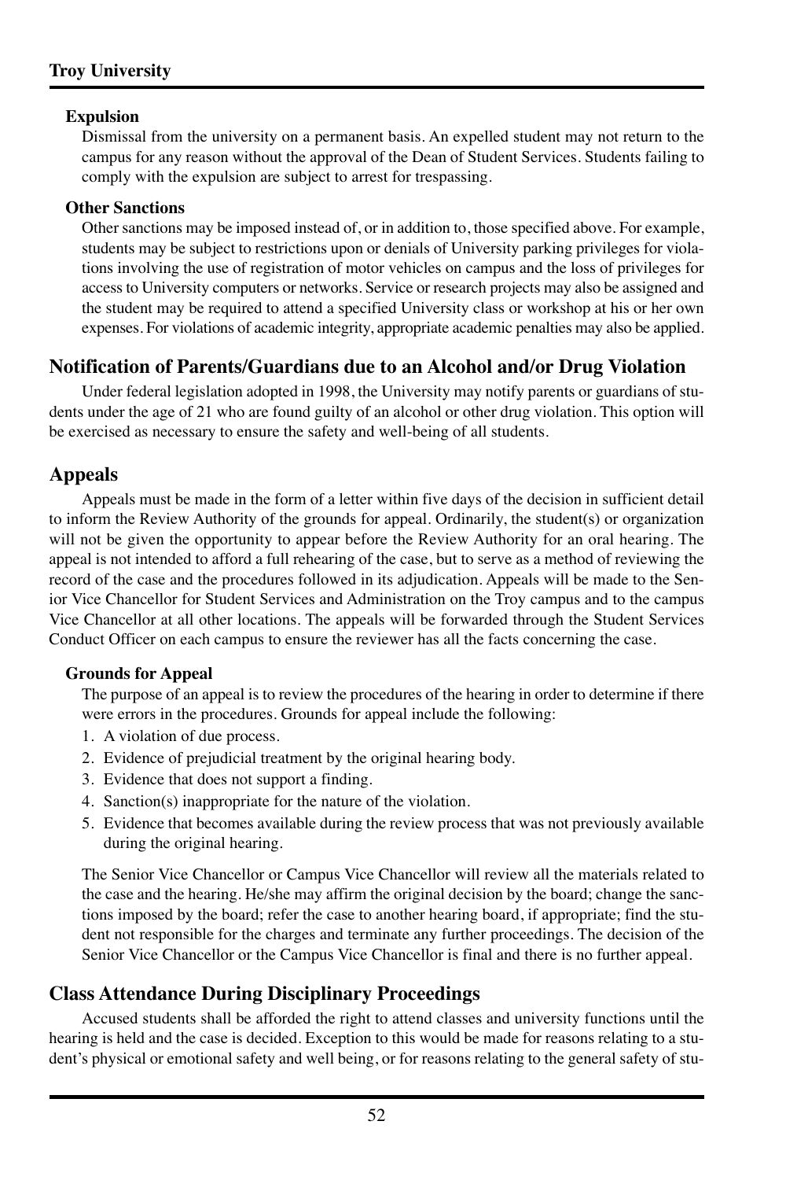### Expulsion

Dismissal from the university on a permanent basis. An expelled student may not return to the campus for any reason without the approval of the Dean of Student Services. Students failing to comply with the expulsion are subject to arrest for trespassing.

### Other Sanctions

Other sanctions may be imposed instead of, or in addition to, those specified above. For example, students may be subject to restrictions upon or denials of University parking privileges for violations involving the use of registration of motor vehicles on campus and the loss of privileges for access to University computers or networks. Service or research projects may also be assigned and the student may be required to attend a specified University class or workshop at his or her own expenses. For violations of academic integrity, appropriate academic penalties may also be applied.

## Notification of Parents/Guardians due to an Alcohol and/or Drug Violation

Under federal legislation adopted in 1998, the University may notify parents or guardians of students under the age of 21 who are found guilty of an alcohol or other drug violation. This option will be exercised as necessary to ensure the safety and well-being of all students.

## Appeals

Appeals must be made in the form of a letter within five days of the decision in sufficient detail to inform the Review Authority of the grounds for appeal. Ordinarily, the student(s) or organization will not be given the opportunity to appear before the Review Authority for an oral hearing. The appeal is not intended to afford a full rehearing of the case, but to serve as a method of reviewing the record of the case and the procedures followed in its adjudication. Appeals will be made to the Senior Vice Chancellor for Student Services and Administration on the Troy campus and to the campus Vice Chancellor at all other locations. The appeals will be forwarded through the Student Services Conduct Officer on each campus to ensure the reviewer has all the facts concerning the case.

### Grounds for Appeal

The purpose of an appeal is to review the procedures of the hearing in order to determine if there were errors in the procedures. Grounds for appeal include the following:

1. A violation of due process.
2. Evidence of prejudicial treatment by the original hearing body.
3. Evidence that does not support a finding.
4. Sanction(s) inappropriate for the nature of the violation.
5. Evidence that becomes available during the review process that was not previously available during the original hearing.

The Senior Vice Chancellor or Campus Vice Chancellor will review all the materials related to the case and the hearing. He/she may affirm the original decision by the board; change the sanctions imposed by the board; refer the case to another hearing board, if appropriate; find the student not responsible for the charges and terminate any further proceedings. The decision of the Senior Vice Chancellor or the Campus Vice Chancellor is final and there is no further appeal.

## Class Attendance During Disciplinary Proceedings

Accused students shall be afforded the right to attend classes and university functions until the hearing is held and the case is decided. Exception to this would be made for reasons relating to a student's physical or emotional safety and well being, or for reasons relating to the general safety of stu-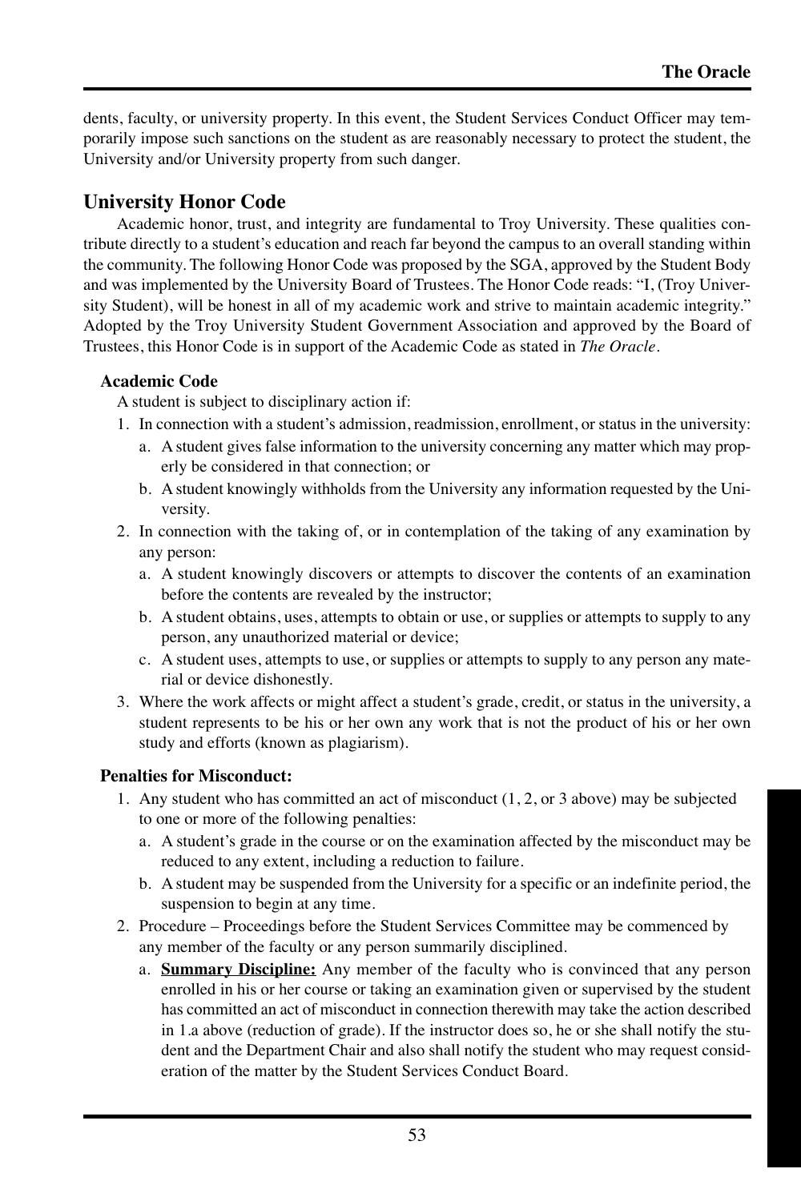dents, faculty, or university property. In this event, the Student Services Conduct Officer may temporarily impose such sanctions on the student as are reasonably necessary to protect the student, the University and/or University property from such danger.

## University Honor Code

Academic honor, trust, and integrity are fundamental to Troy University. These qualities contribute directly to a student's education and reach far beyond the campus to an overall standing within the community. The following Honor Code was proposed by the SGA, approved by the Student Body and was implemented by the University Board of Trustees. The Honor Code reads: "I, (Troy University Student), will be honest in all of my academic work and strive to maintain academic integrity." Adopted by the Troy University Student Government Association and approved by the Board of Trustees, this Honor Code is in support of the Academic Code as stated in *The Oracle*.

### Academic Code

A student is subject to disciplinary action if:

1. In connection with a student's admission, readmission, enrollment, or status in the university:
   a. A student gives false information to the university concerning any matter which may properly be considered in that connection; or
   b. A student knowingly withholds from the University any information requested by the University.
2. In connection with the taking of, or in contemplation of the taking of any examination by any person:
   a. A student knowingly discovers or attempts to discover the contents of an examination before the contents are revealed by the instructor;
   b. A student obtains, uses, attempts to obtain or use, or supplies or attempts to supply to any person, any unauthorized material or device;
   c. A student uses, attempts to use, or supplies or attempts to supply to any person any material or device dishonestly.
3. Where the work affects or might affect a student's grade, credit, or status in the university, a student represents to be his or her own any work that is not the product of his or her own study and efforts (known as plagiarism).

### Penalties for Misconduct:

1. Any student who has committed an act of misconduct (1, 2, or 3 above) may be subjected to one or more of the following penalties:
   a. A student's grade in the course or on the examination affected by the misconduct may be reduced to any extent, including a reduction to failure.
   b. A student may be suspended from the University for a specific or an indefinite period, the suspension to begin at any time.
2. Procedure – Proceedings before the Student Services Committee may be commenced by any member of the faculty or any person summarily disciplined.
   a. **<u>Summary Discipline:</u>** Any member of the faculty who is convinced that any person enrolled in his or her course or taking an examination given or supervised by the student has committed an act of misconduct in connection therewith may take the action described in 1.a above (reduction of grade). If the instructor does so, he or she shall notify the student and the Department Chair and also shall notify the student who may request consideration of the matter by the Student Services Conduct Board.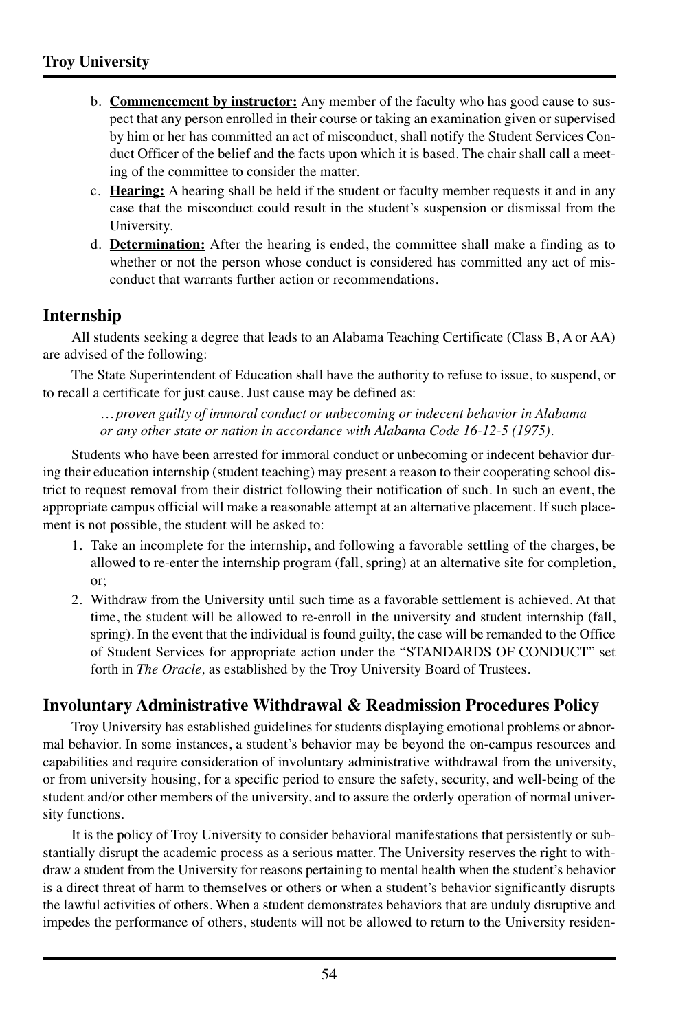b. **Commencement by instructor:** Any member of the faculty who has good cause to suspect that any person enrolled in their course or taking an examination given or supervised by him or her has committed an act of misconduct, shall notify the Student Services Conduct Officer of the belief and the facts upon which it is based. The chair shall call a meeting of the committee to consider the matter.

c. **Hearing:** A hearing shall be held if the student or faculty member requests it and in any case that the misconduct could result in the student's suspension or dismissal from the University.

d. **Determination:** After the hearing is ended, the committee shall make a finding as to whether or not the person whose conduct is considered has committed any act of misconduct that warrants further action or recommendations.

## Internship

All students seeking a degree that leads to an Alabama Teaching Certificate (Class B, A or AA) are advised of the following:

The State Superintendent of Education shall have the authority to refuse to issue, to suspend, or to recall a certificate for just cause. Just cause may be defined as:

> *…proven guilty of immoral conduct or unbecoming or indecent behavior in Alabama or any other state or nation in accordance with Alabama Code 16-12-5 (1975).*

Students who have been arrested for immoral conduct or unbecoming or indecent behavior during their education internship (student teaching) may present a reason to their cooperating school district to request removal from their district following their notification of such. In such an event, the appropriate campus official will make a reasonable attempt at an alternative placement. If such placement is not possible, the student will be asked to:

1. Take an incomplete for the internship, and following a favorable settling of the charges, be allowed to re-enter the internship program (fall, spring) at an alternative site for completion, or;
2. Withdraw from the University until such time as a favorable settlement is achieved. At that time, the student will be allowed to re-enroll in the university and student internship (fall, spring). In the event that the individual is found guilty, the case will be remanded to the Office of Student Services for appropriate action under the "STANDARDS OF CONDUCT" set forth in *The Oracle,* as established by the Troy University Board of Trustees.

## Involuntary Administrative Withdrawal & Readmission Procedures Policy

Troy University has established guidelines for students displaying emotional problems or abnormal behavior. In some instances, a student's behavior may be beyond the on-campus resources and capabilities and require consideration of involuntary administrative withdrawal from the university, or from university housing, for a specific period to ensure the safety, security, and well-being of the student and/or other members of the university, and to assure the orderly operation of normal university functions.

It is the policy of Troy University to consider behavioral manifestations that persistently or substantially disrupt the academic process as a serious matter. The University reserves the right to withdraw a student from the University for reasons pertaining to mental health when the student's behavior is a direct threat of harm to themselves or others or when a student's behavior significantly disrupts the lawful activities of others. When a student demonstrates behaviors that are unduly disruptive and impedes the performance of others, students will not be allowed to return to the University residen-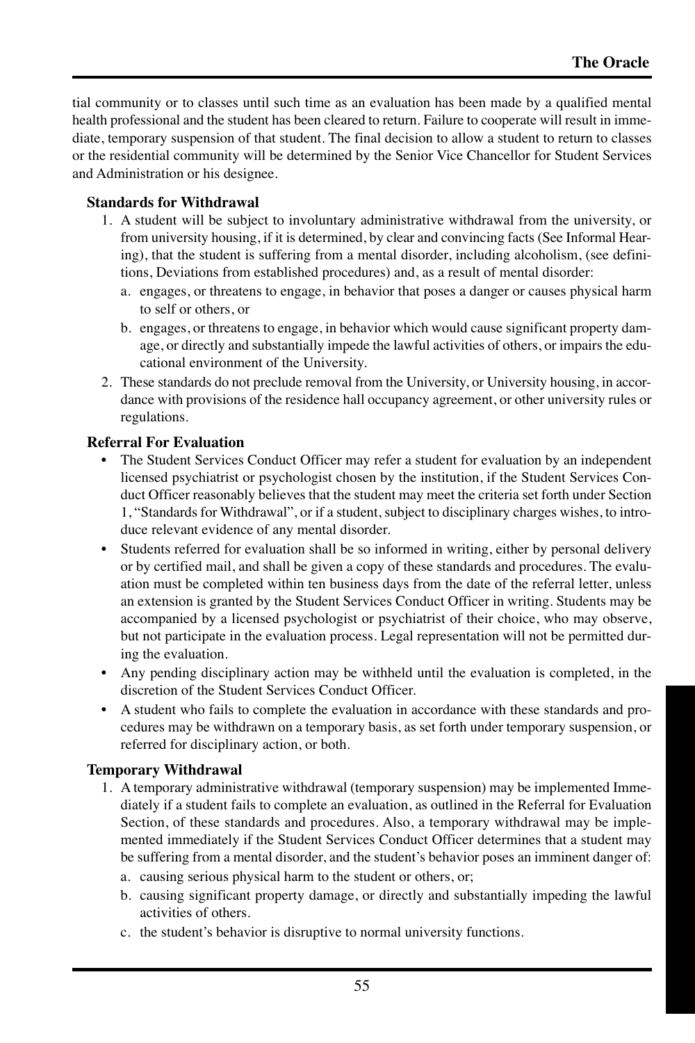tial community or to classes until such time as an evaluation has been made by a qualified mental health professional and the student has been cleared to return. Failure to cooperate will result in immediate, temporary suspension of that student. The final decision to allow a student to return to classes or the residential community will be determined by the Senior Vice Chancellor for Student Services and Administration or his designee.

**Standards for Withdrawal**

1. A student will be subject to involuntary administrative withdrawal from the university, or from university housing, if it is determined, by clear and convincing facts (See Informal Hearing), that the student is suffering from a mental disorder, including alcoholism, (see definitions, Deviations from established procedures) and, as a result of mental disorder:
   a. engages, or threatens to engage, in behavior that poses a danger or causes physical harm to self or others, or
   b. engages, or threatens to engage, in behavior which would cause significant property damage, or directly and substantially impede the lawful activities of others, or impairs the educational environment of the University.
2. These standards do not preclude removal from the University, or University housing, in accordance with provisions of the residence hall occupancy agreement, or other university rules or regulations.

**Referral For Evaluation**

- The Student Services Conduct Officer may refer a student for evaluation by an independent licensed psychiatrist or psychologist chosen by the institution, if the Student Services Conduct Officer reasonably believes that the student may meet the criteria set forth under Section 1, "Standards for Withdrawal", or if a student, subject to disciplinary charges wishes, to introduce relevant evidence of any mental disorder.
- Students referred for evaluation shall be so informed in writing, either by personal delivery or by certified mail, and shall be given a copy of these standards and procedures. The evaluation must be completed within ten business days from the date of the referral letter, unless an extension is granted by the Student Services Conduct Officer in writing. Students may be accompanied by a licensed psychologist or psychiatrist of their choice, who may observe, but not participate in the evaluation process. Legal representation will not be permitted during the evaluation.
- Any pending disciplinary action may be withheld until the evaluation is completed, in the discretion of the Student Services Conduct Officer.
- A student who fails to complete the evaluation in accordance with these standards and procedures may be withdrawn on a temporary basis, as set forth under temporary suspension, or referred for disciplinary action, or both.

**Temporary Withdrawal**

1. A temporary administrative withdrawal (temporary suspension) may be implemented Immediately if a student fails to complete an evaluation, as outlined in the Referral for Evaluation Section, of these standards and procedures. Also, a temporary withdrawal may be implemented immediately if the Student Services Conduct Officer determines that a student may be suffering from a mental disorder, and the student's behavior poses an imminent danger of:
   a. causing serious physical harm to the student or others, or;
   b. causing significant property damage, or directly and substantially impeding the lawful activities of others.
   c. the student's behavior is disruptive to normal university functions.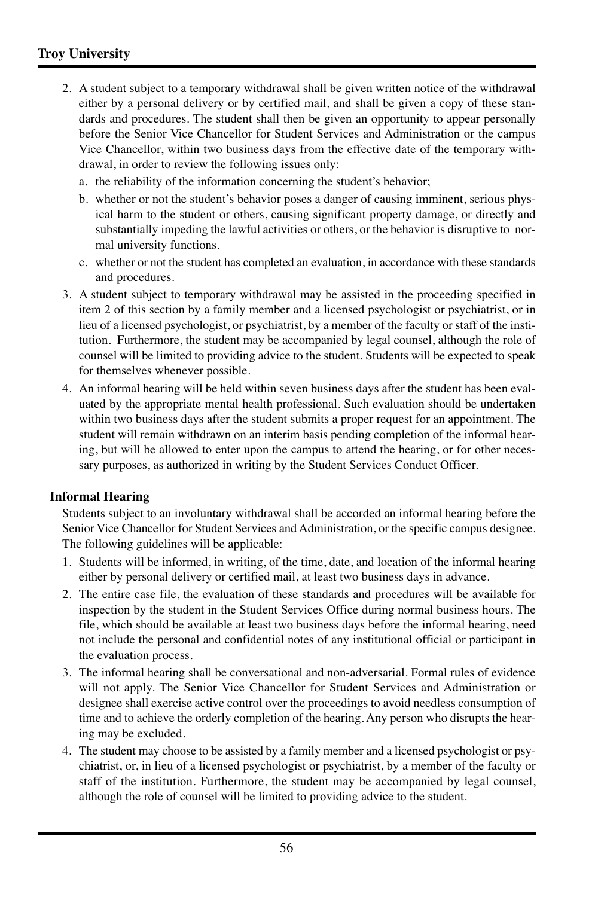2. A student subject to a temporary withdrawal shall be given written notice of the withdrawal either by a personal delivery or by certified mail, and shall be given a copy of these standards and procedures. The student shall then be given an opportunity to appear personally before the Senior Vice Chancellor for Student Services and Administration or the campus Vice Chancellor, within two business days from the effective date of the temporary withdrawal, in order to review the following issues only:
   a. the reliability of the information concerning the student's behavior;
   b. whether or not the student's behavior poses a danger of causing imminent, serious physical harm to the student or others, causing significant property damage, or directly and substantially impeding the lawful activities or others, or the behavior is disruptive to normal university functions.
   c. whether or not the student has completed an evaluation, in accordance with these standards and procedures.
3. A student subject to temporary withdrawal may be assisted in the proceeding specified in item 2 of this section by a family member and a licensed psychologist or psychiatrist, or in lieu of a licensed psychologist, or psychiatrist, by a member of the faculty or staff of the institution. Furthermore, the student may be accompanied by legal counsel, although the role of counsel will be limited to providing advice to the student. Students will be expected to speak for themselves whenever possible.
4. An informal hearing will be held within seven business days after the student has been evaluated by the appropriate mental health professional. Such evaluation should be undertaken within two business days after the student submits a proper request for an appointment. The student will remain withdrawn on an interim basis pending completion of the informal hearing, but will be allowed to enter upon the campus to attend the hearing, or for other necessary purposes, as authorized in writing by the Student Services Conduct Officer.

**Informal Hearing**

Students subject to an involuntary withdrawal shall be accorded an informal hearing before the Senior Vice Chancellor for Student Services and Administration, or the specific campus designee. The following guidelines will be applicable:

1. Students will be informed, in writing, of the time, date, and location of the informal hearing either by personal delivery or certified mail, at least two business days in advance.
2. The entire case file, the evaluation of these standards and procedures will be available for inspection by the student in the Student Services Office during normal business hours. The file, which should be available at least two business days before the informal hearing, need not include the personal and confidential notes of any institutional official or participant in the evaluation process.
3. The informal hearing shall be conversational and non-adversarial. Formal rules of evidence will not apply. The Senior Vice Chancellor for Student Services and Administration or designee shall exercise active control over the proceedings to avoid needless consumption of time and to achieve the orderly completion of the hearing. Any person who disrupts the hearing may be excluded.
4. The student may choose to be assisted by a family member and a licensed psychologist or psychiatrist, or, in lieu of a licensed psychologist or psychiatrist, by a member of the faculty or staff of the institution. Furthermore, the student may be accompanied by legal counsel, although the role of counsel will be limited to providing advice to the student.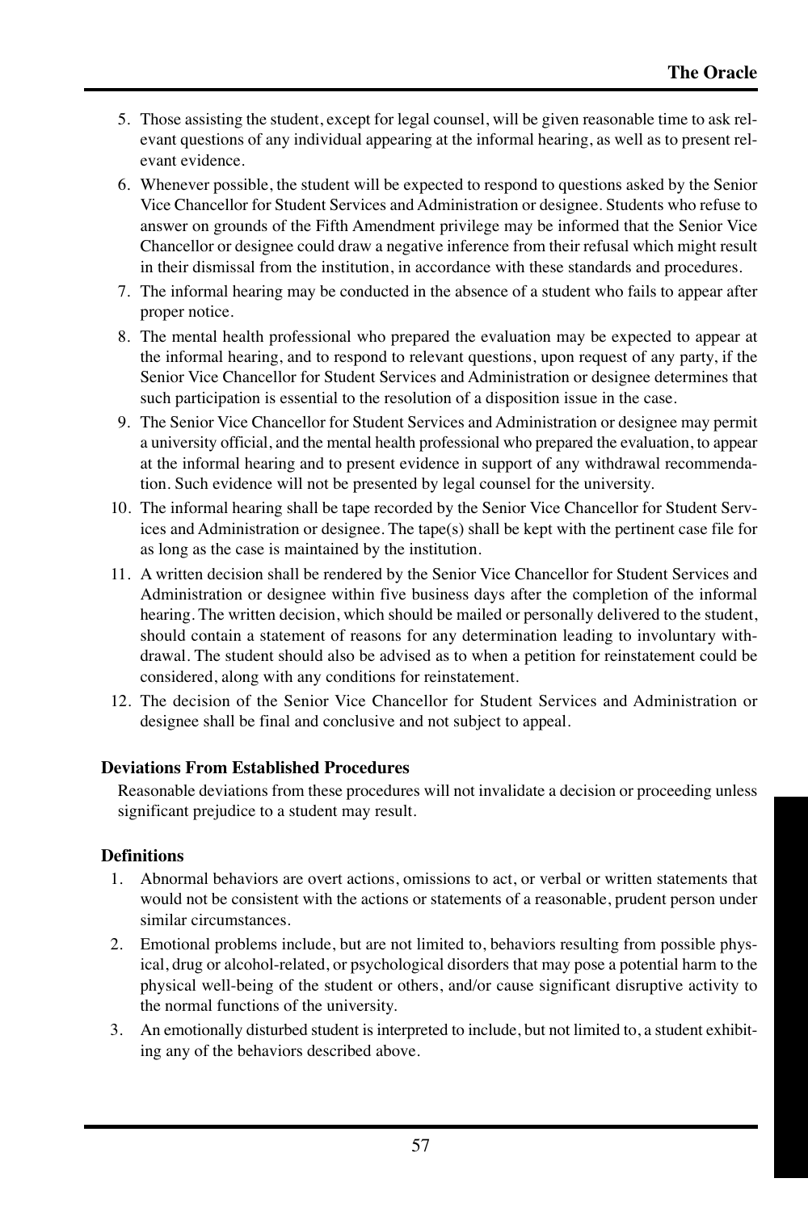5. Those assisting the student, except for legal counsel, will be given reasonable time to ask relevant questions of any individual appearing at the informal hearing, as well as to present relevant evidence.
6. Whenever possible, the student will be expected to respond to questions asked by the Senior Vice Chancellor for Student Services and Administration or designee. Students who refuse to answer on grounds of the Fifth Amendment privilege may be informed that the Senior Vice Chancellor or designee could draw a negative inference from their refusal which might result in their dismissal from the institution, in accordance with these standards and procedures.
7. The informal hearing may be conducted in the absence of a student who fails to appear after proper notice.
8. The mental health professional who prepared the evaluation may be expected to appear at the informal hearing, and to respond to relevant questions, upon request of any party, if the Senior Vice Chancellor for Student Services and Administration or designee determines that such participation is essential to the resolution of a disposition issue in the case.
9. The Senior Vice Chancellor for Student Services and Administration or designee may permit a university official, and the mental health professional who prepared the evaluation, to appear at the informal hearing and to present evidence in support of any withdrawal recommendation. Such evidence will not be presented by legal counsel for the university.
10. The informal hearing shall be tape recorded by the Senior Vice Chancellor for Student Services and Administration or designee. The tape(s) shall be kept with the pertinent case file for as long as the case is maintained by the institution.
11. A written decision shall be rendered by the Senior Vice Chancellor for Student Services and Administration or designee within five business days after the completion of the informal hearing. The written decision, which should be mailed or personally delivered to the student, should contain a statement of reasons for any determination leading to involuntary withdrawal. The student should also be advised as to when a petition for reinstatement could be considered, along with any conditions for reinstatement.
12. The decision of the Senior Vice Chancellor for Student Services and Administration or designee shall be final and conclusive and not subject to appeal.

**Deviations From Established Procedures**

Reasonable deviations from these procedures will not invalidate a decision or proceeding unless significant prejudice to a student may result.

**Definitions**

1. Abnormal behaviors are overt actions, omissions to act, or verbal or written statements that would not be consistent with the actions or statements of a reasonable, prudent person under similar circumstances.
2. Emotional problems include, but are not limited to, behaviors resulting from possible physical, drug or alcohol-related, or psychological disorders that may pose a potential harm to the physical well-being of the student or others, and/or cause significant disruptive activity to the normal functions of the university.
3. An emotionally disturbed student is interpreted to include, but not limited to, a student exhibiting any of the behaviors described above.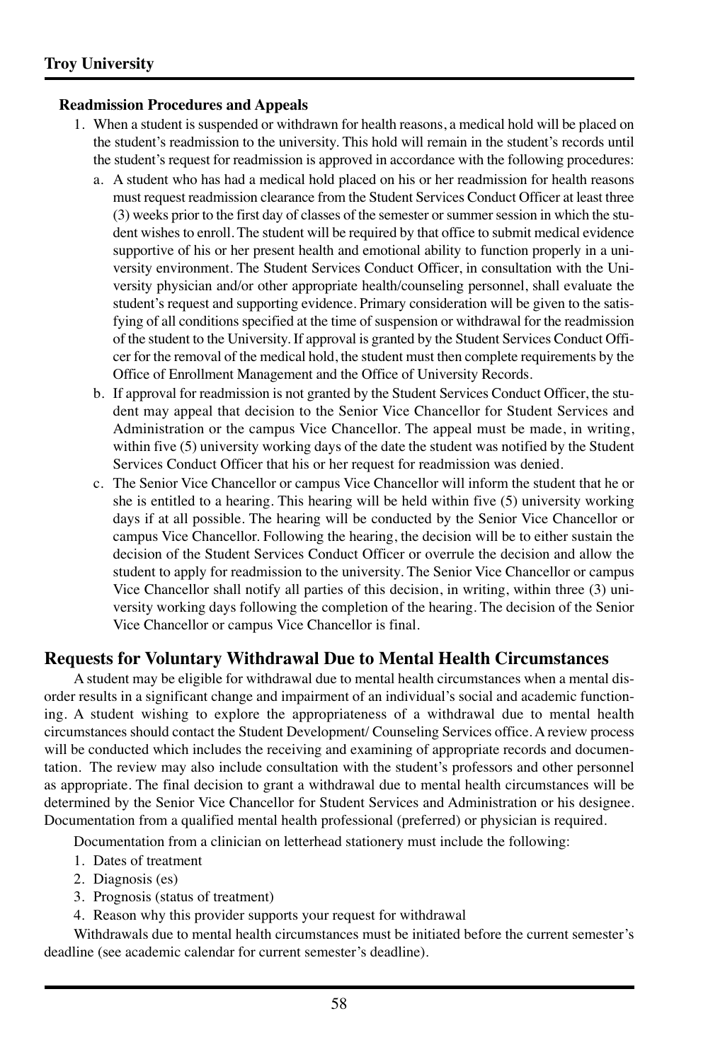### Readmission Procedures and Appeals

1. When a student is suspended or withdrawn for health reasons, a medical hold will be placed on the student's readmission to the university. This hold will remain in the student's records until the student's request for readmission is approved in accordance with the following procedures:
   a. A student who has had a medical hold placed on his or her readmission for health reasons must request readmission clearance from the Student Services Conduct Officer at least three (3) weeks prior to the first day of classes of the semester or summer session in which the student wishes to enroll. The student will be required by that office to submit medical evidence supportive of his or her present health and emotional ability to function properly in a university environment. The Student Services Conduct Officer, in consultation with the University physician and/or other appropriate health/counseling personnel, shall evaluate the student's request and supporting evidence. Primary consideration will be given to the satisfying of all conditions specified at the time of suspension or withdrawal for the readmission of the student to the University. If approval is granted by the Student Services Conduct Officer for the removal of the medical hold, the student must then complete requirements by the Office of Enrollment Management and the Office of University Records.
   b. If approval for readmission is not granted by the Student Services Conduct Officer, the student may appeal that decision to the Senior Vice Chancellor for Student Services and Administration or the campus Vice Chancellor. The appeal must be made, in writing, within five (5) university working days of the date the student was notified by the Student Services Conduct Officer that his or her request for readmission was denied.
   c. The Senior Vice Chancellor or campus Vice Chancellor will inform the student that he or she is entitled to a hearing. This hearing will be held within five (5) university working days if at all possible. The hearing will be conducted by the Senior Vice Chancellor or campus Vice Chancellor. Following the hearing, the decision will be to either sustain the decision of the Student Services Conduct Officer or overrule the decision and allow the student to apply for readmission to the university. The Senior Vice Chancellor or campus Vice Chancellor shall notify all parties of this decision, in writing, within three (3) university working days following the completion of the hearing. The decision of the Senior Vice Chancellor or campus Vice Chancellor is final.

## Requests for Voluntary Withdrawal Due to Mental Health Circumstances

A student may be eligible for withdrawal due to mental health circumstances when a mental disorder results in a significant change and impairment of an individual's social and academic functioning. A student wishing to explore the appropriateness of a withdrawal due to mental health circumstances should contact the Student Development/ Counseling Services office. A review process will be conducted which includes the receiving and examining of appropriate records and documentation. The review may also include consultation with the student's professors and other personnel as appropriate. The final decision to grant a withdrawal due to mental health circumstances will be determined by the Senior Vice Chancellor for Student Services and Administration or his designee. Documentation from a qualified mental health professional (preferred) or physician is required.

Documentation from a clinician on letterhead stationery must include the following:

1. Dates of treatment
2. Diagnosis (es)
3. Prognosis (status of treatment)
4. Reason why this provider supports your request for withdrawal

Withdrawals due to mental health circumstances must be initiated before the current semester's deadline (see academic calendar for current semester's deadline).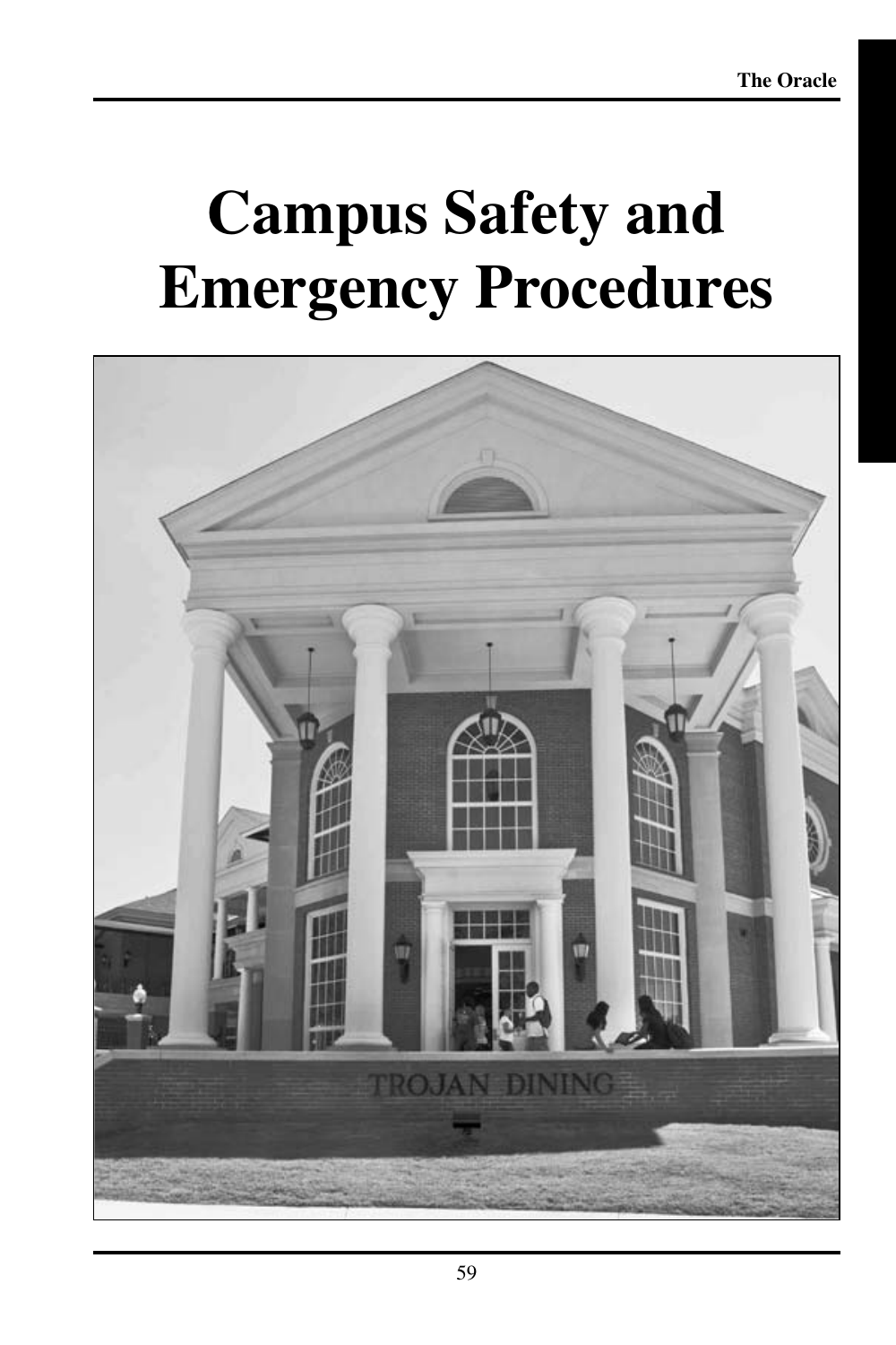# Campus Safety and Emergency Procedures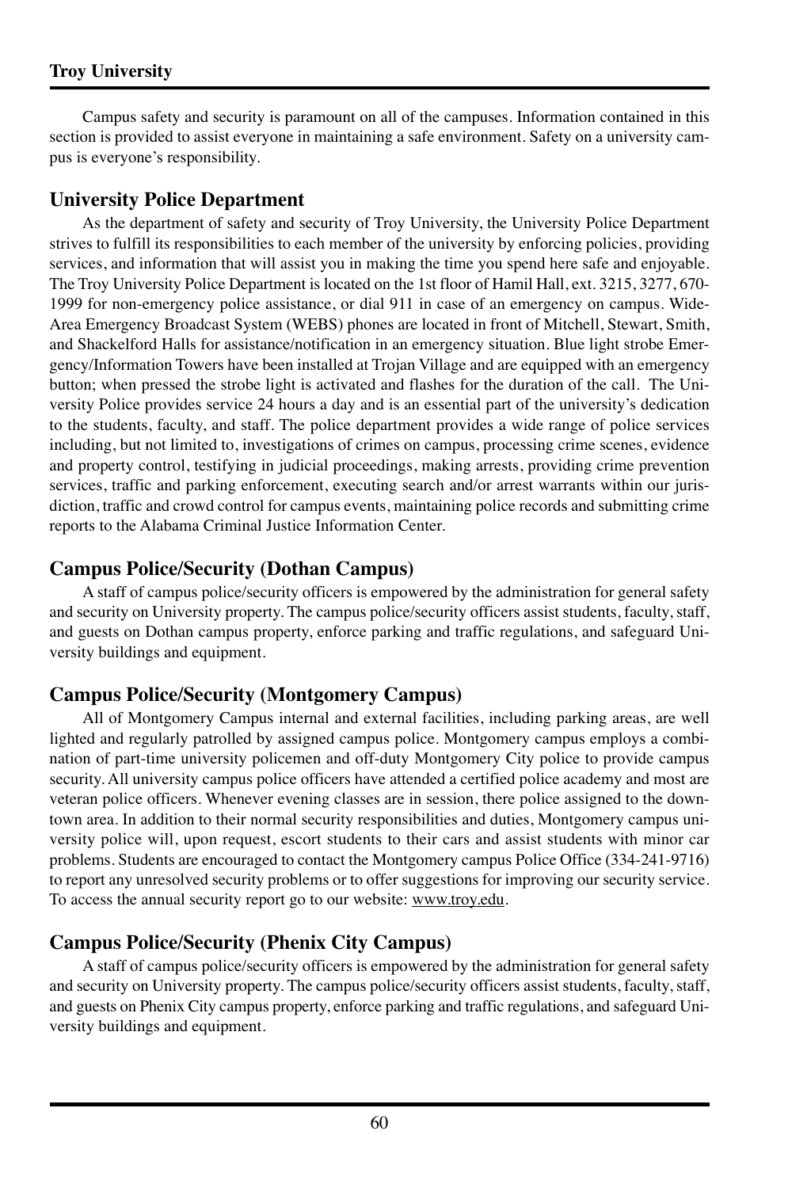Campus safety and security is paramount on all of the campuses. Information contained in this section is provided to assist everyone in maintaining a safe environment. Safety on a university campus is everyone's responsibility.

## University Police Department

As the department of safety and security of Troy University, the University Police Department strives to fulfill its responsibilities to each member of the university by enforcing policies, providing services, and information that will assist you in making the time you spend here safe and enjoyable. The Troy University Police Department is located on the 1st floor of Hamil Hall, ext. 3215, 3277, 670-1999 for non-emergency police assistance, or dial 911 in case of an emergency on campus. Wide-Area Emergency Broadcast System (WEBS) phones are located in front of Mitchell, Stewart, Smith, and Shackelford Halls for assistance/notification in an emergency situation. Blue light strobe Emergency/Information Towers have been installed at Trojan Village and are equipped with an emergency button; when pressed the strobe light is activated and flashes for the duration of the call. The University Police provides service 24 hours a day and is an essential part of the university's dedication to the students, faculty, and staff. The police department provides a wide range of police services including, but not limited to, investigations of crimes on campus, processing crime scenes, evidence and property control, testifying in judicial proceedings, making arrests, providing crime prevention services, traffic and parking enforcement, executing search and/or arrest warrants within our jurisdiction, traffic and crowd control for campus events, maintaining police records and submitting crime reports to the Alabama Criminal Justice Information Center.

## Campus Police/Security (Dothan Campus)

A staff of campus police/security officers is empowered by the administration for general safety and security on University property. The campus police/security officers assist students, faculty, staff, and guests on Dothan campus property, enforce parking and traffic regulations, and safeguard University buildings and equipment.

## Campus Police/Security (Montgomery Campus)

All of Montgomery Campus internal and external facilities, including parking areas, are well lighted and regularly patrolled by assigned campus police. Montgomery campus employs a combination of part-time university policemen and off-duty Montgomery City police to provide campus security. All university campus police officers have attended a certified police academy and most are veteran police officers. Whenever evening classes are in session, there police assigned to the downtown area. In addition to their normal security responsibilities and duties, Montgomery campus university police will, upon request, escort students to their cars and assist students with minor car problems. Students are encouraged to contact the Montgomery campus Police Office (334-241-9716) to report any unresolved security problems or to offer suggestions for improving our security service. To access the annual security report go to our website: www.troy.edu.

## Campus Police/Security (Phenix City Campus)

A staff of campus police/security officers is empowered by the administration for general safety and security on University property. The campus police/security officers assist students, faculty, staff, and guests on Phenix City campus property, enforce parking and traffic regulations, and safeguard University buildings and equipment.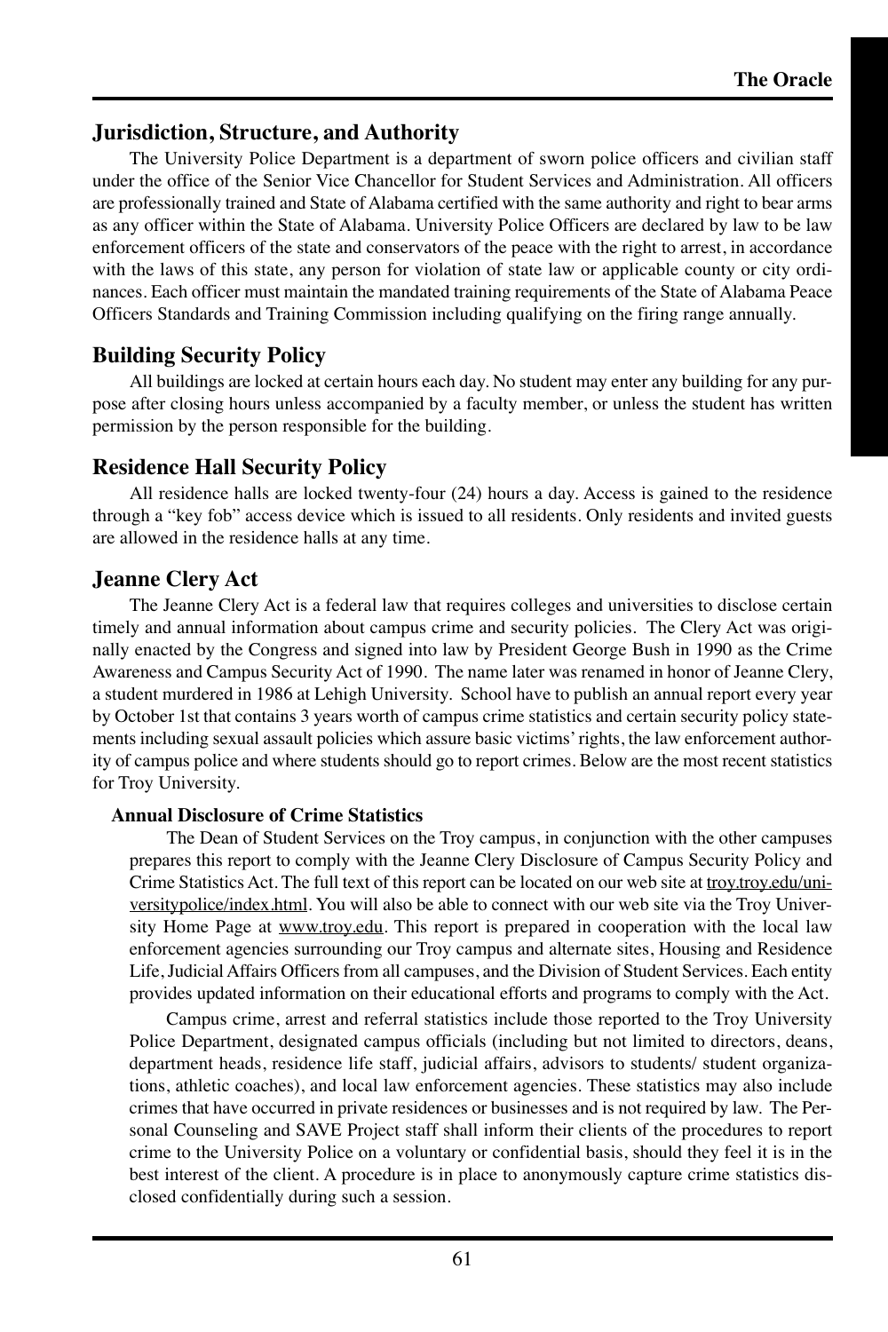## Jurisdiction, Structure, and Authority

The University Police Department is a department of sworn police officers and civilian staff under the office of the Senior Vice Chancellor for Student Services and Administration. All officers are professionally trained and State of Alabama certified with the same authority and right to bear arms as any officer within the State of Alabama. University Police Officers are declared by law to be law enforcement officers of the state and conservators of the peace with the right to arrest, in accordance with the laws of this state, any person for violation of state law or applicable county or city ordinances. Each officer must maintain the mandated training requirements of the State of Alabama Peace Officers Standards and Training Commission including qualifying on the firing range annually.

## Building Security Policy

All buildings are locked at certain hours each day. No student may enter any building for any purpose after closing hours unless accompanied by a faculty member, or unless the student has written permission by the person responsible for the building.

## Residence Hall Security Policy

All residence halls are locked twenty-four (24) hours a day. Access is gained to the residence through a "key fob" access device which is issued to all residents. Only residents and invited guests are allowed in the residence halls at any time.

## Jeanne Clery Act

The Jeanne Clery Act is a federal law that requires colleges and universities to disclose certain timely and annual information about campus crime and security policies. The Clery Act was originally enacted by the Congress and signed into law by President George Bush in 1990 as the Crime Awareness and Campus Security Act of 1990. The name later was renamed in honor of Jeanne Clery, a student murdered in 1986 at Lehigh University. School have to publish an annual report every year by October 1st that contains 3 years worth of campus crime statistics and certain security policy statements including sexual assault policies which assure basic victims' rights, the law enforcement authority of campus police and where students should go to report crimes. Below are the most recent statistics for Troy University.

### Annual Disclosure of Crime Statistics

The Dean of Student Services on the Troy campus, in conjunction with the other campuses prepares this report to comply with the Jeanne Clery Disclosure of Campus Security Policy and Crime Statistics Act. The full text of this report can be located on our web site at troy.troy.edu/universitypolice/index.html. You will also be able to connect with our web site via the Troy University Home Page at www.troy.edu. This report is prepared in cooperation with the local law enforcement agencies surrounding our Troy campus and alternate sites, Housing and Residence Life, Judicial Affairs Officers from all campuses, and the Division of Student Services. Each entity provides updated information on their educational efforts and programs to comply with the Act.

Campus crime, arrest and referral statistics include those reported to the Troy University Police Department, designated campus officials (including but not limited to directors, deans, department heads, residence life staff, judicial affairs, advisors to students/ student organizations, athletic coaches), and local law enforcement agencies. These statistics may also include crimes that have occurred in private residences or businesses and is not required by law. The Personal Counseling and SAVE Project staff shall inform their clients of the procedures to report crime to the University Police on a voluntary or confidential basis, should they feel it is in the best interest of the client. A procedure is in place to anonymously capture crime statistics disclosed confidentially during such a session.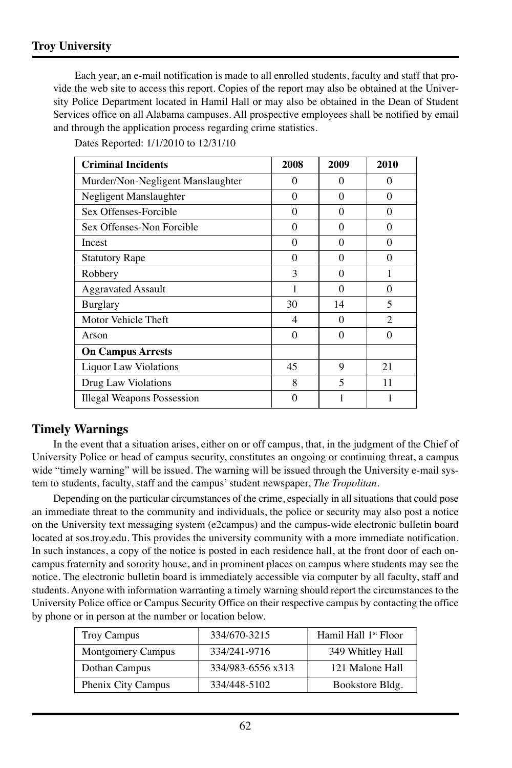Each year, an e-mail notification is made to all enrolled students, faculty and staff that provide the web site to access this report. Copies of the report may also be obtained at the University Police Department located in Hamil Hall or may also be obtained in the Dean of Student Services office on all Alabama campuses. All prospective employees shall be notified by email and through the application process regarding crime statistics.

Dates Reported: 1/1/2010 to 12/31/10

| **Criminal Incidents** | **2008** | **2009** | **2010** |
|---|---|---|---|
| Murder/Non-Negligent Manslaughter | 0 | 0 | 0 |
| Negligent Manslaughter | 0 | 0 | 0 |
| Sex Offenses-Forcible | 0 | 0 | 0 |
| Sex Offenses-Non Forcible | 0 | 0 | 0 |
| Incest | 0 | 0 | 0 |
| Statutory Rape | 0 | 0 | 0 |
| Robbery | 3 | 0 | 1 |
| Aggravated Assault | 1 | 0 | 0 |
| Burglary | 30 | 14 | 5 |
| Motor Vehicle Theft | 4 | 0 | 2 |
| Arson | 0 | 0 | 0 |
| **On Campus Arrests** | | | |
| Liquor Law Violations | 45 | 9 | 21 |
| Drug Law Violations | 8 | 5 | 11 |
| Illegal Weapons Possession | 0 | 1 | 1 |

## Timely Warnings

In the event that a situation arises, either on or off campus, that, in the judgment of the Chief of University Police or head of campus security, constitutes an ongoing or continuing threat, a campus wide "timely warning" will be issued. The warning will be issued through the University e-mail system to students, faculty, staff and the campus' student newspaper, *The Tropolitan*.

Depending on the particular circumstances of the crime, especially in all situations that could pose an immediate threat to the community and individuals, the police or security may also post a notice on the University text messaging system (e2campus) and the campus-wide electronic bulletin board located at sos.troy.edu. This provides the university community with a more immediate notification. In such instances, a copy of the notice is posted in each residence hall, at the front door of each on-campus fraternity and sorority house, and in prominent places on campus where students may see the notice. The electronic bulletin board is immediately accessible via computer by all faculty, staff and students. Anyone with information warranting a timely warning should report the circumstances to the University Police office or Campus Security Office on their respective campus by contacting the office by phone or in person at the number or location below.

| | | |
|---|---|---|
| Troy Campus | 334/670-3215 | Hamil Hall 1st Floor |
| Montgomery Campus | 334/241-9716 | 349 Whitley Hall |
| Dothan Campus | 334/983-6556 x313 | 121 Malone Hall |
| Phenix City Campus | 334/448-5102 | Bookstore Bldg. |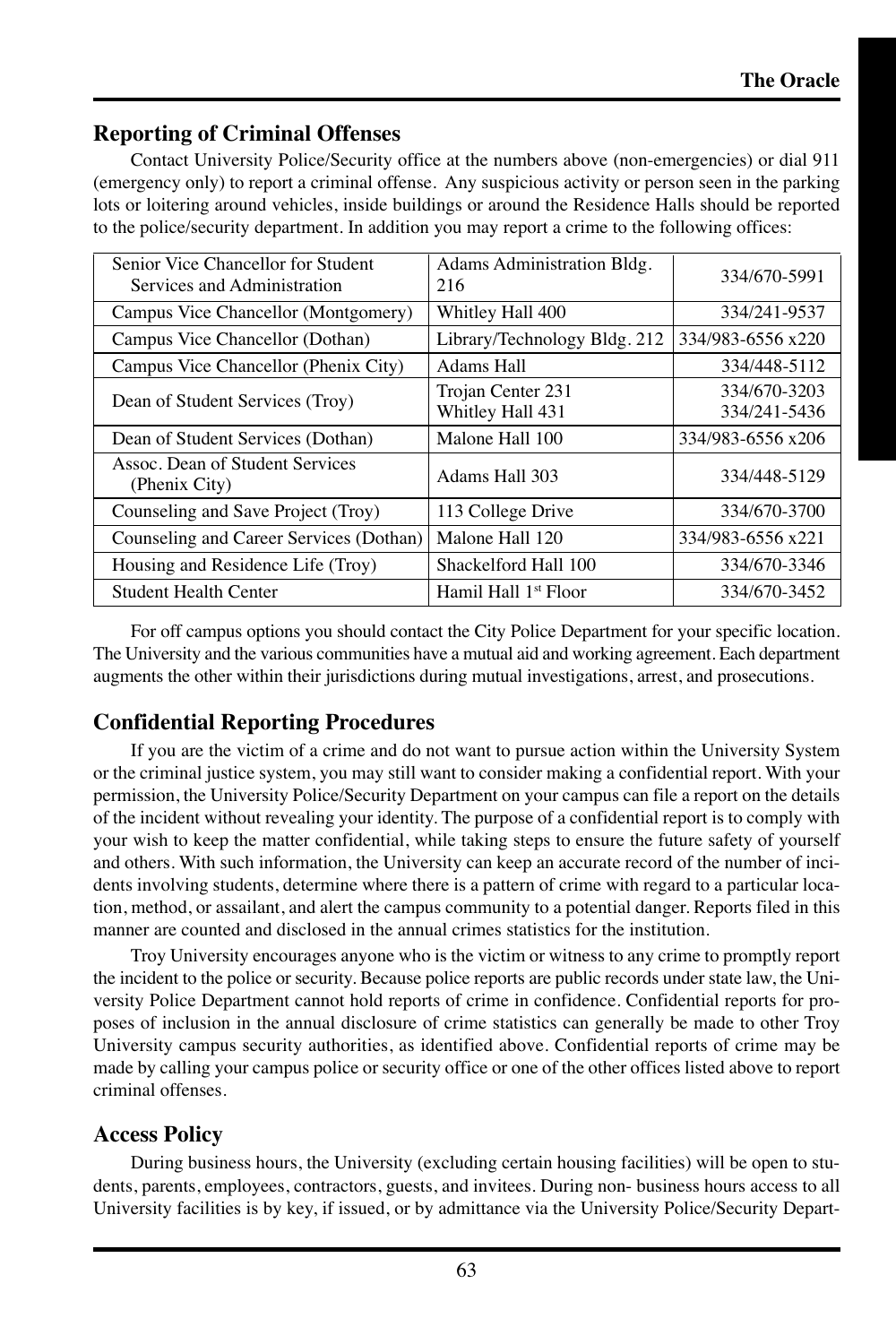## Reporting of Criminal Offenses

Contact University Police/Security office at the numbers above (non-emergencies) or dial 911 (emergency only) to report a criminal offense. Any suspicious activity or person seen in the parking lots or loitering around vehicles, inside buildings or around the Residence Halls should be reported to the police/security department. In addition you may report a crime to the following offices:

| | | |
|---|---|---|
| Senior Vice Chancellor for Student Services and Administration | Adams Administration Bldg. 216 | 334/670-5991 |
| Campus Vice Chancellor (Montgomery) | Whitley Hall 400 | 334/241-9537 |
| Campus Vice Chancellor (Dothan) | Library/Technology Bldg. 212 | 334/983-6556 x220 |
| Campus Vice Chancellor (Phenix City) | Adams Hall | 334/448-5112 |
| Dean of Student Services (Troy) | Trojan Center 231<br>Whitley Hall 431 | 334/670-3203<br>334/241-5436 |
| Dean of Student Services (Dothan) | Malone Hall 100 | 334/983-6556 x206 |
| Assoc. Dean of Student Services (Phenix City) | Adams Hall 303 | 334/448-5129 |
| Counseling and Save Project (Troy) | 113 College Drive | 334/670-3700 |
| Counseling and Career Services (Dothan) | Malone Hall 120 | 334/983-6556 x221 |
| Housing and Residence Life (Troy) | Shackelford Hall 100 | 334/670-3346 |
| Student Health Center | Hamil Hall 1st Floor | 334/670-3452 |

For off campus options you should contact the City Police Department for your specific location. The University and the various communities have a mutual aid and working agreement. Each department augments the other within their jurisdictions during mutual investigations, arrest, and prosecutions.

## Confidential Reporting Procedures

If you are the victim of a crime and do not want to pursue action within the University System or the criminal justice system, you may still want to consider making a confidential report. With your permission, the University Police/Security Department on your campus can file a report on the details of the incident without revealing your identity. The purpose of a confidential report is to comply with your wish to keep the matter confidential, while taking steps to ensure the future safety of yourself and others. With such information, the University can keep an accurate record of the number of incidents involving students, determine where there is a pattern of crime with regard to a particular location, method, or assailant, and alert the campus community to a potential danger. Reports filed in this manner are counted and disclosed in the annual crimes statistics for the institution.

Troy University encourages anyone who is the victim or witness to any crime to promptly report the incident to the police or security. Because police reports are public records under state law, the University Police Department cannot hold reports of crime in confidence. Confidential reports for purposes of inclusion in the annual disclosure of crime statistics can generally be made to other Troy University campus security authorities, as identified above. Confidential reports of crime may be made by calling your campus police or security office or one of the other offices listed above to report criminal offenses.

## Access Policy

During business hours, the University (excluding certain housing facilities) will be open to students, parents, employees, contractors, guests, and invitees. During non- business hours access to all University facilities is by key, if issued, or by admittance via the University Police/Security Depart-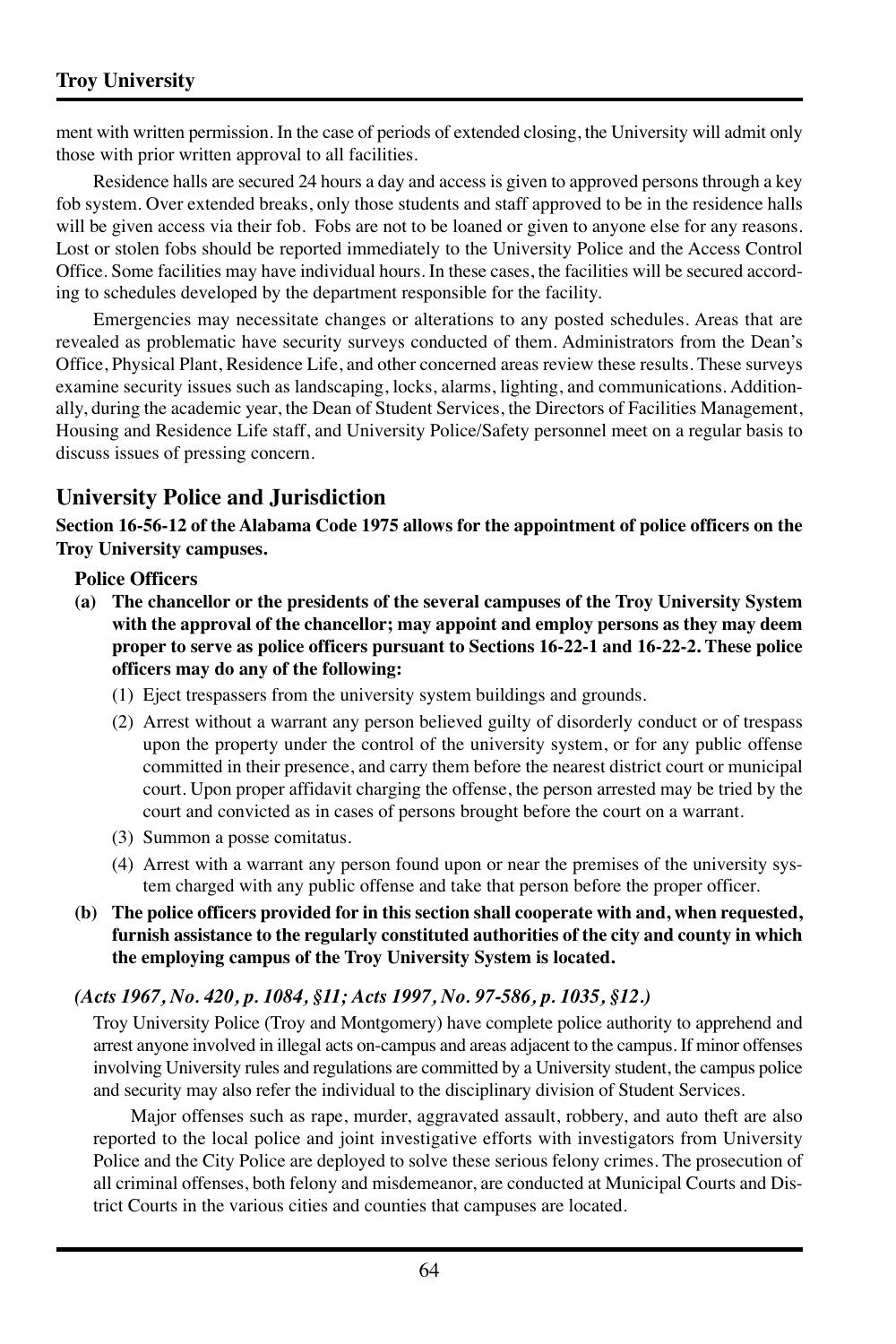ment with written permission. In the case of periods of extended closing, the University will admit only those with prior written approval to all facilities.

Residence halls are secured 24 hours a day and access is given to approved persons through a key fob system. Over extended breaks, only those students and staff approved to be in the residence halls will be given access via their fob. Fobs are not to be loaned or given to anyone else for any reasons. Lost or stolen fobs should be reported immediately to the University Police and the Access Control Office. Some facilities may have individual hours. In these cases, the facilities will be secured according to schedules developed by the department responsible for the facility.

Emergencies may necessitate changes or alterations to any posted schedules. Areas that are revealed as problematic have security surveys conducted of them. Administrators from the Dean's Office, Physical Plant, Residence Life, and other concerned areas review these results. These surveys examine security issues such as landscaping, locks, alarms, lighting, and communications. Additionally, during the academic year, the Dean of Student Services, the Directors of Facilities Management, Housing and Residence Life staff, and University Police/Safety personnel meet on a regular basis to discuss issues of pressing concern.

## University Police and Jurisdiction

**Section 16-56-12 of the Alabama Code 1975 allows for the appointment of police officers on the Troy University campuses.**

**Police Officers**

**(a) The chancellor or the presidents of the several campuses of the Troy University System with the approval of the chancellor; may appoint and employ persons as they may deem proper to serve as police officers pursuant to Sections 16-22-1 and 16-22-2. These police officers may do any of the following:**

(1) Eject trespassers from the university system buildings and grounds.

(2) Arrest without a warrant any person believed guilty of disorderly conduct or of trespass upon the property under the control of the university system, or for any public offense committed in their presence, and carry them before the nearest district court or municipal court. Upon proper affidavit charging the offense, the person arrested may be tried by the court and convicted as in cases of persons brought before the court on a warrant.

(3) Summon a posse comitatus.

(4) Arrest with a warrant any person found upon or near the premises of the university system charged with any public offense and take that person before the proper officer.

**(b) The police officers provided for in this section shall cooperate with and, when requested, furnish assistance to the regularly constituted authorities of the city and county in which the employing campus of the Troy University System is located.**

***(Acts 1967, No. 420, p. 1084, §11; Acts 1997, No. 97-586, p. 1035, §12.)***

Troy University Police (Troy and Montgomery) have complete police authority to apprehend and arrest anyone involved in illegal acts on-campus and areas adjacent to the campus. If minor offenses involving University rules and regulations are committed by a University student, the campus police and security may also refer the individual to the disciplinary division of Student Services.

Major offenses such as rape, murder, aggravated assault, robbery, and auto theft are also reported to the local police and joint investigative efforts with investigators from University Police and the City Police are deployed to solve these serious felony crimes. The prosecution of all criminal offenses, both felony and misdemeanor, are conducted at Municipal Courts and District Courts in the various cities and counties that campuses are located.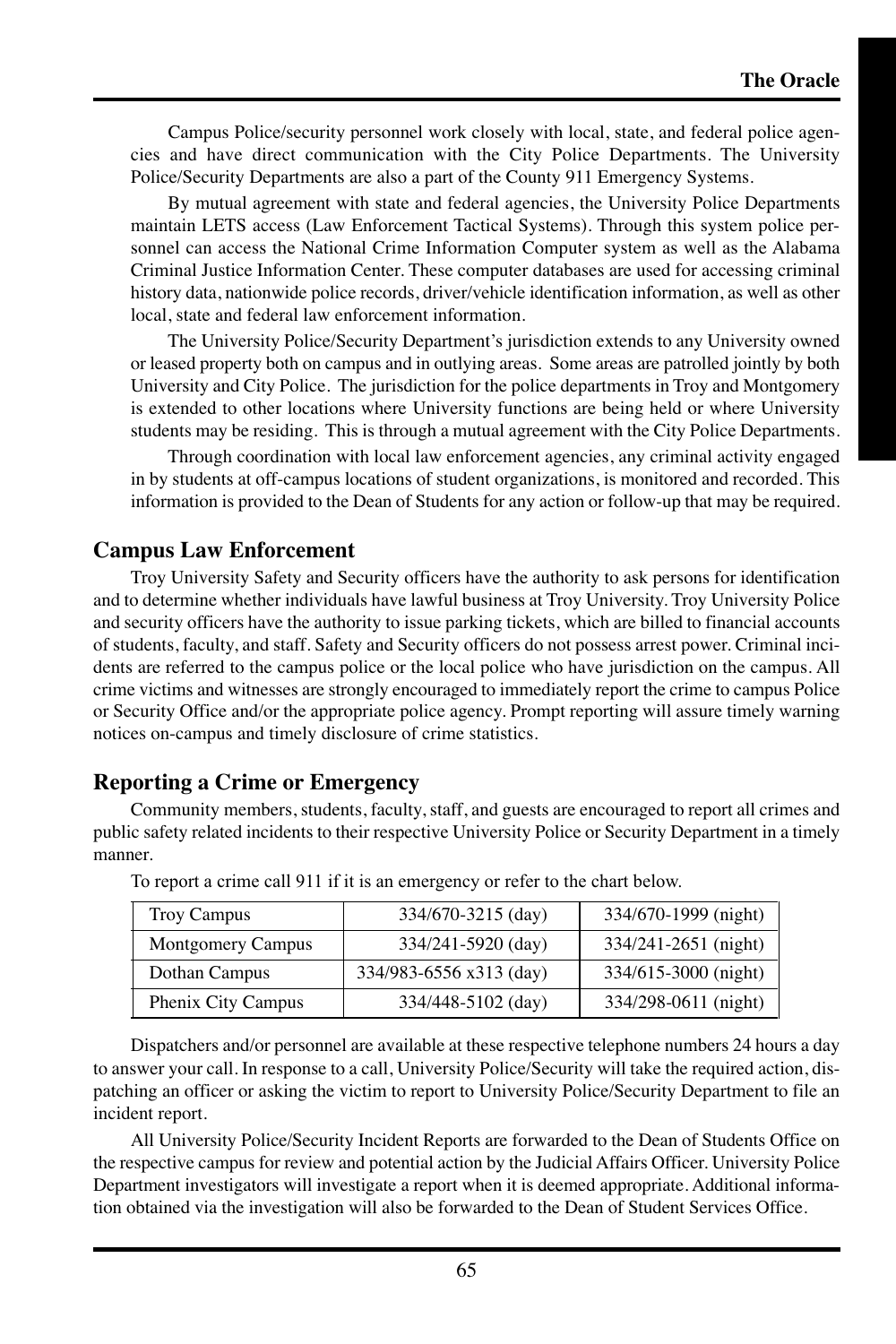Campus Police/security personnel work closely with local, state, and federal police agencies and have direct communication with the City Police Departments. The University Police/Security Departments are also a part of the County 911 Emergency Systems.

By mutual agreement with state and federal agencies, the University Police Departments maintain LETS access (Law Enforcement Tactical Systems). Through this system police personnel can access the National Crime Information Computer system as well as the Alabama Criminal Justice Information Center. These computer databases are used for accessing criminal history data, nationwide police records, driver/vehicle identification information, as well as other local, state and federal law enforcement information.

The University Police/Security Department's jurisdiction extends to any University owned or leased property both on campus and in outlying areas. Some areas are patrolled jointly by both University and City Police. The jurisdiction for the police departments in Troy and Montgomery is extended to other locations where University functions are being held or where University students may be residing. This is through a mutual agreement with the City Police Departments.

Through coordination with local law enforcement agencies, any criminal activity engaged in by students at off-campus locations of student organizations, is monitored and recorded. This information is provided to the Dean of Students for any action or follow-up that may be required.

## Campus Law Enforcement

Troy University Safety and Security officers have the authority to ask persons for identification and to determine whether individuals have lawful business at Troy University. Troy University Police and security officers have the authority to issue parking tickets, which are billed to financial accounts of students, faculty, and staff. Safety and Security officers do not possess arrest power. Criminal incidents are referred to the campus police or the local police who have jurisdiction on the campus. All crime victims and witnesses are strongly encouraged to immediately report the crime to campus Police or Security Office and/or the appropriate police agency. Prompt reporting will assure timely warning notices on-campus and timely disclosure of crime statistics.

## Reporting a Crime or Emergency

Community members, students, faculty, staff, and guests are encouraged to report all crimes and public safety related incidents to their respective University Police or Security Department in a timely manner.

To report a crime call 911 if it is an emergency or refer to the chart below.

| | | |
|---|---|---|
| Troy Campus | 334/670-3215 (day) | 334/670-1999 (night) |
| Montgomery Campus | 334/241-5920 (day) | 334/241-2651 (night) |
| Dothan Campus | 334/983-6556 x313 (day) | 334/615-3000 (night) |
| Phenix City Campus | 334/448-5102 (day) | 334/298-0611 (night) |

Dispatchers and/or personnel are available at these respective telephone numbers 24 hours a day to answer your call. In response to a call, University Police/Security will take the required action, dispatching an officer or asking the victim to report to University Police/Security Department to file an incident report.

All University Police/Security Incident Reports are forwarded to the Dean of Students Office on the respective campus for review and potential action by the Judicial Affairs Officer. University Police Department investigators will investigate a report when it is deemed appropriate. Additional information obtained via the investigation will also be forwarded to the Dean of Student Services Office.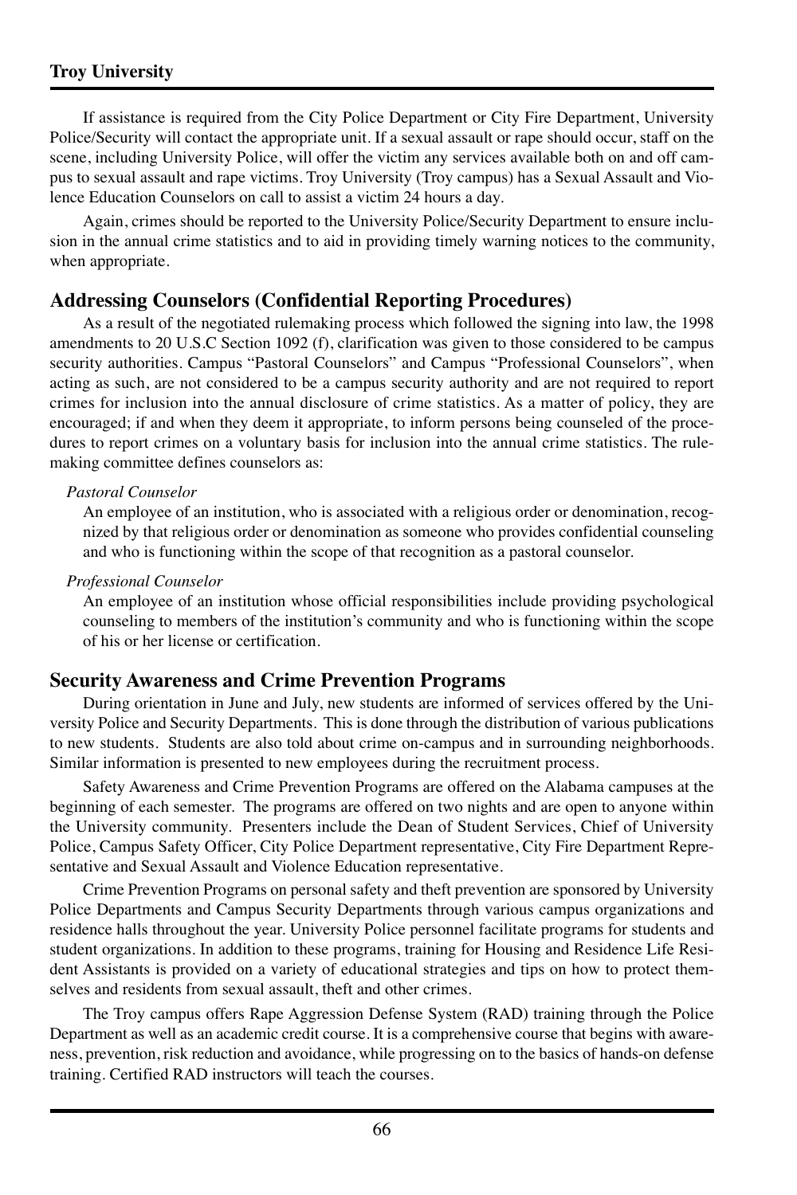If assistance is required from the City Police Department or City Fire Department, University Police/Security will contact the appropriate unit. If a sexual assault or rape should occur, staff on the scene, including University Police, will offer the victim any services available both on and off campus to sexual assault and rape victims. Troy University (Troy campus) has a Sexual Assault and Violence Education Counselors on call to assist a victim 24 hours a day.

Again, crimes should be reported to the University Police/Security Department to ensure inclusion in the annual crime statistics and to aid in providing timely warning notices to the community, when appropriate.

## Addressing Counselors (Confidential Reporting Procedures)

As a result of the negotiated rulemaking process which followed the signing into law, the 1998 amendments to 20 U.S.C Section 1092 (f), clarification was given to those considered to be campus security authorities. Campus "Pastoral Counselors" and Campus "Professional Counselors", when acting as such, are not considered to be a campus security authority and are not required to report crimes for inclusion into the annual disclosure of crime statistics. As a matter of policy, they are encouraged; if and when they deem it appropriate, to inform persons being counseled of the procedures to report crimes on a voluntary basis for inclusion into the annual crime statistics. The rulemaking committee defines counselors as:

*Pastoral Counselor*

An employee of an institution, who is associated with a religious order or denomination, recognized by that religious order or denomination as someone who provides confidential counseling and who is functioning within the scope of that recognition as a pastoral counselor.

*Professional Counselor*

An employee of an institution whose official responsibilities include providing psychological counseling to members of the institution's community and who is functioning within the scope of his or her license or certification.

## Security Awareness and Crime Prevention Programs

During orientation in June and July, new students are informed of services offered by the University Police and Security Departments. This is done through the distribution of various publications to new students. Students are also told about crime on-campus and in surrounding neighborhoods. Similar information is presented to new employees during the recruitment process.

Safety Awareness and Crime Prevention Programs are offered on the Alabama campuses at the beginning of each semester. The programs are offered on two nights and are open to anyone within the University community. Presenters include the Dean of Student Services, Chief of University Police, Campus Safety Officer, City Police Department representative, City Fire Department Representative and Sexual Assault and Violence Education representative.

Crime Prevention Programs on personal safety and theft prevention are sponsored by University Police Departments and Campus Security Departments through various campus organizations and residence halls throughout the year. University Police personnel facilitate programs for students and student organizations. In addition to these programs, training for Housing and Residence Life Resident Assistants is provided on a variety of educational strategies and tips on how to protect themselves and residents from sexual assault, theft and other crimes.

The Troy campus offers Rape Aggression Defense System (RAD) training through the Police Department as well as an academic credit course. It is a comprehensive course that begins with awareness, prevention, risk reduction and avoidance, while progressing on to the basics of hands-on defense training. Certified RAD instructors will teach the courses.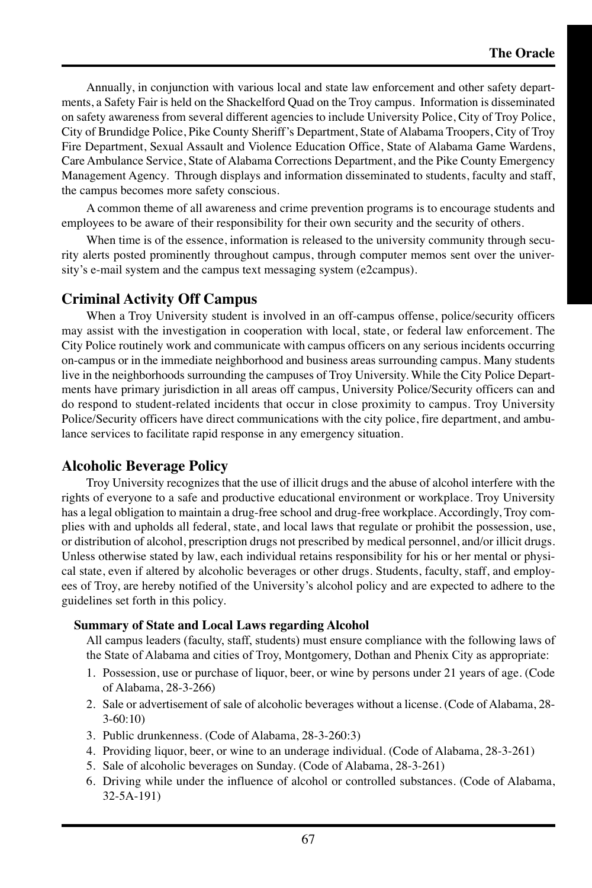Annually, in conjunction with various local and state law enforcement and other safety departments, a Safety Fair is held on the Shackelford Quad on the Troy campus. Information is disseminated on safety awareness from several different agencies to include University Police, City of Troy Police, City of Brundidge Police, Pike County Sheriff's Department, State of Alabama Troopers, City of Troy Fire Department, Sexual Assault and Violence Education Office, State of Alabama Game Wardens, Care Ambulance Service, State of Alabama Corrections Department, and the Pike County Emergency Management Agency. Through displays and information disseminated to students, faculty and staff, the campus becomes more safety conscious.

A common theme of all awareness and crime prevention programs is to encourage students and employees to be aware of their responsibility for their own security and the security of others.

When time is of the essence, information is released to the university community through security alerts posted prominently throughout campus, through computer memos sent over the university's e-mail system and the campus text messaging system (e2campus).

## Criminal Activity Off Campus

When a Troy University student is involved in an off-campus offense, police/security officers may assist with the investigation in cooperation with local, state, or federal law enforcement. The City Police routinely work and communicate with campus officers on any serious incidents occurring on-campus or in the immediate neighborhood and business areas surrounding campus. Many students live in the neighborhoods surrounding the campuses of Troy University. While the City Police Departments have primary jurisdiction in all areas off campus, University Police/Security officers can and do respond to student-related incidents that occur in close proximity to campus. Troy University Police/Security officers have direct communications with the city police, fire department, and ambulance services to facilitate rapid response in any emergency situation.

## Alcoholic Beverage Policy

Troy University recognizes that the use of illicit drugs and the abuse of alcohol interfere with the rights of everyone to a safe and productive educational environment or workplace. Troy University has a legal obligation to maintain a drug-free school and drug-free workplace. Accordingly, Troy complies with and upholds all federal, state, and local laws that regulate or prohibit the possession, use, or distribution of alcohol, prescription drugs not prescribed by medical personnel, and/or illicit drugs. Unless otherwise stated by law, each individual retains responsibility for his or her mental or physical state, even if altered by alcoholic beverages or other drugs. Students, faculty, staff, and employees of Troy, are hereby notified of the University's alcohol policy and are expected to adhere to the guidelines set forth in this policy.

### Summary of State and Local Laws regarding Alcohol

All campus leaders (faculty, staff, students) must ensure compliance with the following laws of the State of Alabama and cities of Troy, Montgomery, Dothan and Phenix City as appropriate:

1. Possession, use or purchase of liquor, beer, or wine by persons under 21 years of age. (Code of Alabama, 28-3-266)
2. Sale or advertisement of sale of alcoholic beverages without a license. (Code of Alabama, 28-3-60:10)
3. Public drunkenness. (Code of Alabama, 28-3-260:3)
4. Providing liquor, beer, or wine to an underage individual. (Code of Alabama, 28-3-261)
5. Sale of alcoholic beverages on Sunday. (Code of Alabama, 28-3-261)
6. Driving while under the influence of alcohol or controlled substances. (Code of Alabama, 32-5A-191)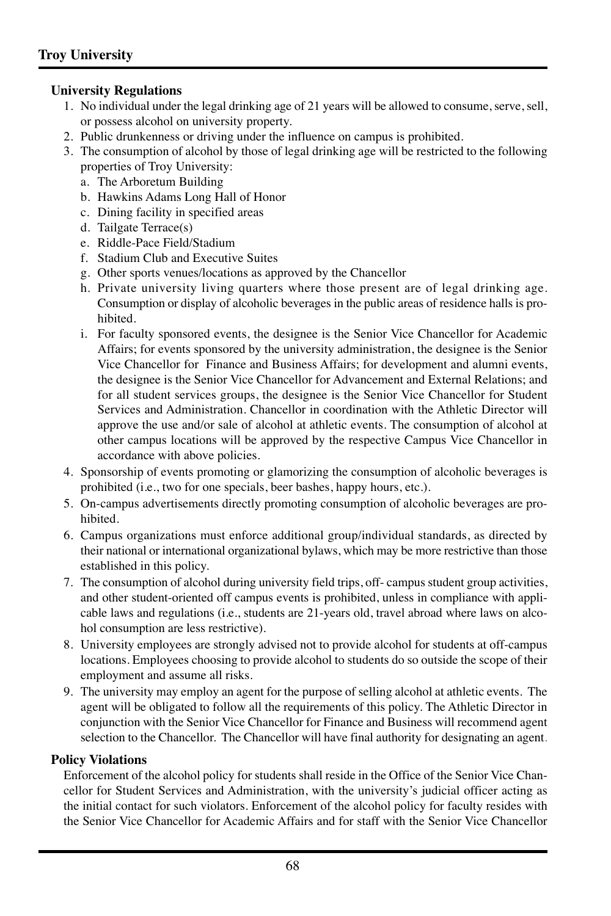### University Regulations

1. No individual under the legal drinking age of 21 years will be allowed to consume, serve, sell, or possess alcohol on university property.
2. Public drunkenness or driving under the influence on campus is prohibited.
3. The consumption of alcohol by those of legal drinking age will be restricted to the following properties of Troy University:
   a. The Arboretum Building
   b. Hawkins Adams Long Hall of Honor
   c. Dining facility in specified areas
   d. Tailgate Terrace(s)
   e. Riddle-Pace Field/Stadium
   f. Stadium Club and Executive Suites
   g. Other sports venues/locations as approved by the Chancellor
   h. Private university living quarters where those present are of legal drinking age. Consumption or display of alcoholic beverages in the public areas of residence halls is prohibited.
   i. For faculty sponsored events, the designee is the Senior Vice Chancellor for Academic Affairs; for events sponsored by the university administration, the designee is the Senior Vice Chancellor for Finance and Business Affairs; for development and alumni events, the designee is the Senior Vice Chancellor for Advancement and External Relations; and for all student services groups, the designee is the Senior Vice Chancellor for Student Services and Administration. Chancellor in coordination with the Athletic Director will approve the use and/or sale of alcohol at athletic events. The consumption of alcohol at other campus locations will be approved by the respective Campus Vice Chancellor in accordance with above policies.
4. Sponsorship of events promoting or glamorizing the consumption of alcoholic beverages is prohibited (i.e., two for one specials, beer bashes, happy hours, etc.).
5. On-campus advertisements directly promoting consumption of alcoholic beverages are prohibited.
6. Campus organizations must enforce additional group/individual standards, as directed by their national or international organizational bylaws, which may be more restrictive than those established in this policy.
7. The consumption of alcohol during university field trips, off- campus student group activities, and other student-oriented off campus events is prohibited, unless in compliance with applicable laws and regulations (i.e., students are 21-years old, travel abroad where laws on alcohol consumption are less restrictive).
8. University employees are strongly advised not to provide alcohol for students at off-campus locations. Employees choosing to provide alcohol to students do so outside the scope of their employment and assume all risks.
9. The university may employ an agent for the purpose of selling alcohol at athletic events. The agent will be obligated to follow all the requirements of this policy. The Athletic Director in conjunction with the Senior Vice Chancellor for Finance and Business will recommend agent selection to the Chancellor. The Chancellor will have final authority for designating an agent.

### Policy Violations

Enforcement of the alcohol policy for students shall reside in the Office of the Senior Vice Chancellor for Student Services and Administration, with the university's judicial officer acting as the initial contact for such violators. Enforcement of the alcohol policy for faculty resides with the Senior Vice Chancellor for Academic Affairs and for staff with the Senior Vice Chancellor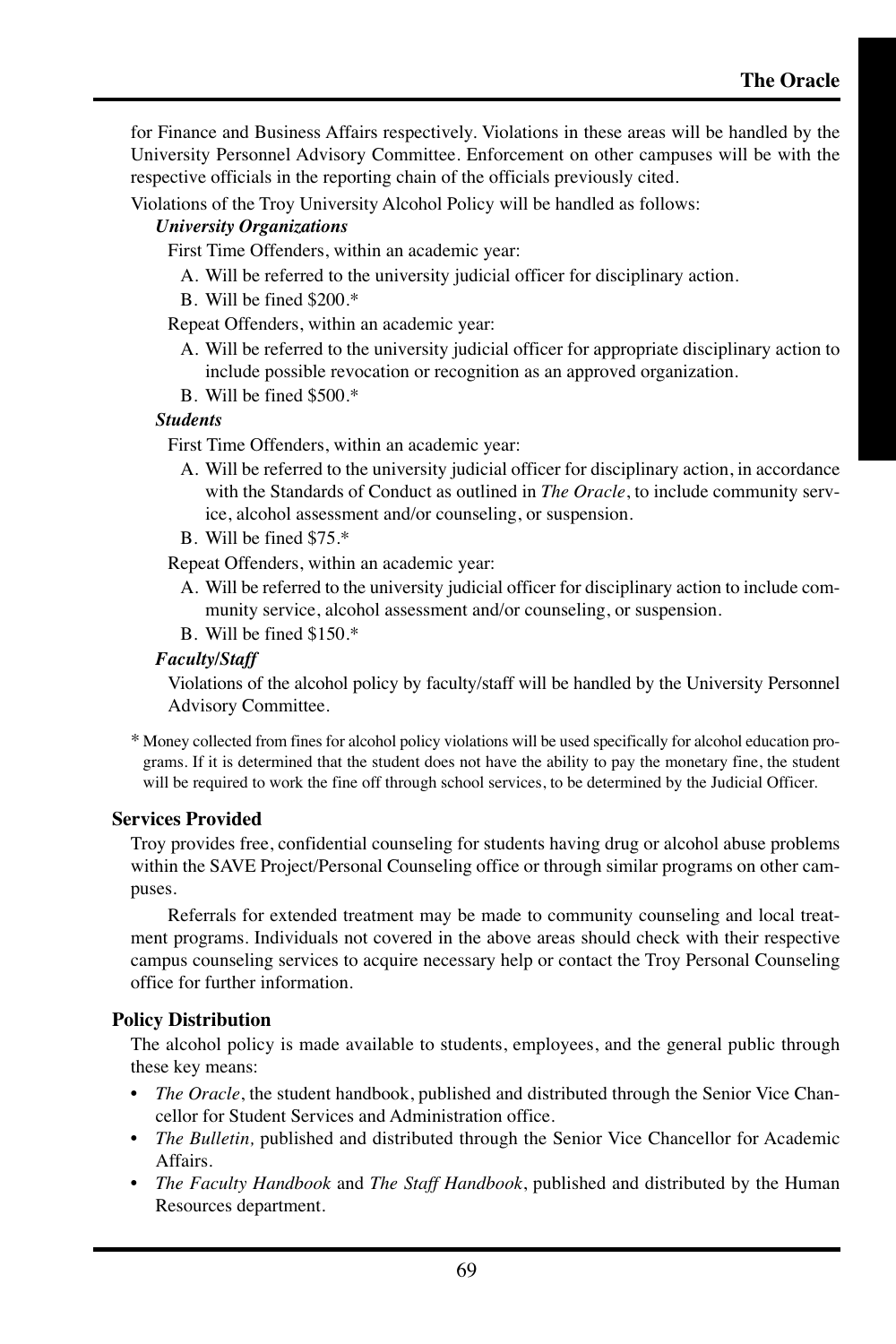for Finance and Business Affairs respectively. Violations in these areas will be handled by the University Personnel Advisory Committee. Enforcement on other campuses will be with the respective officials in the reporting chain of the officials previously cited.

Violations of the Troy University Alcohol Policy will be handled as follows:

***University Organizations***

First Time Offenders, within an academic year:

A. Will be referred to the university judicial officer for disciplinary action.

B. Will be fined $200.*

Repeat Offenders, within an academic year:

A. Will be referred to the university judicial officer for appropriate disciplinary action to include possible revocation or recognition as an approved organization.

B. Will be fined $500.*

***Students***

First Time Offenders, within an academic year:

A. Will be referred to the university judicial officer for disciplinary action, in accordance with the Standards of Conduct as outlined in *The Oracle*, to include community service, alcohol assessment and/or counseling, or suspension.

B. Will be fined $75.*

Repeat Offenders, within an academic year:

A. Will be referred to the university judicial officer for disciplinary action to include community service, alcohol assessment and/or counseling, or suspension.

B. Will be fined $150.*

***Faculty/Staff***

Violations of the alcohol policy by faculty/staff will be handled by the University Personnel Advisory Committee.

\* Money collected from fines for alcohol policy violations will be used specifically for alcohol education programs. If it is determined that the student does not have the ability to pay the monetary fine, the student will be required to work the fine off through school services, to be determined by the Judicial Officer.

### Services Provided

Troy provides free, confidential counseling for students having drug or alcohol abuse problems within the SAVE Project/Personal Counseling office or through similar programs on other campuses.

Referrals for extended treatment may be made to community counseling and local treatment programs. Individuals not covered in the above areas should check with their respective campus counseling services to acquire necessary help or contact the Troy Personal Counseling office for further information.

### Policy Distribution

The alcohol policy is made available to students, employees, and the general public through these key means:

- *The Oracle*, the student handbook, published and distributed through the Senior Vice Chancellor for Student Services and Administration office.
- *The Bulletin,* published and distributed through the Senior Vice Chancellor for Academic Affairs.
- *The Faculty Handbook* and *The Staff Handbook*, published and distributed by the Human Resources department.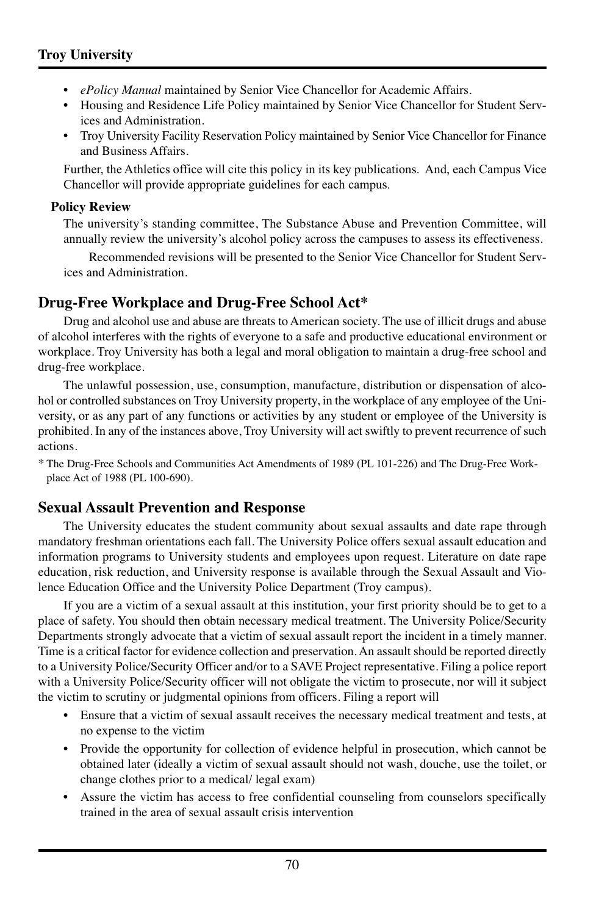- *ePolicy Manual* maintained by Senior Vice Chancellor for Academic Affairs.
- Housing and Residence Life Policy maintained by Senior Vice Chancellor for Student Services and Administration.
- Troy University Facility Reservation Policy maintained by Senior Vice Chancellor for Finance and Business Affairs.

Further, the Athletics office will cite this policy in its key publications. And, each Campus Vice Chancellor will provide appropriate guidelines for each campus.

### Policy Review

The university's standing committee, The Substance Abuse and Prevention Committee, will annually review the university's alcohol policy across the campuses to assess its effectiveness.

Recommended revisions will be presented to the Senior Vice Chancellor for Student Services and Administration.

## Drug-Free Workplace and Drug-Free School Act*

Drug and alcohol use and abuse are threats to American society. The use of illicit drugs and abuse of alcohol interferes with the rights of everyone to a safe and productive educational environment or workplace. Troy University has both a legal and moral obligation to maintain a drug-free school and drug-free workplace.

The unlawful possession, use, consumption, manufacture, distribution or dispensation of alcohol or controlled substances on Troy University property, in the workplace of any employee of the University, or as any part of any functions or activities by any student or employee of the University is prohibited. In any of the instances above, Troy University will act swiftly to prevent recurrence of such actions.

\* The Drug-Free Schools and Communities Act Amendments of 1989 (PL 101-226) and The Drug-Free Workplace Act of 1988 (PL 100-690).

## Sexual Assault Prevention and Response

The University educates the student community about sexual assaults and date rape through mandatory freshman orientations each fall. The University Police offers sexual assault education and information programs to University students and employees upon request. Literature on date rape education, risk reduction, and University response is available through the Sexual Assault and Violence Education Office and the University Police Department (Troy campus).

If you are a victim of a sexual assault at this institution, your first priority should be to get to a place of safety. You should then obtain necessary medical treatment. The University Police/Security Departments strongly advocate that a victim of sexual assault report the incident in a timely manner. Time is a critical factor for evidence collection and preservation. An assault should be reported directly to a University Police/Security Officer and/or to a SAVE Project representative. Filing a police report with a University Police/Security officer will not obligate the victim to prosecute, nor will it subject the victim to scrutiny or judgmental opinions from officers. Filing a report will

- Ensure that a victim of sexual assault receives the necessary medical treatment and tests, at no expense to the victim
- Provide the opportunity for collection of evidence helpful in prosecution, which cannot be obtained later (ideally a victim of sexual assault should not wash, douche, use the toilet, or change clothes prior to a medical/ legal exam)
- Assure the victim has access to free confidential counseling from counselors specifically trained in the area of sexual assault crisis intervention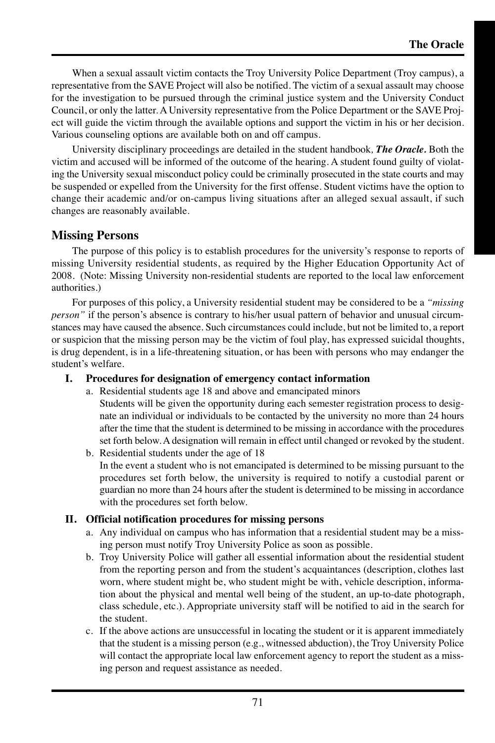When a sexual assault victim contacts the Troy University Police Department (Troy campus), a representative from the SAVE Project will also be notified. The victim of a sexual assault may choose for the investigation to be pursued through the criminal justice system and the University Conduct Council, or only the latter. A University representative from the Police Department or the SAVE Project will guide the victim through the available options and support the victim in his or her decision. Various counseling options are available both on and off campus.

University disciplinary proceedings are detailed in the student handbook, ***The Oracle.*** Both the victim and accused will be informed of the outcome of the hearing. A student found guilty of violating the University sexual misconduct policy could be criminally prosecuted in the state courts and may be suspended or expelled from the University for the first offense. Student victims have the option to change their academic and/or on-campus living situations after an alleged sexual assault, if such changes are reasonably available.

## Missing Persons

The purpose of this policy is to establish procedures for the university's response to reports of missing University residential students, as required by the Higher Education Opportunity Act of 2008. (Note: Missing University non-residential students are reported to the local law enforcement authorities.)

For purposes of this policy, a University residential student may be considered to be a *"missing person"* if the person's absence is contrary to his/her usual pattern of behavior and unusual circumstances may have caused the absence. Such circumstances could include, but not be limited to, a report or suspicion that the missing person may be the victim of foul play, has expressed suicidal thoughts, is drug dependent, is in a life-threatening situation, or has been with persons who may endanger the student's welfare.

### I. Procedures for designation of emergency contact information

a. Residential students age 18 and above and emancipated minors
   Students will be given the opportunity during each semester registration process to designate an individual or individuals to be contacted by the university no more than 24 hours after the time that the student is determined to be missing in accordance with the procedures set forth below. A designation will remain in effect until changed or revoked by the student.

b. Residential students under the age of 18
   In the event a student who is not emancipated is determined to be missing pursuant to the procedures set forth below, the university is required to notify a custodial parent or guardian no more than 24 hours after the student is determined to be missing in accordance with the procedures set forth below.

### II. Official notification procedures for missing persons

a. Any individual on campus who has information that a residential student may be a missing person must notify Troy University Police as soon as possible.

b. Troy University Police will gather all essential information about the residential student from the reporting person and from the student's acquaintances (description, clothes last worn, where student might be, who student might be with, vehicle description, information about the physical and mental well being of the student, an up-to-date photograph, class schedule, etc.). Appropriate university staff will be notified to aid in the search for the student.

c. If the above actions are unsuccessful in locating the student or it is apparent immediately that the student is a missing person (e.g., witnessed abduction), the Troy University Police will contact the appropriate local law enforcement agency to report the student as a missing person and request assistance as needed.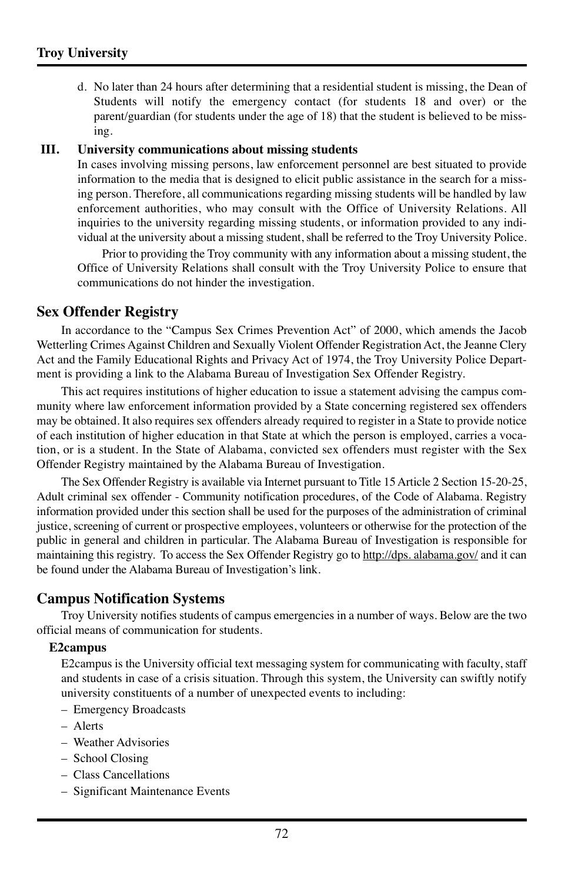d. No later than 24 hours after determining that a residential student is missing, the Dean of Students will notify the emergency contact (for students 18 and over) or the parent/guardian (for students under the age of 18) that the student is believed to be missing.

**III. University communications about missing students**

In cases involving missing persons, law enforcement personnel are best situated to provide information to the media that is designed to elicit public assistance in the search for a missing person. Therefore, all communications regarding missing students will be handled by law enforcement authorities, who may consult with the Office of University Relations. All inquiries to the university regarding missing students, or information provided to any individual at the university about a missing student, shall be referred to the Troy University Police.

Prior to providing the Troy community with any information about a missing student, the Office of University Relations shall consult with the Troy University Police to ensure that communications do not hinder the investigation.

## Sex Offender Registry

In accordance to the "Campus Sex Crimes Prevention Act" of 2000, which amends the Jacob Wetterling Crimes Against Children and Sexually Violent Offender Registration Act, the Jeanne Clery Act and the Family Educational Rights and Privacy Act of 1974, the Troy University Police Department is providing a link to the Alabama Bureau of Investigation Sex Offender Registry.

This act requires institutions of higher education to issue a statement advising the campus community where law enforcement information provided by a State concerning registered sex offenders may be obtained. It also requires sex offenders already required to register in a State to provide notice of each institution of higher education in that State at which the person is employed, carries a vocation, or is a student. In the State of Alabama, convicted sex offenders must register with the Sex Offender Registry maintained by the Alabama Bureau of Investigation.

The Sex Offender Registry is available via Internet pursuant to Title 15 Article 2 Section 15-20-25, Adult criminal sex offender - Community notification procedures, of the Code of Alabama. Registry information provided under this section shall be used for the purposes of the administration of criminal justice, screening of current or prospective employees, volunteers or otherwise for the protection of the public in general and children in particular. The Alabama Bureau of Investigation is responsible for maintaining this registry. To access the Sex Offender Registry go to http://dps. alabama.gov/ and it can be found under the Alabama Bureau of Investigation's link.

## Campus Notification Systems

Troy University notifies students of campus emergencies in a number of ways. Below are the two official means of communication for students.

**E2campus**

E2campus is the University official text messaging system for communicating with faculty, staff and students in case of a crisis situation. Through this system, the University can swiftly notify university constituents of a number of unexpected events to including:

– Emergency Broadcasts
– Alerts
– Weather Advisories
– School Closing
– Class Cancellations
– Significant Maintenance Events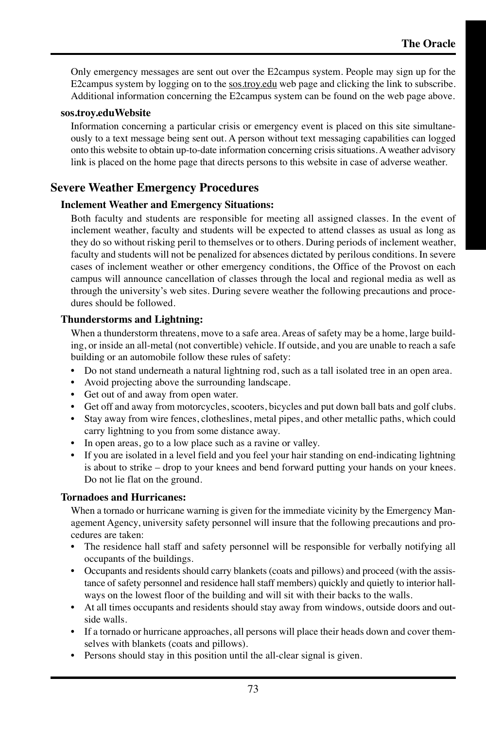Only emergency messages are sent out over the E2campus system. People may sign up for the E2campus system by logging on to the sos.troy.edu web page and clicking the link to subscribe. Additional information concerning the E2campus system can be found on the web page above.

**sos.troy.eduWebsite**

Information concerning a particular crisis or emergency event is placed on this site simultaneously to a text message being sent out. A person without text messaging capabilities can logged onto this website to obtain up-to-date information concerning crisis situations. A weather advisory link is placed on the home page that directs persons to this website in case of adverse weather.

## Severe Weather Emergency Procedures

**Inclement Weather and Emergency Situations:**

Both faculty and students are responsible for meeting all assigned classes. In the event of inclement weather, faculty and students will be expected to attend classes as usual as long as they do so without risking peril to themselves or to others. During periods of inclement weather, faculty and students will not be penalized for absences dictated by perilous conditions. In severe cases of inclement weather or other emergency conditions, the Office of the Provost on each campus will announce cancellation of classes through the local and regional media as well as through the university's web sites. During severe weather the following precautions and procedures should be followed.

**Thunderstorms and Lightning:**

When a thunderstorm threatens, move to a safe area. Areas of safety may be a home, large building, or inside an all-metal (not convertible) vehicle. If outside, and you are unable to reach a safe building or an automobile follow these rules of safety:

- Do not stand underneath a natural lightning rod, such as a tall isolated tree in an open area.
- Avoid projecting above the surrounding landscape.
- Get out of and away from open water.
- Get off and away from motorcycles, scooters, bicycles and put down ball bats and golf clubs.
- Stay away from wire fences, clotheslines, metal pipes, and other metallic paths, which could carry lightning to you from some distance away.
- In open areas, go to a low place such as a ravine or valley.
- If you are isolated in a level field and you feel your hair standing on end-indicating lightning is about to strike – drop to your knees and bend forward putting your hands on your knees. Do not lie flat on the ground.

**Tornadoes and Hurricanes:**

When a tornado or hurricane warning is given for the immediate vicinity by the Emergency Management Agency, university safety personnel will insure that the following precautions and procedures are taken:

- The residence hall staff and safety personnel will be responsible for verbally notifying all occupants of the buildings.
- Occupants and residents should carry blankets (coats and pillows) and proceed (with the assistance of safety personnel and residence hall staff members) quickly and quietly to interior hallways on the lowest floor of the building and will sit with their backs to the walls.
- At all times occupants and residents should stay away from windows, outside doors and outside walls.
- If a tornado or hurricane approaches, all persons will place their heads down and cover themselves with blankets (coats and pillows).
- Persons should stay in this position until the all-clear signal is given.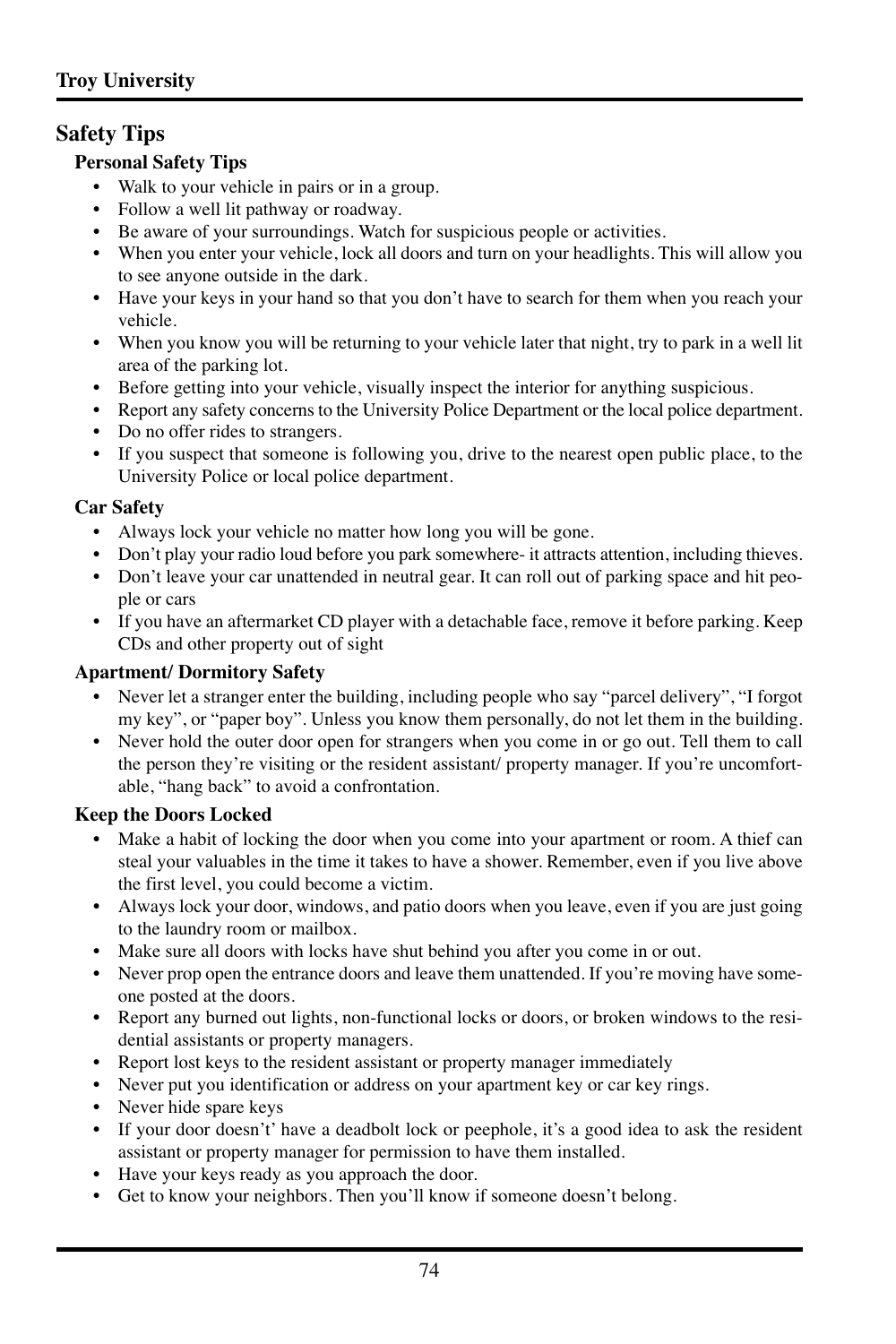## Safety Tips

### Personal Safety Tips

- Walk to your vehicle in pairs or in a group.
- Follow a well lit pathway or roadway.
- Be aware of your surroundings. Watch for suspicious people or activities.
- When you enter your vehicle, lock all doors and turn on your headlights. This will allow you to see anyone outside in the dark.
- Have your keys in your hand so that you don't have to search for them when you reach your vehicle.
- When you know you will be returning to your vehicle later that night, try to park in a well lit area of the parking lot.
- Before getting into your vehicle, visually inspect the interior for anything suspicious.
- Report any safety concerns to the University Police Department or the local police department.
- Do no offer rides to strangers.
- If you suspect that someone is following you, drive to the nearest open public place, to the University Police or local police department.

### Car Safety

- Always lock your vehicle no matter how long you will be gone.
- Don't play your radio loud before you park somewhere- it attracts attention, including thieves.
- Don't leave your car unattended in neutral gear. It can roll out of parking space and hit people or cars
- If you have an aftermarket CD player with a detachable face, remove it before parking. Keep CDs and other property out of sight

### Apartment/ Dormitory Safety

- Never let a stranger enter the building, including people who say "parcel delivery", "I forgot my key", or "paper boy". Unless you know them personally, do not let them in the building.
- Never hold the outer door open for strangers when you come in or go out. Tell them to call the person they're visiting or the resident assistant/ property manager. If you're uncomfortable, "hang back" to avoid a confrontation.

### Keep the Doors Locked

- Make a habit of locking the door when you come into your apartment or room. A thief can steal your valuables in the time it takes to have a shower. Remember, even if you live above the first level, you could become a victim.
- Always lock your door, windows, and patio doors when you leave, even if you are just going to the laundry room or mailbox.
- Make sure all doors with locks have shut behind you after you come in or out.
- Never prop open the entrance doors and leave them unattended. If you're moving have someone posted at the doors.
- Report any burned out lights, non-functional locks or doors, or broken windows to the residential assistants or property managers.
- Report lost keys to the resident assistant or property manager immediately
- Never put you identification or address on your apartment key or car key rings.
- Never hide spare keys
- If your door doesn't' have a deadbolt lock or peephole, it's a good idea to ask the resident assistant or property manager for permission to have them installed.
- Have your keys ready as you approach the door.
- Get to know your neighbors. Then you'll know if someone doesn't belong.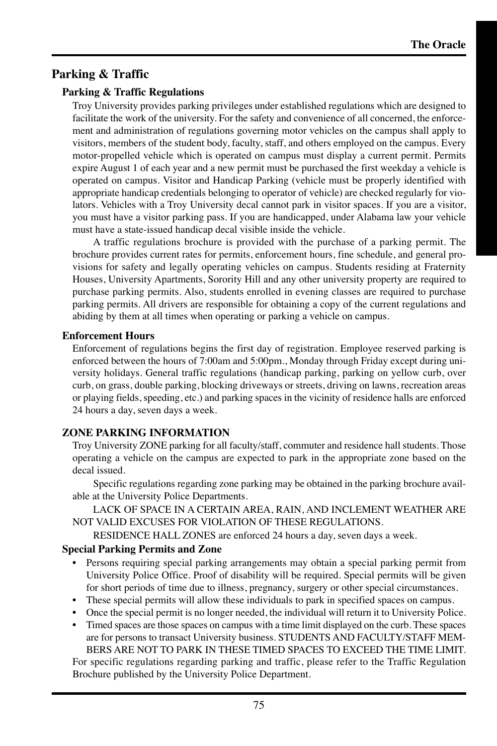## Parking & Traffic

### Parking & Traffic Regulations

Troy University provides parking privileges under established regulations which are designed to facilitate the work of the university. For the safety and convenience of all concerned, the enforcement and administration of regulations governing motor vehicles on the campus shall apply to visitors, members of the student body, faculty, staff, and others employed on the campus. Every motor-propelled vehicle which is operated on campus must display a current permit. Permits expire August 1 of each year and a new permit must be purchased the first weekday a vehicle is operated on campus. Visitor and Handicap Parking (vehicle must be properly identified with appropriate handicap credentials belonging to operator of vehicle) are checked regularly for violators. Vehicles with a Troy University decal cannot park in visitor spaces. If you are a visitor, you must have a visitor parking pass. If you are handicapped, under Alabama law your vehicle must have a state-issued handicap decal visible inside the vehicle.

A traffic regulations brochure is provided with the purchase of a parking permit. The brochure provides current rates for permits, enforcement hours, fine schedule, and general provisions for safety and legally operating vehicles on campus. Students residing at Fraternity Houses, University Apartments, Sorority Hill and any other university property are required to purchase parking permits. Also, students enrolled in evening classes are required to purchase parking permits. All drivers are responsible for obtaining a copy of the current regulations and abiding by them at all times when operating or parking a vehicle on campus.

### Enforcement Hours

Enforcement of regulations begins the first day of registration. Employee reserved parking is enforced between the hours of 7:00am and 5:00pm., Monday through Friday except during university holidays. General traffic regulations (handicap parking, parking on yellow curb, over curb, on grass, double parking, blocking driveways or streets, driving on lawns, recreation areas or playing fields, speeding, etc.) and parking spaces in the vicinity of residence halls are enforced 24 hours a day, seven days a week.

### ZONE PARKING INFORMATION

Troy University ZONE parking for all faculty/staff, commuter and residence hall students. Those operating a vehicle on the campus are expected to park in the appropriate zone based on the decal issued.

Specific regulations regarding zone parking may be obtained in the parking brochure available at the University Police Departments.

LACK OF SPACE IN A CERTAIN AREA, RAIN, AND INCLEMENT WEATHER ARE NOT VALID EXCUSES FOR VIOLATION OF THESE REGULATIONS.

RESIDENCE HALL ZONES are enforced 24 hours a day, seven days a week.

### Special Parking Permits and Zone

- Persons requiring special parking arrangements may obtain a special parking permit from University Police Office. Proof of disability will be required. Special permits will be given for short periods of time due to illness, pregnancy, surgery or other special circumstances.
- These special permits will allow these individuals to park in specified spaces on campus.
- Once the special permit is no longer needed, the individual will return it to University Police.
- Timed spaces are those spaces on campus with a time limit displayed on the curb. These spaces are for persons to transact University business. STUDENTS AND FACULTY/STAFF MEMBERS ARE NOT TO PARK IN THESE TIMED SPACES TO EXCEED THE TIME LIMIT.

For specific regulations regarding parking and traffic, please refer to the Traffic Regulation Brochure published by the University Police Department.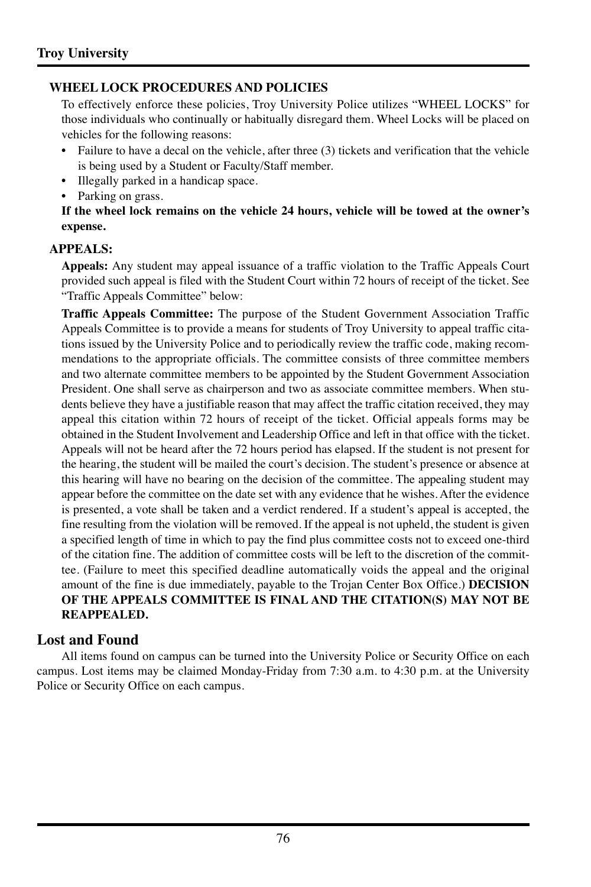### WHEEL LOCK PROCEDURES AND POLICIES

To effectively enforce these policies, Troy University Police utilizes “WHEEL LOCKS” for those individuals who continually or habitually disregard them. Wheel Locks will be placed on vehicles for the following reasons:

- Failure to have a decal on the vehicle, after three (3) tickets and verification that the vehicle is being used by a Student or Faculty/Staff member.
- Illegally parked in a handicap space.
- Parking on grass.

**If the wheel lock remains on the vehicle 24 hours, vehicle will be towed at the owner’s expense.**

### APPEALS:

**Appeals:** Any student may appeal issuance of a traffic violation to the Traffic Appeals Court provided such appeal is filed with the Student Court within 72 hours of receipt of the ticket. See “Traffic Appeals Committee” below:

**Traffic Appeals Committee:** The purpose of the Student Government Association Traffic Appeals Committee is to provide a means for students of Troy University to appeal traffic citations issued by the University Police and to periodically review the traffic code, making recommendations to the appropriate officials. The committee consists of three committee members and two alternate committee members to be appointed by the Student Government Association President. One shall serve as chairperson and two as associate committee members. When students believe they have a justifiable reason that may affect the traffic citation received, they may appeal this citation within 72 hours of receipt of the ticket. Official appeals forms may be obtained in the Student Involvement and Leadership Office and left in that office with the ticket. Appeals will not be heard after the 72 hours period has elapsed. If the student is not present for the hearing, the student will be mailed the court’s decision. The student’s presence or absence at this hearing will have no bearing on the decision of the committee. The appealing student may appear before the committee on the date set with any evidence that he wishes. After the evidence is presented, a vote shall be taken and a verdict rendered. If a student’s appeal is accepted, the fine resulting from the violation will be removed. If the appeal is not upheld, the student is given a specified length of time in which to pay the find plus committee costs not to exceed one-third of the citation fine. The addition of committee costs will be left to the discretion of the committee. (Failure to meet this specified deadline automatically voids the appeal and the original amount of the fine is due immediately, payable to the Trojan Center Box Office.) **DECISION OF THE APPEALS COMMITTEE IS FINAL AND THE CITATION(S) MAY NOT BE REAPPEALED.**

## Lost and Found

All items found on campus can be turned into the University Police or Security Office on each campus. Lost items may be claimed Monday-Friday from 7:30 a.m. to 4:30 p.m. at the University Police or Security Office on each campus.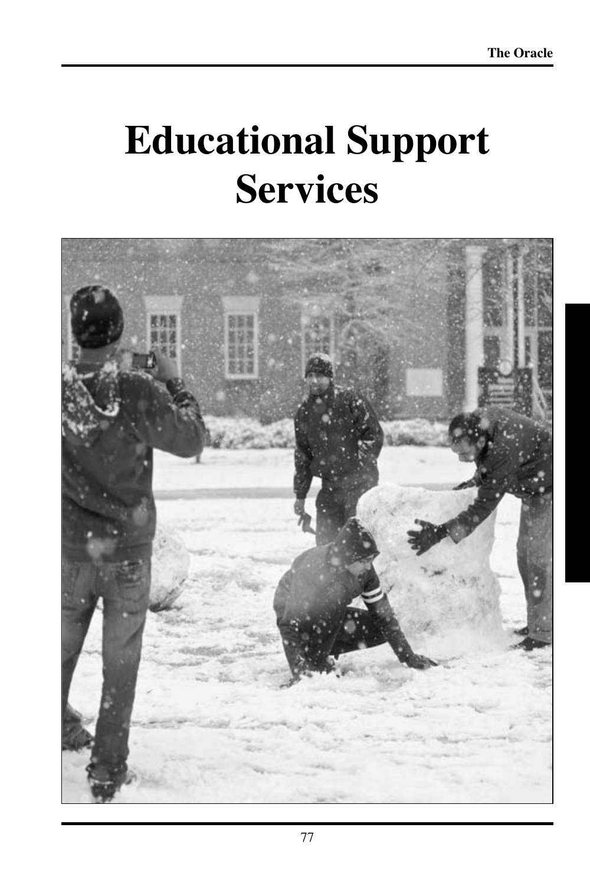# Educational Support Services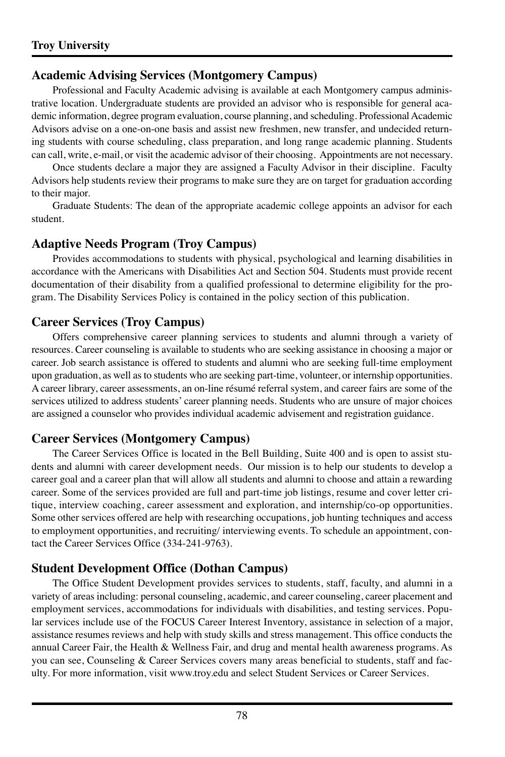## Academic Advising Services (Montgomery Campus)

Professional and Faculty Academic advising is available at each Montgomery campus administrative location. Undergraduate students are provided an advisor who is responsible for general academic information, degree program evaluation, course planning, and scheduling. Professional Academic Advisors advise on a one-on-one basis and assist new freshmen, new transfer, and undecided returning students with course scheduling, class preparation, and long range academic planning. Students can call, write, e-mail, or visit the academic advisor of their choosing. Appointments are not necessary.

Once students declare a major they are assigned a Faculty Advisor in their discipline. Faculty Advisors help students review their programs to make sure they are on target for graduation according to their major.

Graduate Students: The dean of the appropriate academic college appoints an advisor for each student.

## Adaptive Needs Program (Troy Campus)

Provides accommodations to students with physical, psychological and learning disabilities in accordance with the Americans with Disabilities Act and Section 504. Students must provide recent documentation of their disability from a qualified professional to determine eligibility for the program. The Disability Services Policy is contained in the policy section of this publication.

## Career Services (Troy Campus)

Offers comprehensive career planning services to students and alumni through a variety of resources. Career counseling is available to students who are seeking assistance in choosing a major or career. Job search assistance is offered to students and alumni who are seeking full-time employment upon graduation, as well as to students who are seeking part-time, volunteer, or internship opportunities. A career library, career assessments, an on-line résumé referral system, and career fairs are some of the services utilized to address students' career planning needs. Students who are unsure of major choices are assigned a counselor who provides individual academic advisement and registration guidance.

## Career Services (Montgomery Campus)

The Career Services Office is located in the Bell Building, Suite 400 and is open to assist students and alumni with career development needs. Our mission is to help our students to develop a career goal and a career plan that will allow all students and alumni to choose and attain a rewarding career. Some of the services provided are full and part-time job listings, resume and cover letter critique, interview coaching, career assessment and exploration, and internship/co-op opportunities. Some other services offered are help with researching occupations, job hunting techniques and access to employment opportunities, and recruiting/ interviewing events. To schedule an appointment, contact the Career Services Office (334-241-9763).

## Student Development Office (Dothan Campus)

The Office Student Development provides services to students, staff, faculty, and alumni in a variety of areas including: personal counseling, academic, and career counseling, career placement and employment services, accommodations for individuals with disabilities, and testing services. Popular services include use of the FOCUS Career Interest Inventory, assistance in selection of a major, assistance resumes reviews and help with study skills and stress management. This office conducts the annual Career Fair, the Health & Wellness Fair, and drug and mental health awareness programs. As you can see, Counseling & Career Services covers many areas beneficial to students, staff and faculty. For more information, visit www.troy.edu and select Student Services or Career Services.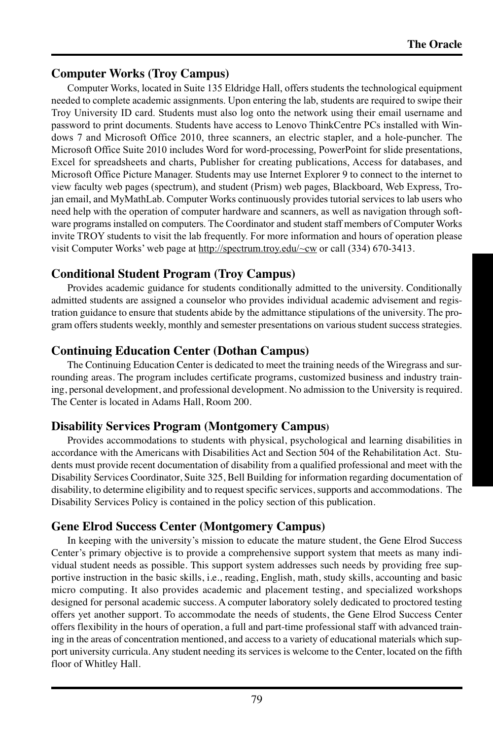## Computer Works (Troy Campus)

Computer Works, located in Suite 135 Eldridge Hall, offers students the technological equipment needed to complete academic assignments. Upon entering the lab, students are required to swipe their Troy University ID card. Students must also log onto the network using their email username and password to print documents. Students have access to Lenovo ThinkCentre PCs installed with Windows 7 and Microsoft Office 2010, three scanners, an electric stapler, and a hole-puncher. The Microsoft Office Suite 2010 includes Word for word-processing, PowerPoint for slide presentations, Excel for spreadsheets and charts, Publisher for creating publications, Access for databases, and Microsoft Office Picture Manager. Students may use Internet Explorer 9 to connect to the internet to view faculty web pages (spectrum), and student (Prism) web pages, Blackboard, Web Express, Trojan email, and MyMathLab. Computer Works continuously provides tutorial services to lab users who need help with the operation of computer hardware and scanners, as well as navigation through software programs installed on computers. The Coordinator and student staff members of Computer Works invite TROY students to visit the lab frequently. For more information and hours of operation please visit Computer Works' web page at http://spectrum.troy.edu/~cw or call (334) 670-3413.

## Conditional Student Program (Troy Campus)

Provides academic guidance for students conditionally admitted to the university. Conditionally admitted students are assigned a counselor who provides individual academic advisement and registration guidance to ensure that students abide by the admittance stipulations of the university. The program offers students weekly, monthly and semester presentations on various student success strategies.

## Continuing Education Center (Dothan Campus)

The Continuing Education Center is dedicated to meet the training needs of the Wiregrass and surrounding areas. The program includes certificate programs, customized business and industry training, personal development, and professional development. No admission to the University is required. The Center is located in Adams Hall, Room 200.

## Disability Services Program (Montgomery Campus)

Provides accommodations to students with physical, psychological and learning disabilities in accordance with the Americans with Disabilities Act and Section 504 of the Rehabilitation Act. Students must provide recent documentation of disability from a qualified professional and meet with the Disability Services Coordinator, Suite 325, Bell Building for information regarding documentation of disability, to determine eligibility and to request specific services, supports and accommodations. The Disability Services Policy is contained in the policy section of this publication.

## Gene Elrod Success Center (Montgomery Campus)

In keeping with the university's mission to educate the mature student, the Gene Elrod Success Center's primary objective is to provide a comprehensive support system that meets as many individual student needs as possible. This support system addresses such needs by providing free supportive instruction in the basic skills, i.e., reading, English, math, study skills, accounting and basic micro computing. It also provides academic and placement testing, and specialized workshops designed for personal academic success. A computer laboratory solely dedicated to proctored testing offers yet another support. To accommodate the needs of students, the Gene Elrod Success Center offers flexibility in the hours of operation, a full and part-time professional staff with advanced training in the areas of concentration mentioned, and access to a variety of educational materials which support university curricula. Any student needing its services is welcome to the Center, located on the fifth floor of Whitley Hall.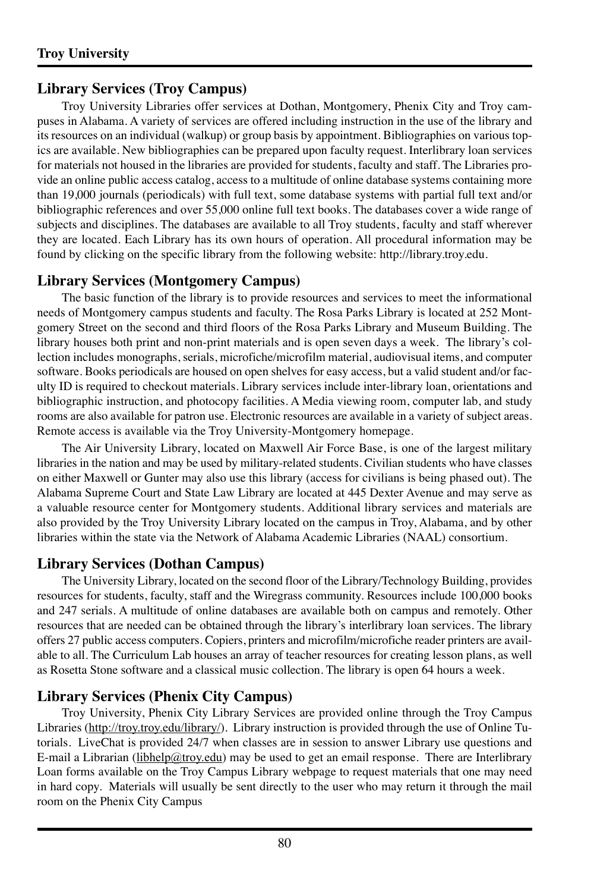## Library Services (Troy Campus)

Troy University Libraries offer services at Dothan, Montgomery, Phenix City and Troy campuses in Alabama. A variety of services are offered including instruction in the use of the library and its resources on an individual (walkup) or group basis by appointment. Bibliographies on various topics are available. New bibliographies can be prepared upon faculty request. Interlibrary loan services for materials not housed in the libraries are provided for students, faculty and staff. The Libraries provide an online public access catalog, access to a multitude of online database systems containing more than 19,000 journals (periodicals) with full text, some database systems with partial full text and/or bibliographic references and over 55,000 online full text books. The databases cover a wide range of subjects and disciplines. The databases are available to all Troy students, faculty and staff wherever they are located. Each Library has its own hours of operation. All procedural information may be found by clicking on the specific library from the following website: http://library.troy.edu.

## Library Services (Montgomery Campus)

The basic function of the library is to provide resources and services to meet the informational needs of Montgomery campus students and faculty. The Rosa Parks Library is located at 252 Montgomery Street on the second and third floors of the Rosa Parks Library and Museum Building. The library houses both print and non-print materials and is open seven days a week. The library's collection includes monographs, serials, microfiche/microfilm material, audiovisual items, and computer software. Books periodicals are housed on open shelves for easy access, but a valid student and/or faculty ID is required to checkout materials. Library services include inter-library loan, orientations and bibliographic instruction, and photocopy facilities. A Media viewing room, computer lab, and study rooms are also available for patron use. Electronic resources are available in a variety of subject areas. Remote access is available via the Troy University-Montgomery homepage.

The Air University Library, located on Maxwell Air Force Base, is one of the largest military libraries in the nation and may be used by military-related students. Civilian students who have classes on either Maxwell or Gunter may also use this library (access for civilians is being phased out). The Alabama Supreme Court and State Law Library are located at 445 Dexter Avenue and may serve as a valuable resource center for Montgomery students. Additional library services and materials are also provided by the Troy University Library located on the campus in Troy, Alabama, and by other libraries within the state via the Network of Alabama Academic Libraries (NAAL) consortium.

## Library Services (Dothan Campus)

The University Library, located on the second floor of the Library/Technology Building, provides resources for students, faculty, staff and the Wiregrass community. Resources include 100,000 books and 247 serials. A multitude of online databases are available both on campus and remotely. Other resources that are needed can be obtained through the library's interlibrary loan services. The library offers 27 public access computers. Copiers, printers and microfilm/microfiche reader printers are available to all. The Curriculum Lab houses an array of teacher resources for creating lesson plans, as well as Rosetta Stone software and a classical music collection. The library is open 64 hours a week.

## Library Services (Phenix City Campus)

Troy University, Phenix City Library Services are provided online through the Troy Campus Libraries (http://troy.troy.edu/library/). Library instruction is provided through the use of Online Tutorials. LiveChat is provided 24/7 when classes are in session to answer Library use questions and E-mail a Librarian (libhelp@troy.edu) may be used to get an email response. There are Interlibrary Loan forms available on the Troy Campus Library webpage to request materials that one may need in hard copy. Materials will usually be sent directly to the user who may return it through the mail room on the Phenix City Campus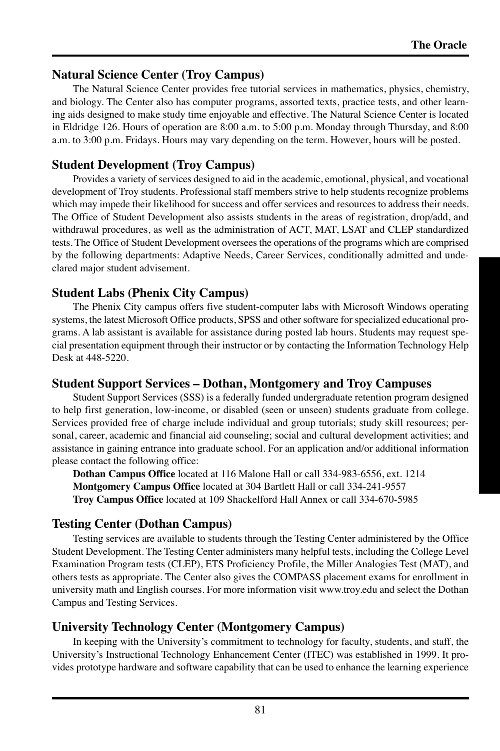## Natural Science Center (Troy Campus)

The Natural Science Center provides free tutorial services in mathematics, physics, chemistry, and biology. The Center also has computer programs, assorted texts, practice tests, and other learning aids designed to make study time enjoyable and effective. The Natural Science Center is located in Eldridge 126. Hours of operation are 8:00 a.m. to 5:00 p.m. Monday through Thursday, and 8:00 a.m. to 3:00 p.m. Fridays. Hours may vary depending on the term. However, hours will be posted.

## Student Development (Troy Campus)

Provides a variety of services designed to aid in the academic, emotional, physical, and vocational development of Troy students. Professional staff members strive to help students recognize problems which may impede their likelihood for success and offer services and resources to address their needs. The Office of Student Development also assists students in the areas of registration, drop/add, and withdrawal procedures, as well as the administration of ACT, MAT, LSAT and CLEP standardized tests. The Office of Student Development oversees the operations of the programs which are comprised by the following departments: Adaptive Needs, Career Services, conditionally admitted and undeclared major student advisement.

## Student Labs (Phenix City Campus)

The Phenix City campus offers five student-computer labs with Microsoft Windows operating systems, the latest Microsoft Office products, SPSS and other software for specialized educational programs. A lab assistant is available for assistance during posted lab hours. Students may request special presentation equipment through their instructor or by contacting the Information Technology Help Desk at 448-5220.

## Student Support Services – Dothan, Montgomery and Troy Campuses

Student Support Services (SSS) is a federally funded undergraduate retention program designed to help first generation, low-income, or disabled (seen or unseen) students graduate from college. Services provided free of charge include individual and group tutorials; study skill resources; personal, career, academic and financial aid counseling; social and cultural development activities; and assistance in gaining entrance into graduate school. For an application and/or additional information please contact the following office:

**Dothan Campus Office** located at 116 Malone Hall or call 334-983-6556, ext. 1214
**Montgomery Campus Office** located at 304 Bartlett Hall or call 334-241-9557
**Troy Campus Office** located at 109 Shackelford Hall Annex or call 334-670-5985

## Testing Center (Dothan Campus)

Testing services are available to students through the Testing Center administered by the Office Student Development. The Testing Center administers many helpful tests, including the College Level Examination Program tests (CLEP), ETS Proficiency Profile, the Miller Analogies Test (MAT), and others tests as appropriate. The Center also gives the COMPASS placement exams for enrollment in university math and English courses. For more information visit www.troy.edu and select the Dothan Campus and Testing Services.

## University Technology Center (Montgomery Campus)

In keeping with the University's commitment to technology for faculty, students, and staff, the University's Instructional Technology Enhancement Center (ITEC) was established in 1999. It provides prototype hardware and software capability that can be used to enhance the learning experience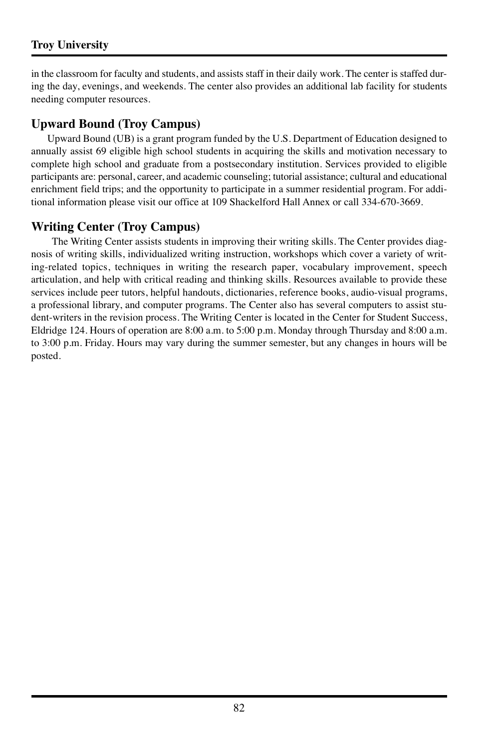in the classroom for faculty and students, and assists staff in their daily work. The center is staffed during the day, evenings, and weekends. The center also provides an additional lab facility for students needing computer resources.

## Upward Bound (Troy Campus)

Upward Bound (UB) is a grant program funded by the U.S. Department of Education designed to annually assist 69 eligible high school students in acquiring the skills and motivation necessary to complete high school and graduate from a postsecondary institution. Services provided to eligible participants are: personal, career, and academic counseling; tutorial assistance; cultural and educational enrichment field trips; and the opportunity to participate in a summer residential program. For additional information please visit our office at 109 Shackelford Hall Annex or call 334-670-3669.

## Writing Center (Troy Campus)

The Writing Center assists students in improving their writing skills. The Center provides diagnosis of writing skills, individualized writing instruction, workshops which cover a variety of writing-related topics, techniques in writing the research paper, vocabulary improvement, speech articulation, and help with critical reading and thinking skills. Resources available to provide these services include peer tutors, helpful handouts, dictionaries, reference books, audio-visual programs, a professional library, and computer programs. The Center also has several computers to assist student-writers in the revision process. The Writing Center is located in the Center for Student Success, Eldridge 124. Hours of operation are 8:00 a.m. to 5:00 p.m. Monday through Thursday and 8:00 a.m. to 3:00 p.m. Friday. Hours may vary during the summer semester, but any changes in hours will be posted.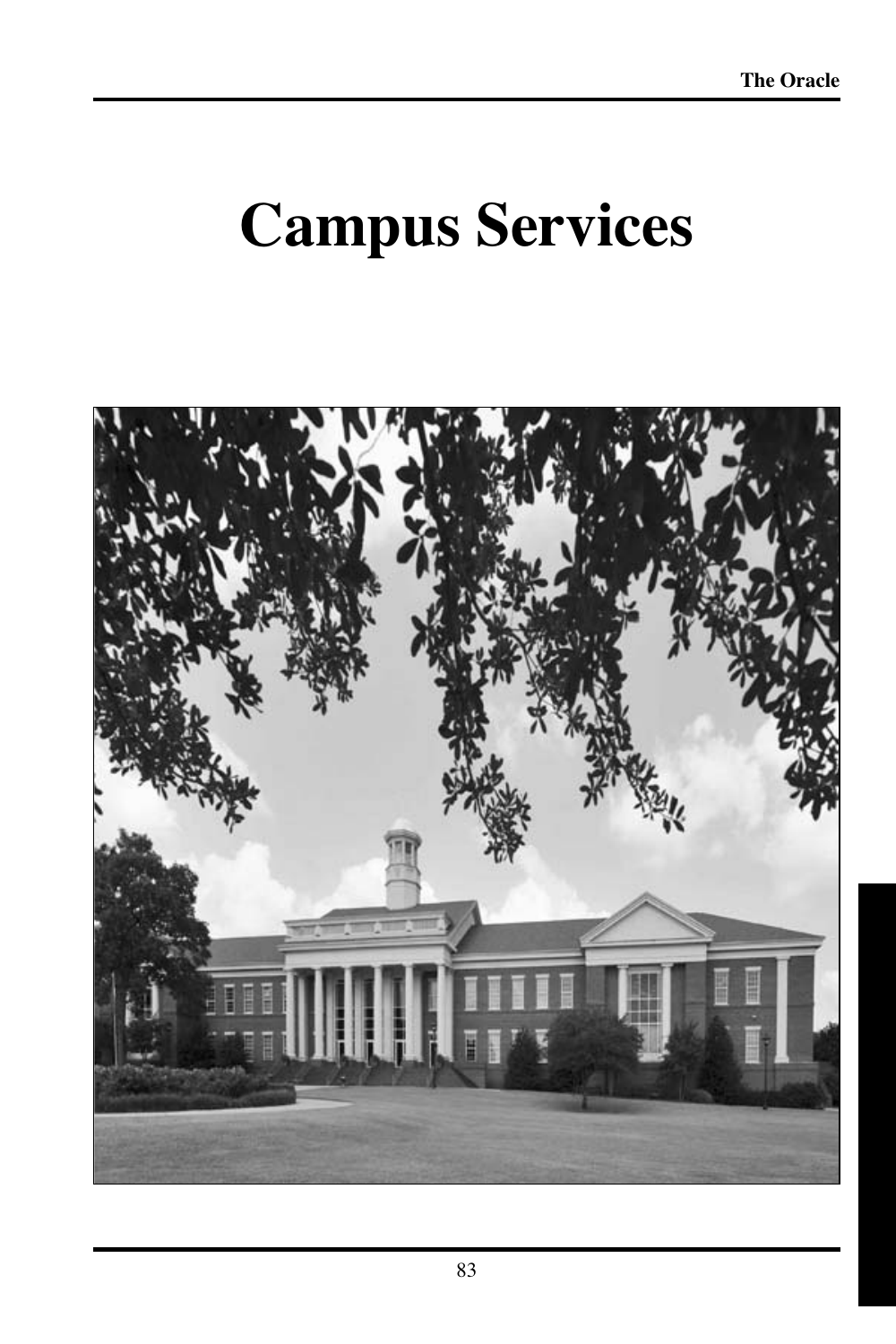# Campus Services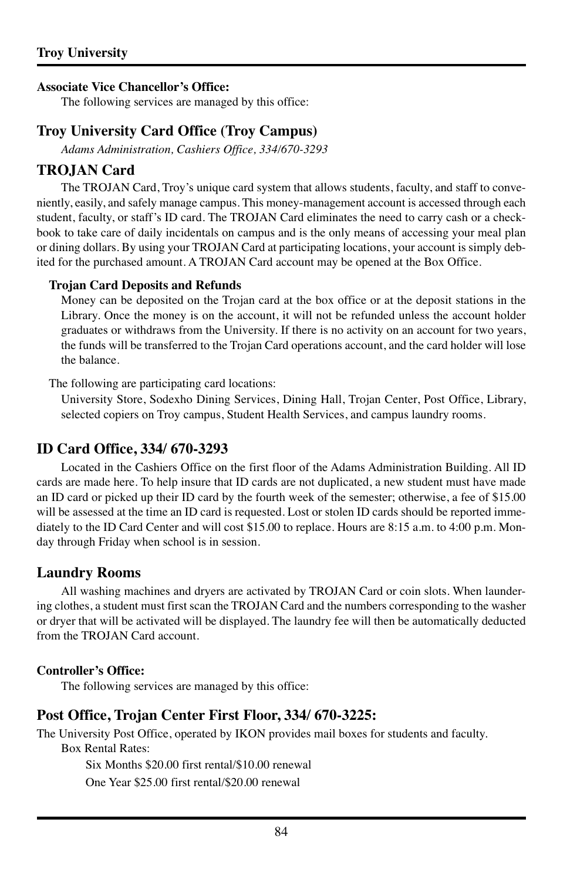**Associate Vice Chancellor's Office:**

The following services are managed by this office:

## Troy University Card Office (Troy Campus)

*Adams Administration, Cashiers Office, 334/670-3293*

## TROJAN Card

The TROJAN Card, Troy's unique card system that allows students, faculty, and staff to conveniently, easily, and safely manage campus. This money-management account is accessed through each student, faculty, or staff's ID card. The TROJAN Card eliminates the need to carry cash or a checkbook to take care of daily incidentals on campus and is the only means of accessing your meal plan or dining dollars. By using your TROJAN Card at participating locations, your account is simply debited for the purchased amount. A TROJAN Card account may be opened at the Box Office.

**Trojan Card Deposits and Refunds**

Money can be deposited on the Trojan card at the box office or at the deposit stations in the Library. Once the money is on the account, it will not be refunded unless the account holder graduates or withdraws from the University. If there is no activity on an account for two years, the funds will be transferred to the Trojan Card operations account, and the card holder will lose the balance.

The following are participating card locations:

University Store, Sodexho Dining Services, Dining Hall, Trojan Center, Post Office, Library, selected copiers on Troy campus, Student Health Services, and campus laundry rooms.

## ID Card Office, 334/ 670-3293

Located in the Cashiers Office on the first floor of the Adams Administration Building. All ID cards are made here. To help insure that ID cards are not duplicated, a new student must have made an ID card or picked up their ID card by the fourth week of the semester; otherwise, a fee of $15.00 will be assessed at the time an ID card is requested. Lost or stolen ID cards should be reported immediately to the ID Card Center and will cost $15.00 to replace. Hours are 8:15 a.m. to 4:00 p.m. Monday through Friday when school is in session.

## Laundry Rooms

All washing machines and dryers are activated by TROJAN Card or coin slots. When laundering clothes, a student must first scan the TROJAN Card and the numbers corresponding to the washer or dryer that will be activated will be displayed. The laundry fee will then be automatically deducted from the TROJAN Card account.

**Controller's Office:**

The following services are managed by this office:

## Post Office, Trojan Center First Floor, 334/ 670-3225:

The University Post Office, operated by IKON provides mail boxes for students and faculty.

Box Rental Rates:

Six Months $20.00 first rental/$10.00 renewal

One Year $25.00 first rental/$20.00 renewal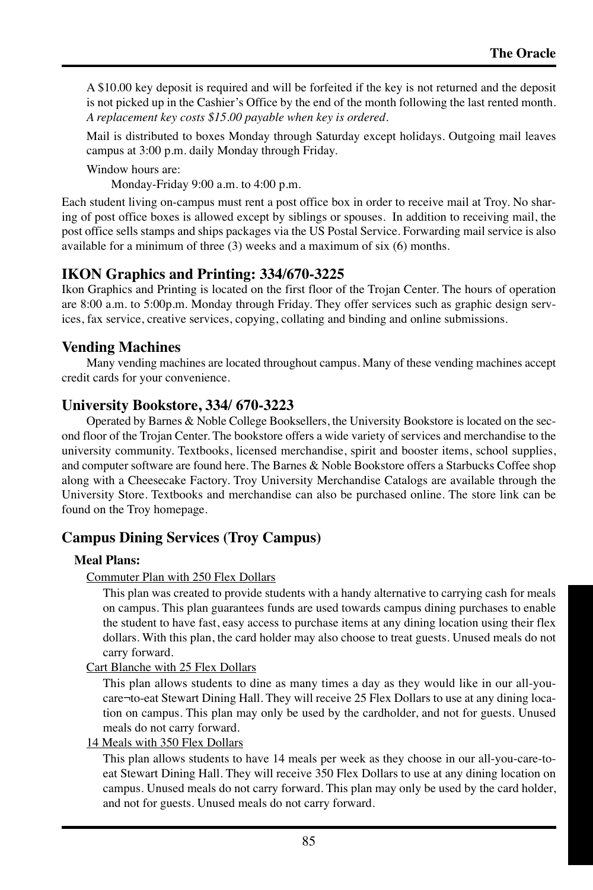A $10.00 key deposit is required and will be forfeited if the key is not returned and the deposit is not picked up in the Cashier's Office by the end of the month following the last rented month. *A replacement key costs $15.00 payable when key is ordered.*

Mail is distributed to boxes Monday through Saturday except holidays. Outgoing mail leaves campus at 3:00 p.m. daily Monday through Friday.

Window hours are:

Monday-Friday 9:00 a.m. to 4:00 p.m.

Each student living on-campus must rent a post office box in order to receive mail at Troy. No sharing of post office boxes is allowed except by siblings or spouses. In addition to receiving mail, the post office sells stamps and ships packages via the US Postal Service. Forwarding mail service is also available for a minimum of three (3) weeks and a maximum of six (6) months.

## IKON Graphics and Printing: 334/670-3225

Ikon Graphics and Printing is located on the first floor of the Trojan Center. The hours of operation are 8:00 a.m. to 5:00p.m. Monday through Friday. They offer services such as graphic design services, fax service, creative services, copying, collating and binding and online submissions.

## Vending Machines

Many vending machines are located throughout campus. Many of these vending machines accept credit cards for your convenience.

## University Bookstore, 334/ 670-3223

Operated by Barnes & Noble College Booksellers, the University Bookstore is located on the second floor of the Trojan Center. The bookstore offers a wide variety of services and merchandise to the university community. Textbooks, licensed merchandise, spirit and booster items, school supplies, and computer software are found here. The Barnes & Noble Bookstore offers a Starbucks Coffee shop along with a Cheesecake Factory. Troy University Merchandise Catalogs are available through the University Store. Textbooks and merchandise can also be purchased online. The store link can be found on the Troy homepage.

## Campus Dining Services (Troy Campus)

### Meal Plans:

Commuter Plan with 250 Flex Dollars

This plan was created to provide students with a handy alternative to carrying cash for meals on campus. This plan guarantees funds are used towards campus dining purchases to enable the student to have fast, easy access to purchase items at any dining location using their flex dollars. With this plan, the card holder may also choose to treat guests. Unused meals do not carry forward.

Cart Blanche with 25 Flex Dollars

This plan allows students to dine as many times a day as they would like in our all-you-care¬to-eat Stewart Dining Hall. They will receive 25 Flex Dollars to use at any dining location on campus. This plan may only be used by the cardholder, and not for guests. Unused meals do not carry forward.

14 Meals with 350 Flex Dollars

This plan allows students to have 14 meals per week as they choose in our all-you-care-to-eat Stewart Dining Hall. They will receive 350 Flex Dollars to use at any dining location on campus. Unused meals do not carry forward. This plan may only be used by the card holder, and not for guests. Unused meals do not carry forward.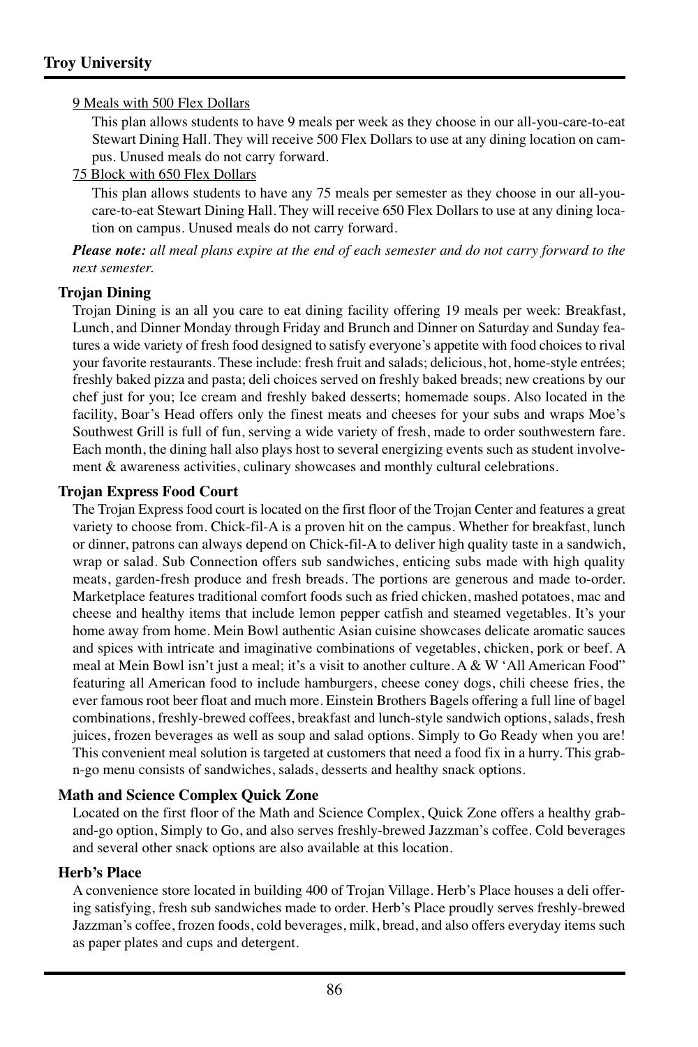9 Meals with 500 Flex Dollars

This plan allows students to have 9 meals per week as they choose in our all-you-care-to-eat Stewart Dining Hall. They will receive 500 Flex Dollars to use at any dining location on campus. Unused meals do not carry forward.

75 Block with 650 Flex Dollars

This plan allows students to have any 75 meals per semester as they choose in our all-you-care-to-eat Stewart Dining Hall. They will receive 650 Flex Dollars to use at any dining location on campus. Unused meals do not carry forward.

***Please note:*** *all meal plans expire at the end of each semester and do not carry forward to the next semester.*

**Trojan Dining**

Trojan Dining is an all you care to eat dining facility offering 19 meals per week: Breakfast, Lunch, and Dinner Monday through Friday and Brunch and Dinner on Saturday and Sunday features a wide variety of fresh food designed to satisfy everyone's appetite with food choices to rival your favorite restaurants. These include: fresh fruit and salads; delicious, hot, home-style entrées; freshly baked pizza and pasta; deli choices served on freshly baked breads; new creations by our chef just for you; Ice cream and freshly baked desserts; homemade soups. Also located in the facility, Boar's Head offers only the finest meats and cheeses for your subs and wraps Moe's Southwest Grill is full of fun, serving a wide variety of fresh, made to order southwestern fare. Each month, the dining hall also plays host to several energizing events such as student involvement & awareness activities, culinary showcases and monthly cultural celebrations.

**Trojan Express Food Court**

The Trojan Express food court is located on the first floor of the Trojan Center and features a great variety to choose from. Chick-fil-A is a proven hit on the campus. Whether for breakfast, lunch or dinner, patrons can always depend on Chick-fil-A to deliver high quality taste in a sandwich, wrap or salad. Sub Connection offers sub sandwiches, enticing subs made with high quality meats, garden-fresh produce and fresh breads. The portions are generous and made to-order. Marketplace features traditional comfort foods such as fried chicken, mashed potatoes, mac and cheese and healthy items that include lemon pepper catfish and steamed vegetables. It's your home away from home. Mein Bowl authentic Asian cuisine showcases delicate aromatic sauces and spices with intricate and imaginative combinations of vegetables, chicken, pork or beef. A meal at Mein Bowl isn't just a meal; it's a visit to another culture. A & W 'All American Food" featuring all American food to include hamburgers, cheese coney dogs, chili cheese fries, the ever famous root beer float and much more. Einstein Brothers Bagels offering a full line of bagel combinations, freshly-brewed coffees, breakfast and lunch-style sandwich options, salads, fresh juices, frozen beverages as well as soup and salad options. Simply to Go Ready when you are! This convenient meal solution is targeted at customers that need a food fix in a hurry. This grab-n-go menu consists of sandwiches, salads, desserts and healthy snack options.

**Math and Science Complex Quick Zone**

Located on the first floor of the Math and Science Complex, Quick Zone offers a healthy grab-and-go option, Simply to Go, and also serves freshly-brewed Jazzman's coffee. Cold beverages and several other snack options are also available at this location.

**Herb's Place**

A convenience store located in building 400 of Trojan Village. Herb's Place houses a deli offering satisfying, fresh sub sandwiches made to order. Herb's Place proudly serves freshly-brewed Jazzman's coffee, frozen foods, cold beverages, milk, bread, and also offers everyday items such as paper plates and cups and detergent.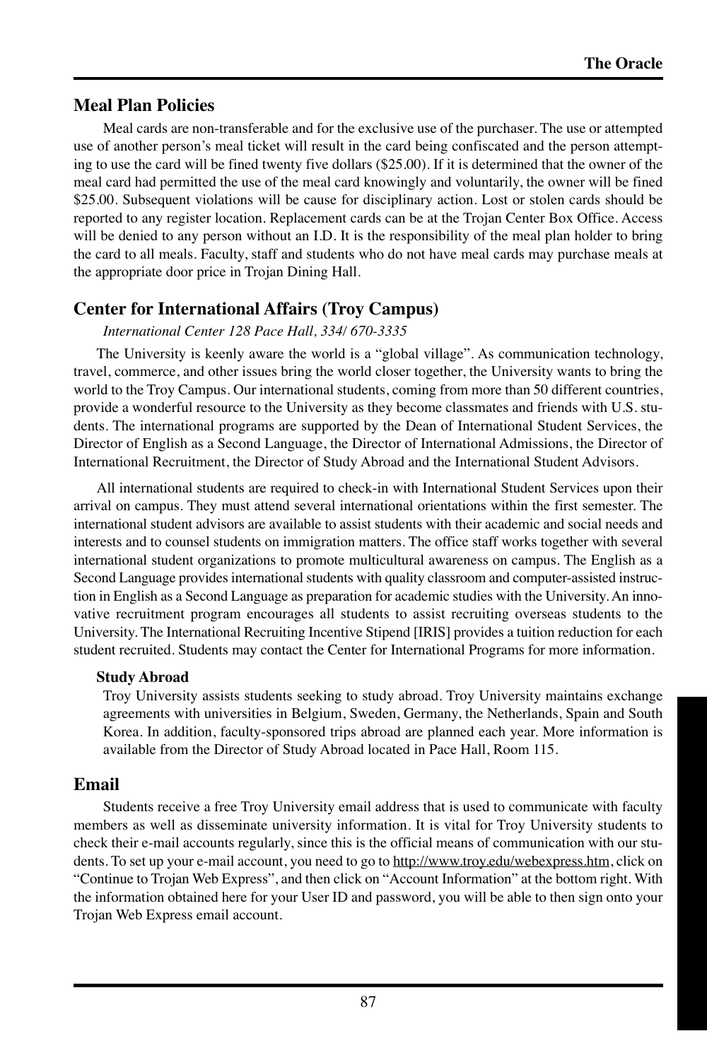## Meal Plan Policies

Meal cards are non-transferable and for the exclusive use of the purchaser. The use or attempted use of another person's meal ticket will result in the card being confiscated and the person attempting to use the card will be fined twenty five dollars ($25.00). If it is determined that the owner of the meal card had permitted the use of the meal card knowingly and voluntarily, the owner will be fined $25.00. Subsequent violations will be cause for disciplinary action. Lost or stolen cards should be reported to any register location. Replacement cards can be at the Trojan Center Box Office. Access will be denied to any person without an I.D. It is the responsibility of the meal plan holder to bring the card to all meals. Faculty, staff and students who do not have meal cards may purchase meals at the appropriate door price in Trojan Dining Hall.

## Center for International Affairs (Troy Campus)

*International Center 128 Pace Hall, 334/ 670-3335*

The University is keenly aware the world is a "global village". As communication technology, travel, commerce, and other issues bring the world closer together, the University wants to bring the world to the Troy Campus. Our international students, coming from more than 50 different countries, provide a wonderful resource to the University as they become classmates and friends with U.S. students. The international programs are supported by the Dean of International Student Services, the Director of English as a Second Language, the Director of International Admissions, the Director of International Recruitment, the Director of Study Abroad and the International Student Advisors.

All international students are required to check-in with International Student Services upon their arrival on campus. They must attend several international orientations within the first semester. The international student advisors are available to assist students with their academic and social needs and interests and to counsel students on immigration matters. The office staff works together with several international student organizations to promote multicultural awareness on campus. The English as a Second Language provides international students with quality classroom and computer-assisted instruction in English as a Second Language as preparation for academic studies with the University. An innovative recruitment program encourages all students to assist recruiting overseas students to the University. The International Recruiting Incentive Stipend [IRIS] provides a tuition reduction for each student recruited. Students may contact the Center for International Programs for more information.

### Study Abroad

Troy University assists students seeking to study abroad. Troy University maintains exchange agreements with universities in Belgium, Sweden, Germany, the Netherlands, Spain and South Korea. In addition, faculty-sponsored trips abroad are planned each year. More information is available from the Director of Study Abroad located in Pace Hall, Room 115.

## Email

Students receive a free Troy University email address that is used to communicate with faculty members as well as disseminate university information. It is vital for Troy University students to check their e-mail accounts regularly, since this is the official means of communication with our students. To set up your e-mail account, you need to go to http://www.troy.edu/webexpress.htm, click on "Continue to Trojan Web Express", and then click on "Account Information" at the bottom right. With the information obtained here for your User ID and password, you will be able to then sign onto your Trojan Web Express email account.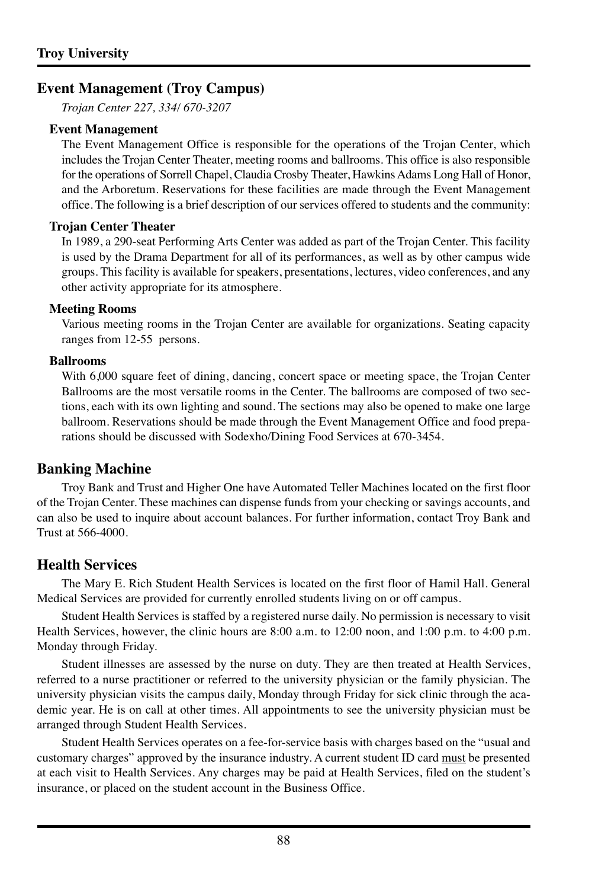## Event Management (Troy Campus)

*Trojan Center 227, 334/ 670-3207*

### Event Management

The Event Management Office is responsible for the operations of the Trojan Center, which includes the Trojan Center Theater, meeting rooms and ballrooms. This office is also responsible for the operations of Sorrell Chapel, Claudia Crosby Theater, Hawkins Adams Long Hall of Honor, and the Arboretum. Reservations for these facilities are made through the Event Management office. The following is a brief description of our services offered to students and the community:

### Trojan Center Theater

In 1989, a 290-seat Performing Arts Center was added as part of the Trojan Center. This facility is used by the Drama Department for all of its performances, as well as by other campus wide groups. This facility is available for speakers, presentations, lectures, video conferences, and any other activity appropriate for its atmosphere.

### Meeting Rooms

Various meeting rooms in the Trojan Center are available for organizations. Seating capacity ranges from 12-55 persons.

### Ballrooms

With 6,000 square feet of dining, dancing, concert space or meeting space, the Trojan Center Ballrooms are the most versatile rooms in the Center. The ballrooms are composed of two sections, each with its own lighting and sound. The sections may also be opened to make one large ballroom. Reservations should be made through the Event Management Office and food preparations should be discussed with Sodexho/Dining Food Services at 670-3454.

## Banking Machine

Troy Bank and Trust and Higher One have Automated Teller Machines located on the first floor of the Trojan Center. These machines can dispense funds from your checking or savings accounts, and can also be used to inquire about account balances. For further information, contact Troy Bank and Trust at 566-4000.

## Health Services

The Mary E. Rich Student Health Services is located on the first floor of Hamil Hall. General Medical Services are provided for currently enrolled students living on or off campus.

Student Health Services is staffed by a registered nurse daily. No permission is necessary to visit Health Services, however, the clinic hours are 8:00 a.m. to 12:00 noon, and 1:00 p.m. to 4:00 p.m. Monday through Friday.

Student illnesses are assessed by the nurse on duty. They are then treated at Health Services, referred to a nurse practitioner or referred to the university physician or the family physician. The university physician visits the campus daily, Monday through Friday for sick clinic through the academic year. He is on call at other times. All appointments to see the university physician must be arranged through Student Health Services.

Student Health Services operates on a fee-for-service basis with charges based on the "usual and customary charges" approved by the insurance industry. A current student ID card must be presented at each visit to Health Services. Any charges may be paid at Health Services, filed on the student's insurance, or placed on the student account in the Business Office.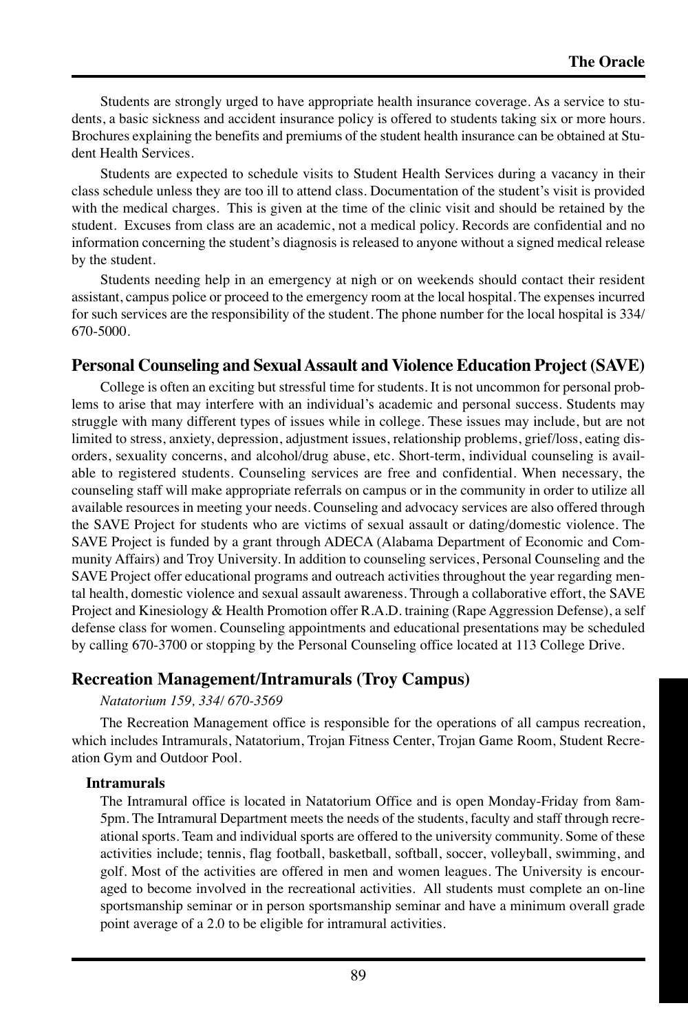Students are strongly urged to have appropriate health insurance coverage. As a service to students, a basic sickness and accident insurance policy is offered to students taking six or more hours. Brochures explaining the benefits and premiums of the student health insurance can be obtained at Student Health Services.

Students are expected to schedule visits to Student Health Services during a vacancy in their class schedule unless they are too ill to attend class. Documentation of the student's visit is provided with the medical charges. This is given at the time of the clinic visit and should be retained by the student. Excuses from class are an academic, not a medical policy. Records are confidential and no information concerning the student's diagnosis is released to anyone without a signed medical release by the student.

Students needing help in an emergency at nigh or on weekends should contact their resident assistant, campus police or proceed to the emergency room at the local hospital. The expenses incurred for such services are the responsibility of the student. The phone number for the local hospital is 334/ 670-5000.

## Personal Counseling and Sexual Assault and Violence Education Project (SAVE)

College is often an exciting but stressful time for students. It is not uncommon for personal problems to arise that may interfere with an individual's academic and personal success. Students may struggle with many different types of issues while in college. These issues may include, but are not limited to stress, anxiety, depression, adjustment issues, relationship problems, grief/loss, eating disorders, sexuality concerns, and alcohol/drug abuse, etc. Short-term, individual counseling is available to registered students. Counseling services are free and confidential. When necessary, the counseling staff will make appropriate referrals on campus or in the community in order to utilize all available resources in meeting your needs. Counseling and advocacy services are also offered through the SAVE Project for students who are victims of sexual assault or dating/domestic violence. The SAVE Project is funded by a grant through ADECA (Alabama Department of Economic and Community Affairs) and Troy University. In addition to counseling services, Personal Counseling and the SAVE Project offer educational programs and outreach activities throughout the year regarding mental health, domestic violence and sexual assault awareness. Through a collaborative effort, the SAVE Project and Kinesiology & Health Promotion offer R.A.D. training (Rape Aggression Defense), a self defense class for women. Counseling appointments and educational presentations may be scheduled by calling 670-3700 or stopping by the Personal Counseling office located at 113 College Drive.

## Recreation Management/Intramurals (Troy Campus)

*Natatorium 159, 334/ 670-3569*

The Recreation Management office is responsible for the operations of all campus recreation, which includes Intramurals, Natatorium, Trojan Fitness Center, Trojan Game Room, Student Recreation Gym and Outdoor Pool.

### Intramurals

The Intramural office is located in Natatorium Office and is open Monday-Friday from 8am-5pm. The Intramural Department meets the needs of the students, faculty and staff through recreational sports. Team and individual sports are offered to the university community. Some of these activities include; tennis, flag football, basketball, softball, soccer, volleyball, swimming, and golf. Most of the activities are offered in men and women leagues. The University is encouraged to become involved in the recreational activities. All students must complete an on-line sportsmanship seminar or in person sportsmanship seminar and have a minimum overall grade point average of a 2.0 to be eligible for intramural activities.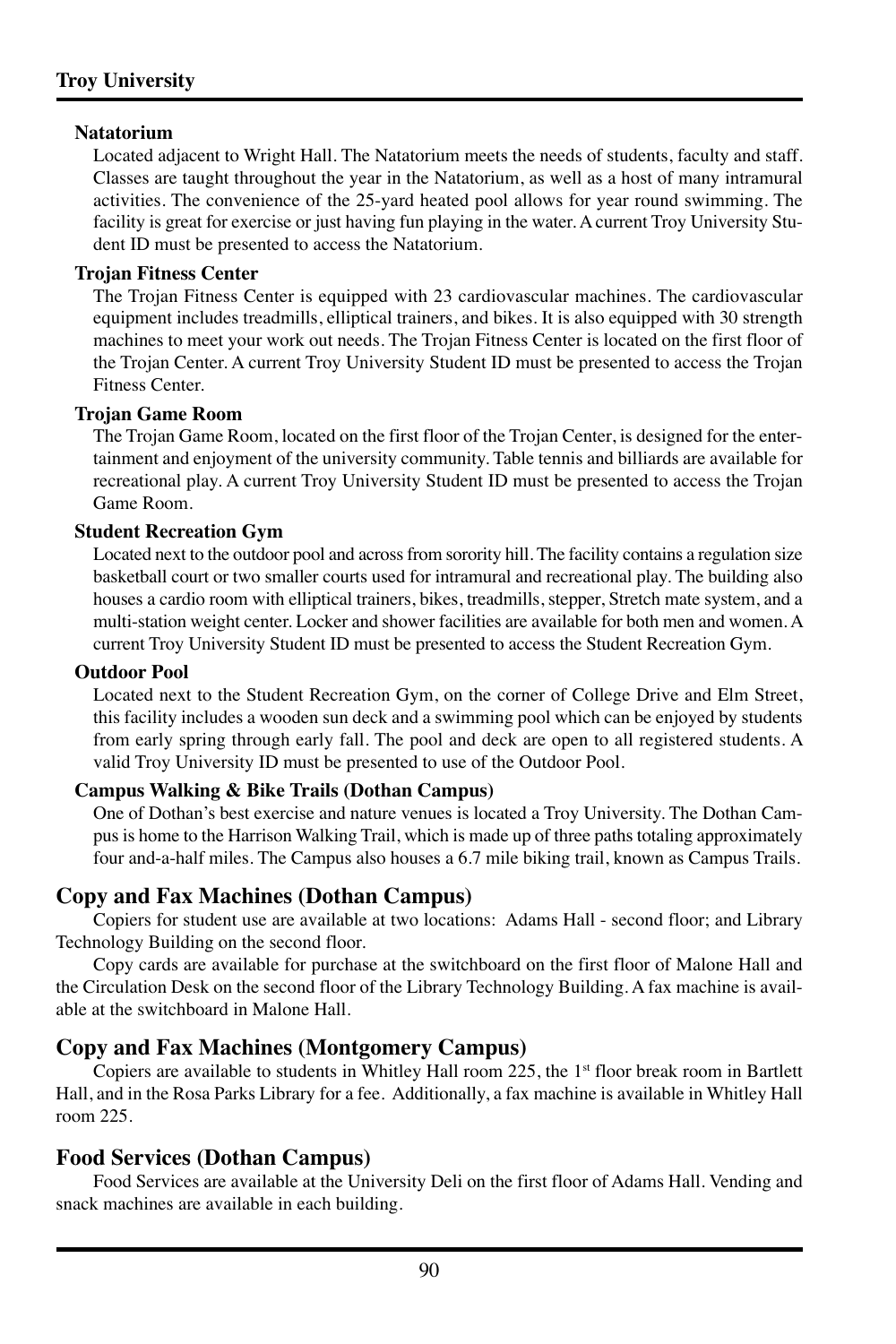#### Natatorium

Located adjacent to Wright Hall. The Natatorium meets the needs of students, faculty and staff. Classes are taught throughout the year in the Natatorium, as well as a host of many intramural activities. The convenience of the 25-yard heated pool allows for year round swimming. The facility is great for exercise or just having fun playing in the water. A current Troy University Student ID must be presented to access the Natatorium.

#### Trojan Fitness Center

The Trojan Fitness Center is equipped with 23 cardiovascular machines. The cardiovascular equipment includes treadmills, elliptical trainers, and bikes. It is also equipped with 30 strength machines to meet your work out needs. The Trojan Fitness Center is located on the first floor of the Trojan Center. A current Troy University Student ID must be presented to access the Trojan Fitness Center.

#### Trojan Game Room

The Trojan Game Room, located on the first floor of the Trojan Center, is designed for the entertainment and enjoyment of the university community. Table tennis and billiards are available for recreational play. A current Troy University Student ID must be presented to access the Trojan Game Room.

#### Student Recreation Gym

Located next to the outdoor pool and across from sorority hill. The facility contains a regulation size basketball court or two smaller courts used for intramural and recreational play. The building also houses a cardio room with elliptical trainers, bikes, treadmills, stepper, Stretch mate system, and a multi-station weight center. Locker and shower facilities are available for both men and women. A current Troy University Student ID must be presented to access the Student Recreation Gym.

#### Outdoor Pool

Located next to the Student Recreation Gym, on the corner of College Drive and Elm Street, this facility includes a wooden sun deck and a swimming pool which can be enjoyed by students from early spring through early fall. The pool and deck are open to all registered students. A valid Troy University ID must be presented to use of the Outdoor Pool.

#### Campus Walking & Bike Trails (Dothan Campus)

One of Dothan's best exercise and nature venues is located a Troy University. The Dothan Campus is home to the Harrison Walking Trail, which is made up of three paths totaling approximately four and-a-half miles. The Campus also houses a 6.7 mile biking trail, known as Campus Trails.

## Copy and Fax Machines (Dothan Campus)

Copiers for student use are available at two locations: Adams Hall - second floor; and Library Technology Building on the second floor.

Copy cards are available for purchase at the switchboard on the first floor of Malone Hall and the Circulation Desk on the second floor of the Library Technology Building. A fax machine is available at the switchboard in Malone Hall.

## Copy and Fax Machines (Montgomery Campus)

Copiers are available to students in Whitley Hall room 225, the 1st floor break room in Bartlett Hall, and in the Rosa Parks Library for a fee. Additionally, a fax machine is available in Whitley Hall room 225.

## Food Services (Dothan Campus)

Food Services are available at the University Deli on the first floor of Adams Hall. Vending and snack machines are available in each building.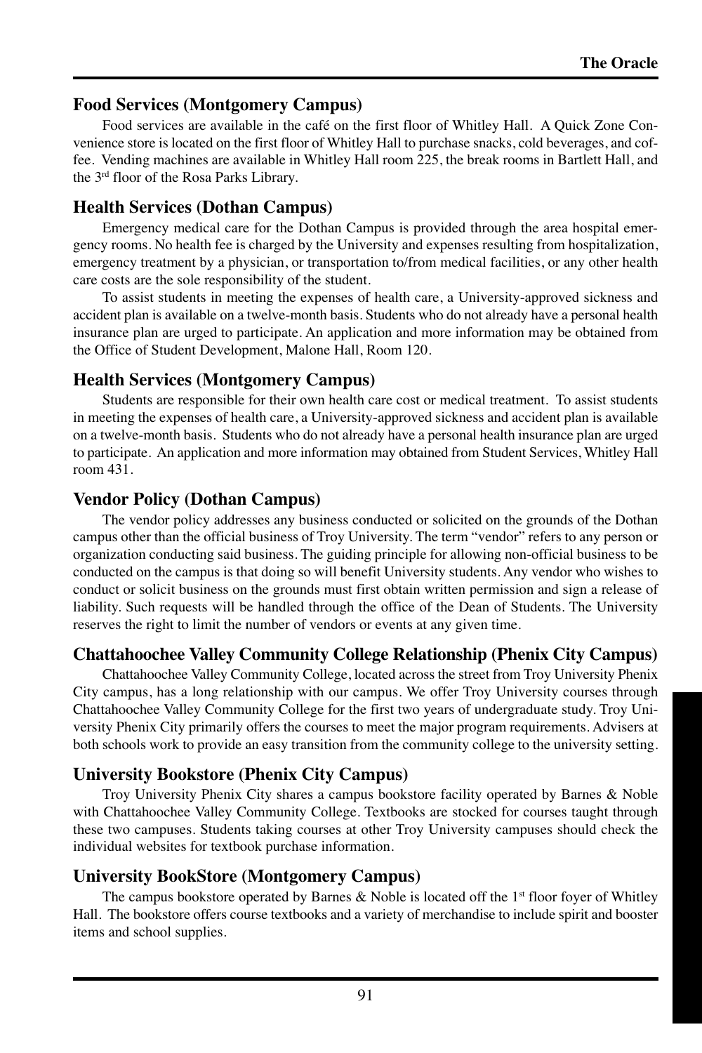## Food Services (Montgomery Campus)

Food services are available in the café on the first floor of Whitley Hall. A Quick Zone Convenience store is located on the first floor of Whitley Hall to purchase snacks, cold beverages, and coffee. Vending machines are available in Whitley Hall room 225, the break rooms in Bartlett Hall, and the 3rd floor of the Rosa Parks Library.

## Health Services (Dothan Campus)

Emergency medical care for the Dothan Campus is provided through the area hospital emergency rooms. No health fee is charged by the University and expenses resulting from hospitalization, emergency treatment by a physician, or transportation to/from medical facilities, or any other health care costs are the sole responsibility of the student.

To assist students in meeting the expenses of health care, a University-approved sickness and accident plan is available on a twelve-month basis. Students who do not already have a personal health insurance plan are urged to participate. An application and more information may be obtained from the Office of Student Development, Malone Hall, Room 120.

## Health Services (Montgomery Campus)

Students are responsible for their own health care cost or medical treatment. To assist students in meeting the expenses of health care, a University-approved sickness and accident plan is available on a twelve-month basis. Students who do not already have a personal health insurance plan are urged to participate. An application and more information may obtained from Student Services, Whitley Hall room 431.

## Vendor Policy (Dothan Campus)

The vendor policy addresses any business conducted or solicited on the grounds of the Dothan campus other than the official business of Troy University. The term "vendor" refers to any person or organization conducting said business. The guiding principle for allowing non-official business to be conducted on the campus is that doing so will benefit University students. Any vendor who wishes to conduct or solicit business on the grounds must first obtain written permission and sign a release of liability. Such requests will be handled through the office of the Dean of Students. The University reserves the right to limit the number of vendors or events at any given time.

## Chattahoochee Valley Community College Relationship (Phenix City Campus)

Chattahoochee Valley Community College, located across the street from Troy University Phenix City campus, has a long relationship with our campus. We offer Troy University courses through Chattahoochee Valley Community College for the first two years of undergraduate study. Troy University Phenix City primarily offers the courses to meet the major program requirements. Advisers at both schools work to provide an easy transition from the community college to the university setting.

## University Bookstore (Phenix City Campus)

Troy University Phenix City shares a campus bookstore facility operated by Barnes & Noble with Chattahoochee Valley Community College. Textbooks are stocked for courses taught through these two campuses. Students taking courses at other Troy University campuses should check the individual websites for textbook purchase information.

## University BookStore (Montgomery Campus)

The campus bookstore operated by Barnes & Noble is located off the 1st floor foyer of Whitley Hall. The bookstore offers course textbooks and a variety of merchandise to include spirit and booster items and school supplies.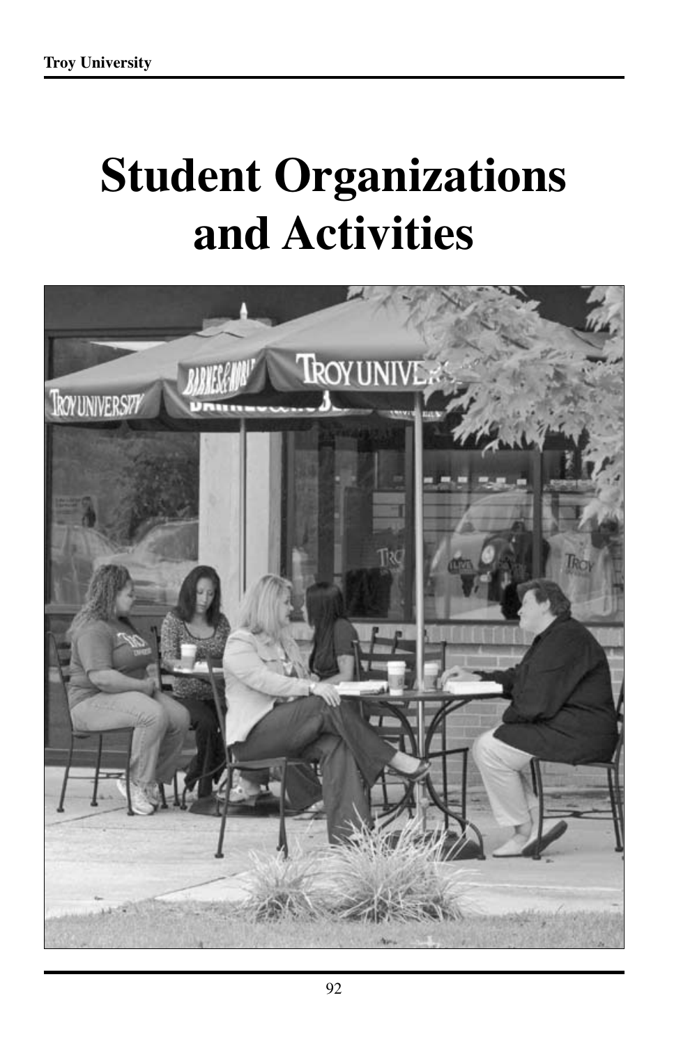# Student Organizations and Activities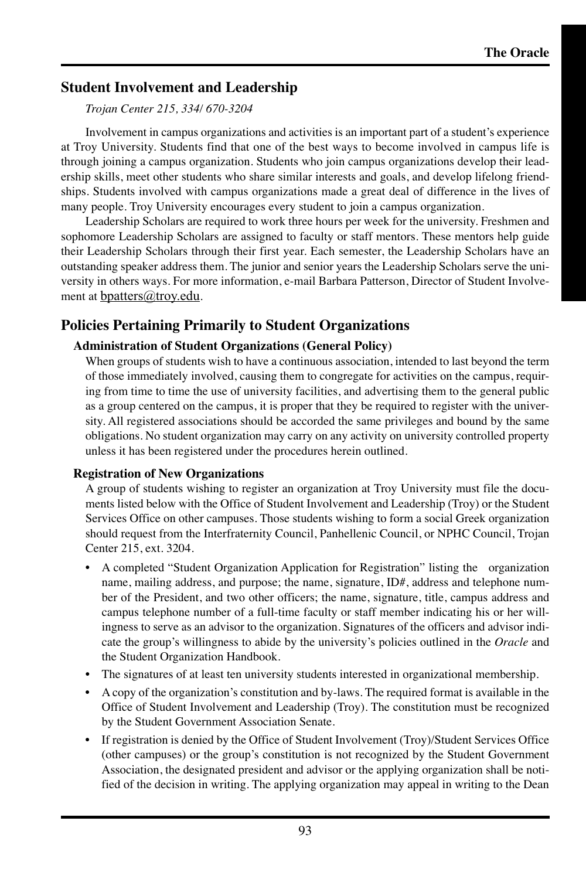## Student Involvement and Leadership

*Trojan Center 215, 334/ 670-3204*

Involvement in campus organizations and activities is an important part of a student's experience at Troy University. Students find that one of the best ways to become involved in campus life is through joining a campus organization. Students who join campus organizations develop their leadership skills, meet other students who share similar interests and goals, and develop lifelong friendships. Students involved with campus organizations made a great deal of difference in the lives of many people. Troy University encourages every student to join a campus organization.

Leadership Scholars are required to work three hours per week for the university. Freshmen and sophomore Leadership Scholars are assigned to faculty or staff mentors. These mentors help guide their Leadership Scholars through their first year. Each semester, the Leadership Scholars have an outstanding speaker address them. The junior and senior years the Leadership Scholars serve the university in others ways. For more information, e-mail Barbara Patterson, Director of Student Involvement at bpatters@troy.edu.

## Policies Pertaining Primarily to Student Organizations

### Administration of Student Organizations (General Policy)

When groups of students wish to have a continuous association, intended to last beyond the term of those immediately involved, causing them to congregate for activities on the campus, requiring from time to time the use of university facilities, and advertising them to the general public as a group centered on the campus, it is proper that they be required to register with the university. All registered associations should be accorded the same privileges and bound by the same obligations. No student organization may carry on any activity on university controlled property unless it has been registered under the procedures herein outlined.

### Registration of New Organizations

A group of students wishing to register an organization at Troy University must file the documents listed below with the Office of Student Involvement and Leadership (Troy) or the Student Services Office on other campuses. Those students wishing to form a social Greek organization should request from the Interfraternity Council, Panhellenic Council, or NPHC Council, Trojan Center 215, ext. 3204.

- A completed "Student Organization Application for Registration" listing the organization name, mailing address, and purpose; the name, signature, ID#, address and telephone number of the President, and two other officers; the name, signature, title, campus address and campus telephone number of a full-time faculty or staff member indicating his or her willingness to serve as an advisor to the organization. Signatures of the officers and advisor indicate the group's willingness to abide by the university's policies outlined in the *Oracle* and the Student Organization Handbook.
- The signatures of at least ten university students interested in organizational membership.
- A copy of the organization's constitution and by-laws. The required format is available in the Office of Student Involvement and Leadership (Troy). The constitution must be recognized by the Student Government Association Senate.
- If registration is denied by the Office of Student Involvement (Troy)/Student Services Office (other campuses) or the group's constitution is not recognized by the Student Government Association, the designated president and advisor or the applying organization shall be notified of the decision in writing. The applying organization may appeal in writing to the Dean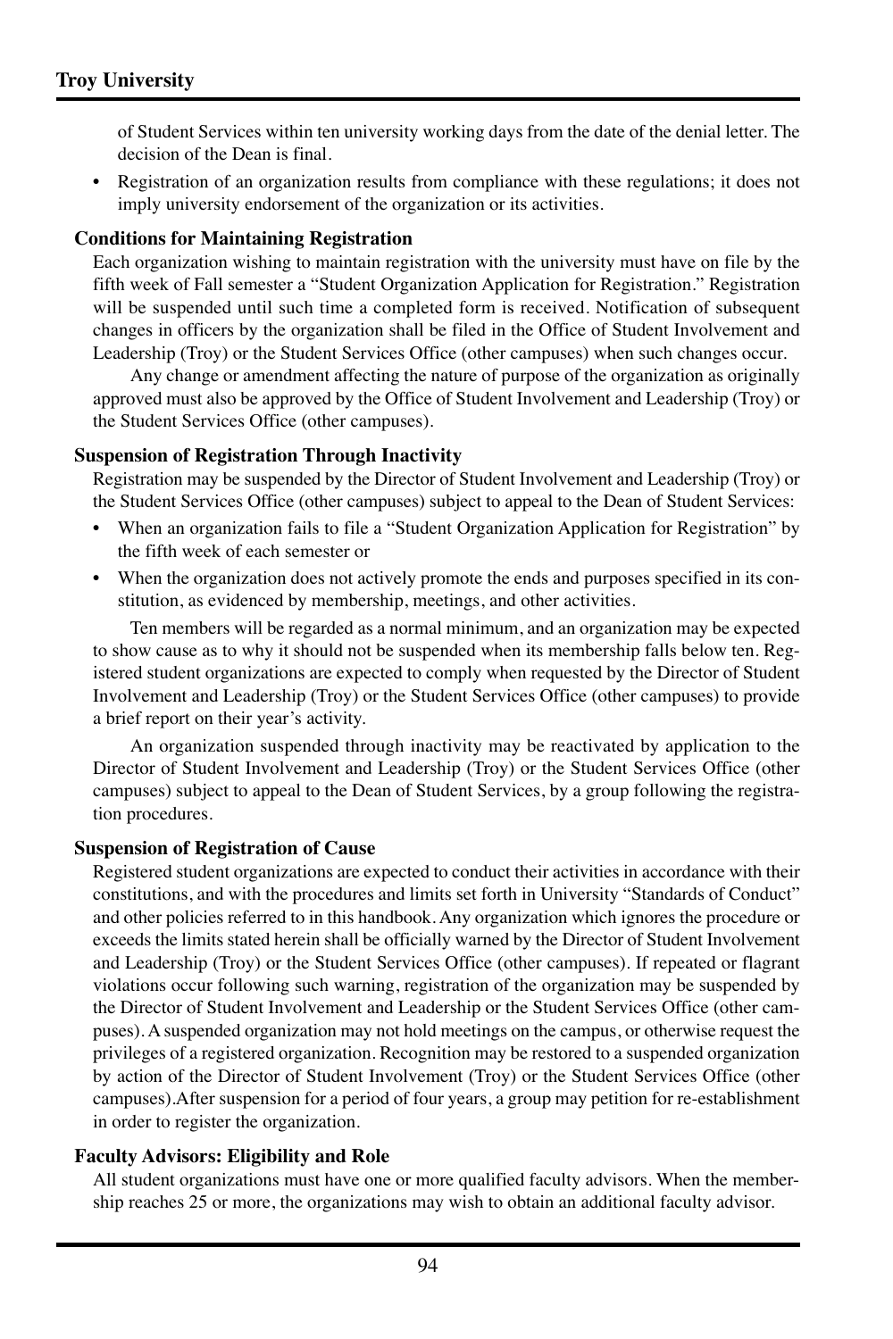of Student Services within ten university working days from the date of the denial letter. The decision of the Dean is final.

- Registration of an organization results from compliance with these regulations; it does not imply university endorsement of the organization or its activities.

### Conditions for Maintaining Registration

Each organization wishing to maintain registration with the university must have on file by the fifth week of Fall semester a "Student Organization Application for Registration." Registration will be suspended until such time a completed form is received. Notification of subsequent changes in officers by the organization shall be filed in the Office of Student Involvement and Leadership (Troy) or the Student Services Office (other campuses) when such changes occur.

Any change or amendment affecting the nature of purpose of the organization as originally approved must also be approved by the Office of Student Involvement and Leadership (Troy) or the Student Services Office (other campuses).

### Suspension of Registration Through Inactivity

Registration may be suspended by the Director of Student Involvement and Leadership (Troy) or the Student Services Office (other campuses) subject to appeal to the Dean of Student Services:

- When an organization fails to file a "Student Organization Application for Registration" by the fifth week of each semester or
- When the organization does not actively promote the ends and purposes specified in its constitution, as evidenced by membership, meetings, and other activities.

Ten members will be regarded as a normal minimum, and an organization may be expected to show cause as to why it should not be suspended when its membership falls below ten. Registered student organizations are expected to comply when requested by the Director of Student Involvement and Leadership (Troy) or the Student Services Office (other campuses) to provide a brief report on their year's activity.

An organization suspended through inactivity may be reactivated by application to the Director of Student Involvement and Leadership (Troy) or the Student Services Office (other campuses) subject to appeal to the Dean of Student Services, by a group following the registration procedures.

### Suspension of Registration of Cause

Registered student organizations are expected to conduct their activities in accordance with their constitutions, and with the procedures and limits set forth in University "Standards of Conduct" and other policies referred to in this handbook. Any organization which ignores the procedure or exceeds the limits stated herein shall be officially warned by the Director of Student Involvement and Leadership (Troy) or the Student Services Office (other campuses). If repeated or flagrant violations occur following such warning, registration of the organization may be suspended by the Director of Student Involvement and Leadership or the Student Services Office (other campuses). A suspended organization may not hold meetings on the campus, or otherwise request the privileges of a registered organization. Recognition may be restored to a suspended organization by action of the Director of Student Involvement (Troy) or the Student Services Office (other campuses).After suspension for a period of four years, a group may petition for re-establishment in order to register the organization.

### Faculty Advisors: Eligibility and Role

All student organizations must have one or more qualified faculty advisors. When the membership reaches 25 or more, the organizations may wish to obtain an additional faculty advisor.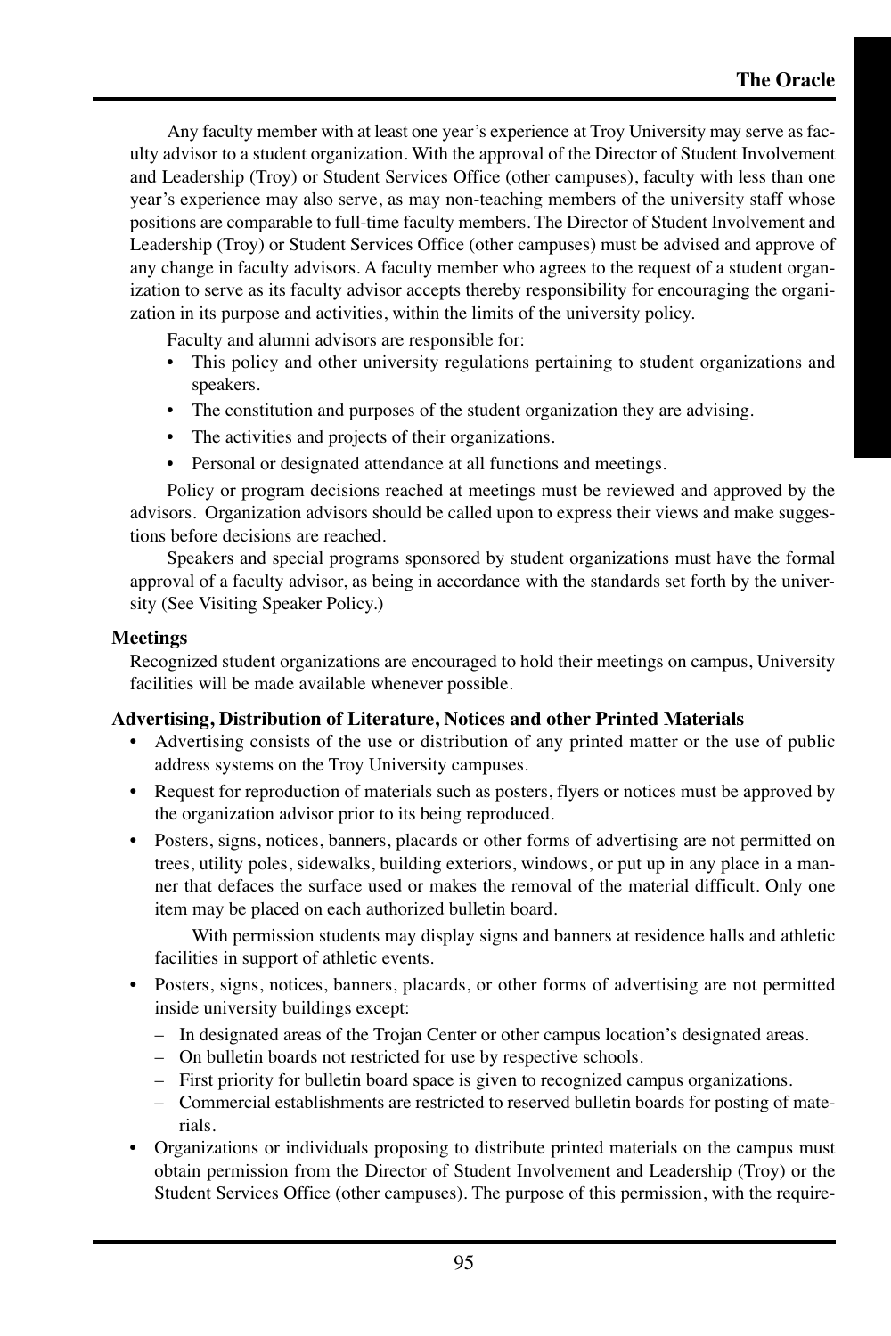Any faculty member with at least one year's experience at Troy University may serve as faculty advisor to a student organization. With the approval of the Director of Student Involvement and Leadership (Troy) or Student Services Office (other campuses), faculty with less than one year's experience may also serve, as may non-teaching members of the university staff whose positions are comparable to full-time faculty members. The Director of Student Involvement and Leadership (Troy) or Student Services Office (other campuses) must be advised and approve of any change in faculty advisors. A faculty member who agrees to the request of a student organization to serve as its faculty advisor accepts thereby responsibility for encouraging the organization in its purpose and activities, within the limits of the university policy.

Faculty and alumni advisors are responsible for:

- This policy and other university regulations pertaining to student organizations and speakers.
- The constitution and purposes of the student organization they are advising.
- The activities and projects of their organizations.
- Personal or designated attendance at all functions and meetings.

Policy or program decisions reached at meetings must be reviewed and approved by the advisors. Organization advisors should be called upon to express their views and make suggestions before decisions are reached.

Speakers and special programs sponsored by student organizations must have the formal approval of a faculty advisor, as being in accordance with the standards set forth by the university (See Visiting Speaker Policy.)

**Meetings**

Recognized student organizations are encouraged to hold their meetings on campus, University facilities will be made available whenever possible.

**Advertising, Distribution of Literature, Notices and other Printed Materials**

- Advertising consists of the use or distribution of any printed matter or the use of public address systems on the Troy University campuses.
- Request for reproduction of materials such as posters, flyers or notices must be approved by the organization advisor prior to its being reproduced.
- Posters, signs, notices, banners, placards or other forms of advertising are not permitted on trees, utility poles, sidewalks, building exteriors, windows, or put up in any place in a manner that defaces the surface used or makes the removal of the material difficult. Only one item may be placed on each authorized bulletin board.

  With permission students may display signs and banners at residence halls and athletic facilities in support of athletic events.
- Posters, signs, notices, banners, placards, or other forms of advertising are not permitted inside university buildings except:
  - In designated areas of the Trojan Center or other campus location's designated areas.
  - On bulletin boards not restricted for use by respective schools.
  - First priority for bulletin board space is given to recognized campus organizations.
  - Commercial establishments are restricted to reserved bulletin boards for posting of materials.
- Organizations or individuals proposing to distribute printed materials on the campus must obtain permission from the Director of Student Involvement and Leadership (Troy) or the Student Services Office (other campuses). The purpose of this permission, with the require-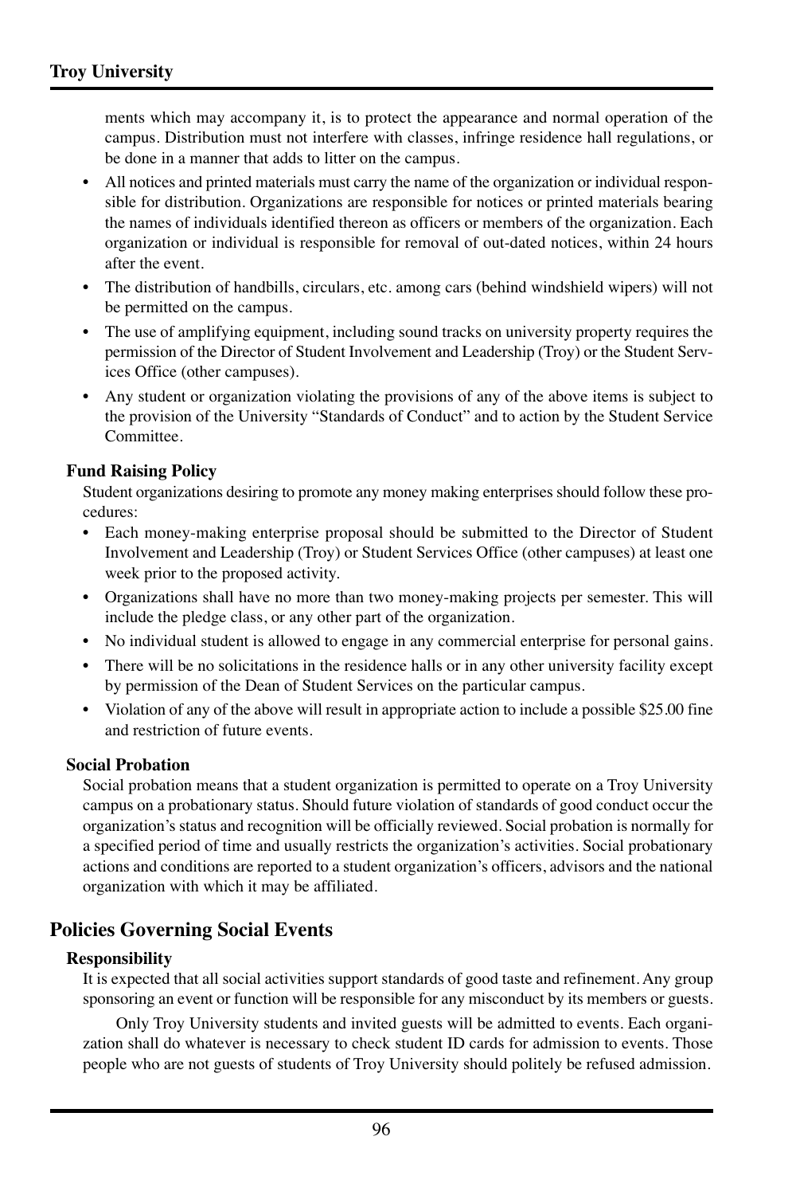ments which may accompany it, is to protect the appearance and normal operation of the campus. Distribution must not interfere with classes, infringe residence hall regulations, or be done in a manner that adds to litter on the campus.

- All notices and printed materials must carry the name of the organization or individual responsible for distribution. Organizations are responsible for notices or printed materials bearing the names of individuals identified thereon as officers or members of the organization. Each organization or individual is responsible for removal of out-dated notices, within 24 hours after the event.
- The distribution of handbills, circulars, etc. among cars (behind windshield wipers) will not be permitted on the campus.
- The use of amplifying equipment, including sound tracks on university property requires the permission of the Director of Student Involvement and Leadership (Troy) or the Student Services Office (other campuses).
- Any student or organization violating the provisions of any of the above items is subject to the provision of the University "Standards of Conduct" and to action by the Student Service Committee.

### Fund Raising Policy

Student organizations desiring to promote any money making enterprises should follow these procedures:

- Each money-making enterprise proposal should be submitted to the Director of Student Involvement and Leadership (Troy) or Student Services Office (other campuses) at least one week prior to the proposed activity.
- Organizations shall have no more than two money-making projects per semester. This will include the pledge class, or any other part of the organization.
- No individual student is allowed to engage in any commercial enterprise for personal gains.
- There will be no solicitations in the residence halls or in any other university facility except by permission of the Dean of Student Services on the particular campus.
- Violation of any of the above will result in appropriate action to include a possible $25.00 fine and restriction of future events.

### Social Probation

Social probation means that a student organization is permitted to operate on a Troy University campus on a probationary status. Should future violation of standards of good conduct occur the organization's status and recognition will be officially reviewed. Social probation is normally for a specified period of time and usually restricts the organization's activities. Social probationary actions and conditions are reported to a student organization's officers, advisors and the national organization with which it may be affiliated.

## Policies Governing Social Events

### Responsibility

It is expected that all social activities support standards of good taste and refinement. Any group sponsoring an event or function will be responsible for any misconduct by its members or guests.

Only Troy University students and invited guests will be admitted to events. Each organization shall do whatever is necessary to check student ID cards for admission to events. Those people who are not guests of students of Troy University should politely be refused admission.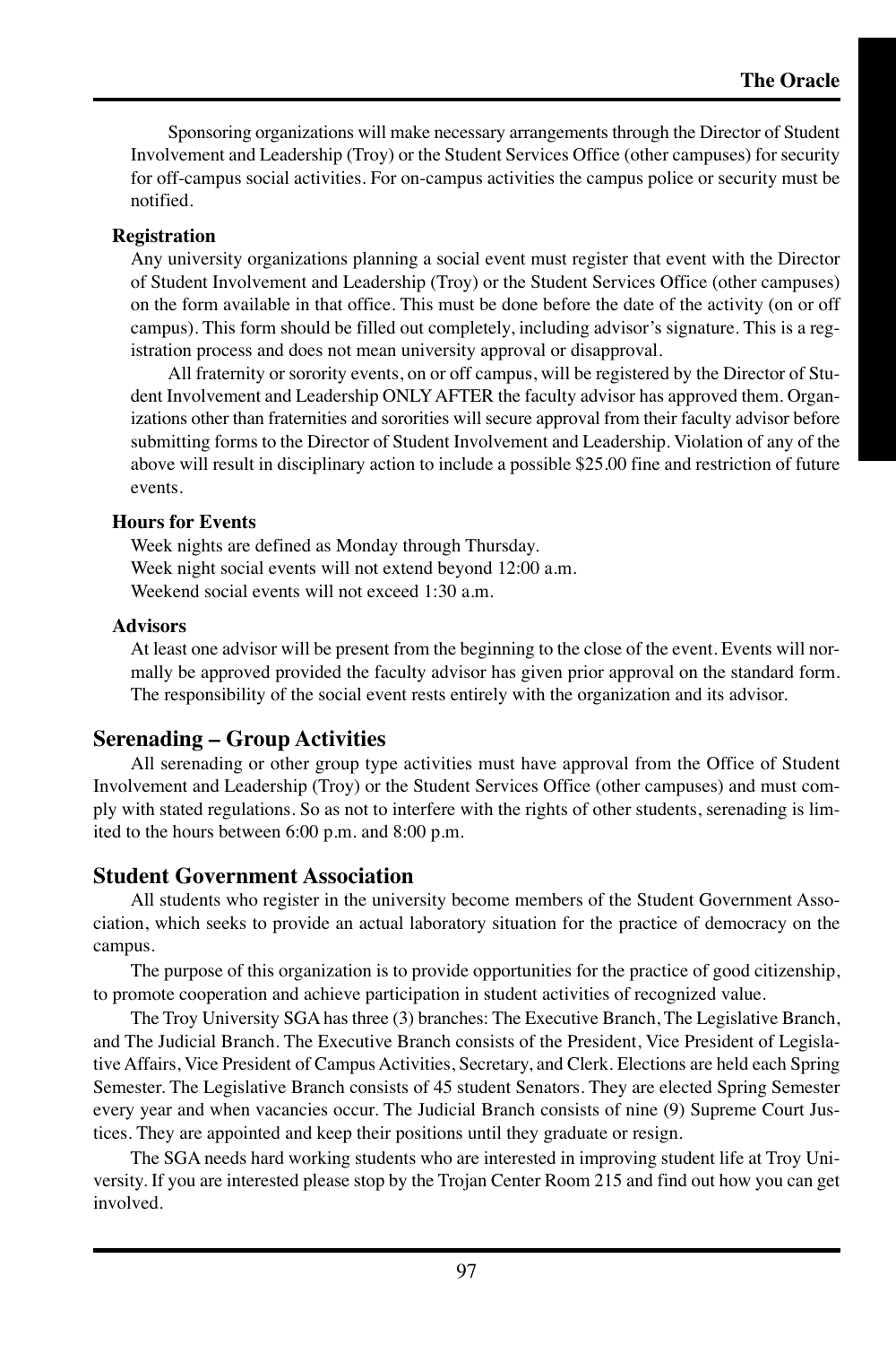Sponsoring organizations will make necessary arrangements through the Director of Student Involvement and Leadership (Troy) or the Student Services Office (other campuses) for security for off-campus social activities. For on-campus activities the campus police or security must be notified.

### Registration

Any university organizations planning a social event must register that event with the Director of Student Involvement and Leadership (Troy) or the Student Services Office (other campuses) on the form available in that office. This must be done before the date of the activity (on or off campus). This form should be filled out completely, including advisor's signature. This is a registration process and does not mean university approval or disapproval.

All fraternity or sorority events, on or off campus, will be registered by the Director of Student Involvement and Leadership ONLY AFTER the faculty advisor has approved them. Organizations other than fraternities and sororities will secure approval from their faculty advisor before submitting forms to the Director of Student Involvement and Leadership. Violation of any of the above will result in disciplinary action to include a possible $25.00 fine and restriction of future events.

### Hours for Events

Week nights are defined as Monday through Thursday.
Week night social events will not extend beyond 12:00 a.m.
Weekend social events will not exceed 1:30 a.m.

### Advisors

At least one advisor will be present from the beginning to the close of the event. Events will normally be approved provided the faculty advisor has given prior approval on the standard form. The responsibility of the social event rests entirely with the organization and its advisor.

## Serenading – Group Activities

All serenading or other group type activities must have approval from the Office of Student Involvement and Leadership (Troy) or the Student Services Office (other campuses) and must comply with stated regulations. So as not to interfere with the rights of other students, serenading is limited to the hours between 6:00 p.m. and 8:00 p.m.

## Student Government Association

All students who register in the university become members of the Student Government Association, which seeks to provide an actual laboratory situation for the practice of democracy on the campus.

The purpose of this organization is to provide opportunities for the practice of good citizenship, to promote cooperation and achieve participation in student activities of recognized value.

The Troy University SGA has three (3) branches: The Executive Branch, The Legislative Branch, and The Judicial Branch. The Executive Branch consists of the President, Vice President of Legislative Affairs, Vice President of Campus Activities, Secretary, and Clerk. Elections are held each Spring Semester. The Legislative Branch consists of 45 student Senators. They are elected Spring Semester every year and when vacancies occur. The Judicial Branch consists of nine (9) Supreme Court Justices. They are appointed and keep their positions until they graduate or resign.

The SGA needs hard working students who are interested in improving student life at Troy University. If you are interested please stop by the Trojan Center Room 215 and find out how you can get involved.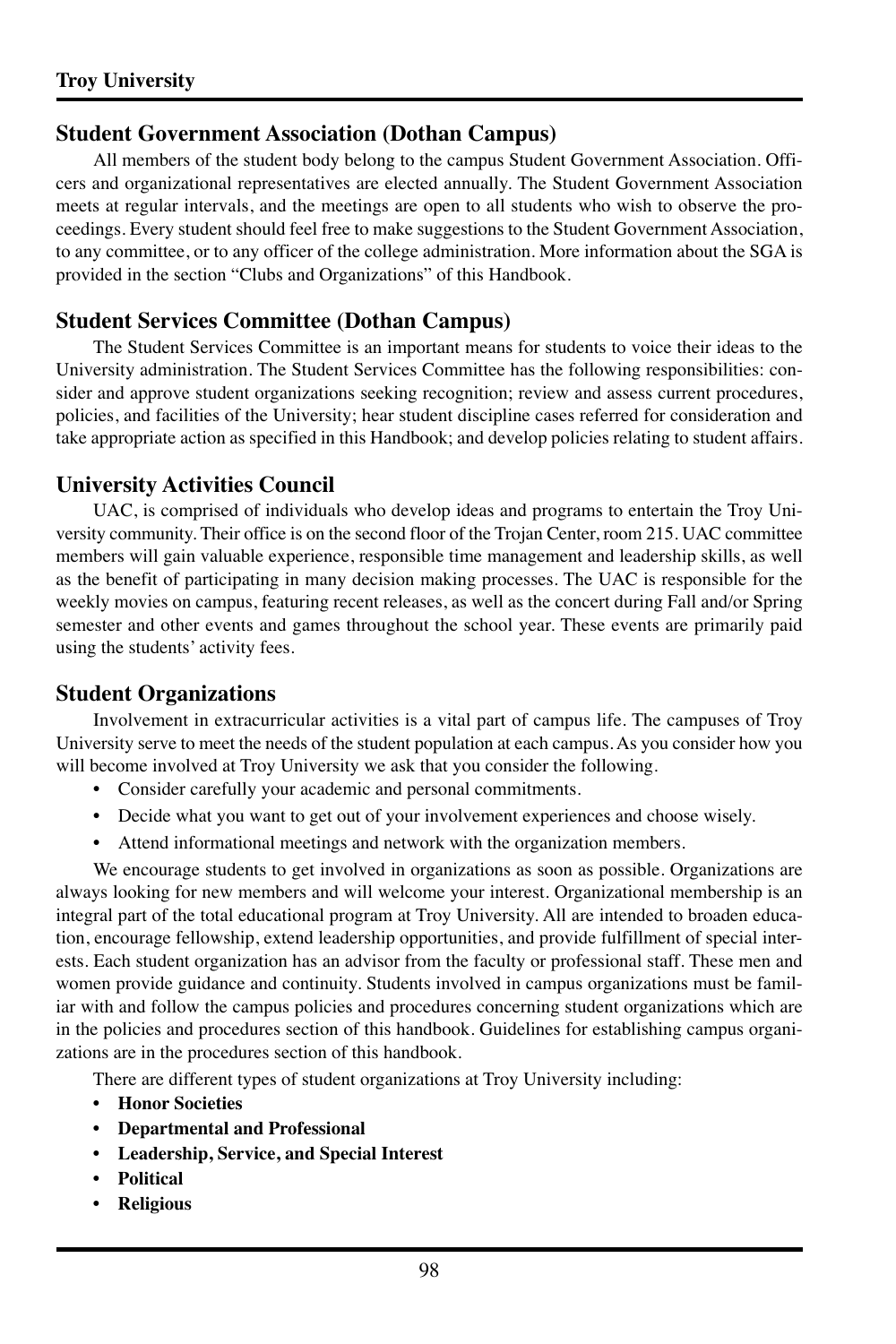## Student Government Association (Dothan Campus)

All members of the student body belong to the campus Student Government Association. Officers and organizational representatives are elected annually. The Student Government Association meets at regular intervals, and the meetings are open to all students who wish to observe the proceedings. Every student should feel free to make suggestions to the Student Government Association, to any committee, or to any officer of the college administration. More information about the SGA is provided in the section "Clubs and Organizations" of this Handbook.

## Student Services Committee (Dothan Campus)

The Student Services Committee is an important means for students to voice their ideas to the University administration. The Student Services Committee has the following responsibilities: consider and approve student organizations seeking recognition; review and assess current procedures, policies, and facilities of the University; hear student discipline cases referred for consideration and take appropriate action as specified in this Handbook; and develop policies relating to student affairs.

## University Activities Council

UAC, is comprised of individuals who develop ideas and programs to entertain the Troy University community. Their office is on the second floor of the Trojan Center, room 215. UAC committee members will gain valuable experience, responsible time management and leadership skills, as well as the benefit of participating in many decision making processes. The UAC is responsible for the weekly movies on campus, featuring recent releases, as well as the concert during Fall and/or Spring semester and other events and games throughout the school year. These events are primarily paid using the students' activity fees.

## Student Organizations

Involvement in extracurricular activities is a vital part of campus life. The campuses of Troy University serve to meet the needs of the student population at each campus. As you consider how you will become involved at Troy University we ask that you consider the following.

- Consider carefully your academic and personal commitments.
- Decide what you want to get out of your involvement experiences and choose wisely.
- Attend informational meetings and network with the organization members.

We encourage students to get involved in organizations as soon as possible. Organizations are always looking for new members and will welcome your interest. Organizational membership is an integral part of the total educational program at Troy University. All are intended to broaden education, encourage fellowship, extend leadership opportunities, and provide fulfillment of special interests. Each student organization has an advisor from the faculty or professional staff. These men and women provide guidance and continuity. Students involved in campus organizations must be familiar with and follow the campus policies and procedures concerning student organizations which are in the policies and procedures section of this handbook. Guidelines for establishing campus organizations are in the procedures section of this handbook.

There are different types of student organizations at Troy University including:

- **Honor Societies**
- **Departmental and Professional**
- **Leadership, Service, and Special Interest**
- **Political**
- **Religious**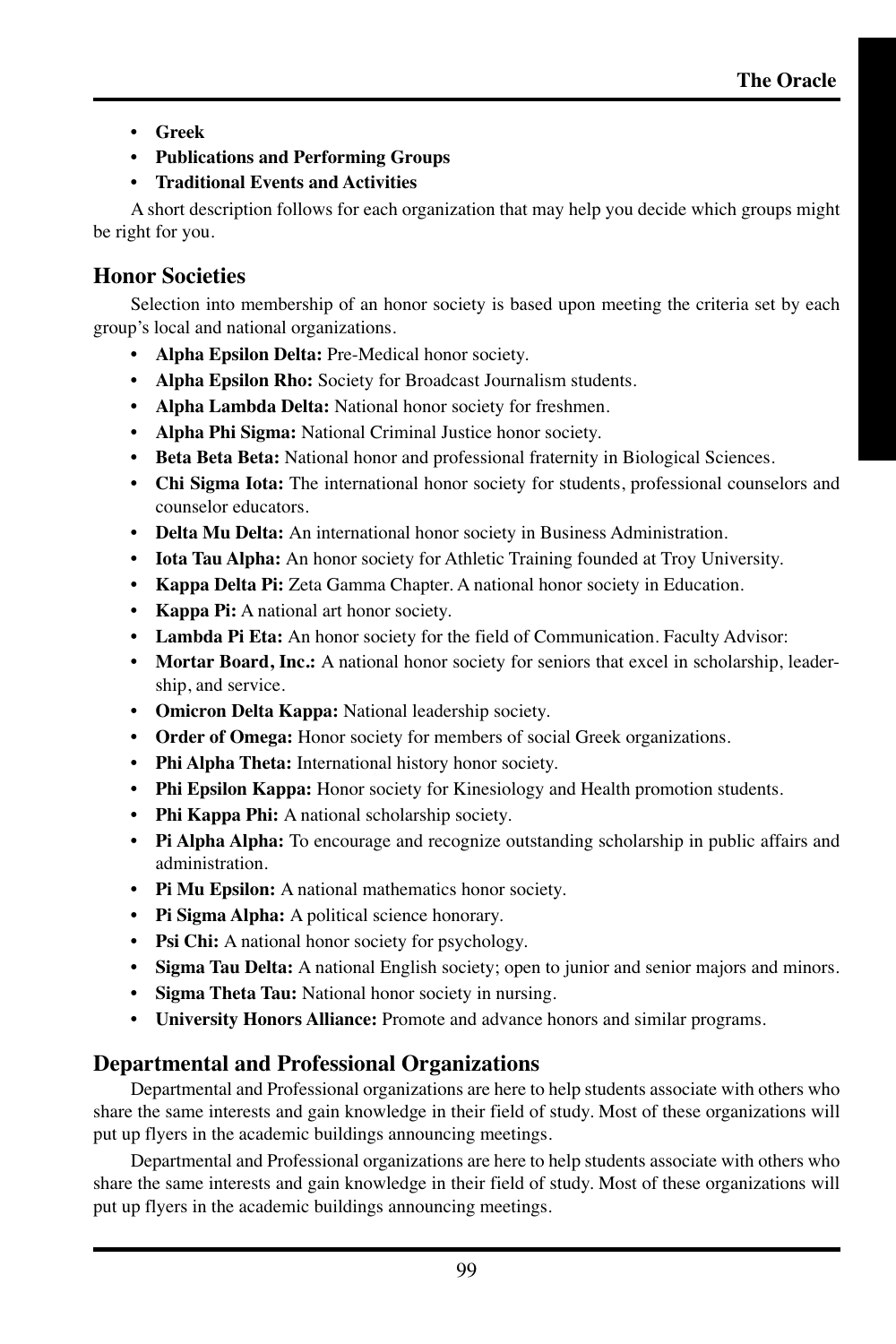- **Greek**
- **Publications and Performing Groups**
- **Traditional Events and Activities**

A short description follows for each organization that may help you decide which groups might be right for you.

## Honor Societies

Selection into membership of an honor society is based upon meeting the criteria set by each group's local and national organizations.

- **Alpha Epsilon Delta:** Pre-Medical honor society.
- **Alpha Epsilon Rho:** Society for Broadcast Journalism students.
- **Alpha Lambda Delta:** National honor society for freshmen.
- **Alpha Phi Sigma:** National Criminal Justice honor society.
- **Beta Beta Beta:** National honor and professional fraternity in Biological Sciences.
- **Chi Sigma Iota:** The international honor society for students, professional counselors and counselor educators.
- **Delta Mu Delta:** An international honor society in Business Administration.
- **Iota Tau Alpha:** An honor society for Athletic Training founded at Troy University.
- **Kappa Delta Pi:** Zeta Gamma Chapter. A national honor society in Education.
- **Kappa Pi:** A national art honor society.
- **Lambda Pi Eta:** An honor society for the field of Communication. Faculty Advisor:
- **Mortar Board, Inc.:** A national honor society for seniors that excel in scholarship, leadership, and service.
- **Omicron Delta Kappa:** National leadership society.
- **Order of Omega:** Honor society for members of social Greek organizations.
- **Phi Alpha Theta:** International history honor society.
- **Phi Epsilon Kappa:** Honor society for Kinesiology and Health promotion students.
- **Phi Kappa Phi:** A national scholarship society.
- **Pi Alpha Alpha:** To encourage and recognize outstanding scholarship in public affairs and administration.
- **Pi Mu Epsilon:** A national mathematics honor society.
- **Pi Sigma Alpha:** A political science honorary.
- **Psi Chi:** A national honor society for psychology.
- **Sigma Tau Delta:** A national English society; open to junior and senior majors and minors.
- **Sigma Theta Tau:** National honor society in nursing.
- **University Honors Alliance:** Promote and advance honors and similar programs.

## Departmental and Professional Organizations

Departmental and Professional organizations are here to help students associate with others who share the same interests and gain knowledge in their field of study. Most of these organizations will put up flyers in the academic buildings announcing meetings.

Departmental and Professional organizations are here to help students associate with others who share the same interests and gain knowledge in their field of study. Most of these organizations will put up flyers in the academic buildings announcing meetings.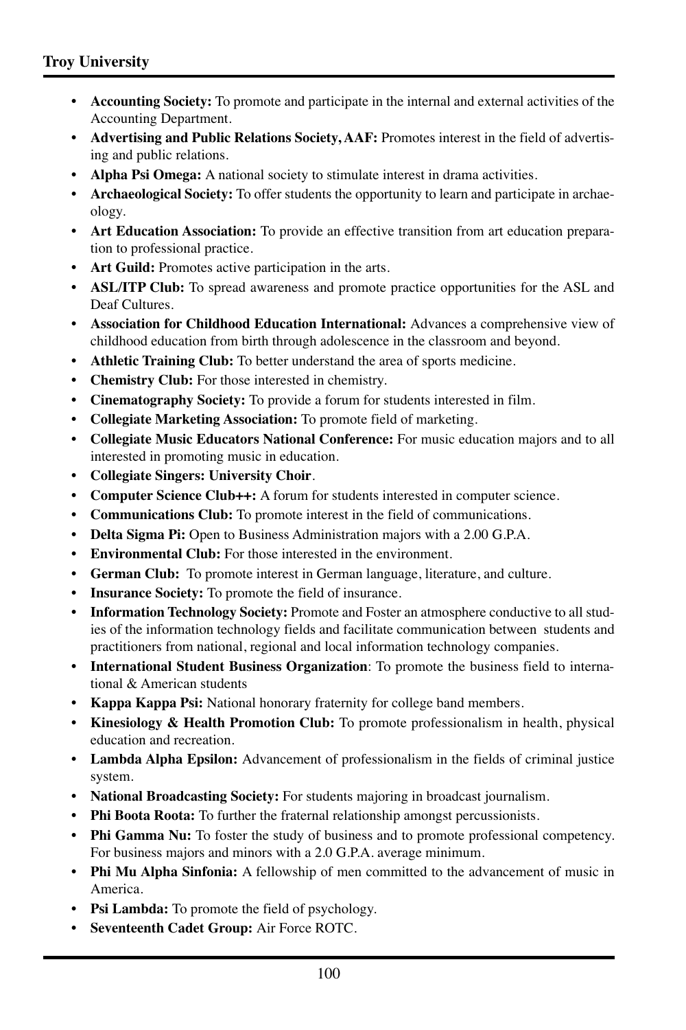- **Accounting Society:** To promote and participate in the internal and external activities of the Accounting Department.
- **Advertising and Public Relations Society, AAF:** Promotes interest in the field of advertising and public relations.
- **Alpha Psi Omega:** A national society to stimulate interest in drama activities.
- **Archaeological Society:** To offer students the opportunity to learn and participate in archaeology.
- **Art Education Association:** To provide an effective transition from art education preparation to professional practice.
- **Art Guild:** Promotes active participation in the arts.
- **ASL/ITP Club:** To spread awareness and promote practice opportunities for the ASL and Deaf Cultures.
- **Association for Childhood Education International:** Advances a comprehensive view of childhood education from birth through adolescence in the classroom and beyond.
- **Athletic Training Club:** To better understand the area of sports medicine.
- **Chemistry Club:** For those interested in chemistry.
- **Cinematography Society:** To provide a forum for students interested in film.
- **Collegiate Marketing Association:** To promote field of marketing.
- **Collegiate Music Educators National Conference:** For music education majors and to all interested in promoting music in education.
- **Collegiate Singers: University Choir**.
- **Computer Science Club++:** A forum for students interested in computer science.
- **Communications Club:** To promote interest in the field of communications.
- **Delta Sigma Pi:** Open to Business Administration majors with a 2.00 G.P.A.
- **Environmental Club:** For those interested in the environment.
- **German Club:** To promote interest in German language, literature, and culture.
- **Insurance Society:** To promote the field of insurance.
- **Information Technology Society:** Promote and Foster an atmosphere conductive to all studies of the information technology fields and facilitate communication between students and practitioners from national, regional and local information technology companies.
- **International Student Business Organization**: To promote the business field to international & American students
- **Kappa Kappa Psi:** National honorary fraternity for college band members.
- **Kinesiology & Health Promotion Club:** To promote professionalism in health, physical education and recreation.
- **Lambda Alpha Epsilon:** Advancement of professionalism in the fields of criminal justice system.
- **National Broadcasting Society:** For students majoring in broadcast journalism.
- **Phi Boota Roota:** To further the fraternal relationship amongst percussionists.
- **Phi Gamma Nu:** To foster the study of business and to promote professional competency. For business majors and minors with a 2.0 G.P.A. average minimum.
- **Phi Mu Alpha Sinfonia:** A fellowship of men committed to the advancement of music in America.
- **Psi Lambda:** To promote the field of psychology.
- **Seventeenth Cadet Group:** Air Force ROTC.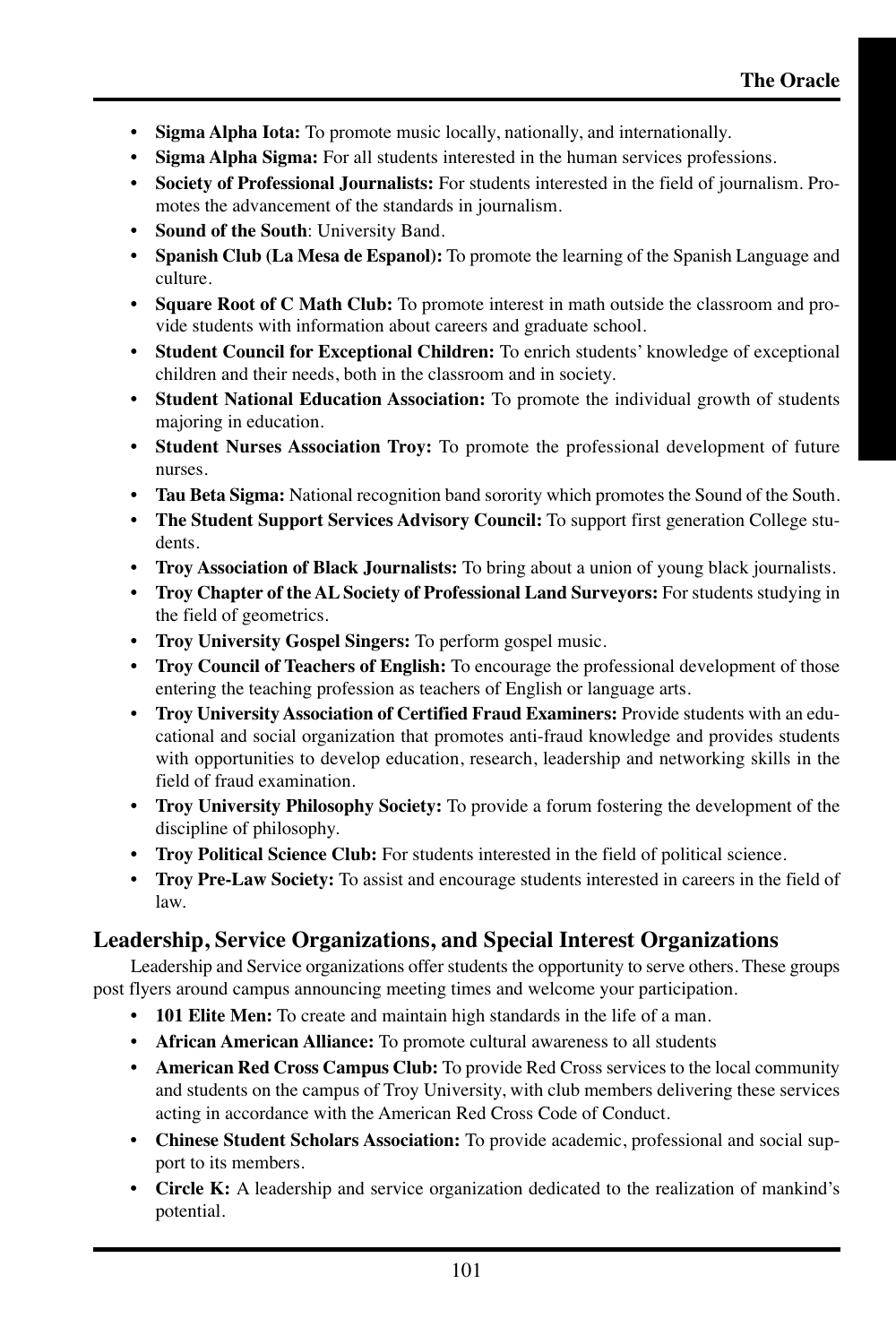- **Sigma Alpha Iota:** To promote music locally, nationally, and internationally.
- **Sigma Alpha Sigma:** For all students interested in the human services professions.
- **Society of Professional Journalists:** For students interested in the field of journalism. Promotes the advancement of the standards in journalism.
- **Sound of the South**: University Band.
- **Spanish Club (La Mesa de Espanol):** To promote the learning of the Spanish Language and culture.
- **Square Root of C Math Club:** To promote interest in math outside the classroom and provide students with information about careers and graduate school.
- **Student Council for Exceptional Children:** To enrich students' knowledge of exceptional children and their needs, both in the classroom and in society.
- **Student National Education Association:** To promote the individual growth of students majoring in education.
- **Student Nurses Association Troy:** To promote the professional development of future nurses.
- **Tau Beta Sigma:** National recognition band sorority which promotes the Sound of the South.
- **The Student Support Services Advisory Council:** To support first generation College students.
- **Troy Association of Black Journalists:** To bring about a union of young black journalists.
- **Troy Chapter of the AL Society of Professional Land Surveyors:** For students studying in the field of geometrics.
- **Troy University Gospel Singers:** To perform gospel music.
- **Troy Council of Teachers of English:** To encourage the professional development of those entering the teaching profession as teachers of English or language arts.
- **Troy University Association of Certified Fraud Examiners:** Provide students with an educational and social organization that promotes anti-fraud knowledge and provides students with opportunities to develop education, research, leadership and networking skills in the field of fraud examination.
- **Troy University Philosophy Society:** To provide a forum fostering the development of the discipline of philosophy.
- **Troy Political Science Club:** For students interested in the field of political science.
- **Troy Pre-Law Society:** To assist and encourage students interested in careers in the field of law.

## Leadership, Service Organizations, and Special Interest Organizations

Leadership and Service organizations offer students the opportunity to serve others. These groups post flyers around campus announcing meeting times and welcome your participation.

- **101 Elite Men:** To create and maintain high standards in the life of a man.
- **African American Alliance:** To promote cultural awareness to all students
- **American Red Cross Campus Club:** To provide Red Cross services to the local community and students on the campus of Troy University, with club members delivering these services acting in accordance with the American Red Cross Code of Conduct.
- **Chinese Student Scholars Association:** To provide academic, professional and social support to its members.
- **Circle K:** A leadership and service organization dedicated to the realization of mankind's potential.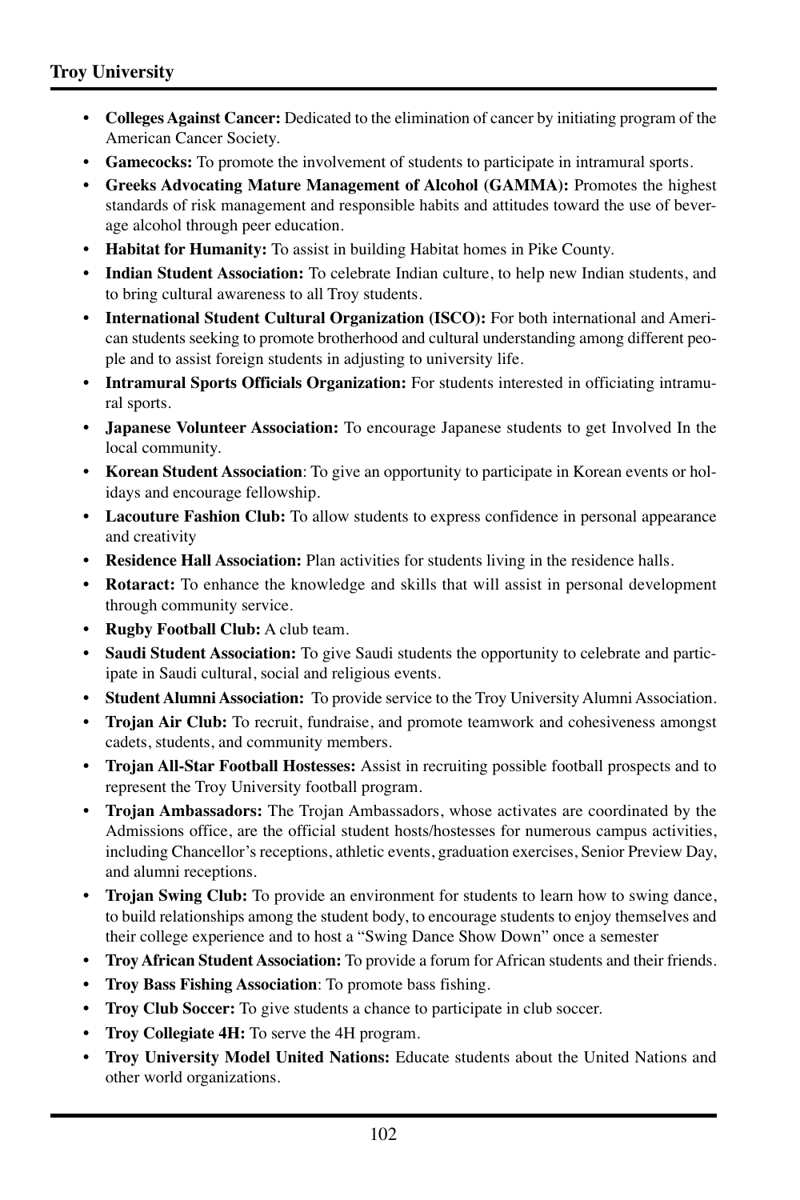- **Colleges Against Cancer:** Dedicated to the elimination of cancer by initiating program of the American Cancer Society.
- **Gamecocks:** To promote the involvement of students to participate in intramural sports.
- **Greeks Advocating Mature Management of Alcohol (GAMMA):** Promotes the highest standards of risk management and responsible habits and attitudes toward the use of beverage alcohol through peer education.
- **Habitat for Humanity:** To assist in building Habitat homes in Pike County.
- **Indian Student Association:** To celebrate Indian culture, to help new Indian students, and to bring cultural awareness to all Troy students.
- **International Student Cultural Organization (ISCO):** For both international and American students seeking to promote brotherhood and cultural understanding among different people and to assist foreign students in adjusting to university life.
- **Intramural Sports Officials Organization:** For students interested in officiating intramural sports.
- **Japanese Volunteer Association:** To encourage Japanese students to get Involved In the local community.
- **Korean Student Association**: To give an opportunity to participate in Korean events or holidays and encourage fellowship.
- **Lacouture Fashion Club:** To allow students to express confidence in personal appearance and creativity
- **Residence Hall Association:** Plan activities for students living in the residence halls.
- **Rotaract:** To enhance the knowledge and skills that will assist in personal development through community service.
- **Rugby Football Club:** A club team.
- **Saudi Student Association:** To give Saudi students the opportunity to celebrate and participate in Saudi cultural, social and religious events.
- **Student Alumni Association:** To provide service to the Troy University Alumni Association.
- **Trojan Air Club:** To recruit, fundraise, and promote teamwork and cohesiveness amongst cadets, students, and community members.
- **Trojan All-Star Football Hostesses:** Assist in recruiting possible football prospects and to represent the Troy University football program.
- **Trojan Ambassadors:** The Trojan Ambassadors, whose activates are coordinated by the Admissions office, are the official student hosts/hostesses for numerous campus activities, including Chancellor's receptions, athletic events, graduation exercises, Senior Preview Day, and alumni receptions.
- **Trojan Swing Club:** To provide an environment for students to learn how to swing dance, to build relationships among the student body, to encourage students to enjoy themselves and their college experience and to host a "Swing Dance Show Down" once a semester
- **Troy African Student Association:** To provide a forum for African students and their friends.
- **Troy Bass Fishing Association**: To promote bass fishing.
- **Troy Club Soccer:** To give students a chance to participate in club soccer.
- **Troy Collegiate 4H:** To serve the 4H program.
- **Troy University Model United Nations:** Educate students about the United Nations and other world organizations.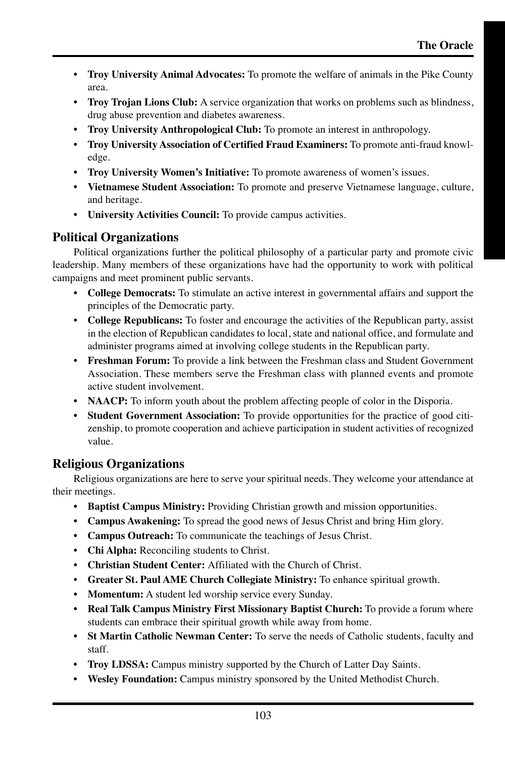- **Troy University Animal Advocates:** To promote the welfare of animals in the Pike County area.
- **Troy Trojan Lions Club:** A service organization that works on problems such as blindness, drug abuse prevention and diabetes awareness.
- **Troy University Anthropological Club:** To promote an interest in anthropology.
- **Troy University Association of Certified Fraud Examiners:** To promote anti-fraud knowledge.
- **Troy University Women's Initiative:** To promote awareness of women's issues.
- **Vietnamese Student Association:** To promote and preserve Vietnamese language, culture, and heritage.
- **University Activities Council:** To provide campus activities.

## Political Organizations

Political organizations further the political philosophy of a particular party and promote civic leadership. Many members of these organizations have had the opportunity to work with political campaigns and meet prominent public servants.

- **College Democrats:** To stimulate an active interest in governmental affairs and support the principles of the Democratic party.
- **College Republicans:** To foster and encourage the activities of the Republican party, assist in the election of Republican candidates to local, state and national office, and formulate and administer programs aimed at involving college students in the Republican party.
- **Freshman Forum:** To provide a link between the Freshman class and Student Government Association. These members serve the Freshman class with planned events and promote active student involvement.
- **NAACP:** To inform youth about the problem affecting people of color in the Disporia.
- **Student Government Association:** To provide opportunities for the practice of good citizenship, to promote cooperation and achieve participation in student activities of recognized value.

## Religious Organizations

Religious organizations are here to serve your spiritual needs. They welcome your attendance at their meetings.

- **Baptist Campus Ministry:** Providing Christian growth and mission opportunities.
- **Campus Awakening:** To spread the good news of Jesus Christ and bring Him glory.
- **Campus Outreach:** To communicate the teachings of Jesus Christ.
- **Chi Alpha:** Reconciling students to Christ.
- **Christian Student Center:** Affiliated with the Church of Christ.
- **Greater St. Paul AME Church Collegiate Ministry:** To enhance spiritual growth.
- **Momentum:** A student led worship service every Sunday.
- **Real Talk Campus Ministry First Missionary Baptist Church:** To provide a forum where students can embrace their spiritual growth while away from home.
- **St Martin Catholic Newman Center:** To serve the needs of Catholic students, faculty and staff.
- **Troy LDSSA:** Campus ministry supported by the Church of Latter Day Saints.
- **Wesley Foundation:** Campus ministry sponsored by the United Methodist Church.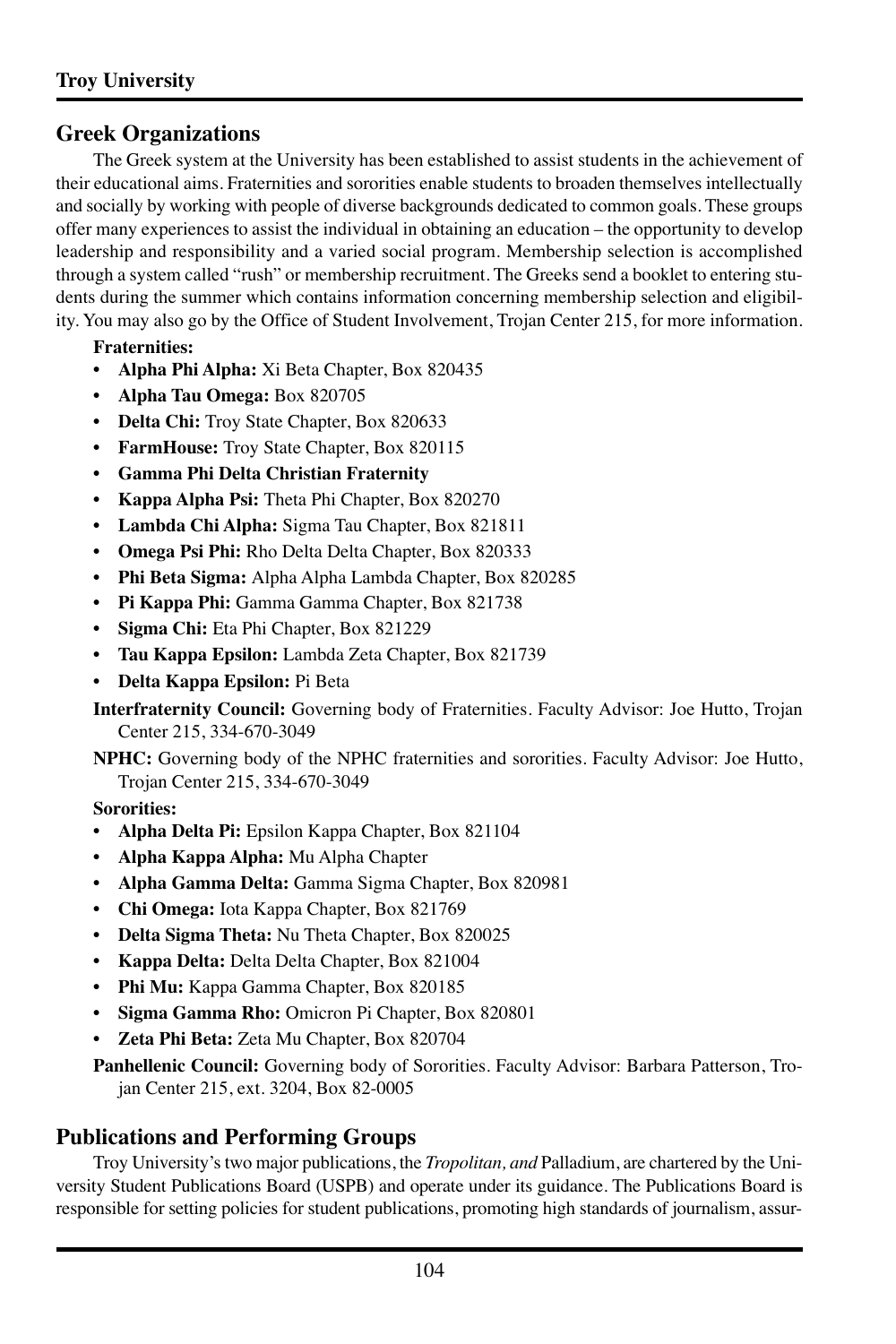## Greek Organizations

The Greek system at the University has been established to assist students in the achievement of their educational aims. Fraternities and sororities enable students to broaden themselves intellectually and socially by working with people of diverse backgrounds dedicated to common goals. These groups offer many experiences to assist the individual in obtaining an education – the opportunity to develop leadership and responsibility and a varied social program. Membership selection is accomplished through a system called "rush" or membership recruitment. The Greeks send a booklet to entering students during the summer which contains information concerning membership selection and eligibility. You may also go by the Office of Student Involvement, Trojan Center 215, for more information.

**Fraternities:**

- **Alpha Phi Alpha:** Xi Beta Chapter, Box 820435
- **Alpha Tau Omega:** Box 820705
- **Delta Chi:** Troy State Chapter, Box 820633
- **FarmHouse:** Troy State Chapter, Box 820115
- **Gamma Phi Delta Christian Fraternity**
- **Kappa Alpha Psi:** Theta Phi Chapter, Box 820270
- **Lambda Chi Alpha:** Sigma Tau Chapter, Box 821811
- **Omega Psi Phi:** Rho Delta Delta Chapter, Box 820333
- **Phi Beta Sigma:** Alpha Alpha Lambda Chapter, Box 820285
- **Pi Kappa Phi:** Gamma Gamma Chapter, Box 821738
- **Sigma Chi:** Eta Phi Chapter, Box 821229
- **Tau Kappa Epsilon:** Lambda Zeta Chapter, Box 821739
- **Delta Kappa Epsilon:** Pi Beta

**Interfraternity Council:** Governing body of Fraternities. Faculty Advisor: Joe Hutto, Trojan Center 215, 334-670-3049

**NPHC:** Governing body of the NPHC fraternities and sororities. Faculty Advisor: Joe Hutto, Trojan Center 215, 334-670-3049

**Sororities:**

- **Alpha Delta Pi:** Epsilon Kappa Chapter, Box 821104
- **Alpha Kappa Alpha:** Mu Alpha Chapter
- **Alpha Gamma Delta:** Gamma Sigma Chapter, Box 820981
- **Chi Omega:** Iota Kappa Chapter, Box 821769
- **Delta Sigma Theta:** Nu Theta Chapter, Box 820025
- **Kappa Delta:** Delta Delta Chapter, Box 821004
- **Phi Mu:** Kappa Gamma Chapter, Box 820185
- **Sigma Gamma Rho:** Omicron Pi Chapter, Box 820801
- **Zeta Phi Beta:** Zeta Mu Chapter, Box 820704

**Panhellenic Council:** Governing body of Sororities. Faculty Advisor: Barbara Patterson, Trojan Center 215, ext. 3204, Box 82-0005

## Publications and Performing Groups

Troy University's two major publications, the *Tropolitan, and* Palladium, are chartered by the University Student Publications Board (USPB) and operate under its guidance. The Publications Board is responsible for setting policies for student publications, promoting high standards of journalism, assur-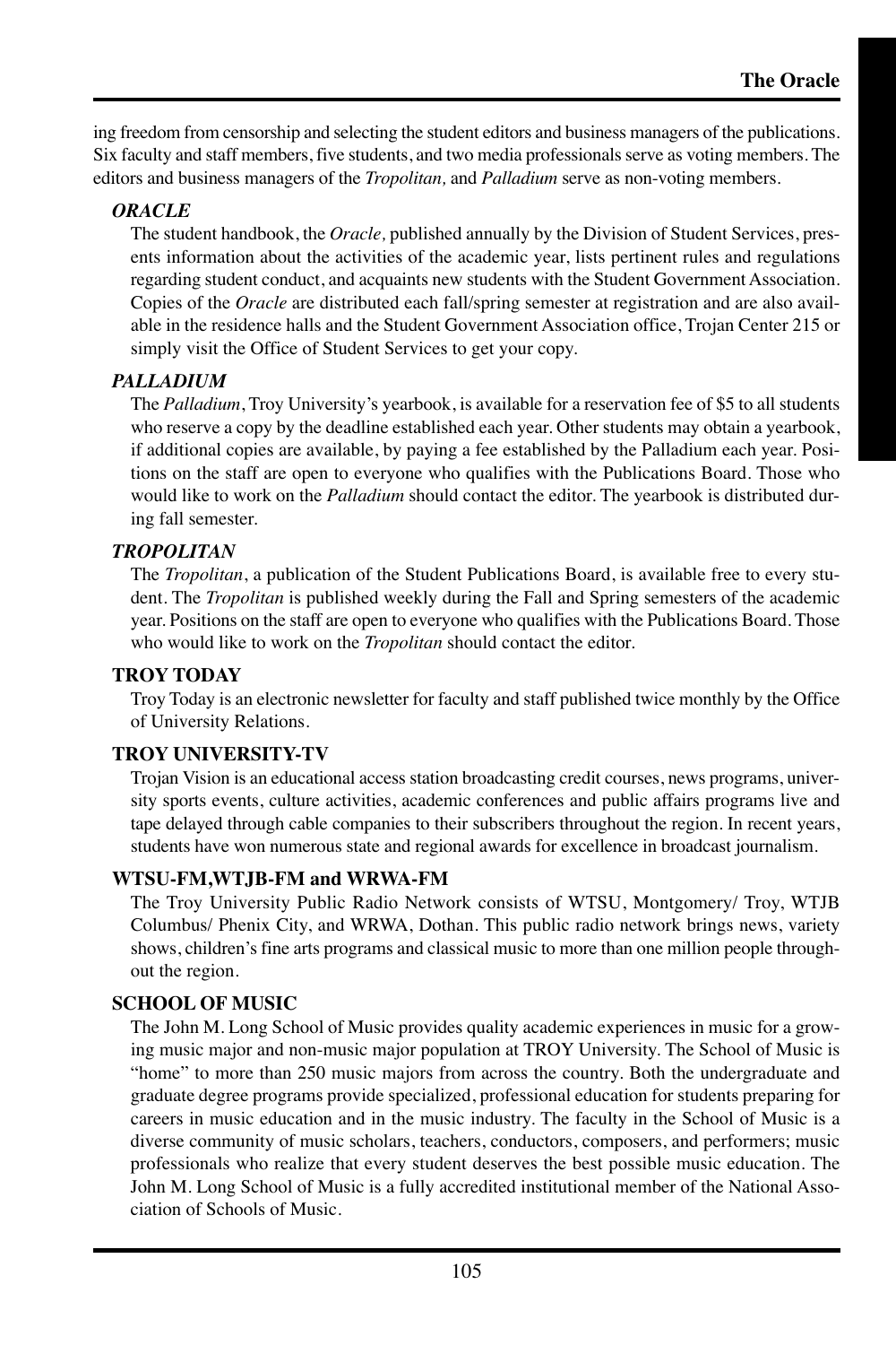ing freedom from censorship and selecting the student editors and business managers of the publications. Six faculty and staff members, five students, and two media professionals serve as voting members. The editors and business managers of the *Tropolitan,* and *Palladium* serve as non-voting members.

### *ORACLE*

The student handbook, the *Oracle,* published annually by the Division of Student Services, presents information about the activities of the academic year, lists pertinent rules and regulations regarding student conduct, and acquaints new students with the Student Government Association. Copies of the *Oracle* are distributed each fall/spring semester at registration and are also available in the residence halls and the Student Government Association office, Trojan Center 215 or simply visit the Office of Student Services to get your copy.

### *PALLADIUM*

The *Palladium*, Troy University's yearbook, is available for a reservation fee of $5 to all students who reserve a copy by the deadline established each year. Other students may obtain a yearbook, if additional copies are available, by paying a fee established by the Palladium each year. Positions on the staff are open to everyone who qualifies with the Publications Board. Those who would like to work on the *Palladium* should contact the editor. The yearbook is distributed during fall semester.

### *TROPOLITAN*

The *Tropolitan*, a publication of the Student Publications Board, is available free to every student. The *Tropolitan* is published weekly during the Fall and Spring semesters of the academic year. Positions on the staff are open to everyone who qualifies with the Publications Board. Those who would like to work on the *Tropolitan* should contact the editor.

### TROY TODAY

Troy Today is an electronic newsletter for faculty and staff published twice monthly by the Office of University Relations.

### TROY UNIVERSITY-TV

Trojan Vision is an educational access station broadcasting credit courses, news programs, university sports events, culture activities, academic conferences and public affairs programs live and tape delayed through cable companies to their subscribers throughout the region. In recent years, students have won numerous state and regional awards for excellence in broadcast journalism.

### WTSU-FM,WTJB-FM and WRWA-FM

The Troy University Public Radio Network consists of WTSU, Montgomery/ Troy, WTJB Columbus/ Phenix City, and WRWA, Dothan. This public radio network brings news, variety shows, children's fine arts programs and classical music to more than one million people throughout the region.

### SCHOOL OF MUSIC

The John M. Long School of Music provides quality academic experiences in music for a growing music major and non-music major population at TROY University. The School of Music is "home" to more than 250 music majors from across the country. Both the undergraduate and graduate degree programs provide specialized, professional education for students preparing for careers in music education and in the music industry. The faculty in the School of Music is a diverse community of music scholars, teachers, conductors, composers, and performers; music professionals who realize that every student deserves the best possible music education. The John M. Long School of Music is a fully accredited institutional member of the National Association of Schools of Music.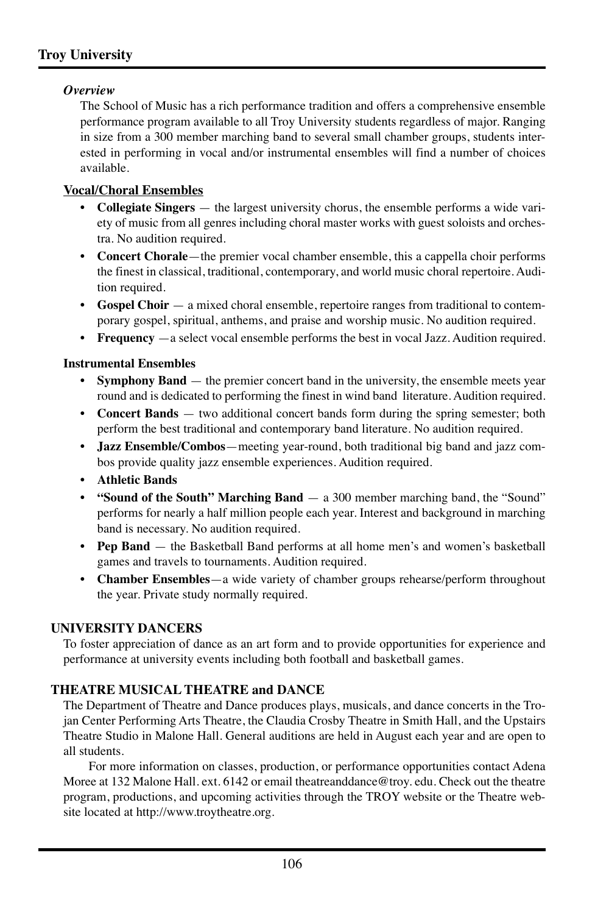### *Overview*

The School of Music has a rich performance tradition and offers a comprehensive ensemble performance program available to all Troy University students regardless of major. Ranging in size from a 300 member marching band to several small chamber groups, students interested in performing in vocal and/or instrumental ensembles will find a number of choices available.

#### Vocal/Choral Ensembles

- **Collegiate Singers** — the largest university chorus, the ensemble performs a wide variety of music from all genres including choral master works with guest soloists and orchestra. No audition required.
- **Concert Chorale**—the premier vocal chamber ensemble, this a cappella choir performs the finest in classical, traditional, contemporary, and world music choral repertoire. Audition required.
- **Gospel Choir** — a mixed choral ensemble, repertoire ranges from traditional to contemporary gospel, spiritual, anthems, and praise and worship music. No audition required.
- **Frequency** —a select vocal ensemble performs the best in vocal Jazz. Audition required.

#### Instrumental Ensembles

- **Symphony Band** — the premier concert band in the university, the ensemble meets year round and is dedicated to performing the finest in wind band literature. Audition required.
- **Concert Bands** — two additional concert bands form during the spring semester; both perform the best traditional and contemporary band literature. No audition required.
- **Jazz Ensemble/Combos**—meeting year-round, both traditional big band and jazz combos provide quality jazz ensemble experiences. Audition required.
- **Athletic Bands**
- **"Sound of the South" Marching Band** — a 300 member marching band, the "Sound" performs for nearly a half million people each year. Interest and background in marching band is necessary. No audition required.
- **Pep Band** — the Basketball Band performs at all home men's and women's basketball games and travels to tournaments. Audition required.
- **Chamber Ensembles**—a wide variety of chamber groups rehearse/perform throughout the year. Private study normally required.

## UNIVERSITY DANCERS

To foster appreciation of dance as an art form and to provide opportunities for experience and performance at university events including both football and basketball games.

## THEATRE MUSICAL THEATRE and DANCE

The Department of Theatre and Dance produces plays, musicals, and dance concerts in the Trojan Center Performing Arts Theatre, the Claudia Crosby Theatre in Smith Hall, and the Upstairs Theatre Studio in Malone Hall. General auditions are held in August each year and are open to all students.

For more information on classes, production, or performance opportunities contact Adena Moree at 132 Malone Hall. ext. 6142 or email theatreanddance@troy. edu. Check out the theatre program, productions, and upcoming activities through the TROY website or the Theatre website located at http://www.troytheatre.org.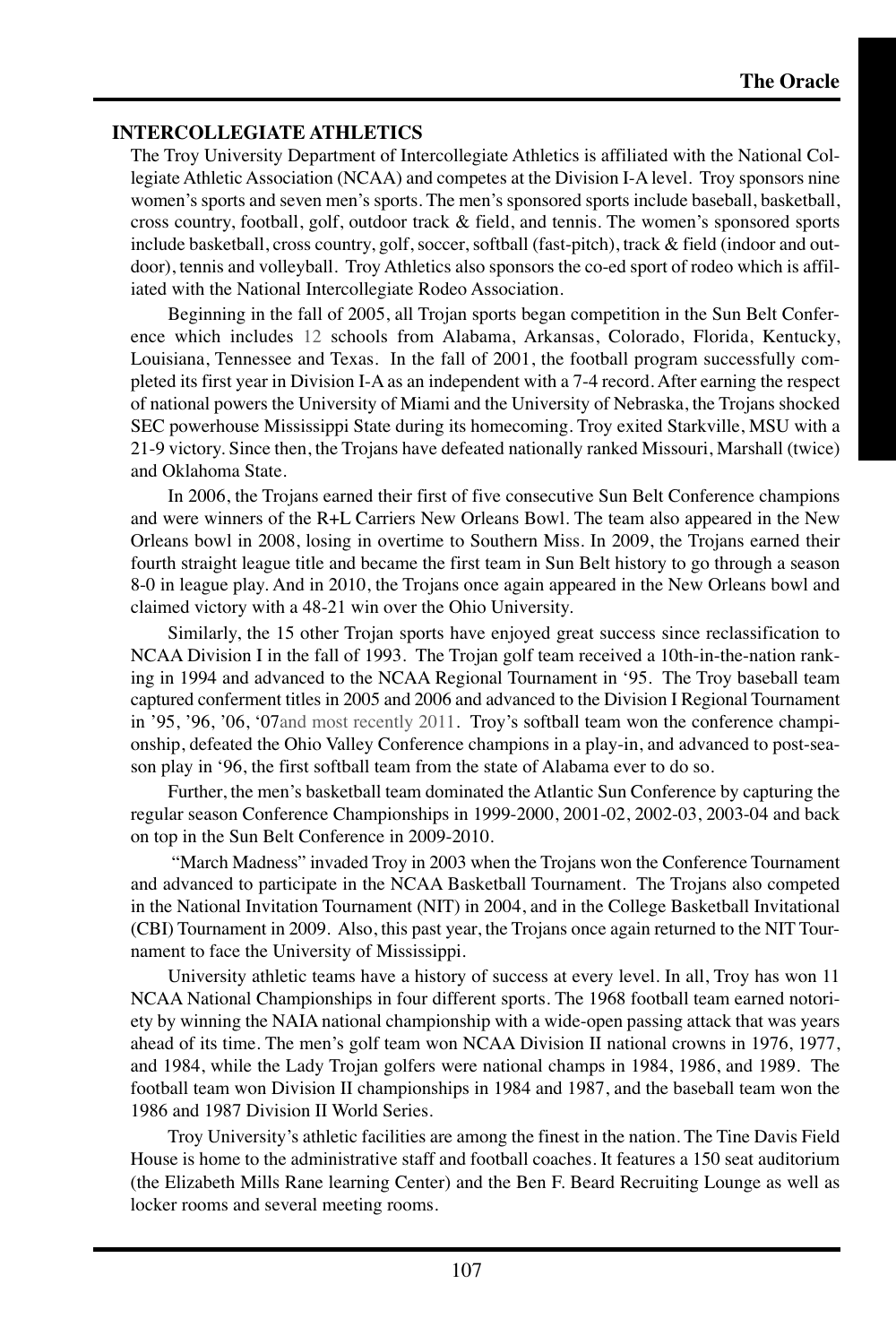## INTERCOLLEGIATE ATHLETICS

The Troy University Department of Intercollegiate Athletics is affiliated with the National Collegiate Athletic Association (NCAA) and competes at the Division I-A level. Troy sponsors nine women's sports and seven men's sports. The men's sponsored sports include baseball, basketball, cross country, football, golf, outdoor track & field, and tennis. The women's sponsored sports include basketball, cross country, golf, soccer, softball (fast-pitch), track & field (indoor and outdoor), tennis and volleyball. Troy Athletics also sponsors the co-ed sport of rodeo which is affiliated with the National Intercollegiate Rodeo Association.

Beginning in the fall of 2005, all Trojan sports began competition in the Sun Belt Conference which includes 12 schools from Alabama, Arkansas, Colorado, Florida, Kentucky, Louisiana, Tennessee and Texas. In the fall of 2001, the football program successfully completed its first year in Division I-A as an independent with a 7-4 record. After earning the respect of national powers the University of Miami and the University of Nebraska, the Trojans shocked SEC powerhouse Mississippi State during its homecoming. Troy exited Starkville, MSU with a 21-9 victory. Since then, the Trojans have defeated nationally ranked Missouri, Marshall (twice) and Oklahoma State.

In 2006, the Trojans earned their first of five consecutive Sun Belt Conference champions and were winners of the R+L Carriers New Orleans Bowl. The team also appeared in the New Orleans bowl in 2008, losing in overtime to Southern Miss. In 2009, the Trojans earned their fourth straight league title and became the first team in Sun Belt history to go through a season 8-0 in league play. And in 2010, the Trojans once again appeared in the New Orleans bowl and claimed victory with a 48-21 win over the Ohio University.

Similarly, the 15 other Trojan sports have enjoyed great success since reclassification to NCAA Division I in the fall of 1993. The Trojan golf team received a 10th-in-the-nation ranking in 1994 and advanced to the NCAA Regional Tournament in '95. The Troy baseball team captured conferment titles in 2005 and 2006 and advanced to the Division I Regional Tournament in '95, '96, '06, '07and most recently 2011. Troy's softball team won the conference championship, defeated the Ohio Valley Conference champions in a play-in, and advanced to post-season play in '96, the first softball team from the state of Alabama ever to do so.

Further, the men's basketball team dominated the Atlantic Sun Conference by capturing the regular season Conference Championships in 1999-2000, 2001-02, 2002-03, 2003-04 and back on top in the Sun Belt Conference in 2009-2010.

"March Madness" invaded Troy in 2003 when the Trojans won the Conference Tournament and advanced to participate in the NCAA Basketball Tournament. The Trojans also competed in the National Invitation Tournament (NIT) in 2004, and in the College Basketball Invitational (CBI) Tournament in 2009. Also, this past year, the Trojans once again returned to the NIT Tournament to face the University of Mississippi.

University athletic teams have a history of success at every level. In all, Troy has won 11 NCAA National Championships in four different sports. The 1968 football team earned notoriety by winning the NAIA national championship with a wide-open passing attack that was years ahead of its time. The men's golf team won NCAA Division II national crowns in 1976, 1977, and 1984, while the Lady Trojan golfers were national champs in 1984, 1986, and 1989. The football team won Division II championships in 1984 and 1987, and the baseball team won the 1986 and 1987 Division II World Series.

Troy University's athletic facilities are among the finest in the nation. The Tine Davis Field House is home to the administrative staff and football coaches. It features a 150 seat auditorium (the Elizabeth Mills Rane learning Center) and the Ben F. Beard Recruiting Lounge as well as locker rooms and several meeting rooms.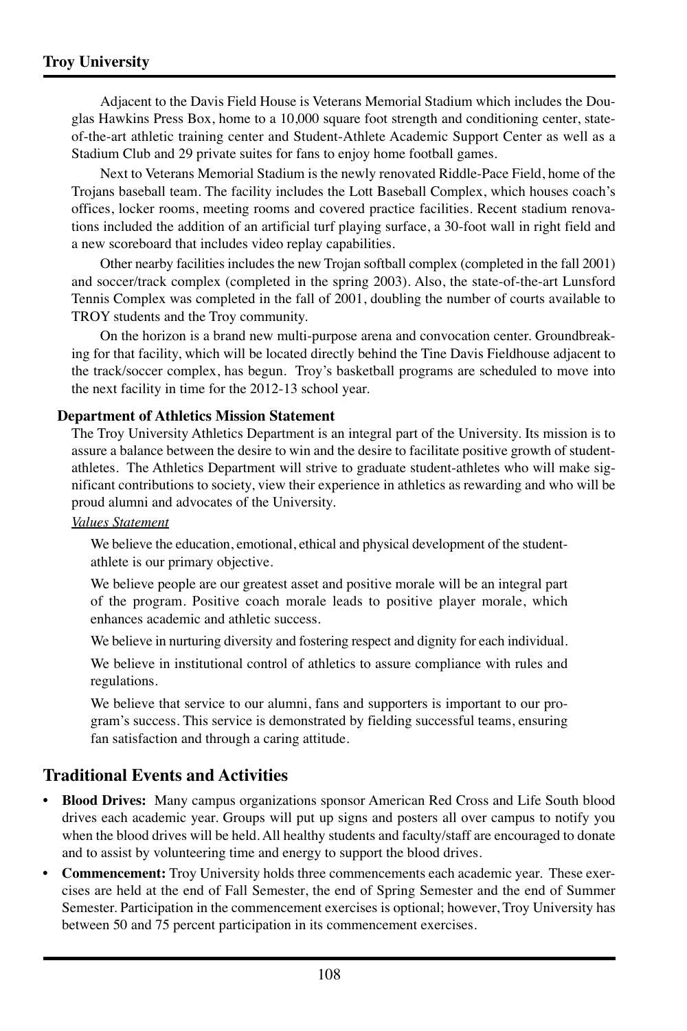Adjacent to the Davis Field House is Veterans Memorial Stadium which includes the Douglas Hawkins Press Box, home to a 10,000 square foot strength and conditioning center, state-of-the-art athletic training center and Student-Athlete Academic Support Center as well as a Stadium Club and 29 private suites for fans to enjoy home football games.

Next to Veterans Memorial Stadium is the newly renovated Riddle-Pace Field, home of the Trojans baseball team. The facility includes the Lott Baseball Complex, which houses coach's offices, locker rooms, meeting rooms and covered practice facilities. Recent stadium renovations included the addition of an artificial turf playing surface, a 30-foot wall in right field and a new scoreboard that includes video replay capabilities.

Other nearby facilities includes the new Trojan softball complex (completed in the fall 2001) and soccer/track complex (completed in the spring 2003). Also, the state-of-the-art Lunsford Tennis Complex was completed in the fall of 2001, doubling the number of courts available to TROY students and the Troy community.

On the horizon is a brand new multi-purpose arena and convocation center. Groundbreaking for that facility, which will be located directly behind the Tine Davis Fieldhouse adjacent to the track/soccer complex, has begun. Troy's basketball programs are scheduled to move into the next facility in time for the 2012-13 school year.

**Department of Athletics Mission Statement**

The Troy University Athletics Department is an integral part of the University. Its mission is to assure a balance between the desire to win and the desire to facilitate positive growth of student-athletes. The Athletics Department will strive to graduate student-athletes who will make significant contributions to society, view their experience in athletics as rewarding and who will be proud alumni and advocates of the University.

*Values Statement*

We believe the education, emotional, ethical and physical development of the student-athlete is our primary objective.

We believe people are our greatest asset and positive morale will be an integral part of the program. Positive coach morale leads to positive player morale, which enhances academic and athletic success.

We believe in nurturing diversity and fostering respect and dignity for each individual.

We believe in institutional control of athletics to assure compliance with rules and regulations.

We believe that service to our alumni, fans and supporters is important to our program's success. This service is demonstrated by fielding successful teams, ensuring fan satisfaction and through a caring attitude.

## Traditional Events and Activities

- **Blood Drives:** Many campus organizations sponsor American Red Cross and Life South blood drives each academic year. Groups will put up signs and posters all over campus to notify you when the blood drives will be held. All healthy students and faculty/staff are encouraged to donate and to assist by volunteering time and energy to support the blood drives.
- **Commencement:** Troy University holds three commencements each academic year. These exercises are held at the end of Fall Semester, the end of Spring Semester and the end of Summer Semester. Participation in the commencement exercises is optional; however, Troy University has between 50 and 75 percent participation in its commencement exercises.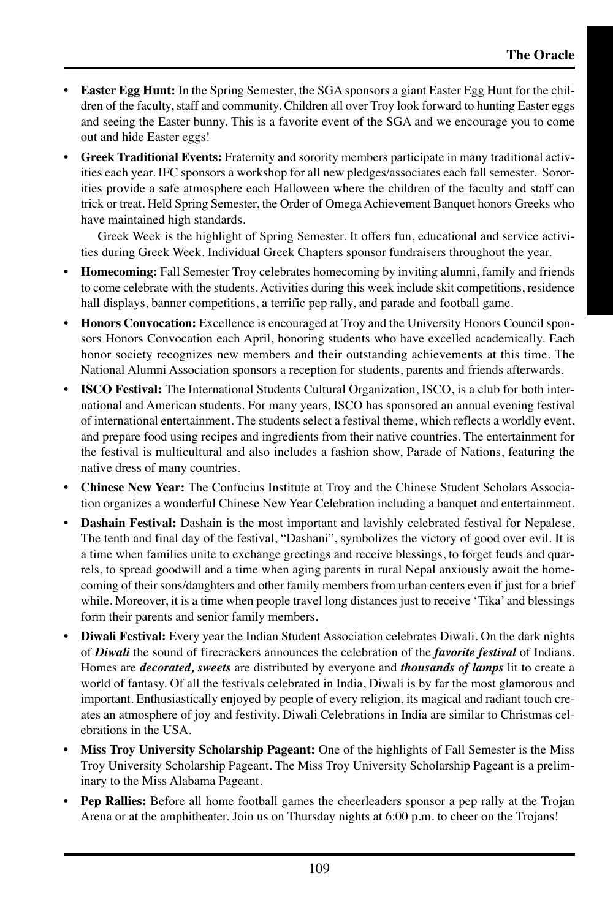- **Easter Egg Hunt:** In the Spring Semester, the SGA sponsors a giant Easter Egg Hunt for the children of the faculty, staff and community. Children all over Troy look forward to hunting Easter eggs and seeing the Easter bunny. This is a favorite event of the SGA and we encourage you to come out and hide Easter eggs!
- **Greek Traditional Events:** Fraternity and sorority members participate in many traditional activities each year. IFC sponsors a workshop for all new pledges/associates each fall semester. Sororities provide a safe atmosphere each Halloween where the children of the faculty and staff can trick or treat. Held Spring Semester, the Order of Omega Achievement Banquet honors Greeks who have maintained high standards.

  Greek Week is the highlight of Spring Semester. It offers fun, educational and service activities during Greek Week. Individual Greek Chapters sponsor fundraisers throughout the year.
- **Homecoming:** Fall Semester Troy celebrates homecoming by inviting alumni, family and friends to come celebrate with the students. Activities during this week include skit competitions, residence hall displays, banner competitions, a terrific pep rally, and parade and football game.
- **Honors Convocation:** Excellence is encouraged at Troy and the University Honors Council sponsors Honors Convocation each April, honoring students who have excelled academically. Each honor society recognizes new members and their outstanding achievements at this time. The National Alumni Association sponsors a reception for students, parents and friends afterwards.
- **ISCO Festival:** The International Students Cultural Organization, ISCO, is a club for both international and American students. For many years, ISCO has sponsored an annual evening festival of international entertainment. The students select a festival theme, which reflects a worldly event, and prepare food using recipes and ingredients from their native countries. The entertainment for the festival is multicultural and also includes a fashion show, Parade of Nations, featuring the native dress of many countries.
- **Chinese New Year:** The Confucius Institute at Troy and the Chinese Student Scholars Association organizes a wonderful Chinese New Year Celebration including a banquet and entertainment.
- **Dashain Festival:** Dashain is the most important and lavishly celebrated festival for Nepalese. The tenth and final day of the festival, "Dashani", symbolizes the victory of good over evil. It is a time when families unite to exchange greetings and receive blessings, to forget feuds and quarrels, to spread goodwill and a time when aging parents in rural Nepal anxiously await the homecoming of their sons/daughters and other family members from urban centers even if just for a brief while. Moreover, it is a time when people travel long distances just to receive 'Tika' and blessings form their parents and senior family members.
- **Diwali Festival:** Every year the Indian Student Association celebrates Diwali. On the dark nights of ***Diwali*** the sound of firecrackers announces the celebration of the ***favorite festival*** of Indians. Homes are ***decorated, sweets*** are distributed by everyone and ***thousands of lamps*** lit to create a world of fantasy. Of all the festivals celebrated in India, Diwali is by far the most glamorous and important. Enthusiastically enjoyed by people of every religion, its magical and radiant touch creates an atmosphere of joy and festivity. Diwali Celebrations in India are similar to Christmas celebrations in the USA.
- **Miss Troy University Scholarship Pageant:** One of the highlights of Fall Semester is the Miss Troy University Scholarship Pageant. The Miss Troy University Scholarship Pageant is a preliminary to the Miss Alabama Pageant.
- **Pep Rallies:** Before all home football games the cheerleaders sponsor a pep rally at the Trojan Arena or at the amphitheater. Join us on Thursday nights at 6:00 p.m. to cheer on the Trojans!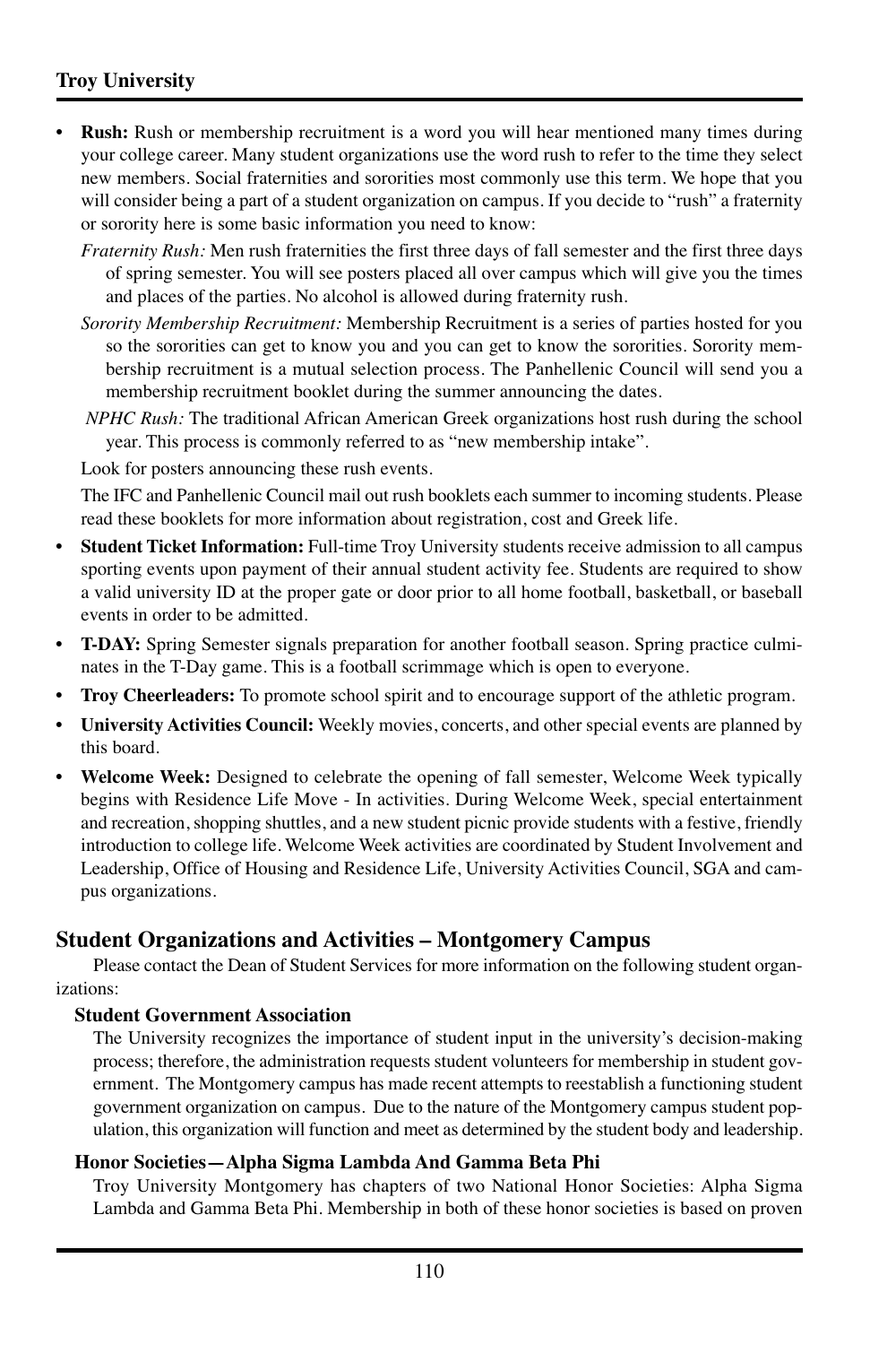- **Rush:** Rush or membership recruitment is a word you will hear mentioned many times during your college career. Many student organizations use the word rush to refer to the time they select new members. Social fraternities and sororities most commonly use this term. We hope that you will consider being a part of a student organization on campus. If you decide to "rush" a fraternity or sorority here is some basic information you need to know:

  *Fraternity Rush:* Men rush fraternities the first three days of fall semester and the first three days of spring semester. You will see posters placed all over campus which will give you the times and places of the parties. No alcohol is allowed during fraternity rush.

  *Sorority Membership Recruitment:* Membership Recruitment is a series of parties hosted for you so the sororities can get to know you and you can get to know the sororities. Sorority membership recruitment is a mutual selection process. The Panhellenic Council will send you a membership recruitment booklet during the summer announcing the dates.

  *NPHC Rush:* The traditional African American Greek organizations host rush during the school year. This process is commonly referred to as "new membership intake".

  Look for posters announcing these rush events.

  The IFC and Panhellenic Council mail out rush booklets each summer to incoming students. Please read these booklets for more information about registration, cost and Greek life.

- **Student Ticket Information:** Full-time Troy University students receive admission to all campus sporting events upon payment of their annual student activity fee. Students are required to show a valid university ID at the proper gate or door prior to all home football, basketball, or baseball events in order to be admitted.
- **T-DAY:** Spring Semester signals preparation for another football season. Spring practice culminates in the T-Day game. This is a football scrimmage which is open to everyone.
- **Troy Cheerleaders:** To promote school spirit and to encourage support of the athletic program.
- **University Activities Council:** Weekly movies, concerts, and other special events are planned by this board.
- **Welcome Week:** Designed to celebrate the opening of fall semester, Welcome Week typically begins with Residence Life Move - In activities. During Welcome Week, special entertainment and recreation, shopping shuttles, and a new student picnic provide students with a festive, friendly introduction to college life. Welcome Week activities are coordinated by Student Involvement and Leadership, Office of Housing and Residence Life, University Activities Council, SGA and campus organizations.

## Student Organizations and Activities – Montgomery Campus

Please contact the Dean of Student Services for more information on the following student organizations:

### Student Government Association

The University recognizes the importance of student input in the university's decision-making process; therefore, the administration requests student volunteers for membership in student government. The Montgomery campus has made recent attempts to reestablish a functioning student government organization on campus. Due to the nature of the Montgomery campus student population, this organization will function and meet as determined by the student body and leadership.

### Honor Societies—Alpha Sigma Lambda And Gamma Beta Phi

Troy University Montgomery has chapters of two National Honor Societies: Alpha Sigma Lambda and Gamma Beta Phi. Membership in both of these honor societies is based on proven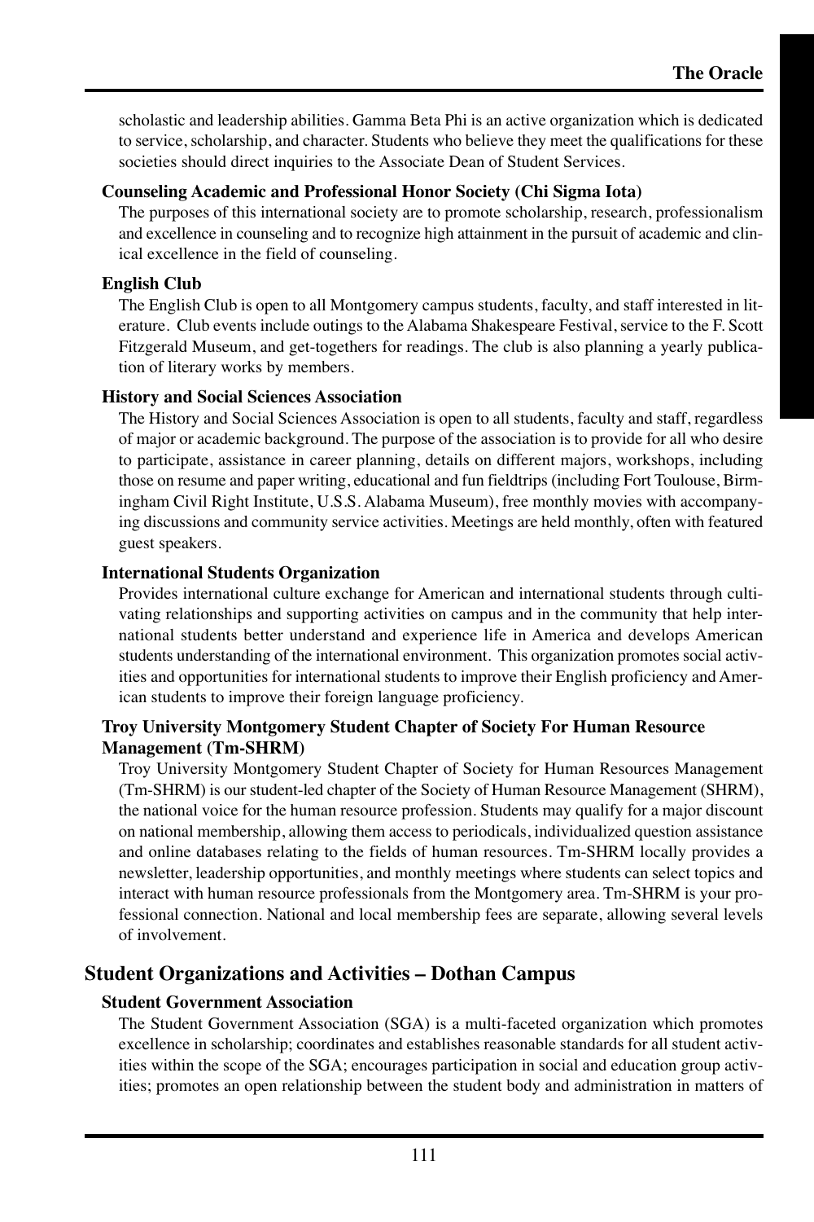scholastic and leadership abilities. Gamma Beta Phi is an active organization which is dedicated to service, scholarship, and character. Students who believe they meet the qualifications for these societies should direct inquiries to the Associate Dean of Student Services.

### Counseling Academic and Professional Honor Society (Chi Sigma Iota)

The purposes of this international society are to promote scholarship, research, professionalism and excellence in counseling and to recognize high attainment in the pursuit of academic and clinical excellence in the field of counseling.

### English Club

The English Club is open to all Montgomery campus students, faculty, and staff interested in literature. Club events include outings to the Alabama Shakespeare Festival, service to the F. Scott Fitzgerald Museum, and get-togethers for readings. The club is also planning a yearly publication of literary works by members.

### History and Social Sciences Association

The History and Social Sciences Association is open to all students, faculty and staff, regardless of major or academic background. The purpose of the association is to provide for all who desire to participate, assistance in career planning, details on different majors, workshops, including those on resume and paper writing, educational and fun fieldtrips (including Fort Toulouse, Birmingham Civil Right Institute, U.S.S. Alabama Museum), free monthly movies with accompanying discussions and community service activities. Meetings are held monthly, often with featured guest speakers.

### International Students Organization

Provides international culture exchange for American and international students through cultivating relationships and supporting activities on campus and in the community that help international students better understand and experience life in America and develops American students understanding of the international environment. This organization promotes social activities and opportunities for international students to improve their English proficiency and American students to improve their foreign language proficiency.

### Troy University Montgomery Student Chapter of Society For Human Resource Management (Tm-SHRM)

Troy University Montgomery Student Chapter of Society for Human Resources Management (Tm-SHRM) is our student-led chapter of the Society of Human Resource Management (SHRM), the national voice for the human resource profession. Students may qualify for a major discount on national membership, allowing them access to periodicals, individualized question assistance and online databases relating to the fields of human resources. Tm-SHRM locally provides a newsletter, leadership opportunities, and monthly meetings where students can select topics and interact with human resource professionals from the Montgomery area. Tm-SHRM is your professional connection. National and local membership fees are separate, allowing several levels of involvement.

## Student Organizations and Activities – Dothan Campus

### Student Government Association

The Student Government Association (SGA) is a multi-faceted organization which promotes excellence in scholarship; coordinates and establishes reasonable standards for all student activities within the scope of the SGA; encourages participation in social and education group activities; promotes an open relationship between the student body and administration in matters of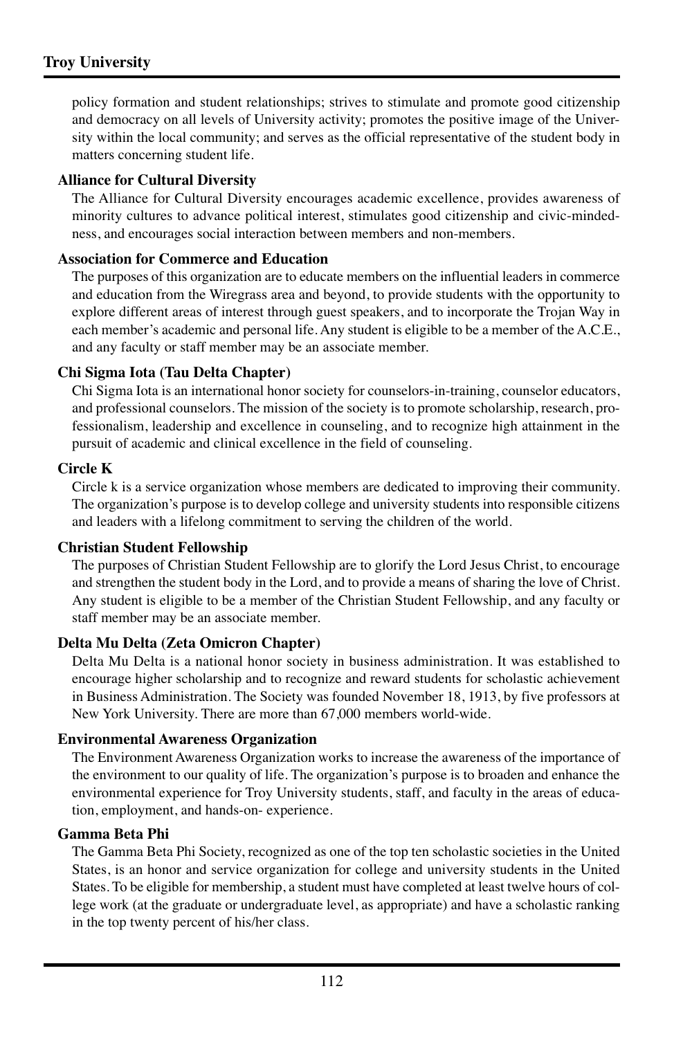policy formation and student relationships; strives to stimulate and promote good citizenship and democracy on all levels of University activity; promotes the positive image of the University within the local community; and serves as the official representative of the student body in matters concerning student life.

**Alliance for Cultural Diversity**

The Alliance for Cultural Diversity encourages academic excellence, provides awareness of minority cultures to advance political interest, stimulates good citizenship and civic-mindedness, and encourages social interaction between members and non-members.

**Association for Commerce and Education**

The purposes of this organization are to educate members on the influential leaders in commerce and education from the Wiregrass area and beyond, to provide students with the opportunity to explore different areas of interest through guest speakers, and to incorporate the Trojan Way in each member's academic and personal life. Any student is eligible to be a member of the A.C.E., and any faculty or staff member may be an associate member.

**Chi Sigma Iota (Tau Delta Chapter)**

Chi Sigma Iota is an international honor society for counselors-in-training, counselor educators, and professional counselors. The mission of the society is to promote scholarship, research, professionalism, leadership and excellence in counseling, and to recognize high attainment in the pursuit of academic and clinical excellence in the field of counseling.

**Circle K**

Circle k is a service organization whose members are dedicated to improving their community. The organization's purpose is to develop college and university students into responsible citizens and leaders with a lifelong commitment to serving the children of the world.

**Christian Student Fellowship**

The purposes of Christian Student Fellowship are to glorify the Lord Jesus Christ, to encourage and strengthen the student body in the Lord, and to provide a means of sharing the love of Christ. Any student is eligible to be a member of the Christian Student Fellowship, and any faculty or staff member may be an associate member.

**Delta Mu Delta (Zeta Omicron Chapter)**

Delta Mu Delta is a national honor society in business administration. It was established to encourage higher scholarship and to recognize and reward students for scholastic achievement in Business Administration. The Society was founded November 18, 1913, by five professors at New York University. There are more than 67,000 members world-wide.

**Environmental Awareness Organization**

The Environment Awareness Organization works to increase the awareness of the importance of the environment to our quality of life. The organization's purpose is to broaden and enhance the environmental experience for Troy University students, staff, and faculty in the areas of education, employment, and hands-on- experience.

**Gamma Beta Phi**

The Gamma Beta Phi Society, recognized as one of the top ten scholastic societies in the United States, is an honor and service organization for college and university students in the United States. To be eligible for membership, a student must have completed at least twelve hours of college work (at the graduate or undergraduate level, as appropriate) and have a scholastic ranking in the top twenty percent of his/her class.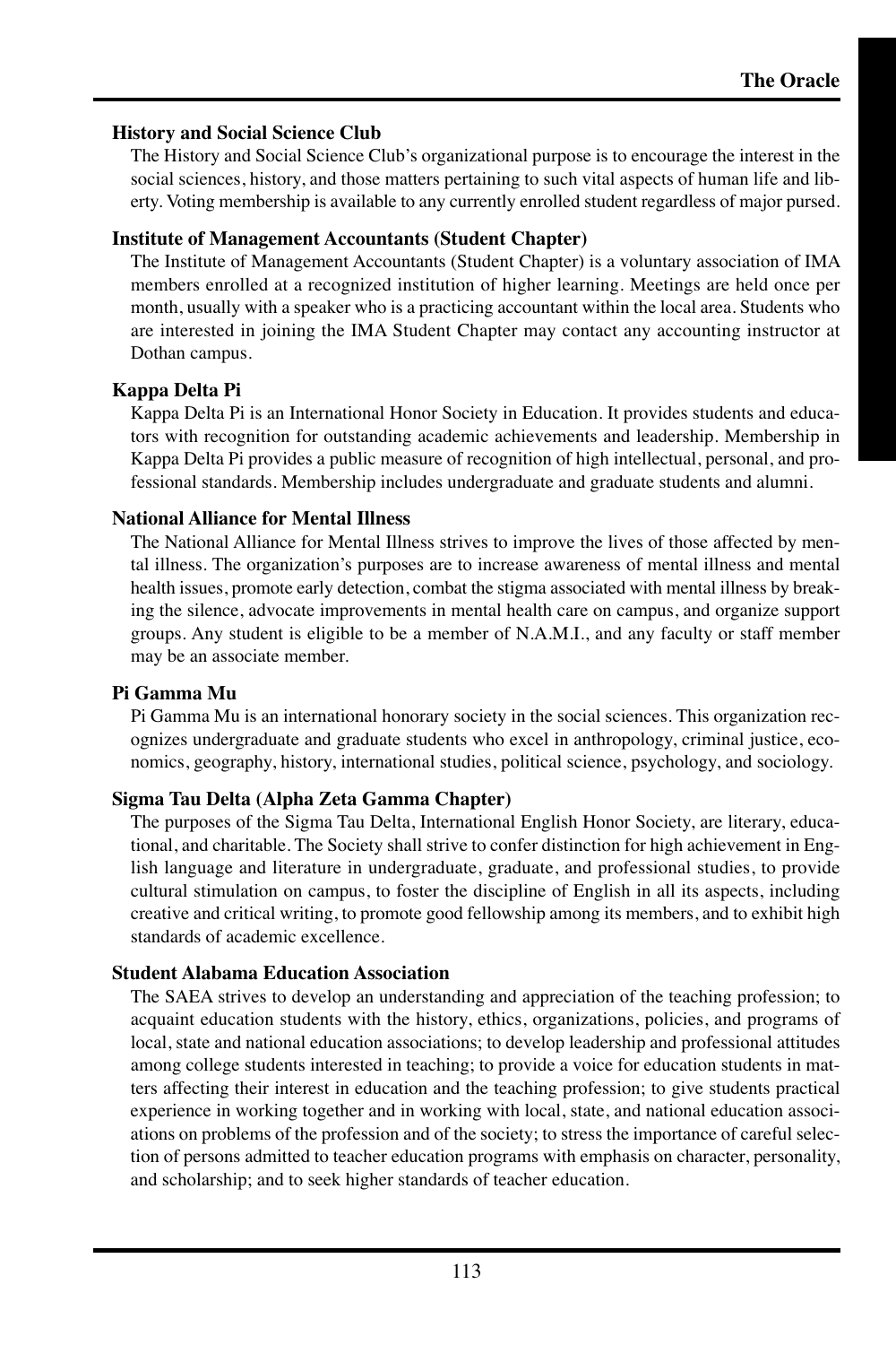### History and Social Science Club

The History and Social Science Club's organizational purpose is to encourage the interest in the social sciences, history, and those matters pertaining to such vital aspects of human life and liberty. Voting membership is available to any currently enrolled student regardless of major pursed.

### Institute of Management Accountants (Student Chapter)

The Institute of Management Accountants (Student Chapter) is a voluntary association of IMA members enrolled at a recognized institution of higher learning. Meetings are held once per month, usually with a speaker who is a practicing accountant within the local area. Students who are interested in joining the IMA Student Chapter may contact any accounting instructor at Dothan campus.

### Kappa Delta Pi

Kappa Delta Pi is an International Honor Society in Education. It provides students and educators with recognition for outstanding academic achievements and leadership. Membership in Kappa Delta Pi provides a public measure of recognition of high intellectual, personal, and professional standards. Membership includes undergraduate and graduate students and alumni.

### National Alliance for Mental Illness

The National Alliance for Mental Illness strives to improve the lives of those affected by mental illness. The organization's purposes are to increase awareness of mental illness and mental health issues, promote early detection, combat the stigma associated with mental illness by breaking the silence, advocate improvements in mental health care on campus, and organize support groups. Any student is eligible to be a member of N.A.M.I., and any faculty or staff member may be an associate member.

### Pi Gamma Mu

Pi Gamma Mu is an international honorary society in the social sciences. This organization recognizes undergraduate and graduate students who excel in anthropology, criminal justice, economics, geography, history, international studies, political science, psychology, and sociology.

### Sigma Tau Delta (Alpha Zeta Gamma Chapter)

The purposes of the Sigma Tau Delta, International English Honor Society, are literary, educational, and charitable. The Society shall strive to confer distinction for high achievement in English language and literature in undergraduate, graduate, and professional studies, to provide cultural stimulation on campus, to foster the discipline of English in all its aspects, including creative and critical writing, to promote good fellowship among its members, and to exhibit high standards of academic excellence.

### Student Alabama Education Association

The SAEA strives to develop an understanding and appreciation of the teaching profession; to acquaint education students with the history, ethics, organizations, policies, and programs of local, state and national education associations; to develop leadership and professional attitudes among college students interested in teaching; to provide a voice for education students in matters affecting their interest in education and the teaching profession; to give students practical experience in working together and in working with local, state, and national education associations on problems of the profession and of the society; to stress the importance of careful selection of persons admitted to teacher education programs with emphasis on character, personality, and scholarship; and to seek higher standards of teacher education.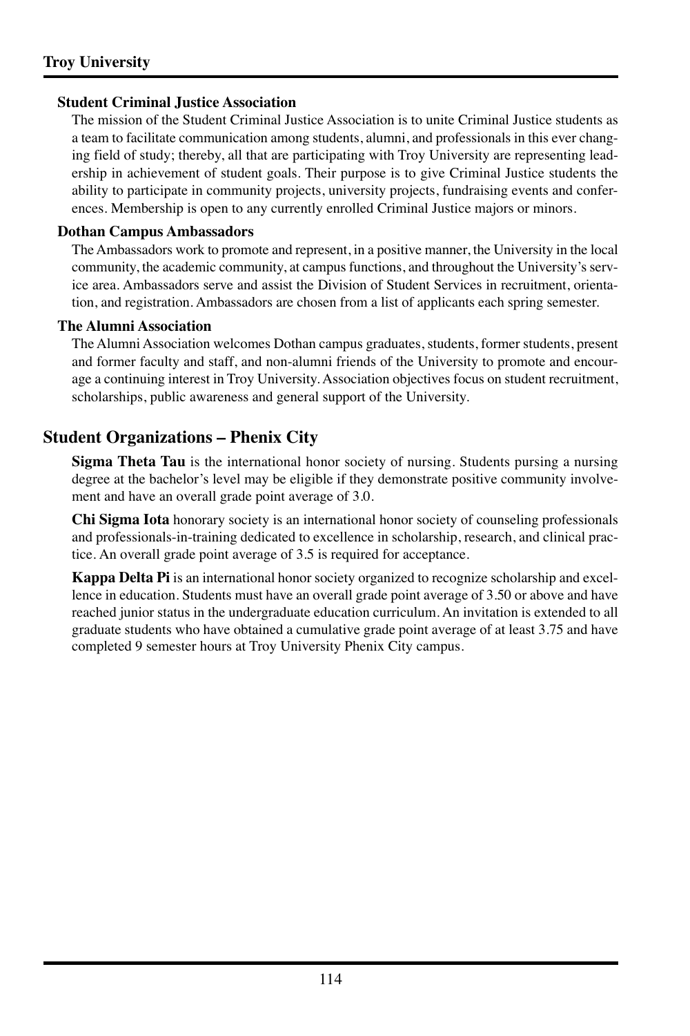#### Student Criminal Justice Association

The mission of the Student Criminal Justice Association is to unite Criminal Justice students as a team to facilitate communication among students, alumni, and professionals in this ever changing field of study; thereby, all that are participating with Troy University are representing leadership in achievement of student goals. Their purpose is to give Criminal Justice students the ability to participate in community projects, university projects, fundraising events and conferences. Membership is open to any currently enrolled Criminal Justice majors or minors.

#### Dothan Campus Ambassadors

The Ambassadors work to promote and represent, in a positive manner, the University in the local community, the academic community, at campus functions, and throughout the University's service area. Ambassadors serve and assist the Division of Student Services in recruitment, orientation, and registration. Ambassadors are chosen from a list of applicants each spring semester.

#### The Alumni Association

The Alumni Association welcomes Dothan campus graduates, students, former students, present and former faculty and staff, and non-alumni friends of the University to promote and encourage a continuing interest in Troy University. Association objectives focus on student recruitment, scholarships, public awareness and general support of the University.

## Student Organizations – Phenix City

**Sigma Theta Tau** is the international honor society of nursing. Students pursing a nursing degree at the bachelor's level may be eligible if they demonstrate positive community involvement and have an overall grade point average of 3.0.

**Chi Sigma Iota** honorary society is an international honor society of counseling professionals and professionals-in-training dedicated to excellence in scholarship, research, and clinical practice. An overall grade point average of 3.5 is required for acceptance.

**Kappa Delta Pi** is an international honor society organized to recognize scholarship and excellence in education. Students must have an overall grade point average of 3.50 or above and have reached junior status in the undergraduate education curriculum. An invitation is extended to all graduate students who have obtained a cumulative grade point average of at least 3.75 and have completed 9 semester hours at Troy University Phenix City campus.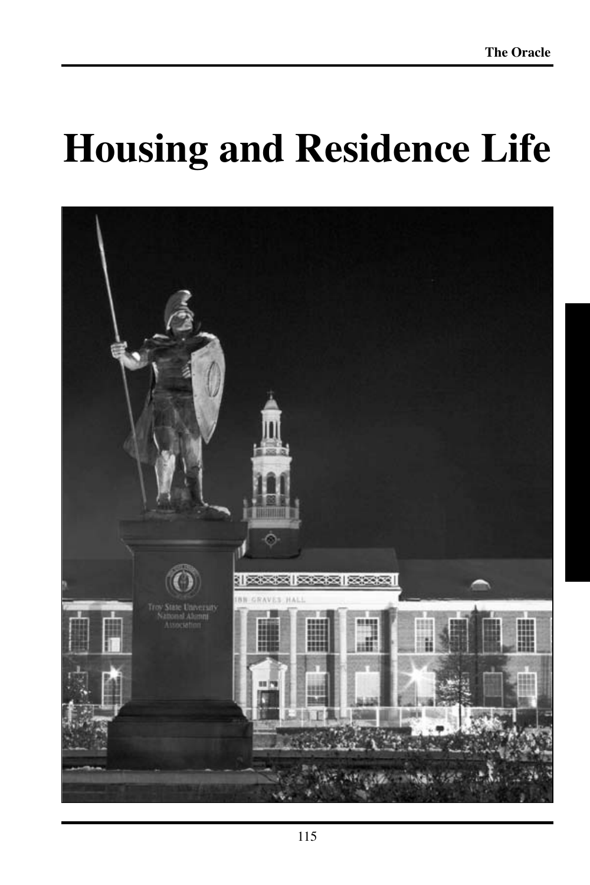# Housing and Residence Life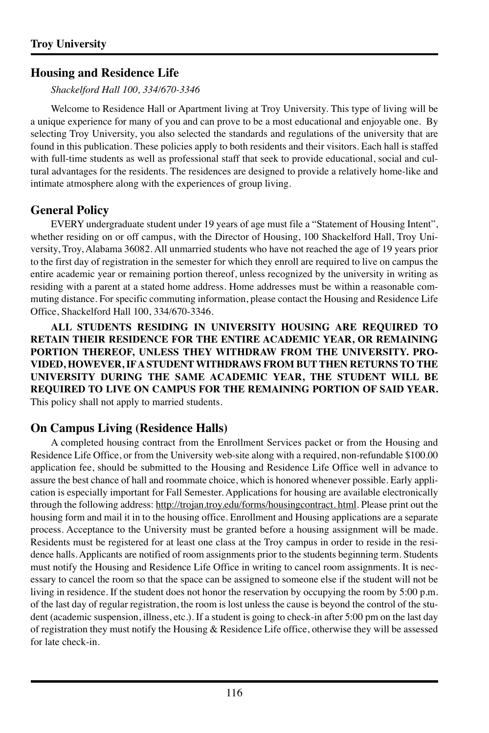## Housing and Residence Life

*Shackelford Hall 100, 334/670-3346*

Welcome to Residence Hall or Apartment living at Troy University. This type of living will be a unique experience for many of you and can prove to be a most educational and enjoyable one. By selecting Troy University, you also selected the standards and regulations of the university that are found in this publication. These policies apply to both residents and their visitors. Each hall is staffed with full-time students as well as professional staff that seek to provide educational, social and cultural advantages for the residents. The residences are designed to provide a relatively home-like and intimate atmosphere along with the experiences of group living.

## General Policy

EVERY undergraduate student under 19 years of age must file a "Statement of Housing Intent", whether residing on or off campus, with the Director of Housing, 100 Shackelford Hall, Troy University, Troy, Alabama 36082. All unmarried students who have not reached the age of 19 years prior to the first day of registration in the semester for which they enroll are required to live on campus the entire academic year or remaining portion thereof, unless recognized by the university in writing as residing with a parent at a stated home address. Home addresses must be within a reasonable commuting distance. For specific commuting information, please contact the Housing and Residence Life Office, Shackelford Hall 100, 334/670-3346.

**ALL STUDENTS RESIDING IN UNIVERSITY HOUSING ARE REQUIRED TO RETAIN THEIR RESIDENCE FOR THE ENTIRE ACADEMIC YEAR, OR REMAINING PORTION THEREOF, UNLESS THEY WITHDRAW FROM THE UNIVERSITY. PROVIDED, HOWEVER, IF A STUDENT WITHDRAWS FROM BUT THEN RETURNS TO THE UNIVERSITY DURING THE SAME ACADEMIC YEAR, THE STUDENT WILL BE REQUIRED TO LIVE ON CAMPUS FOR THE REMAINING PORTION OF SAID YEAR.** This policy shall not apply to married students.

## On Campus Living (Residence Halls)

A completed housing contract from the Enrollment Services packet or from the Housing and Residence Life Office, or from the University web-site along with a required, non-refundable $100.00 application fee, should be submitted to the Housing and Residence Life Office well in advance to assure the best chance of hall and roommate choice, which is honored whenever possible. Early application is especially important for Fall Semester. Applications for housing are available electronically through the following address: http://trojan.troy.edu/forms/housingcontract. html. Please print out the housing form and mail it in to the housing office. Enrollment and Housing applications are a separate process. Acceptance to the University must be granted before a housing assignment will be made. Residents must be registered for at least one class at the Troy campus in order to reside in the residence halls. Applicants are notified of room assignments prior to the students beginning term. Students must notify the Housing and Residence Life Office in writing to cancel room assignments. It is necessary to cancel the room so that the space can be assigned to someone else if the student will not be living in residence. If the student does not honor the reservation by occupying the room by 5:00 p.m. of the last day of regular registration, the room is lost unless the cause is beyond the control of the student (academic suspension, illness, etc.). If a student is going to check-in after 5:00 pm on the last day of registration they must notify the Housing & Residence Life office, otherwise they will be assessed for late check-in.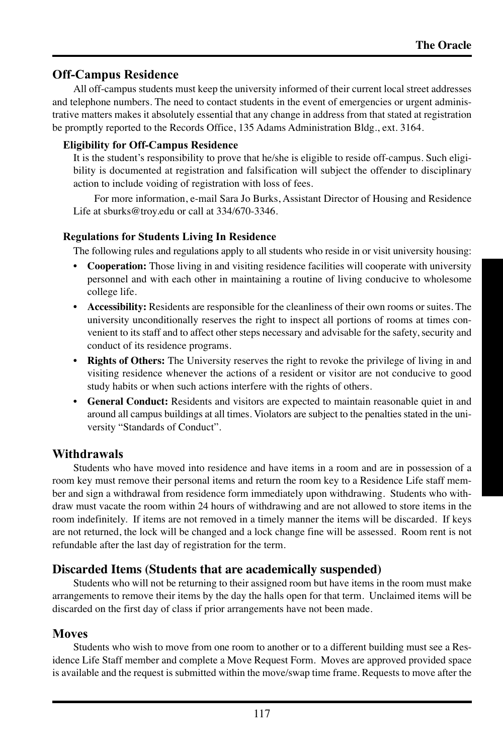## Off-Campus Residence

All off-campus students must keep the university informed of their current local street addresses and telephone numbers. The need to contact students in the event of emergencies or urgent administrative matters makes it absolutely essential that any change in address from that stated at registration be promptly reported to the Records Office, 135 Adams Administration Bldg., ext. 3164.

### Eligibility for Off-Campus Residence

It is the student's responsibility to prove that he/she is eligible to reside off-campus. Such eligibility is documented at registration and falsification will subject the offender to disciplinary action to include voiding of registration with loss of fees.

For more information, e-mail Sara Jo Burks, Assistant Director of Housing and Residence Life at sburks@troy.edu or call at 334/670-3346.

### Regulations for Students Living In Residence

The following rules and regulations apply to all students who reside in or visit university housing:

- **Cooperation:** Those living in and visiting residence facilities will cooperate with university personnel and with each other in maintaining a routine of living conducive to wholesome college life.
- **Accessibility:** Residents are responsible for the cleanliness of their own rooms or suites. The university unconditionally reserves the right to inspect all portions of rooms at times convenient to its staff and to affect other steps necessary and advisable for the safety, security and conduct of its residence programs.
- **Rights of Others:** The University reserves the right to revoke the privilege of living in and visiting residence whenever the actions of a resident or visitor are not conducive to good study habits or when such actions interfere with the rights of others.
- **General Conduct:** Residents and visitors are expected to maintain reasonable quiet in and around all campus buildings at all times. Violators are subject to the penalties stated in the university "Standards of Conduct".

## Withdrawals

Students who have moved into residence and have items in a room and are in possession of a room key must remove their personal items and return the room key to a Residence Life staff member and sign a withdrawal from residence form immediately upon withdrawing. Students who withdraw must vacate the room within 24 hours of withdrawing and are not allowed to store items in the room indefinitely. If items are not removed in a timely manner the items will be discarded. If keys are not returned, the lock will be changed and a lock change fine will be assessed. Room rent is not refundable after the last day of registration for the term.

## Discarded Items (Students that are academically suspended)

Students who will not be returning to their assigned room but have items in the room must make arrangements to remove their items by the day the halls open for that term. Unclaimed items will be discarded on the first day of class if prior arrangements have not been made.

## Moves

Students who wish to move from one room to another or to a different building must see a Residence Life Staff member and complete a Move Request Form. Moves are approved provided space is available and the request is submitted within the move/swap time frame. Requests to move after the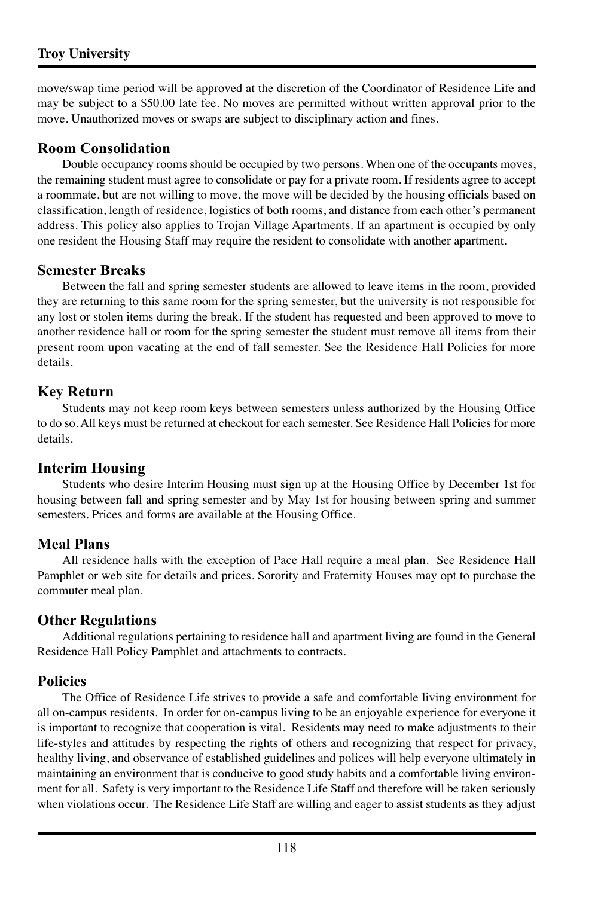move/swap time period will be approved at the discretion of the Coordinator of Residence Life and may be subject to a $50.00 late fee. No moves are permitted without written approval prior to the move. Unauthorized moves or swaps are subject to disciplinary action and fines.

## Room Consolidation

Double occupancy rooms should be occupied by two persons. When one of the occupants moves, the remaining student must agree to consolidate or pay for a private room. If residents agree to accept a roommate, but are not willing to move, the move will be decided by the housing officials based on classification, length of residence, logistics of both rooms, and distance from each other's permanent address. This policy also applies to Trojan Village Apartments. If an apartment is occupied by only one resident the Housing Staff may require the resident to consolidate with another apartment.

## Semester Breaks

Between the fall and spring semester students are allowed to leave items in the room, provided they are returning to this same room for the spring semester, but the university is not responsible for any lost or stolen items during the break. If the student has requested and been approved to move to another residence hall or room for the spring semester the student must remove all items from their present room upon vacating at the end of fall semester. See the Residence Hall Policies for more details.

## Key Return

Students may not keep room keys between semesters unless authorized by the Housing Office to do so. All keys must be returned at checkout for each semester. See Residence Hall Policies for more details.

## Interim Housing

Students who desire Interim Housing must sign up at the Housing Office by December 1st for housing between fall and spring semester and by May 1st for housing between spring and summer semesters. Prices and forms are available at the Housing Office.

## Meal Plans

All residence halls with the exception of Pace Hall require a meal plan. See Residence Hall Pamphlet or web site for details and prices. Sorority and Fraternity Houses may opt to purchase the commuter meal plan.

## Other Regulations

Additional regulations pertaining to residence hall and apartment living are found in the General Residence Hall Policy Pamphlet and attachments to contracts.

## Policies

The Office of Residence Life strives to provide a safe and comfortable living environment for all on-campus residents. In order for on-campus living to be an enjoyable experience for everyone it is important to recognize that cooperation is vital. Residents may need to make adjustments to their life-styles and attitudes by respecting the rights of others and recognizing that respect for privacy, healthy living, and observance of established guidelines and polices will help everyone ultimately in maintaining an environment that is conducive to good study habits and a comfortable living environment for all. Safety is very important to the Residence Life Staff and therefore will be taken seriously when violations occur. The Residence Life Staff are willing and eager to assist students as they adjust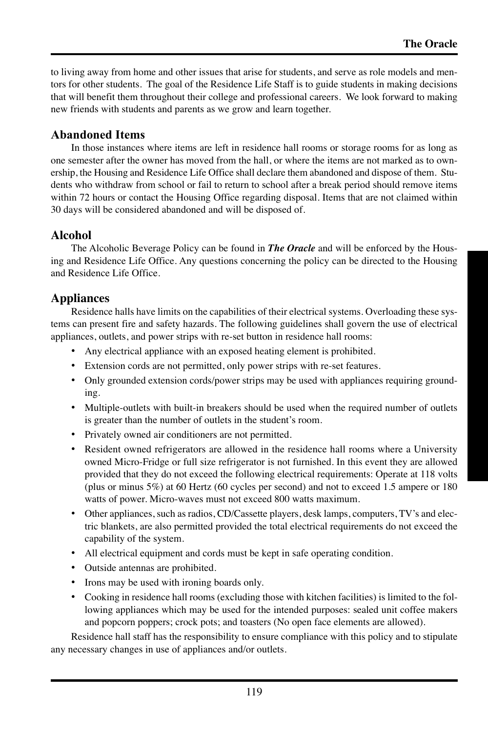to living away from home and other issues that arise for students, and serve as role models and mentors for other students. The goal of the Residence Life Staff is to guide students in making decisions that will benefit them throughout their college and professional careers. We look forward to making new friends with students and parents as we grow and learn together.

## Abandoned Items

In those instances where items are left in residence hall rooms or storage rooms for as long as one semester after the owner has moved from the hall, or where the items are not marked as to ownership, the Housing and Residence Life Office shall declare them abandoned and dispose of them. Students who withdraw from school or fail to return to school after a break period should remove items within 72 hours or contact the Housing Office regarding disposal. Items that are not claimed within 30 days will be considered abandoned and will be disposed of.

## Alcohol

The Alcoholic Beverage Policy can be found in ***The Oracle*** and will be enforced by the Housing and Residence Life Office. Any questions concerning the policy can be directed to the Housing and Residence Life Office.

## Appliances

Residence halls have limits on the capabilities of their electrical systems. Overloading these systems can present fire and safety hazards. The following guidelines shall govern the use of electrical appliances, outlets, and power strips with re-set button in residence hall rooms:

- Any electrical appliance with an exposed heating element is prohibited.
- Extension cords are not permitted, only power strips with re-set features.
- Only grounded extension cords/power strips may be used with appliances requiring grounding.
- Multiple-outlets with built-in breakers should be used when the required number of outlets is greater than the number of outlets in the student's room.
- Privately owned air conditioners are not permitted.
- Resident owned refrigerators are allowed in the residence hall rooms where a University owned Micro-Fridge or full size refrigerator is not furnished. In this event they are allowed provided that they do not exceed the following electrical requirements: Operate at 118 volts (plus or minus 5%) at 60 Hertz (60 cycles per second) and not to exceed 1.5 ampere or 180 watts of power. Micro-waves must not exceed 800 watts maximum.
- Other appliances, such as radios, CD/Cassette players, desk lamps, computers, TV's and electric blankets, are also permitted provided the total electrical requirements do not exceed the capability of the system.
- All electrical equipment and cords must be kept in safe operating condition.
- Outside antennas are prohibited.
- Irons may be used with ironing boards only.
- Cooking in residence hall rooms (excluding those with kitchen facilities) is limited to the following appliances which may be used for the intended purposes: sealed unit coffee makers and popcorn poppers; crock pots; and toasters (No open face elements are allowed).

Residence hall staff has the responsibility to ensure compliance with this policy and to stipulate any necessary changes in use of appliances and/or outlets.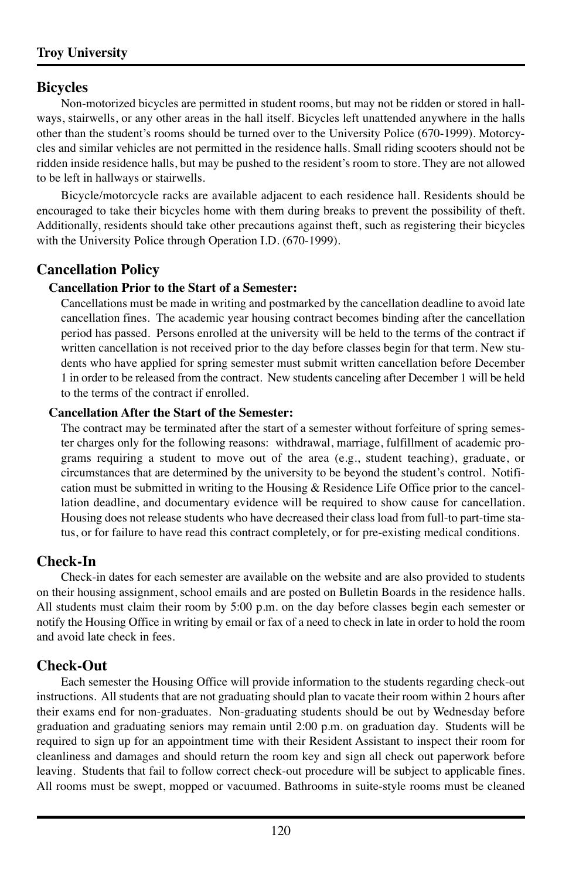## Bicycles

Non-motorized bicycles are permitted in student rooms, but may not be ridden or stored in hallways, stairwells, or any other areas in the hall itself. Bicycles left unattended anywhere in the halls other than the student's rooms should be turned over to the University Police (670-1999). Motorcycles and similar vehicles are not permitted in the residence halls. Small riding scooters should not be ridden inside residence halls, but may be pushed to the resident's room to store. They are not allowed to be left in hallways or stairwells.

Bicycle/motorcycle racks are available adjacent to each residence hall. Residents should be encouraged to take their bicycles home with them during breaks to prevent the possibility of theft. Additionally, residents should take other precautions against theft, such as registering their bicycles with the University Police through Operation I.D. (670-1999).

## Cancellation Policy

### Cancellation Prior to the Start of a Semester:

Cancellations must be made in writing and postmarked by the cancellation deadline to avoid late cancellation fines. The academic year housing contract becomes binding after the cancellation period has passed. Persons enrolled at the university will be held to the terms of the contract if written cancellation is not received prior to the day before classes begin for that term. New students who have applied for spring semester must submit written cancellation before December 1 in order to be released from the contract. New students canceling after December 1 will be held to the terms of the contract if enrolled.

### Cancellation After the Start of the Semester:

The contract may be terminated after the start of a semester without forfeiture of spring semester charges only for the following reasons: withdrawal, marriage, fulfillment of academic programs requiring a student to move out of the area (e.g., student teaching), graduate, or circumstances that are determined by the university to be beyond the student's control. Notification must be submitted in writing to the Housing & Residence Life Office prior to the cancellation deadline, and documentary evidence will be required to show cause for cancellation. Housing does not release students who have decreased their class load from full-to part-time status, or for failure to have read this contract completely, or for pre-existing medical conditions.

## Check-In

Check-in dates for each semester are available on the website and are also provided to students on their housing assignment, school emails and are posted on Bulletin Boards in the residence halls. All students must claim their room by 5:00 p.m. on the day before classes begin each semester or notify the Housing Office in writing by email or fax of a need to check in late in order to hold the room and avoid late check in fees.

## Check-Out

Each semester the Housing Office will provide information to the students regarding check-out instructions. All students that are not graduating should plan to vacate their room within 2 hours after their exams end for non-graduates. Non-graduating students should be out by Wednesday before graduation and graduating seniors may remain until 2:00 p.m. on graduation day. Students will be required to sign up for an appointment time with their Resident Assistant to inspect their room for cleanliness and damages and should return the room key and sign all check out paperwork before leaving. Students that fail to follow correct check-out procedure will be subject to applicable fines. All rooms must be swept, mopped or vacuumed. Bathrooms in suite-style rooms must be cleaned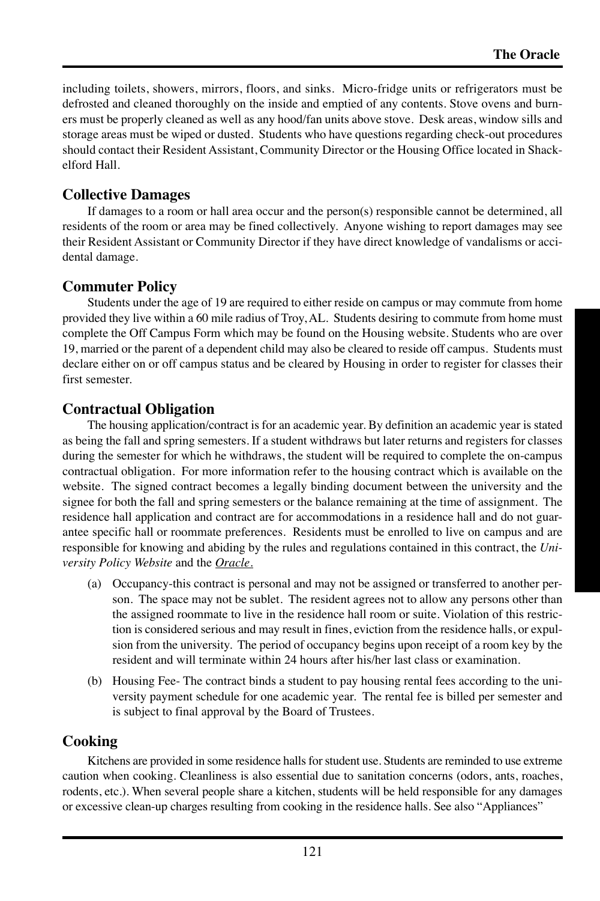including toilets, showers, mirrors, floors, and sinks. Micro-fridge units or refrigerators must be defrosted and cleaned thoroughly on the inside and emptied of any contents. Stove ovens and burners must be properly cleaned as well as any hood/fan units above stove. Desk areas, window sills and storage areas must be wiped or dusted. Students who have questions regarding check-out procedures should contact their Resident Assistant, Community Director or the Housing Office located in Shackelford Hall.

## Collective Damages

If damages to a room or hall area occur and the person(s) responsible cannot be determined, all residents of the room or area may be fined collectively. Anyone wishing to report damages may see their Resident Assistant or Community Director if they have direct knowledge of vandalisms or accidental damage.

## Commuter Policy

Students under the age of 19 are required to either reside on campus or may commute from home provided they live within a 60 mile radius of Troy, AL. Students desiring to commute from home must complete the Off Campus Form which may be found on the Housing website. Students who are over 19, married or the parent of a dependent child may also be cleared to reside off campus. Students must declare either on or off campus status and be cleared by Housing in order to register for classes their first semester.

## Contractual Obligation

The housing application/contract is for an academic year. By definition an academic year is stated as being the fall and spring semesters. If a student withdraws but later returns and registers for classes during the semester for which he withdraws, the student will be required to complete the on-campus contractual obligation. For more information refer to the housing contract which is available on the website. The signed contract becomes a legally binding document between the university and the signee for both the fall and spring semesters or the balance remaining at the time of assignment. The residence hall application and contract are for accommodations in a residence hall and do not guarantee specific hall or roommate preferences. Residents must be enrolled to live on campus and are responsible for knowing and abiding by the rules and regulations contained in this contract, the *University Policy Website* and the *Oracle*.

(a) Occupancy-this contract is personal and may not be assigned or transferred to another person. The space may not be sublet. The resident agrees not to allow any persons other than the assigned roommate to live in the residence hall room or suite. Violation of this restriction is considered serious and may result in fines, eviction from the residence halls, or expulsion from the university. The period of occupancy begins upon receipt of a room key by the resident and will terminate within 24 hours after his/her last class or examination.

(b) Housing Fee- The contract binds a student to pay housing rental fees according to the university payment schedule for one academic year. The rental fee is billed per semester and is subject to final approval by the Board of Trustees.

## Cooking

Kitchens are provided in some residence halls for student use. Students are reminded to use extreme caution when cooking. Cleanliness is also essential due to sanitation concerns (odors, ants, roaches, rodents, etc.). When several people share a kitchen, students will be held responsible for any damages or excessive clean-up charges resulting from cooking in the residence halls. See also "Appliances"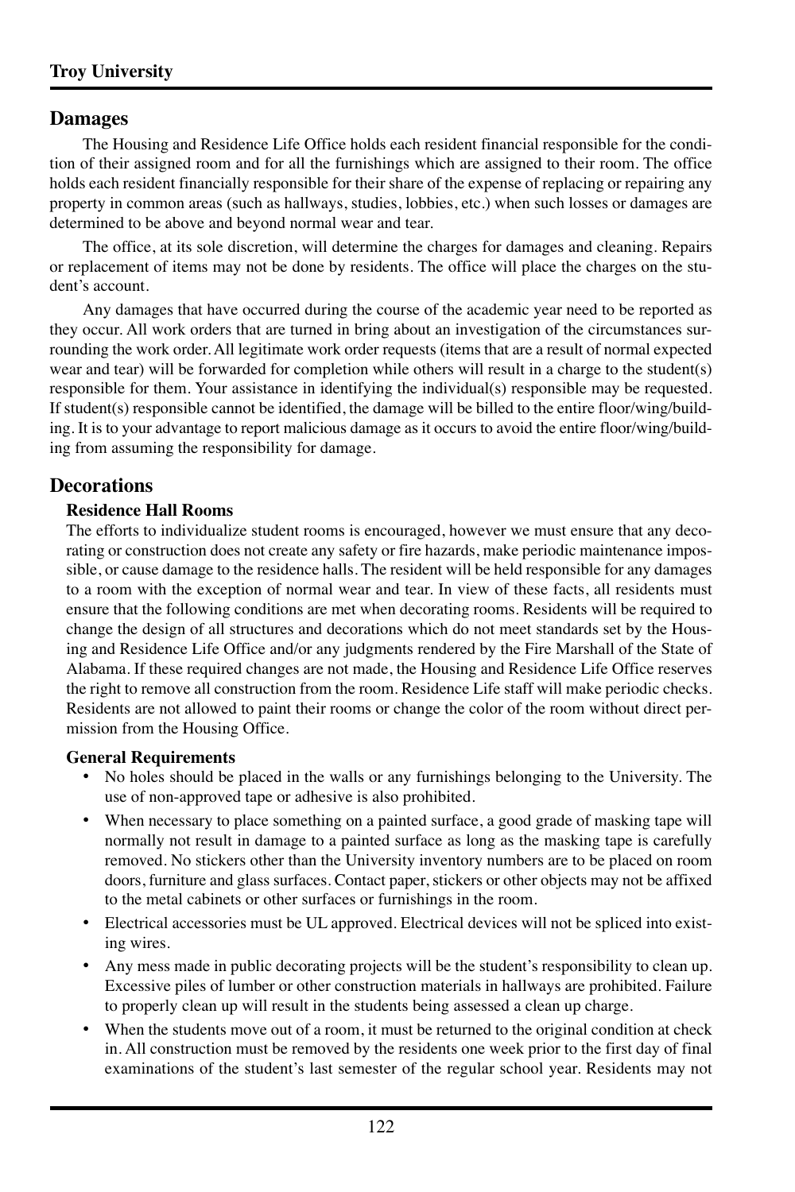## Damages

The Housing and Residence Life Office holds each resident financial responsible for the condition of their assigned room and for all the furnishings which are assigned to their room. The office holds each resident financially responsible for their share of the expense of replacing or repairing any property in common areas (such as hallways, studies, lobbies, etc.) when such losses or damages are determined to be above and beyond normal wear and tear.

The office, at its sole discretion, will determine the charges for damages and cleaning. Repairs or replacement of items may not be done by residents. The office will place the charges on the student's account.

Any damages that have occurred during the course of the academic year need to be reported as they occur. All work orders that are turned in bring about an investigation of the circumstances surrounding the work order. All legitimate work order requests (items that are a result of normal expected wear and tear) will be forwarded for completion while others will result in a charge to the student(s) responsible for them. Your assistance in identifying the individual(s) responsible may be requested. If student(s) responsible cannot be identified, the damage will be billed to the entire floor/wing/building. It is to your advantage to report malicious damage as it occurs to avoid the entire floor/wing/building from assuming the responsibility for damage.

## Decorations

### Residence Hall Rooms

The efforts to individualize student rooms is encouraged, however we must ensure that any decorating or construction does not create any safety or fire hazards, make periodic maintenance impossible, or cause damage to the residence halls. The resident will be held responsible for any damages to a room with the exception of normal wear and tear. In view of these facts, all residents must ensure that the following conditions are met when decorating rooms. Residents will be required to change the design of all structures and decorations which do not meet standards set by the Housing and Residence Life Office and/or any judgments rendered by the Fire Marshall of the State of Alabama. If these required changes are not made, the Housing and Residence Life Office reserves the right to remove all construction from the room. Residence Life staff will make periodic checks. Residents are not allowed to paint their rooms or change the color of the room without direct permission from the Housing Office.

### General Requirements

- No holes should be placed in the walls or any furnishings belonging to the University. The use of non-approved tape or adhesive is also prohibited.
- When necessary to place something on a painted surface, a good grade of masking tape will normally not result in damage to a painted surface as long as the masking tape is carefully removed. No stickers other than the University inventory numbers are to be placed on room doors, furniture and glass surfaces. Contact paper, stickers or other objects may not be affixed to the metal cabinets or other surfaces or furnishings in the room.
- Electrical accessories must be UL approved. Electrical devices will not be spliced into existing wires.
- Any mess made in public decorating projects will be the student's responsibility to clean up. Excessive piles of lumber or other construction materials in hallways are prohibited. Failure to properly clean up will result in the students being assessed a clean up charge.
- When the students move out of a room, it must be returned to the original condition at check in. All construction must be removed by the residents one week prior to the first day of final examinations of the student's last semester of the regular school year. Residents may not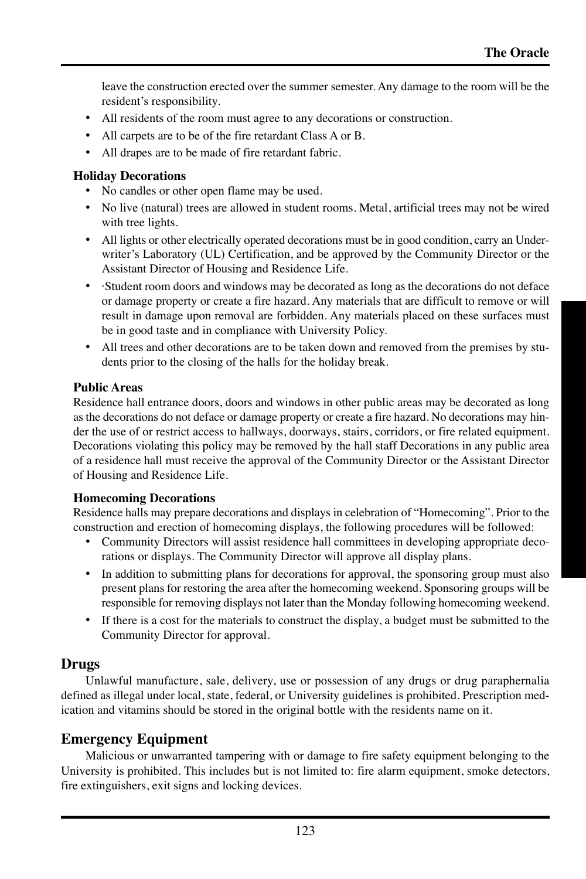leave the construction erected over the summer semester. Any damage to the room will be the resident's responsibility.

- All residents of the room must agree to any decorations or construction.
- All carpets are to be of the fire retardant Class A or B.
- All drapes are to be made of fire retardant fabric.

**Holiday Decorations**

- No candles or other open flame may be used.
- No live (natural) trees are allowed in student rooms. Metal, artificial trees may not be wired with tree lights.
- All lights or other electrically operated decorations must be in good condition, carry an Underwriter's Laboratory (UL) Certification, and be approved by the Community Director or the Assistant Director of Housing and Residence Life.
- ·Student room doors and windows may be decorated as long as the decorations do not deface or damage property or create a fire hazard. Any materials that are difficult to remove or will result in damage upon removal are forbidden. Any materials placed on these surfaces must be in good taste and in compliance with University Policy.
- All trees and other decorations are to be taken down and removed from the premises by students prior to the closing of the halls for the holiday break.

**Public Areas**

Residence hall entrance doors, doors and windows in other public areas may be decorated as long as the decorations do not deface or damage property or create a fire hazard. No decorations may hinder the use of or restrict access to hallways, doorways, stairs, corridors, or fire related equipment. Decorations violating this policy may be removed by the hall staff Decorations in any public area of a residence hall must receive the approval of the Community Director or the Assistant Director of Housing and Residence Life.

**Homecoming Decorations**

Residence halls may prepare decorations and displays in celebration of "Homecoming". Prior to the construction and erection of homecoming displays, the following procedures will be followed:

- Community Directors will assist residence hall committees in developing appropriate decorations or displays. The Community Director will approve all display plans.
- In addition to submitting plans for decorations for approval, the sponsoring group must also present plans for restoring the area after the homecoming weekend. Sponsoring groups will be responsible for removing displays not later than the Monday following homecoming weekend.
- If there is a cost for the materials to construct the display, a budget must be submitted to the Community Director for approval.

## Drugs

Unlawful manufacture, sale, delivery, use or possession of any drugs or drug paraphernalia defined as illegal under local, state, federal, or University guidelines is prohibited. Prescription medication and vitamins should be stored in the original bottle with the residents name on it.

## Emergency Equipment

Malicious or unwarranted tampering with or damage to fire safety equipment belonging to the University is prohibited. This includes but is not limited to: fire alarm equipment, smoke detectors, fire extinguishers, exit signs and locking devices.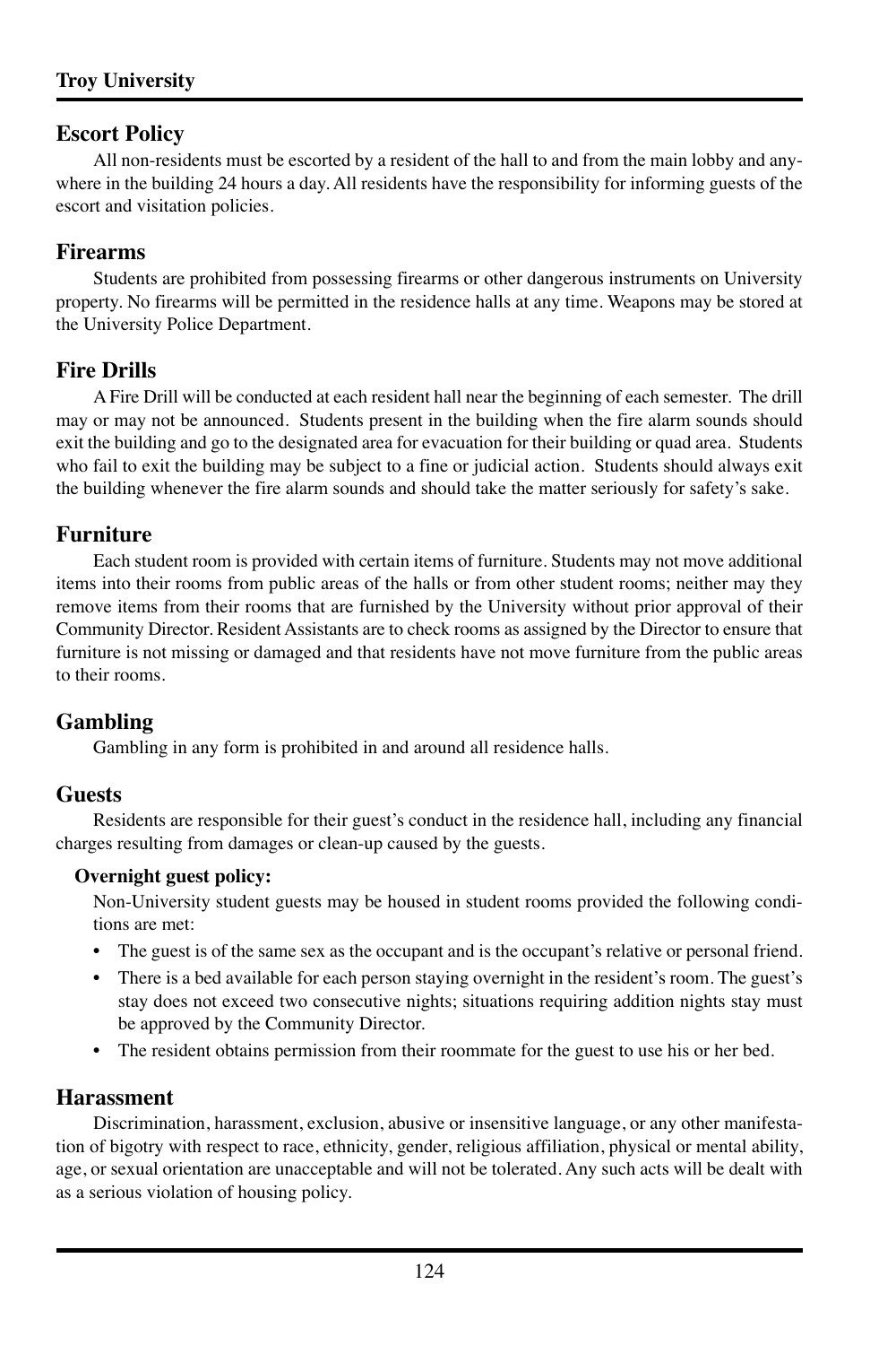## Escort Policy

All non-residents must be escorted by a resident of the hall to and from the main lobby and anywhere in the building 24 hours a day. All residents have the responsibility for informing guests of the escort and visitation policies.

## Firearms

Students are prohibited from possessing firearms or other dangerous instruments on University property. No firearms will be permitted in the residence halls at any time. Weapons may be stored at the University Police Department.

## Fire Drills

A Fire Drill will be conducted at each resident hall near the beginning of each semester. The drill may or may not be announced. Students present in the building when the fire alarm sounds should exit the building and go to the designated area for evacuation for their building or quad area. Students who fail to exit the building may be subject to a fine or judicial action. Students should always exit the building whenever the fire alarm sounds and should take the matter seriously for safety's sake.

## Furniture

Each student room is provided with certain items of furniture. Students may not move additional items into their rooms from public areas of the halls or from other student rooms; neither may they remove items from their rooms that are furnished by the University without prior approval of their Community Director. Resident Assistants are to check rooms as assigned by the Director to ensure that furniture is not missing or damaged and that residents have not move furniture from the public areas to their rooms.

## Gambling

Gambling in any form is prohibited in and around all residence halls.

## Guests

Residents are responsible for their guest's conduct in the residence hall, including any financial charges resulting from damages or clean-up caused by the guests.

**Overnight guest policy:**

Non-University student guests may be housed in student rooms provided the following conditions are met:

- The guest is of the same sex as the occupant and is the occupant's relative or personal friend.
- There is a bed available for each person staying overnight in the resident's room. The guest's stay does not exceed two consecutive nights; situations requiring addition nights stay must be approved by the Community Director.
- The resident obtains permission from their roommate for the guest to use his or her bed.

## Harassment

Discrimination, harassment, exclusion, abusive or insensitive language, or any other manifestation of bigotry with respect to race, ethnicity, gender, religious affiliation, physical or mental ability, age, or sexual orientation are unacceptable and will not be tolerated. Any such acts will be dealt with as a serious violation of housing policy.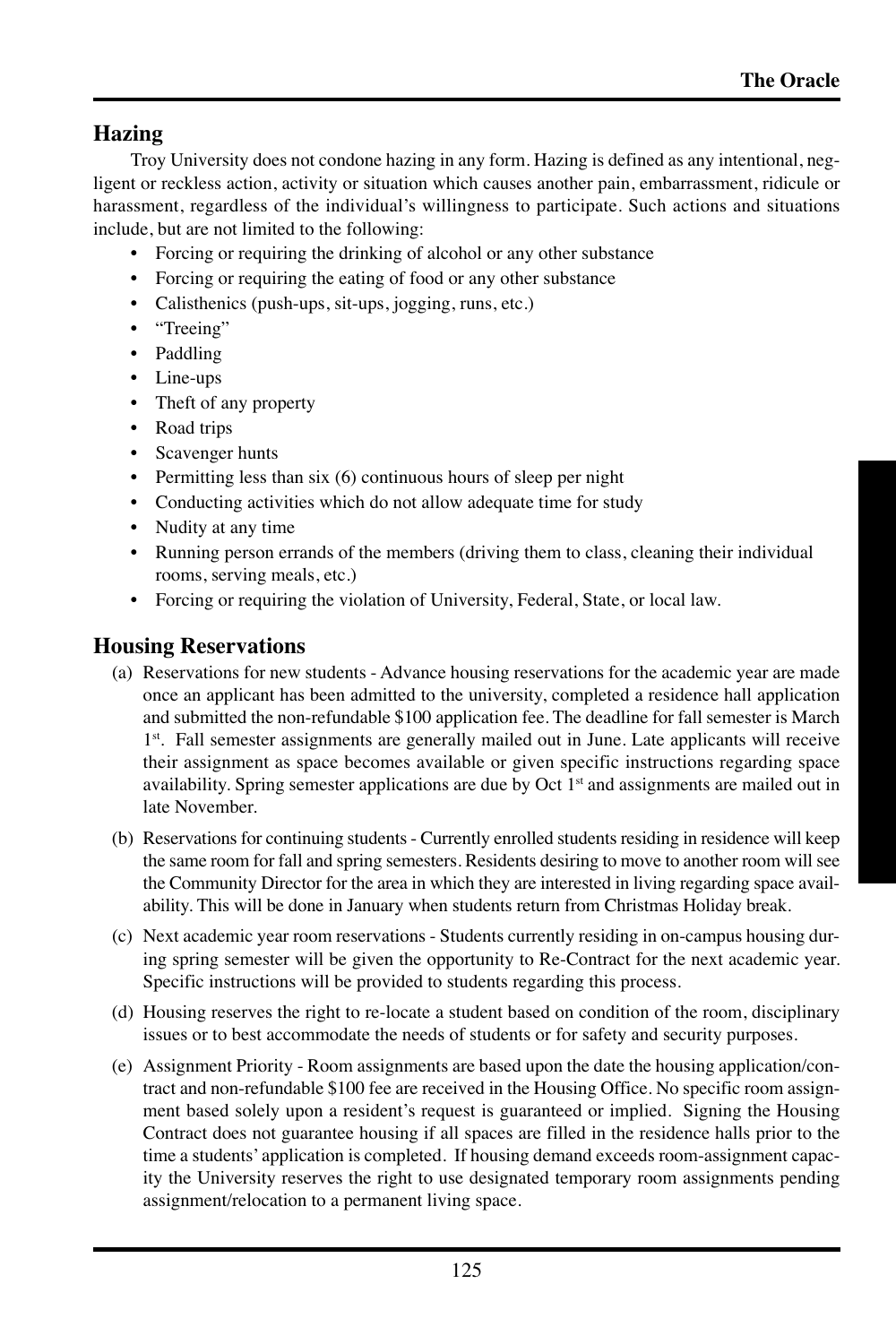## Hazing

Troy University does not condone hazing in any form. Hazing is defined as any intentional, negligent or reckless action, activity or situation which causes another pain, embarrassment, ridicule or harassment, regardless of the individual's willingness to participate. Such actions and situations include, but are not limited to the following:

- Forcing or requiring the drinking of alcohol or any other substance
- Forcing or requiring the eating of food or any other substance
- Calisthenics (push-ups, sit-ups, jogging, runs, etc.)
- "Treeing"
- Paddling
- Line-ups
- Theft of any property
- Road trips
- Scavenger hunts
- Permitting less than six (6) continuous hours of sleep per night
- Conducting activities which do not allow adequate time for study
- Nudity at any time
- Running person errands of the members (driving them to class, cleaning their individual rooms, serving meals, etc.)
- Forcing or requiring the violation of University, Federal, State, or local law.

## Housing Reservations

(a) Reservations for new students - Advance housing reservations for the academic year are made once an applicant has been admitted to the university, completed a residence hall application and submitted the non-refundable $100 application fee. The deadline for fall semester is March 1st. Fall semester assignments are generally mailed out in June. Late applicants will receive their assignment as space becomes available or given specific instructions regarding space availability. Spring semester applications are due by Oct 1st and assignments are mailed out in late November.

(b) Reservations for continuing students - Currently enrolled students residing in residence will keep the same room for fall and spring semesters. Residents desiring to move to another room will see the Community Director for the area in which they are interested in living regarding space availability. This will be done in January when students return from Christmas Holiday break.

(c) Next academic year room reservations - Students currently residing in on-campus housing during spring semester will be given the opportunity to Re-Contract for the next academic year. Specific instructions will be provided to students regarding this process.

(d) Housing reserves the right to re-locate a student based on condition of the room, disciplinary issues or to best accommodate the needs of students or for safety and security purposes.

(e) Assignment Priority - Room assignments are based upon the date the housing application/contract and non-refundable $100 fee are received in the Housing Office. No specific room assignment based solely upon a resident's request is guaranteed or implied. Signing the Housing Contract does not guarantee housing if all spaces are filled in the residence halls prior to the time a students' application is completed. If housing demand exceeds room-assignment capacity the University reserves the right to use designated temporary room assignments pending assignment/relocation to a permanent living space.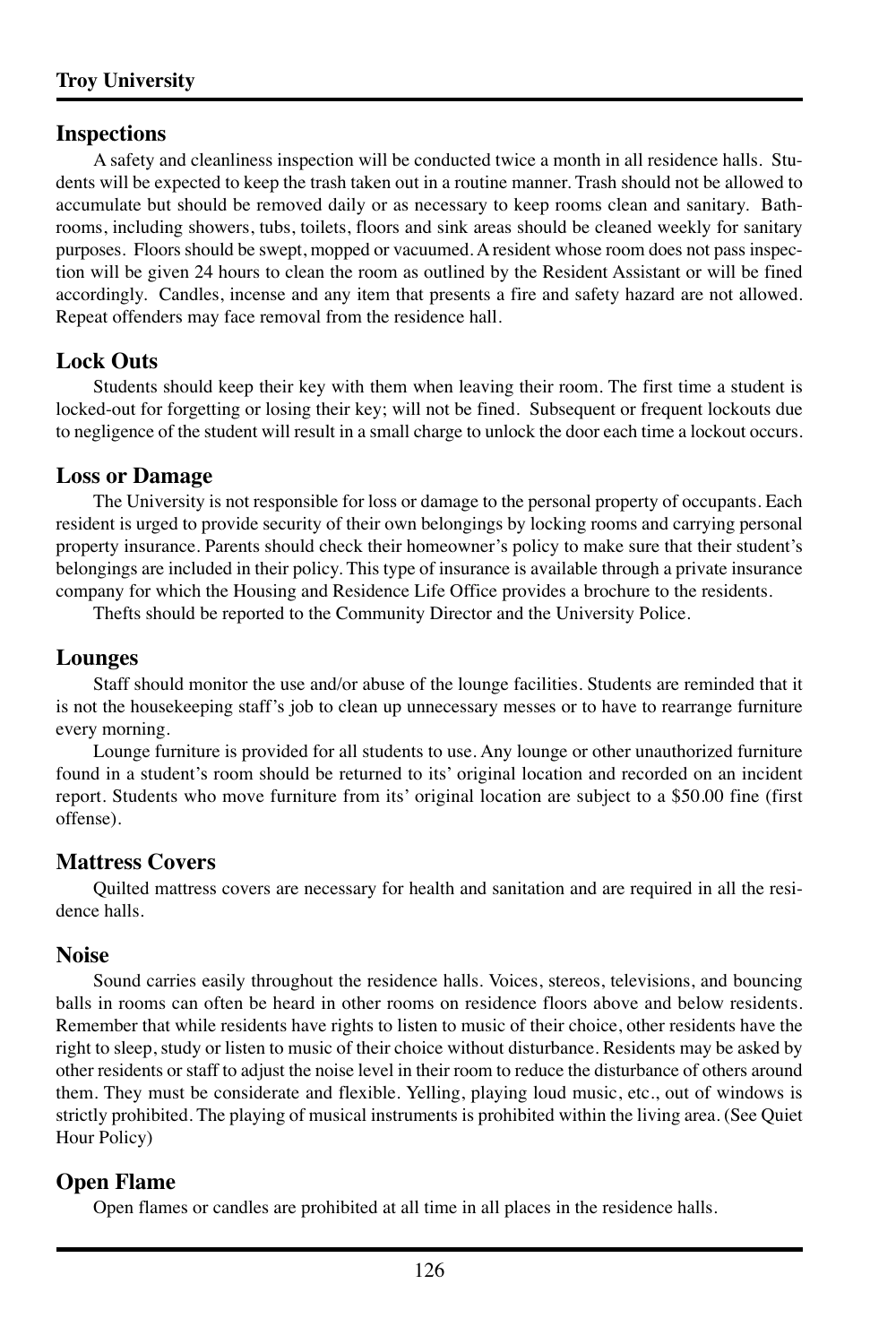## Inspections

A safety and cleanliness inspection will be conducted twice a month in all residence halls. Students will be expected to keep the trash taken out in a routine manner. Trash should not be allowed to accumulate but should be removed daily or as necessary to keep rooms clean and sanitary. Bathrooms, including showers, tubs, toilets, floors and sink areas should be cleaned weekly for sanitary purposes. Floors should be swept, mopped or vacuumed. A resident whose room does not pass inspection will be given 24 hours to clean the room as outlined by the Resident Assistant or will be fined accordingly. Candles, incense and any item that presents a fire and safety hazard are not allowed. Repeat offenders may face removal from the residence hall.

## Lock Outs

Students should keep their key with them when leaving their room. The first time a student is locked-out for forgetting or losing their key; will not be fined. Subsequent or frequent lockouts due to negligence of the student will result in a small charge to unlock the door each time a lockout occurs.

## Loss or Damage

The University is not responsible for loss or damage to the personal property of occupants. Each resident is urged to provide security of their own belongings by locking rooms and carrying personal property insurance. Parents should check their homeowner's policy to make sure that their student's belongings are included in their policy. This type of insurance is available through a private insurance company for which the Housing and Residence Life Office provides a brochure to the residents.

Thefts should be reported to the Community Director and the University Police.

## Lounges

Staff should monitor the use and/or abuse of the lounge facilities. Students are reminded that it is not the housekeeping staff's job to clean up unnecessary messes or to have to rearrange furniture every morning.

Lounge furniture is provided for all students to use. Any lounge or other unauthorized furniture found in a student's room should be returned to its' original location and recorded on an incident report. Students who move furniture from its' original location are subject to a $50.00 fine (first offense).

## Mattress Covers

Quilted mattress covers are necessary for health and sanitation and are required in all the residence halls.

## Noise

Sound carries easily throughout the residence halls. Voices, stereos, televisions, and bouncing balls in rooms can often be heard in other rooms on residence floors above and below residents. Remember that while residents have rights to listen to music of their choice, other residents have the right to sleep, study or listen to music of their choice without disturbance. Residents may be asked by other residents or staff to adjust the noise level in their room to reduce the disturbance of others around them. They must be considerate and flexible. Yelling, playing loud music, etc., out of windows is strictly prohibited. The playing of musical instruments is prohibited within the living area. (See Quiet Hour Policy)

## Open Flame

Open flames or candles are prohibited at all time in all places in the residence halls.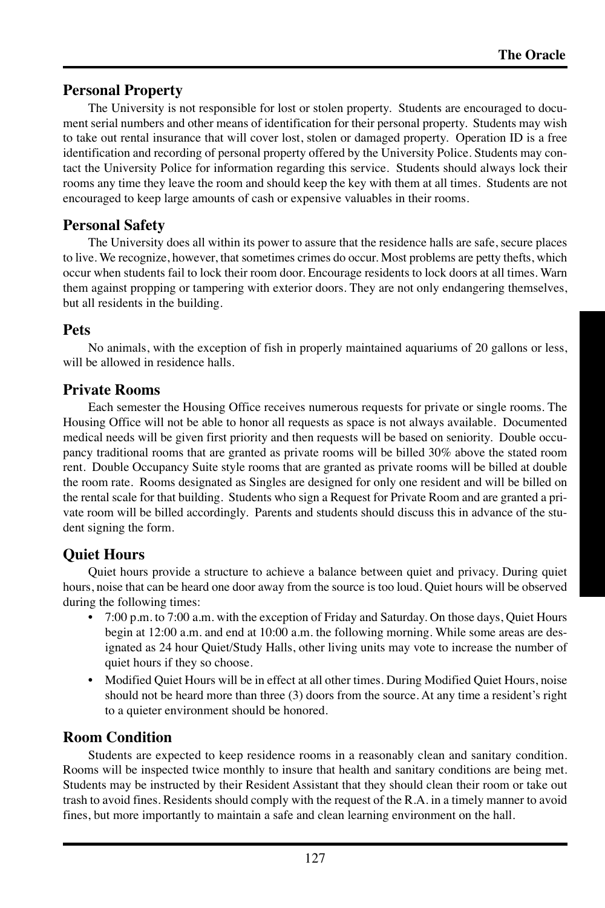## Personal Property

The University is not responsible for lost or stolen property. Students are encouraged to document serial numbers and other means of identification for their personal property. Students may wish to take out rental insurance that will cover lost, stolen or damaged property. Operation ID is a free identification and recording of personal property offered by the University Police. Students may contact the University Police for information regarding this service. Students should always lock their rooms any time they leave the room and should keep the key with them at all times. Students are not encouraged to keep large amounts of cash or expensive valuables in their rooms.

## Personal Safety

The University does all within its power to assure that the residence halls are safe, secure places to live. We recognize, however, that sometimes crimes do occur. Most problems are petty thefts, which occur when students fail to lock their room door. Encourage residents to lock doors at all times. Warn them against propping or tampering with exterior doors. They are not only endangering themselves, but all residents in the building.

## Pets

No animals, with the exception of fish in properly maintained aquariums of 20 gallons or less, will be allowed in residence halls.

## Private Rooms

Each semester the Housing Office receives numerous requests for private or single rooms. The Housing Office will not be able to honor all requests as space is not always available. Documented medical needs will be given first priority and then requests will be based on seniority. Double occupancy traditional rooms that are granted as private rooms will be billed 30% above the stated room rent. Double Occupancy Suite style rooms that are granted as private rooms will be billed at double the room rate. Rooms designated as Singles are designed for only one resident and will be billed on the rental scale for that building. Students who sign a Request for Private Room and are granted a private room will be billed accordingly. Parents and students should discuss this in advance of the student signing the form.

## Quiet Hours

Quiet hours provide a structure to achieve a balance between quiet and privacy. During quiet hours, noise that can be heard one door away from the source is too loud. Quiet hours will be observed during the following times:

- 7:00 p.m. to 7:00 a.m. with the exception of Friday and Saturday. On those days, Quiet Hours begin at 12:00 a.m. and end at 10:00 a.m. the following morning. While some areas are designated as 24 hour Quiet/Study Halls, other living units may vote to increase the number of quiet hours if they so choose.
- Modified Quiet Hours will be in effect at all other times. During Modified Quiet Hours, noise should not be heard more than three (3) doors from the source. At any time a resident's right to a quieter environment should be honored.

## Room Condition

Students are expected to keep residence rooms in a reasonably clean and sanitary condition. Rooms will be inspected twice monthly to insure that health and sanitary conditions are being met. Students may be instructed by their Resident Assistant that they should clean their room or take out trash to avoid fines. Residents should comply with the request of the R.A. in a timely manner to avoid fines, but more importantly to maintain a safe and clean learning environment on the hall.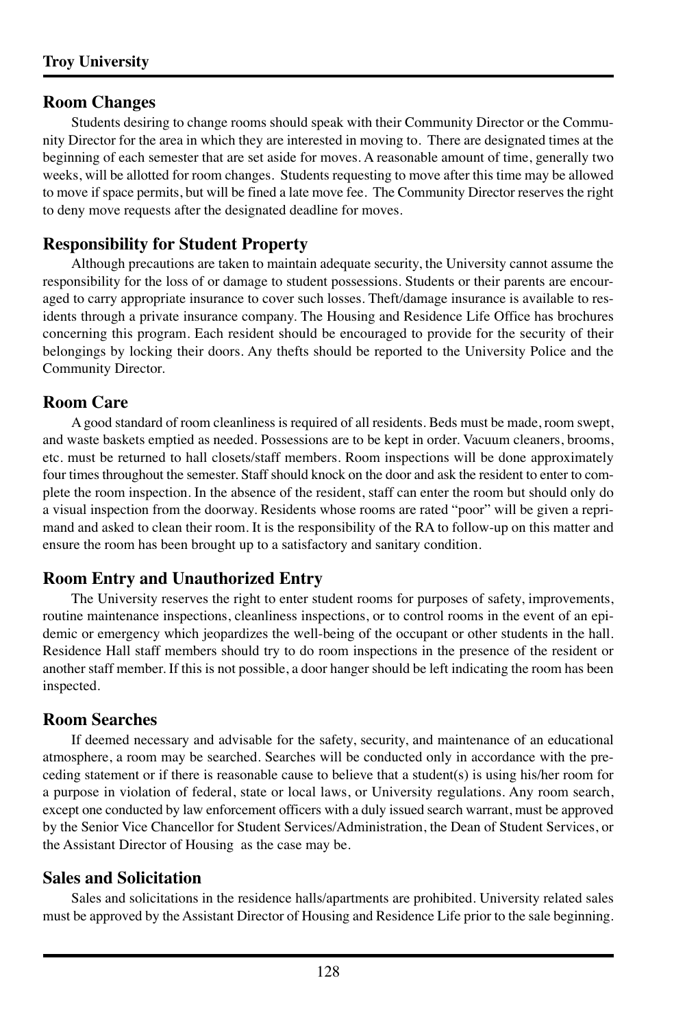## Room Changes

Students desiring to change rooms should speak with their Community Director or the Community Director for the area in which they are interested in moving to. There are designated times at the beginning of each semester that are set aside for moves. A reasonable amount of time, generally two weeks, will be allotted for room changes. Students requesting to move after this time may be allowed to move if space permits, but will be fined a late move fee. The Community Director reserves the right to deny move requests after the designated deadline for moves.

## Responsibility for Student Property

Although precautions are taken to maintain adequate security, the University cannot assume the responsibility for the loss of or damage to student possessions. Students or their parents are encouraged to carry appropriate insurance to cover such losses. Theft/damage insurance is available to residents through a private insurance company. The Housing and Residence Life Office has brochures concerning this program. Each resident should be encouraged to provide for the security of their belongings by locking their doors. Any thefts should be reported to the University Police and the Community Director.

## Room Care

A good standard of room cleanliness is required of all residents. Beds must be made, room swept, and waste baskets emptied as needed. Possessions are to be kept in order. Vacuum cleaners, brooms, etc. must be returned to hall closets/staff members. Room inspections will be done approximately four times throughout the semester. Staff should knock on the door and ask the resident to enter to complete the room inspection. In the absence of the resident, staff can enter the room but should only do a visual inspection from the doorway. Residents whose rooms are rated "poor" will be given a reprimand and asked to clean their room. It is the responsibility of the RA to follow-up on this matter and ensure the room has been brought up to a satisfactory and sanitary condition.

## Room Entry and Unauthorized Entry

The University reserves the right to enter student rooms for purposes of safety, improvements, routine maintenance inspections, cleanliness inspections, or to control rooms in the event of an epidemic or emergency which jeopardizes the well-being of the occupant or other students in the hall. Residence Hall staff members should try to do room inspections in the presence of the resident or another staff member. If this is not possible, a door hanger should be left indicating the room has been inspected.

## Room Searches

If deemed necessary and advisable for the safety, security, and maintenance of an educational atmosphere, a room may be searched. Searches will be conducted only in accordance with the preceding statement or if there is reasonable cause to believe that a student(s) is using his/her room for a purpose in violation of federal, state or local laws, or University regulations. Any room search, except one conducted by law enforcement officers with a duly issued search warrant, must be approved by the Senior Vice Chancellor for Student Services/Administration, the Dean of Student Services, or the Assistant Director of Housing as the case may be.

## Sales and Solicitation

Sales and solicitations in the residence halls/apartments are prohibited. University related sales must be approved by the Assistant Director of Housing and Residence Life prior to the sale beginning.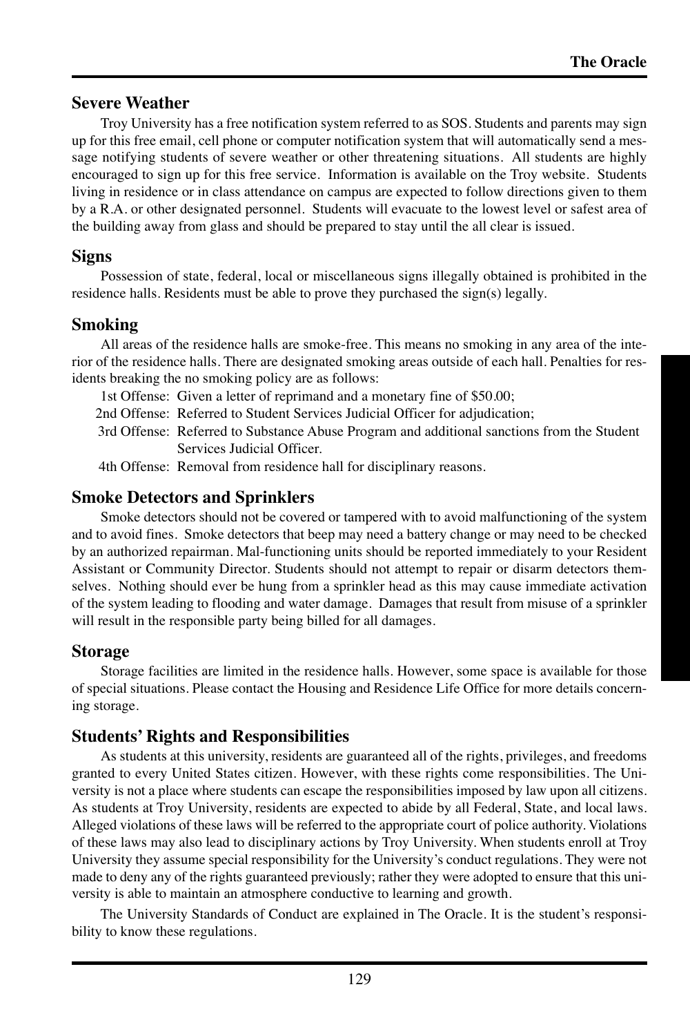## Severe Weather

Troy University has a free notification system referred to as SOS. Students and parents may sign up for this free email, cell phone or computer notification system that will automatically send a message notifying students of severe weather or other threatening situations. All students are highly encouraged to sign up for this free service. Information is available on the Troy website. Students living in residence or in class attendance on campus are expected to follow directions given to them by a R.A. or other designated personnel. Students will evacuate to the lowest level or safest area of the building away from glass and should be prepared to stay until the all clear is issued.

## Signs

Possession of state, federal, local or miscellaneous signs illegally obtained is prohibited in the residence halls. Residents must be able to prove they purchased the sign(s) legally.

## Smoking

All areas of the residence halls are smoke-free. This means no smoking in any area of the interior of the residence halls. There are designated smoking areas outside of each hall. Penalties for residents breaking the no smoking policy are as follows:

1st Offense: Given a letter of reprimand and a monetary fine of $50.00;
2nd Offense: Referred to Student Services Judicial Officer for adjudication;
3rd Offense: Referred to Substance Abuse Program and additional sanctions from the Student Services Judicial Officer.
4th Offense: Removal from residence hall for disciplinary reasons.

## Smoke Detectors and Sprinklers

Smoke detectors should not be covered or tampered with to avoid malfunctioning of the system and to avoid fines. Smoke detectors that beep may need a battery change or may need to be checked by an authorized repairman. Mal-functioning units should be reported immediately to your Resident Assistant or Community Director. Students should not attempt to repair or disarm detectors themselves. Nothing should ever be hung from a sprinkler head as this may cause immediate activation of the system leading to flooding and water damage. Damages that result from misuse of a sprinkler will result in the responsible party being billed for all damages.

## Storage

Storage facilities are limited in the residence halls. However, some space is available for those of special situations. Please contact the Housing and Residence Life Office for more details concerning storage.

## Students' Rights and Responsibilities

As students at this university, residents are guaranteed all of the rights, privileges, and freedoms granted to every United States citizen. However, with these rights come responsibilities. The University is not a place where students can escape the responsibilities imposed by law upon all citizens. As students at Troy University, residents are expected to abide by all Federal, State, and local laws. Alleged violations of these laws will be referred to the appropriate court of police authority. Violations of these laws may also lead to disciplinary actions by Troy University. When students enroll at Troy University they assume special responsibility for the University's conduct regulations. They were not made to deny any of the rights guaranteed previously; rather they were adopted to ensure that this university is able to maintain an atmosphere conductive to learning and growth.

The University Standards of Conduct are explained in The Oracle. It is the student's responsibility to know these regulations.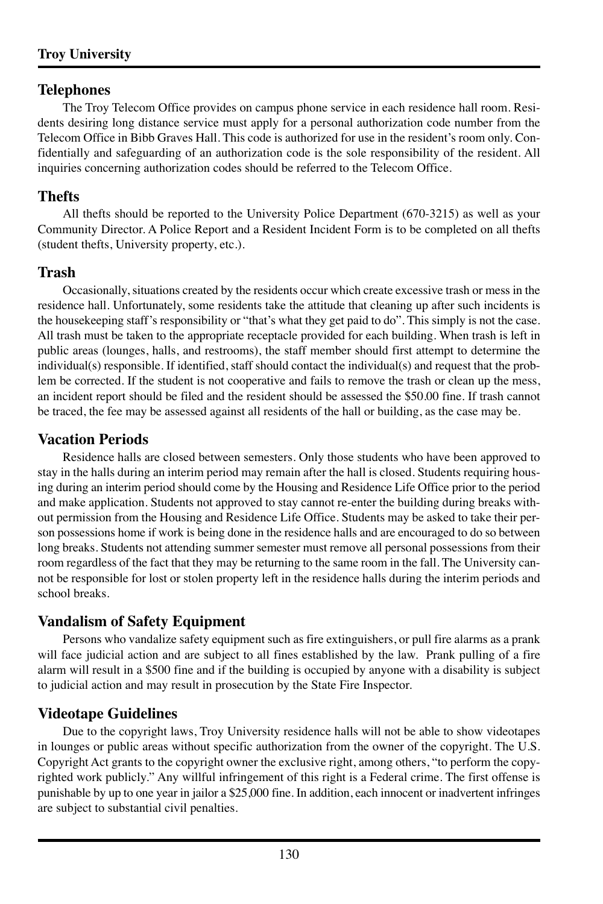## Telephones

The Troy Telecom Office provides on campus phone service in each residence hall room. Residents desiring long distance service must apply for a personal authorization code number from the Telecom Office in Bibb Graves Hall. This code is authorized for use in the resident's room only. Confidentially and safeguarding of an authorization code is the sole responsibility of the resident. All inquiries concerning authorization codes should be referred to the Telecom Office.

## Thefts

All thefts should be reported to the University Police Department (670-3215) as well as your Community Director. A Police Report and a Resident Incident Form is to be completed on all thefts (student thefts, University property, etc.).

## Trash

Occasionally, situations created by the residents occur which create excessive trash or mess in the residence hall. Unfortunately, some residents take the attitude that cleaning up after such incidents is the housekeeping staff's responsibility or "that's what they get paid to do". This simply is not the case. All trash must be taken to the appropriate receptacle provided for each building. When trash is left in public areas (lounges, halls, and restrooms), the staff member should first attempt to determine the individual(s) responsible. If identified, staff should contact the individual(s) and request that the problem be corrected. If the student is not cooperative and fails to remove the trash or clean up the mess, an incident report should be filed and the resident should be assessed the $50.00 fine. If trash cannot be traced, the fee may be assessed against all residents of the hall or building, as the case may be.

## Vacation Periods

Residence halls are closed between semesters. Only those students who have been approved to stay in the halls during an interim period may remain after the hall is closed. Students requiring housing during an interim period should come by the Housing and Residence Life Office prior to the period and make application. Students not approved to stay cannot re-enter the building during breaks without permission from the Housing and Residence Life Office. Students may be asked to take their person possessions home if work is being done in the residence halls and are encouraged to do so between long breaks. Students not attending summer semester must remove all personal possessions from their room regardless of the fact that they may be returning to the same room in the fall. The University cannot be responsible for lost or stolen property left in the residence halls during the interim periods and school breaks.

## Vandalism of Safety Equipment

Persons who vandalize safety equipment such as fire extinguishers, or pull fire alarms as a prank will face judicial action and are subject to all fines established by the law. Prank pulling of a fire alarm will result in a $500 fine and if the building is occupied by anyone with a disability is subject to judicial action and may result in prosecution by the State Fire Inspector.

## Videotape Guidelines

Due to the copyright laws, Troy University residence halls will not be able to show videotapes in lounges or public areas without specific authorization from the owner of the copyright. The U.S. Copyright Act grants to the copyright owner the exclusive right, among others, "to perform the copyrighted work publicly." Any willful infringement of this right is a Federal crime. The first offense is punishable by up to one year in jailor a $25,000 fine. In addition, each innocent or inadvertent infringes are subject to substantial civil penalties.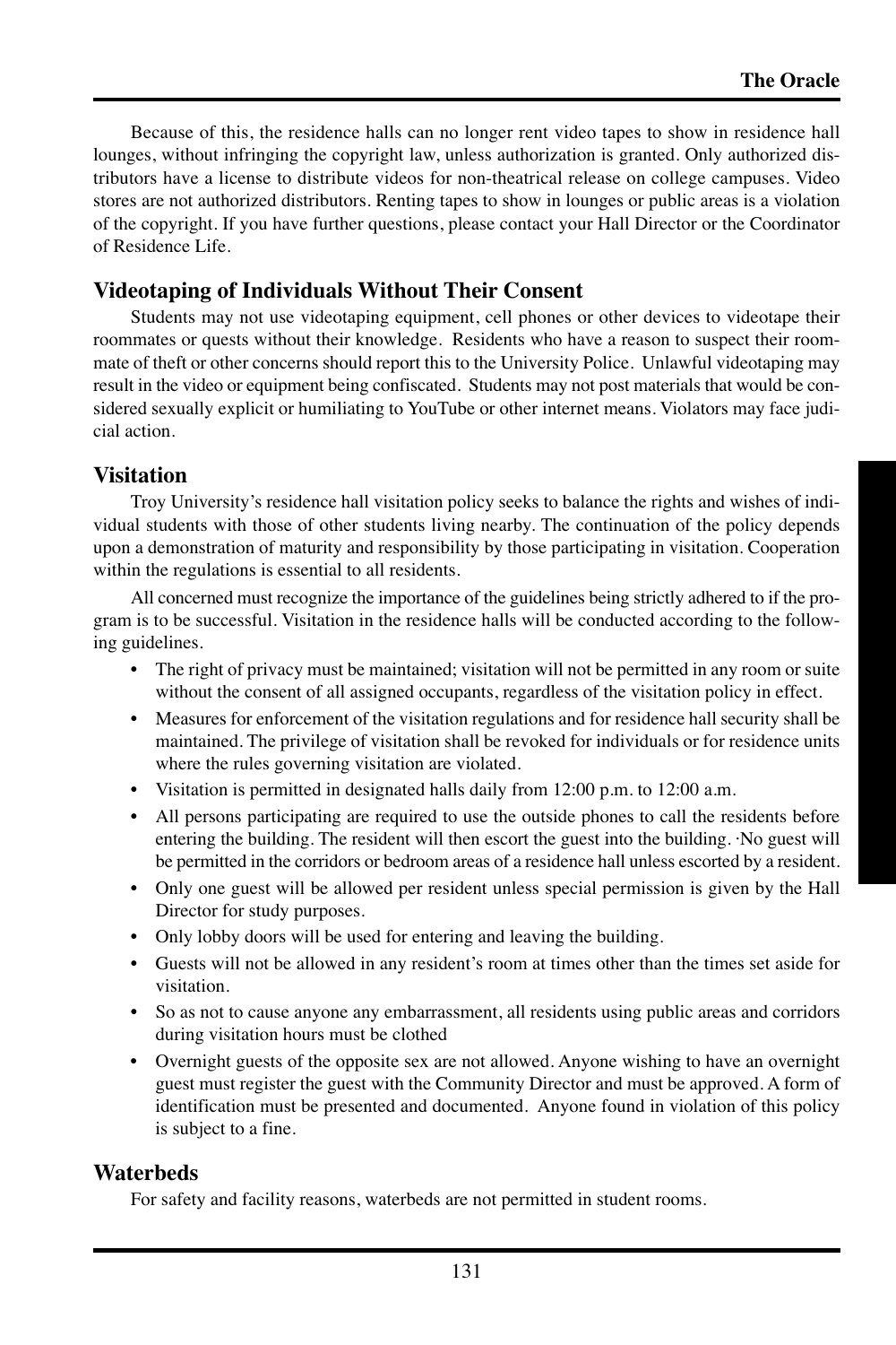Because of this, the residence halls can no longer rent video tapes to show in residence hall lounges, without infringing the copyright law, unless authorization is granted. Only authorized distributors have a license to distribute videos for non-theatrical release on college campuses. Video stores are not authorized distributors. Renting tapes to show in lounges or public areas is a violation of the copyright. If you have further questions, please contact your Hall Director or the Coordinator of Residence Life.

## Videotaping of Individuals Without Their Consent

Students may not use videotaping equipment, cell phones or other devices to videotape their roommates or quests without their knowledge. Residents who have a reason to suspect their roommate of theft or other concerns should report this to the University Police. Unlawful videotaping may result in the video or equipment being confiscated. Students may not post materials that would be considered sexually explicit or humiliating to YouTube or other internet means. Violators may face judicial action.

## Visitation

Troy University's residence hall visitation policy seeks to balance the rights and wishes of individual students with those of other students living nearby. The continuation of the policy depends upon a demonstration of maturity and responsibility by those participating in visitation. Cooperation within the regulations is essential to all residents.

All concerned must recognize the importance of the guidelines being strictly adhered to if the program is to be successful. Visitation in the residence halls will be conducted according to the following guidelines.

- The right of privacy must be maintained; visitation will not be permitted in any room or suite without the consent of all assigned occupants, regardless of the visitation policy in effect.
- Measures for enforcement of the visitation regulations and for residence hall security shall be maintained. The privilege of visitation shall be revoked for individuals or for residence units where the rules governing visitation are violated.
- Visitation is permitted in designated halls daily from 12:00 p.m. to 12:00 a.m.
- All persons participating are required to use the outside phones to call the residents before entering the building. The resident will then escort the guest into the building. ·No guest will be permitted in the corridors or bedroom areas of a residence hall unless escorted by a resident.
- Only one guest will be allowed per resident unless special permission is given by the Hall Director for study purposes.
- Only lobby doors will be used for entering and leaving the building.
- Guests will not be allowed in any resident's room at times other than the times set aside for visitation.
- So as not to cause anyone any embarrassment, all residents using public areas and corridors during visitation hours must be clothed
- Overnight guests of the opposite sex are not allowed. Anyone wishing to have an overnight guest must register the guest with the Community Director and must be approved. A form of identification must be presented and documented. Anyone found in violation of this policy is subject to a fine.

## Waterbeds

For safety and facility reasons, waterbeds are not permitted in student rooms.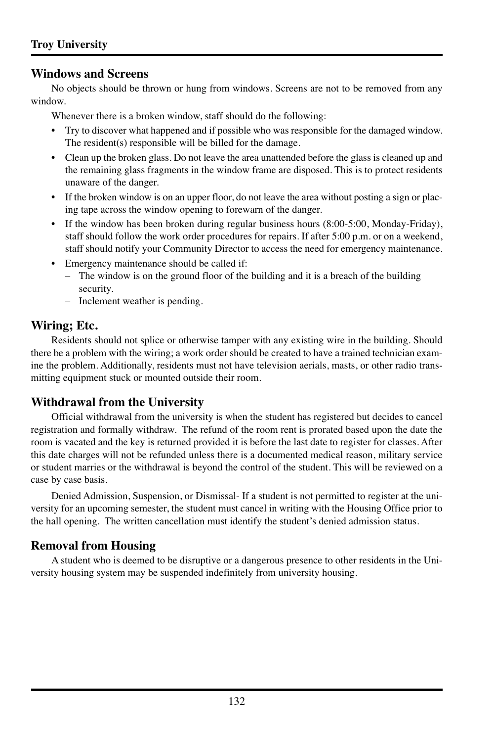## Windows and Screens

No objects should be thrown or hung from windows. Screens are not to be removed from any window.

Whenever there is a broken window, staff should do the following:

- Try to discover what happened and if possible who was responsible for the damaged window. The resident(s) responsible will be billed for the damage.
- Clean up the broken glass. Do not leave the area unattended before the glass is cleaned up and the remaining glass fragments in the window frame are disposed. This is to protect residents unaware of the danger.
- If the broken window is on an upper floor, do not leave the area without posting a sign or placing tape across the window opening to forewarn of the danger.
- If the window has been broken during regular business hours (8:00-5:00, Monday-Friday), staff should follow the work order procedures for repairs. If after 5:00 p.m. or on a weekend, staff should notify your Community Director to access the need for emergency maintenance.
- Emergency maintenance should be called if:
  - The window is on the ground floor of the building and it is a breach of the building security.
  - Inclement weather is pending.

## Wiring; Etc.

Residents should not splice or otherwise tamper with any existing wire in the building. Should there be a problem with the wiring; a work order should be created to have a trained technician examine the problem. Additionally, residents must not have television aerials, masts, or other radio transmitting equipment stuck or mounted outside their room.

## Withdrawal from the University

Official withdrawal from the university is when the student has registered but decides to cancel registration and formally withdraw. The refund of the room rent is prorated based upon the date the room is vacated and the key is returned provided it is before the last date to register for classes. After this date charges will not be refunded unless there is a documented medical reason, military service or student marries or the withdrawal is beyond the control of the student. This will be reviewed on a case by case basis.

Denied Admission, Suspension, or Dismissal- If a student is not permitted to register at the university for an upcoming semester, the student must cancel in writing with the Housing Office prior to the hall opening. The written cancellation must identify the student's denied admission status.

## Removal from Housing

A student who is deemed to be disruptive or a dangerous presence to other residents in the University housing system may be suspended indefinitely from university housing.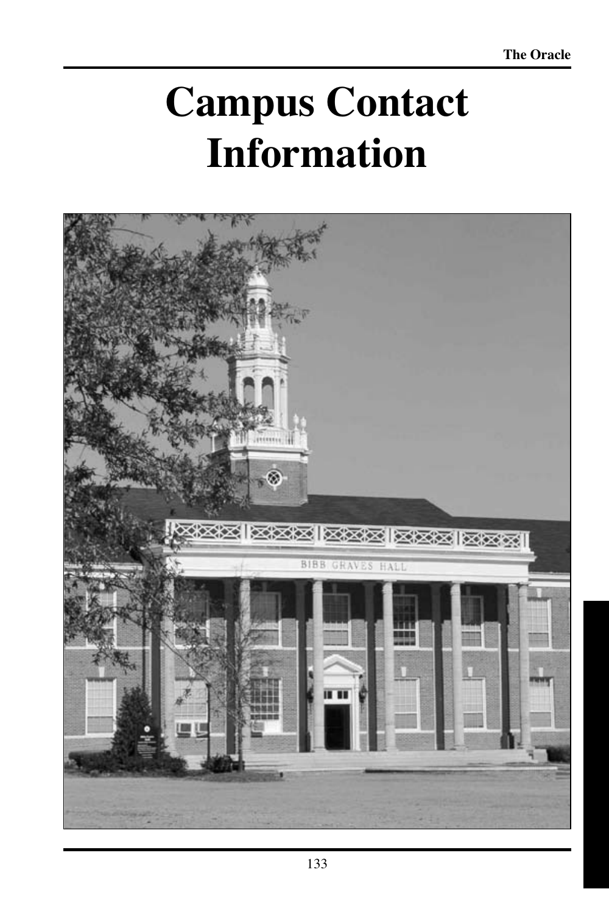# Campus Contact Information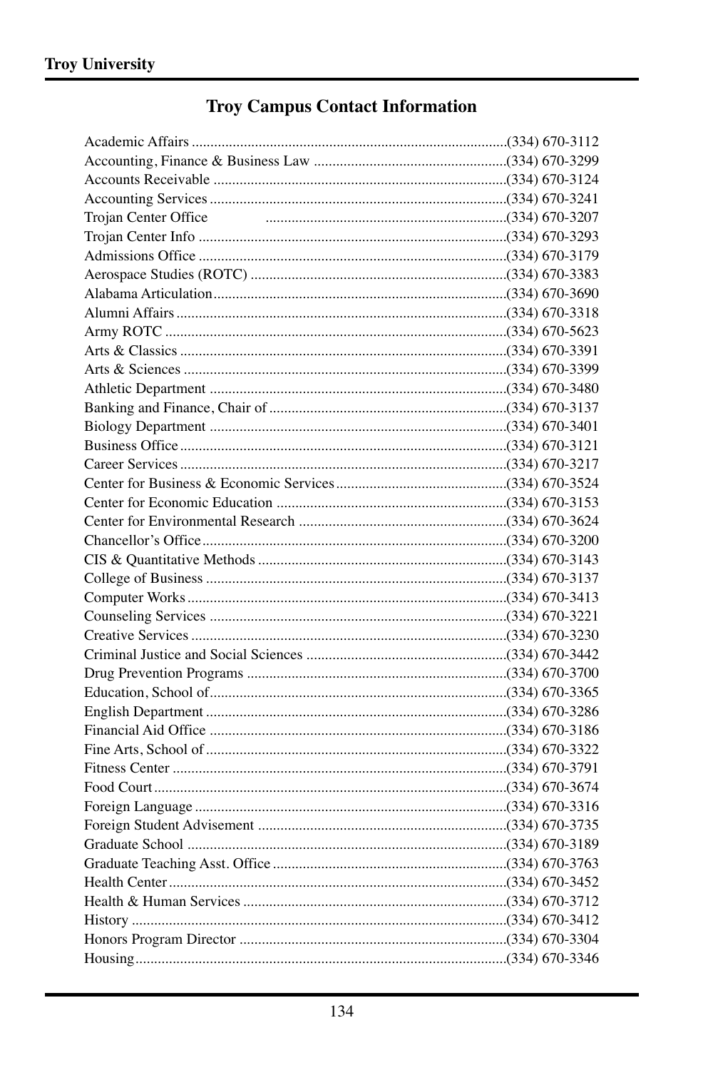## Troy Campus Contact Information

| | |
|---|---|
| Academic Affairs | (334) 670-3112 |
| Accounting, Finance & Business Law | (334) 670-3299 |
| Accounts Receivable | (334) 670-3124 |
| Accounting Services | (334) 670-3241 |
| Trojan Center Office | (334) 670-3207 |
| Trojan Center Info | (334) 670-3293 |
| Admissions Office | (334) 670-3179 |
| Aerospace Studies (ROTC) | (334) 670-3383 |
| Alabama Articulation | (334) 670-3690 |
| Alumni Affairs | (334) 670-3318 |
| Army ROTC | (334) 670-5623 |
| Arts & Classics | (334) 670-3391 |
| Arts & Sciences | (334) 670-3399 |
| Athletic Department | (334) 670-3480 |
| Banking and Finance, Chair of | (334) 670-3137 |
| Biology Department | (334) 670-3401 |
| Business Office | (334) 670-3121 |
| Career Services | (334) 670-3217 |
| Center for Business & Economic Services | (334) 670-3524 |
| Center for Economic Education | (334) 670-3153 |
| Center for Environmental Research | (334) 670-3624 |
| Chancellor's Office | (334) 670-3200 |
| CIS & Quantitative Methods | (334) 670-3143 |
| College of Business | (334) 670-3137 |
| Computer Works | (334) 670-3413 |
| Counseling Services | (334) 670-3221 |
| Creative Services | (334) 670-3230 |
| Criminal Justice and Social Sciences | (334) 670-3442 |
| Drug Prevention Programs | (334) 670-3700 |
| Education, School of | (334) 670-3365 |
| English Department | (334) 670-3286 |
| Financial Aid Office | (334) 670-3186 |
| Fine Arts, School of | (334) 670-3322 |
| Fitness Center | (334) 670-3791 |
| Food Court | (334) 670-3674 |
| Foreign Language | (334) 670-3316 |
| Foreign Student Advisement | (334) 670-3735 |
| Graduate School | (334) 670-3189 |
| Graduate Teaching Asst. Office | (334) 670-3763 |
| Health Center | (334) 670-3452 |
| Health & Human Services | (334) 670-3712 |
| History | (334) 670-3412 |
| Honors Program Director | (334) 670-3304 |
| Housing | (334) 670-3346 |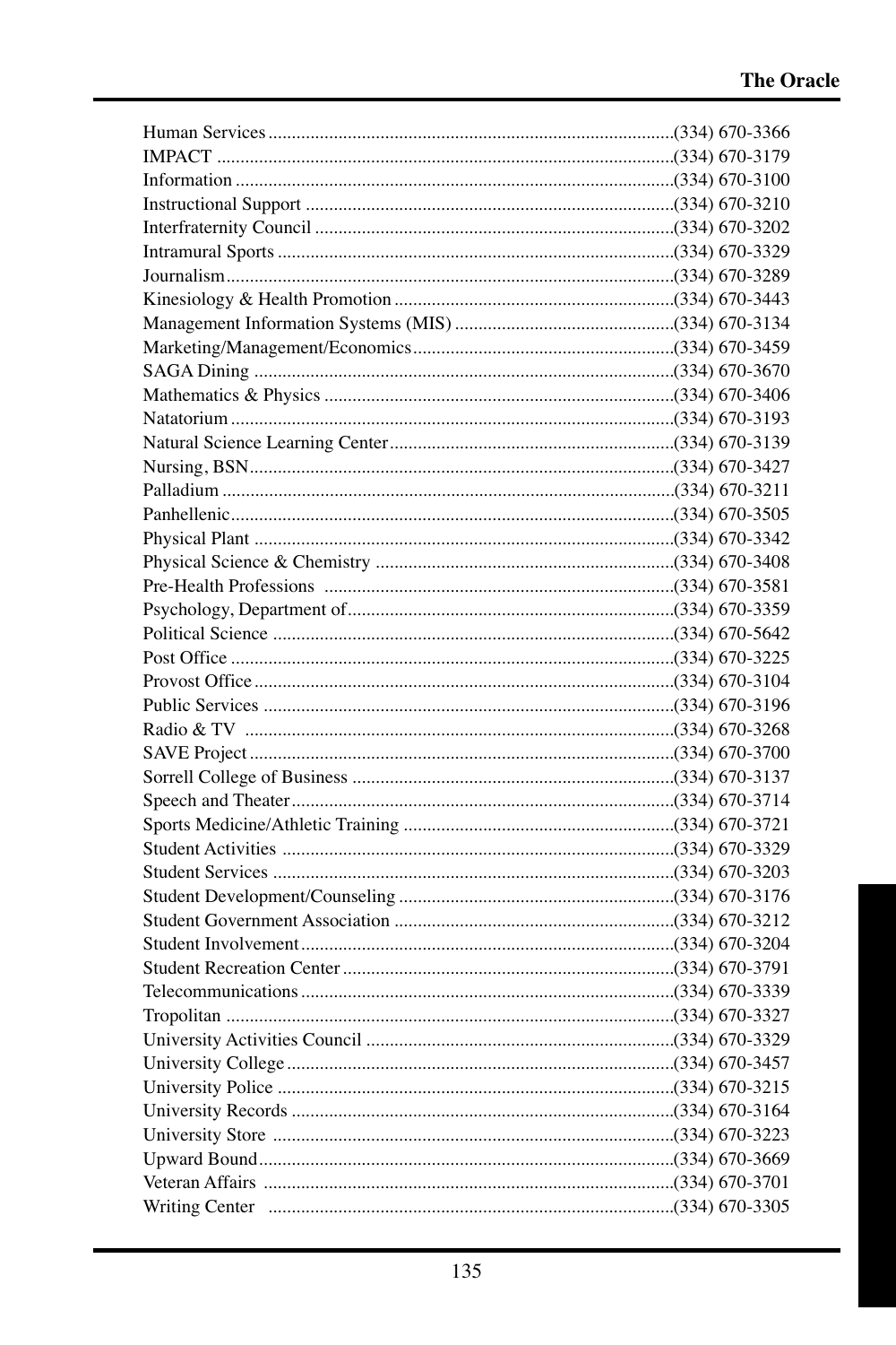| | |
|---|---|
| Human Services | (334) 670-3366 |
| IMPACT | (334) 670-3179 |
| Information | (334) 670-3100 |
| Instructional Support | (334) 670-3210 |
| Interfraternity Council | (334) 670-3202 |
| Intramural Sports | (334) 670-3329 |
| Journalism | (334) 670-3289 |
| Kinesiology & Health Promotion | (334) 670-3443 |
| Management Information Systems (MIS) | (334) 670-3134 |
| Marketing/Management/Economics | (334) 670-3459 |
| SAGA Dining | (334) 670-3670 |
| Mathematics & Physics | (334) 670-3406 |
| Natatorium | (334) 670-3193 |
| Natural Science Learning Center | (334) 670-3139 |
| Nursing, BSN | (334) 670-3427 |
| Palladium | (334) 670-3211 |
| Panhellenic | (334) 670-3505 |
| Physical Plant | (334) 670-3342 |
| Physical Science & Chemistry | (334) 670-3408 |
| Pre-Health Professions | (334) 670-3581 |
| Psychology, Department of | (334) 670-3359 |
| Political Science | (334) 670-5642 |
| Post Office | (334) 670-3225 |
| Provost Office | (334) 670-3104 |
| Public Services | (334) 670-3196 |
| Radio & TV | (334) 670-3268 |
| SAVE Project | (334) 670-3700 |
| Sorrell College of Business | (334) 670-3137 |
| Speech and Theater | (334) 670-3714 |
| Sports Medicine/Athletic Training | (334) 670-3721 |
| Student Activities | (334) 670-3329 |
| Student Services | (334) 670-3203 |
| Student Development/Counseling | (334) 670-3176 |
| Student Government Association | (334) 670-3212 |
| Student Involvement | (334) 670-3204 |
| Student Recreation Center | (334) 670-3791 |
| Telecommunications | (334) 670-3339 |
| Tropolitan | (334) 670-3327 |
| University Activities Council | (334) 670-3329 |
| University College | (334) 670-3457 |
| University Police | (334) 670-3215 |
| University Records | (334) 670-3164 |
| University Store | (334) 670-3223 |
| Upward Bound | (334) 670-3669 |
| Veteran Affairs | (334) 670-3701 |
| Writing Center | (334) 670-3305 |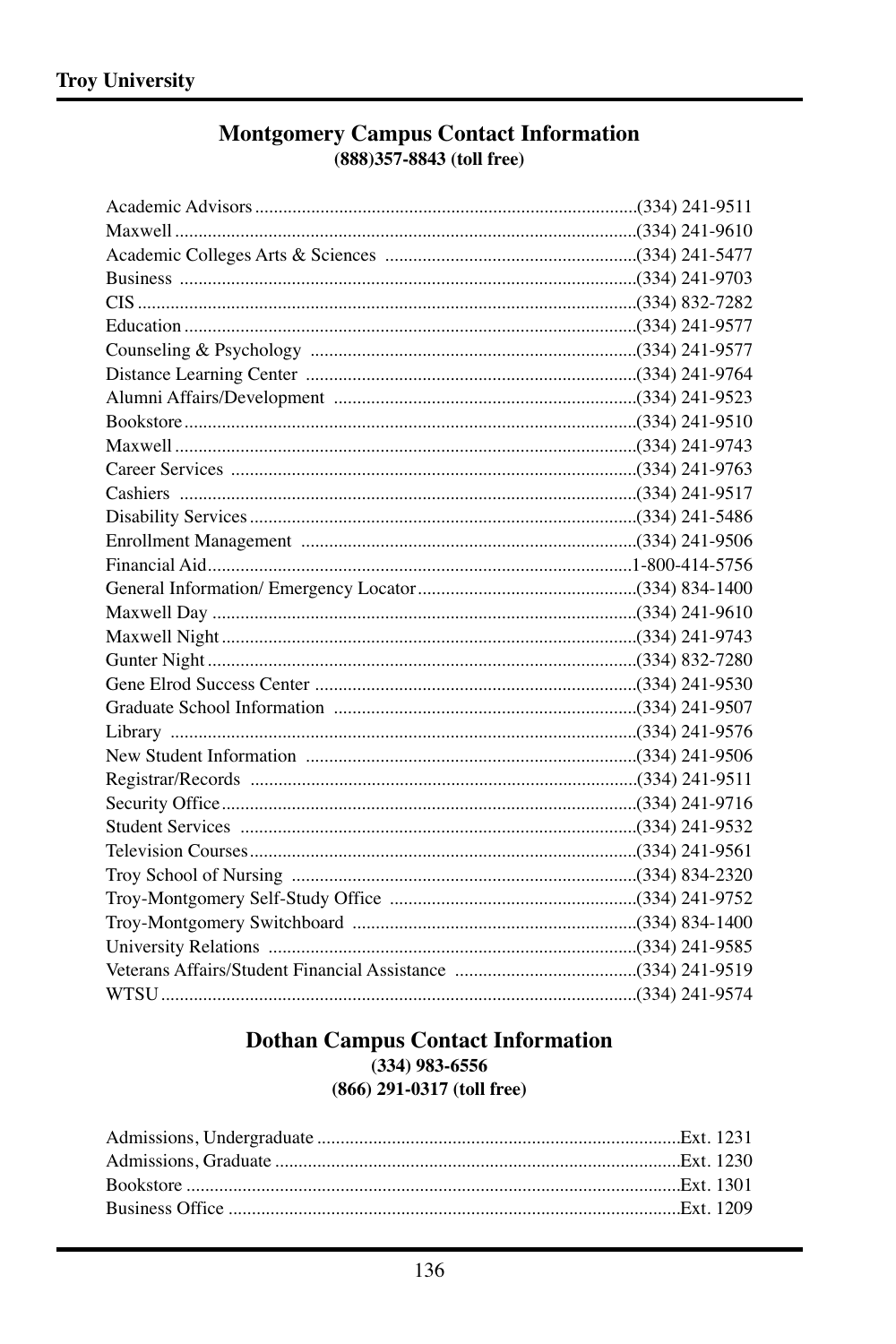## Montgomery Campus Contact Information

**(888)357-8843 (toll free)**

Academic Advisors ............................................................ (334) 241-9511
Maxwell ............................................................ (334) 241-9610
Academic Colleges Arts & Sciences ............................................................ (334) 241-5477
Business ............................................................ (334) 241-9703
CIS ............................................................ (334) 832-7282
Education ............................................................ (334) 241-9577
Counseling & Psychology ............................................................ (334) 241-9577
Distance Learning Center ............................................................ (334) 241-9764
Alumni Affairs/Development ............................................................ (334) 241-9523
Bookstore ............................................................ (334) 241-9510
Maxwell ............................................................ (334) 241-9743
Career Services ............................................................ (334) 241-9763
Cashiers ............................................................ (334) 241-9517
Disability Services ............................................................ (334) 241-5486
Enrollment Management ............................................................ (334) 241-9506
Financial Aid ............................................................ 1-800-414-5756
General Information/ Emergency Locator ............................................................ (334) 834-1400
Maxwell Day ............................................................ (334) 241-9610
Maxwell Night ............................................................ (334) 241-9743
Gunter Night ............................................................ (334) 832-7280
Gene Elrod Success Center ............................................................ (334) 241-9530
Graduate School Information ............................................................ (334) 241-9507
Library ............................................................ (334) 241-9576
New Student Information ............................................................ (334) 241-9506
Registrar/Records ............................................................ (334) 241-9511
Security Office ............................................................ (334) 241-9716
Student Services ............................................................ (334) 241-9532
Television Courses ............................................................ (334) 241-9561
Troy School of Nursing ............................................................ (334) 834-2320
Troy-Montgomery Self-Study Office ............................................................ (334) 241-9752
Troy-Montgomery Switchboard ............................................................ (334) 834-1400
University Relations ............................................................ (334) 241-9585
Veterans Affairs/Student Financial Assistance ............................................................ (334) 241-9519
WTSU ............................................................ (334) 241-9574

## Dothan Campus Contact Information

**(334) 983-6556**
**(866) 291-0317 (toll free)**

Admissions, Undergraduate ............................................................ Ext. 1231
Admissions, Graduate ............................................................ Ext. 1230
Bookstore ............................................................ Ext. 1301
Business Office ............................................................ Ext. 1209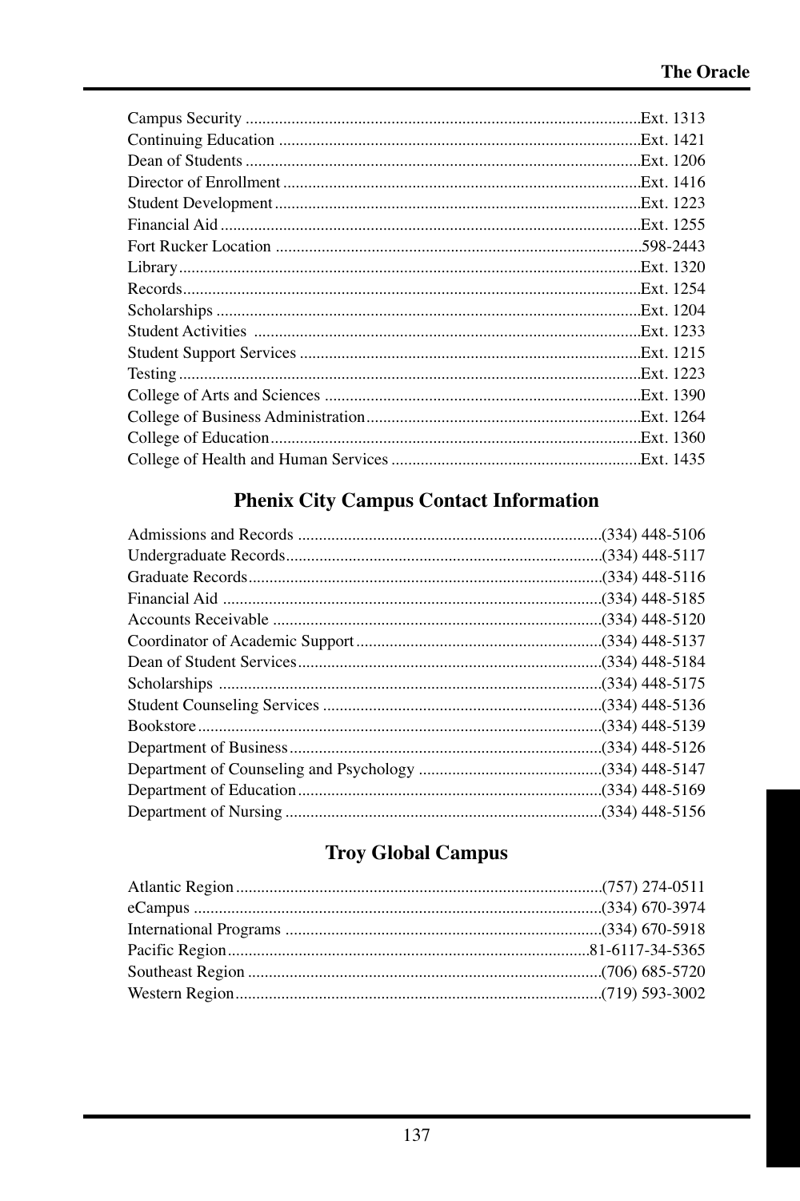Campus Security ..............................................................................................Ext. 1313
Continuing Education ......................................................................................Ext. 1421
Dean of Students ..............................................................................................Ext. 1206
Director of Enrollment .....................................................................................Ext. 1416
Student Development.......................................................................................Ext. 1223
Financial Aid ....................................................................................................Ext. 1255
Fort Rucker Location .......................................................................................598-2443
Library..............................................................................................................Ext. 1320
Records.............................................................................................................Ext. 1254
Scholarships .....................................................................................................Ext. 1204
Student Activities ............................................................................................Ext. 1233
Student Support Services .................................................................................Ext. 1215
Testing ..............................................................................................................Ext. 1223
College of Arts and Sciences ...........................................................................Ext. 1390
College of Business Administration.................................................................Ext. 1264
College of Education........................................................................................Ext. 1360
College of Health and Human Services ...........................................................Ext. 1435

## Phenix City Campus Contact Information

Admissions and Records ........................................................................(334) 448-5106
Undergraduate Records...........................................................................(334) 448-5117
Graduate Records....................................................................................(334) 448-5116
Financial Aid ..........................................................................................(334) 448-5185
Accounts Receivable ..............................................................................(334) 448-5120
Coordinator of Academic Support ..........................................................(334) 448-5137
Dean of Student Services........................................................................(334) 448-5184
Scholarships ...........................................................................................(334) 448-5175
Student Counseling Services ..................................................................(334) 448-5136
Bookstore................................................................................................(334) 448-5139
Department of Business..........................................................................(334) 448-5126
Department of Counseling and Psychology ............................................(334) 448-5147
Department of Education........................................................................(334) 448-5169
Department of Nursing ...........................................................................(334) 448-5156

## Troy Global Campus

Atlantic Region.......................................................................................(757) 274-0511
eCampus .................................................................................................(334) 670-3974
International Programs ...........................................................................(334) 670-5918
Pacific Region......................................................................................81-6117-34-5365
Southeast Region ....................................................................................(706) 685-5720
Western Region.......................................................................................(719) 593-3002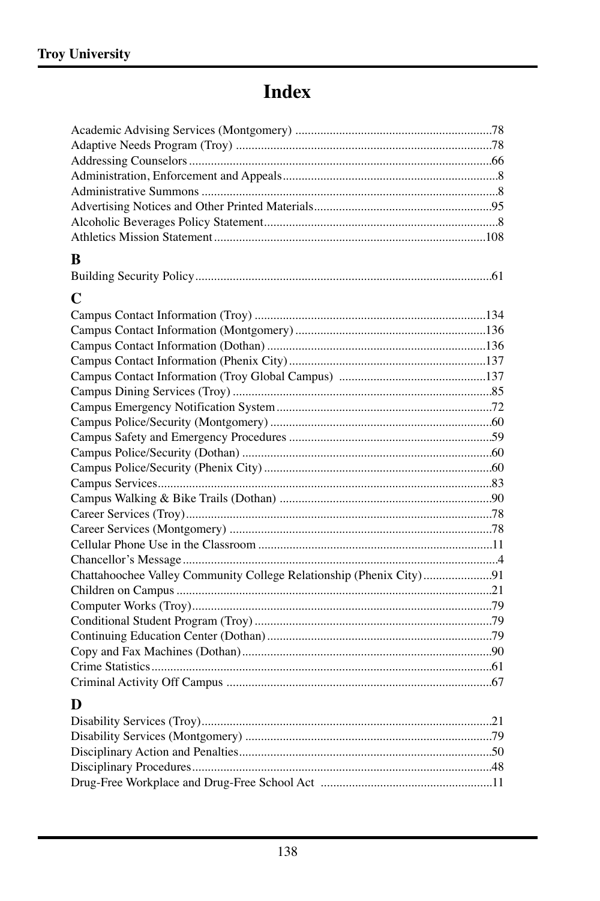# Index

Academic Advising Services (Montgomery) ............................................................78
Adaptive Needs Program (Troy) ..........................................................................78
Addressing Counselors ........................................................................................66
Administration, Enforcement and Appeals ...............................................................8
Administrative Summons .......................................................................................8
Advertising Notices and Other Printed Materials.....................................................95
Alcoholic Beverages Policy Statement......................................................................8
Athletics Mission Statement ...............................................................................108

## B

Building Security Policy.......................................................................................61

## C

Campus Contact Information (Troy) ....................................................................134
Campus Contact Information (Montgomery) .........................................................136
Campus Contact Information (Dothan) ................................................................136
Campus Contact Information (Phenix City) ..........................................................137
Campus Contact Information (Troy Global Campus) ............................................137
Campus Dining Services (Troy) ............................................................................85
Campus Emergency Notification System ...............................................................72
Campus Police/Security (Montgomery) .................................................................60
Campus Safety and Emergency Procedures ...........................................................59
Campus Police/Security (Dothan) .........................................................................60
Campus Police/Security (Phenix City) ...................................................................60
Campus Services...................................................................................................83
Campus Walking & Bike Trails (Dothan) ...............................................................90
Career Services (Troy)..........................................................................................78
Career Services (Montgomery) .............................................................................78
Cellular Phone Use in the Classroom ....................................................................11
Chancellor's Message .............................................................................................4
Chattahoochee Valley Community College Relationship (Phenix City) ....................91
Children on Campus .............................................................................................21
Computer Works (Troy).........................................................................................79
Conditional Student Program (Troy) .....................................................................79
Continuing Education Center (Dothan) ..................................................................79
Copy and Fax Machines (Dothan) .........................................................................90
Crime Statistics.....................................................................................................61
Criminal Activity Off Campus ..............................................................................67

## D

Disability Services (Troy).....................................................................................21
Disability Services (Montgomery) .........................................................................79
Disciplinary Action and Penalties..........................................................................50
Disciplinary Procedures........................................................................................48
Drug-Free Workplace and Drug-Free School Act .................................................11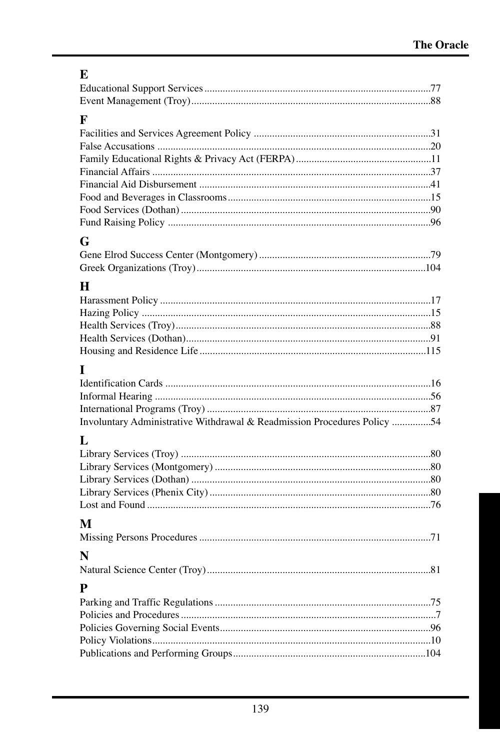## E

Educational Support Services ........................................................................77
Event Management (Troy) ............................................................................88

## F

Facilities and Services Agreement Policy ....................................................31
False Accusations ........................................................................................20
Family Educational Rights & Privacy Act (FERPA) ....................................11
Financial Affairs ..........................................................................................37
Financial Aid Disbursement ........................................................................41
Food and Beverages in Classrooms .............................................................15
Food Services (Dothan) ...............................................................................90
Fund Raising Policy ....................................................................................96

## G

Gene Elrod Success Center (Montgomery) ..................................................79
Greek Organizations (Troy) ........................................................................104

## H

Harassment Policy .......................................................................................17
Hazing Policy ..............................................................................................15
Health Services (Troy) .................................................................................88
Health Services (Dothan) .............................................................................91
Housing and Residence Life ......................................................................115

## I

Identification Cards .....................................................................................16
Informal Hearing .........................................................................................56
International Programs (Troy) .....................................................................87
Involuntary Administrative Withdrawal & Readmission Procedures Policy ...............54

## L

Library Services (Troy) ...............................................................................80
Library Services (Montgomery) ..................................................................80
Library Services (Dothan) ...........................................................................80
Library Services (Phenix City) ....................................................................80
Lost and Found ............................................................................................76

## M

Missing Persons Procedures ........................................................................71

## N

Natural Science Center (Troy) .....................................................................81

## P

Parking and Traffic Regulations ..................................................................75
Policies and Procedures .................................................................................7
Policies Governing Social Events ................................................................96
Policy Violations ..........................................................................................10
Publications and Performing Groups ..........................................................104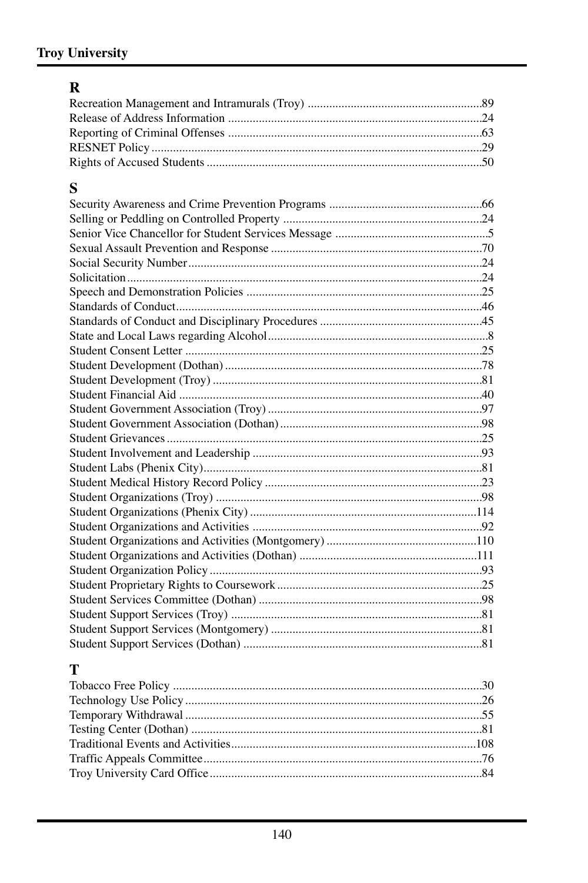## R

Recreation Management and Intramurals (Troy) ........................................................89
Release of Address Information ..................................................................................24
Reporting of Criminal Offenses ..................................................................................63
RESNET Policy...........................................................................................................29
Rights of Accused Students .........................................................................................50

## S

Security Awareness and Crime Prevention Programs .................................................66
Selling or Peddling on Controlled Property ................................................................24
Senior Vice Chancellor for Student Services Message .................................................5
Sexual Assault Prevention and Response ....................................................................70
Social Security Number...............................................................................................24
Solicitation..................................................................................................................24
Speech and Demonstration Policies ............................................................................25
Standards of Conduct..................................................................................................46
Standards of Conduct and Disciplinary Procedures ....................................................45
State and Local Laws regarding Alcohol.......................................................................8
Student Consent Letter ................................................................................................25
Student Development (Dothan) ...................................................................................78
Student Development (Troy) .......................................................................................81
Student Financial Aid ..................................................................................................40
Student Government Association (Troy) .....................................................................97
Student Government Association (Dothan) .................................................................98
Student Grievances......................................................................................................25
Student Involvement and Leadership ..........................................................................93
Student Labs (Phenix City)..........................................................................................81
Student Medical History Record Policy ......................................................................23
Student Organizations (Troy) ......................................................................................98
Student Organizations (Phenix City) .........................................................................114
Student Organizations and Activities ..........................................................................92
Student Organizations and Activities (Montgomery) .................................................110
Student Organizations and Activities (Dothan) ..........................................................111
Student Organization Policy ........................................................................................93
Student Proprietary Rights to Coursework ..................................................................25
Student Services Committee (Dothan) ........................................................................98
Student Support Services (Troy) .................................................................................81
Student Support Services (Montgomery) ....................................................................81
Student Support Services (Dothan) .............................................................................81

## T

Tobacco Free Policy ....................................................................................................30
Technology Use Policy................................................................................................26
Temporary Withdrawal ................................................................................................55
Testing Center (Dothan) ..............................................................................................81
Traditional Events and Activities...............................................................................108
Traffic Appeals Committee..........................................................................................76
Troy University Card Office........................................................................................84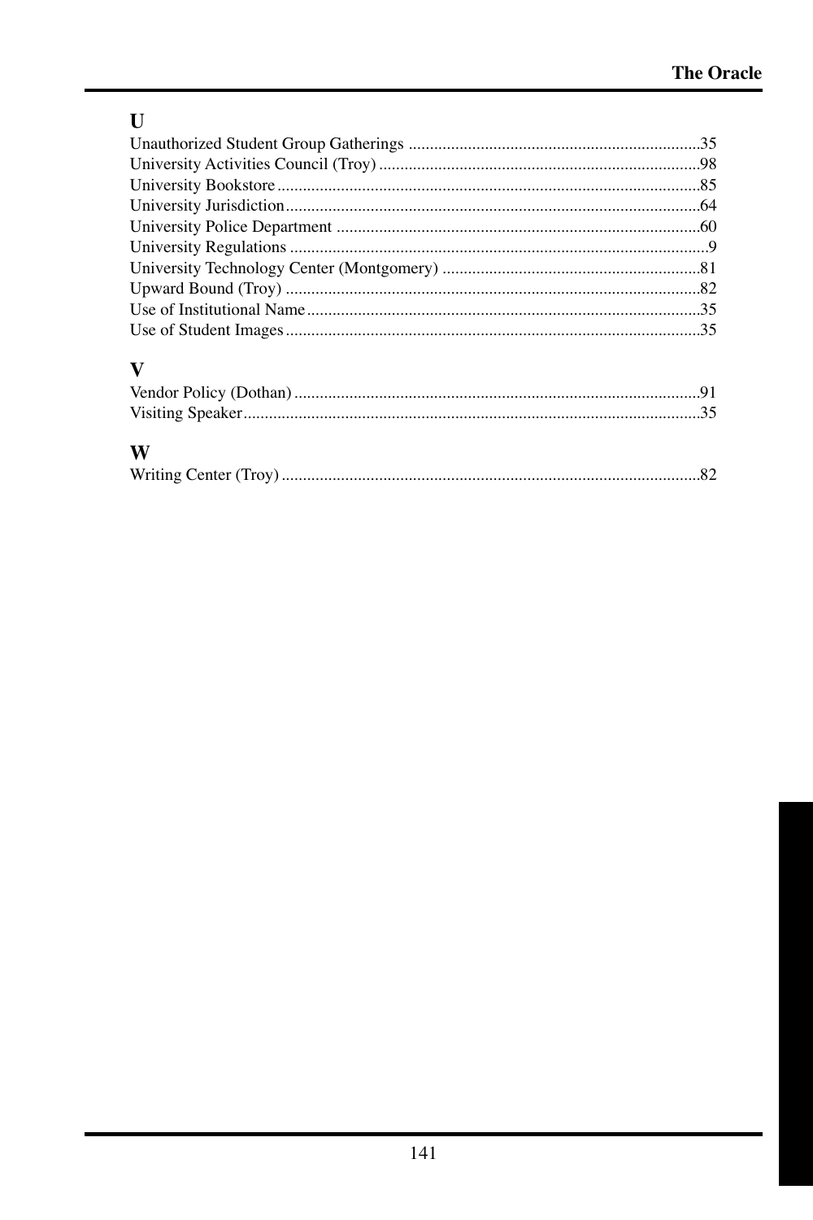## U

Unauthorized Student Group Gatherings ....................................................................35
University Activities Council (Troy) ...........................................................................98
University Bookstore ...................................................................................................85
University Jurisdiction .................................................................................................64
University Police Department .....................................................................................60
University Regulations ..................................................................................................9
University Technology Center (Montgomery) ............................................................81
Upward Bound (Troy) .................................................................................................82
Use of Institutional Name ............................................................................................35
Use of Student Images .................................................................................................35

## V

Vendor Policy (Dothan) ...............................................................................................91
Visiting Speaker ...........................................................................................................35

## W

Writing Center (Troy) ..................................................................................................82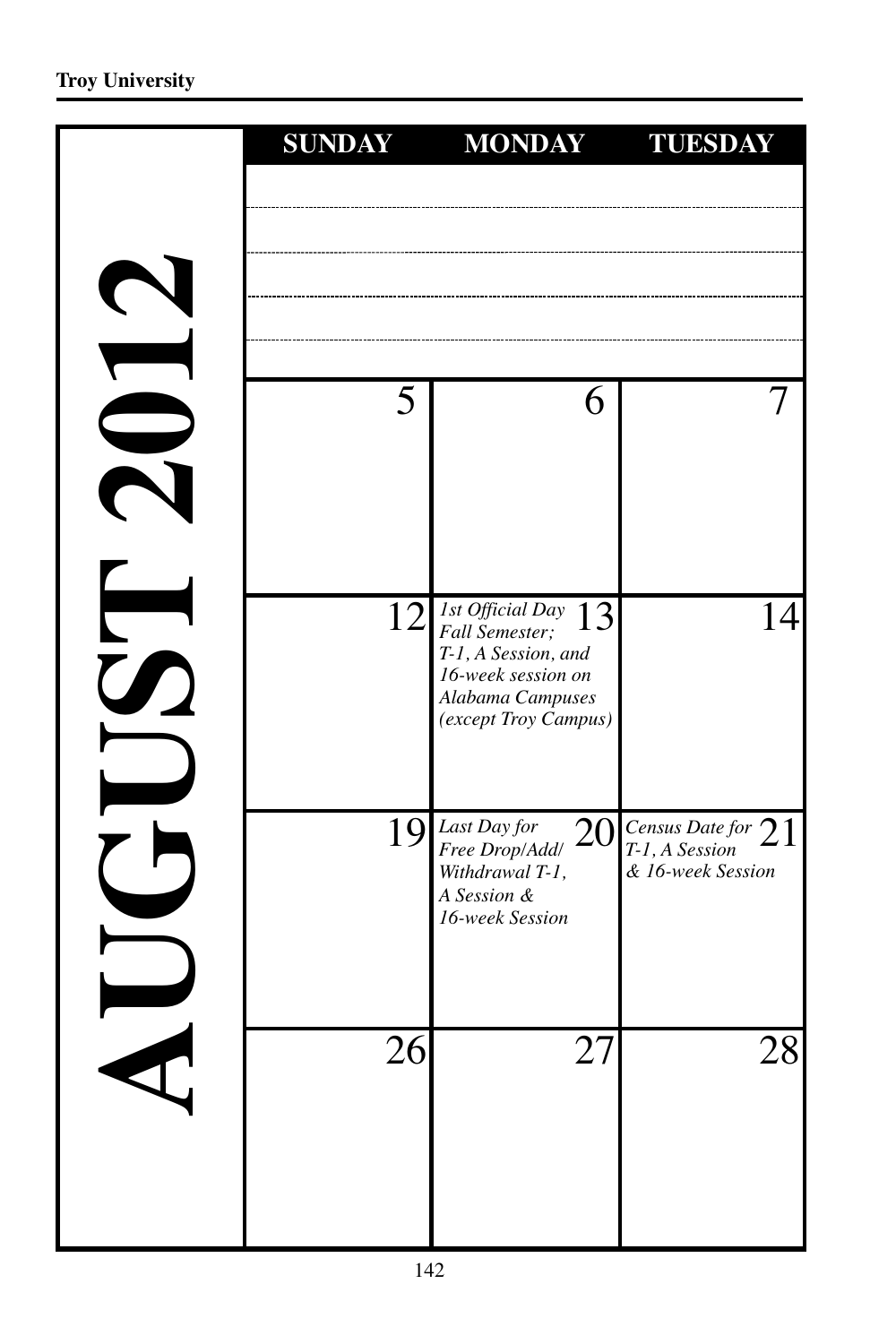# AUGUST 2012

| SUNDAY | MONDAY | TUESDAY |
|---|---|---|
| | | |
| 5 | 6 | 7 |
| 12 | 13 *1st Official Day Fall Semester; T-1, A Session, and 16-week session on Alabama Campuses (except Troy Campus)* | 14 |
| 19 | 20 *Last Day for Free Drop/Add/ Withdrawal T-1, A Session & 16-week Session* | 21 *Census Date for T-1, A Session & 16-week Session* |
| 26 | 27 | 28 |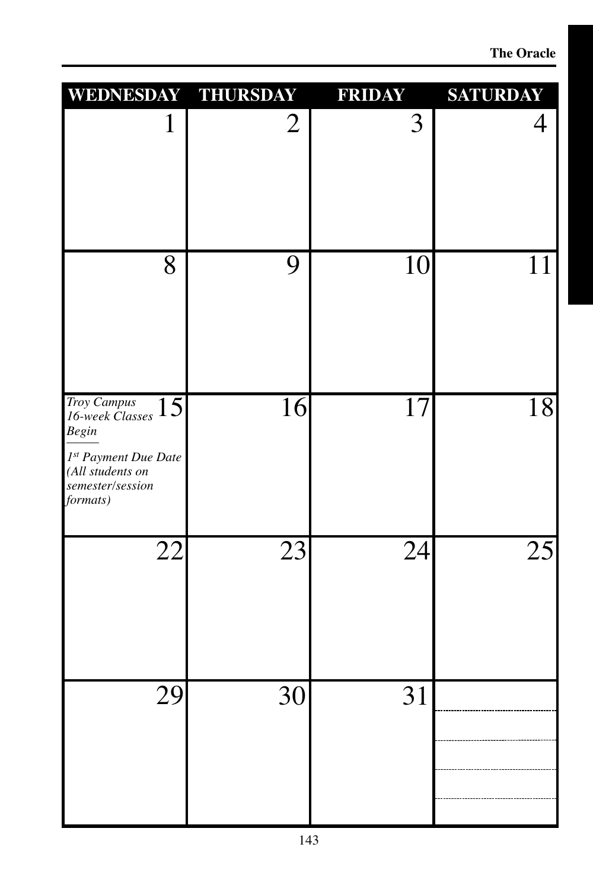| WEDNESDAY | THURSDAY | FRIDAY | SATURDAY |
|---|---|---|---|
| 1 | 2 | 3 | 4 |
| 8 | 9 | 10 | 11 |
| 15 *Troy Campus 16-week Classes Begin* — *1st Payment Due Date (All students on semester/session formats)* | 16 | 17 | 18 |
| 22 | 23 | 24 | 25 |
| 29 | 30 | 31 | |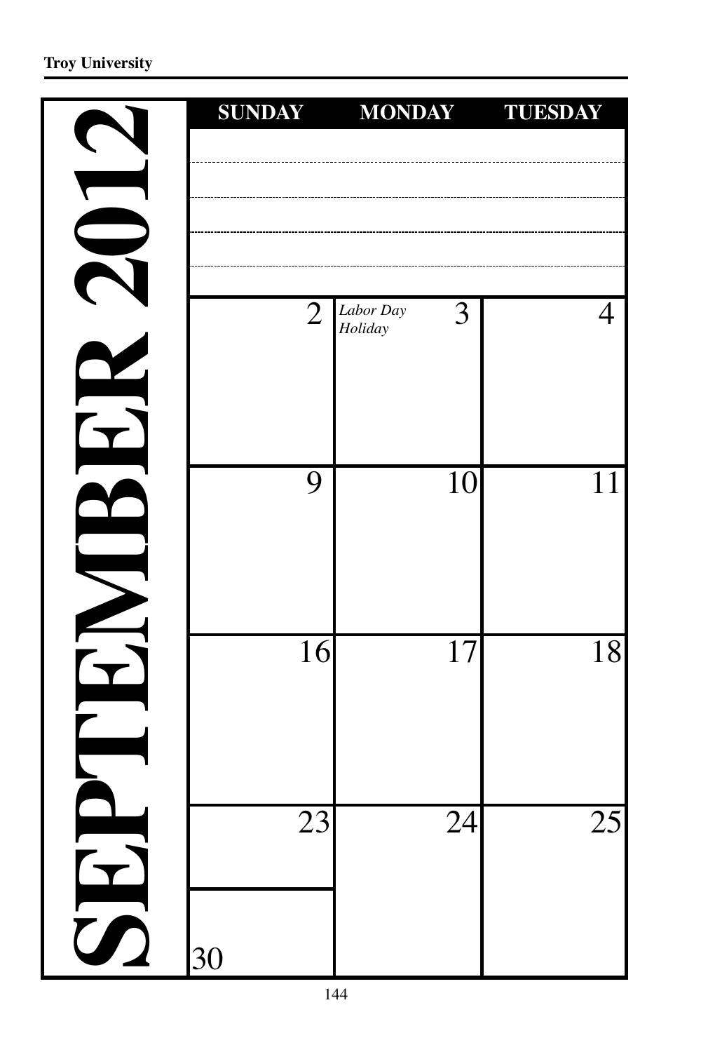# SEPTEMBER 2012

| SUNDAY | MONDAY | TUESDAY |
|---|---|---|
| | | |
| 2 | *Labor Day Holiday* 3 | 4 |
| 9 | 10 | 11 |
| 16 | 17 | 18 |
| 23 | 24 | 25 |
| 30 | | |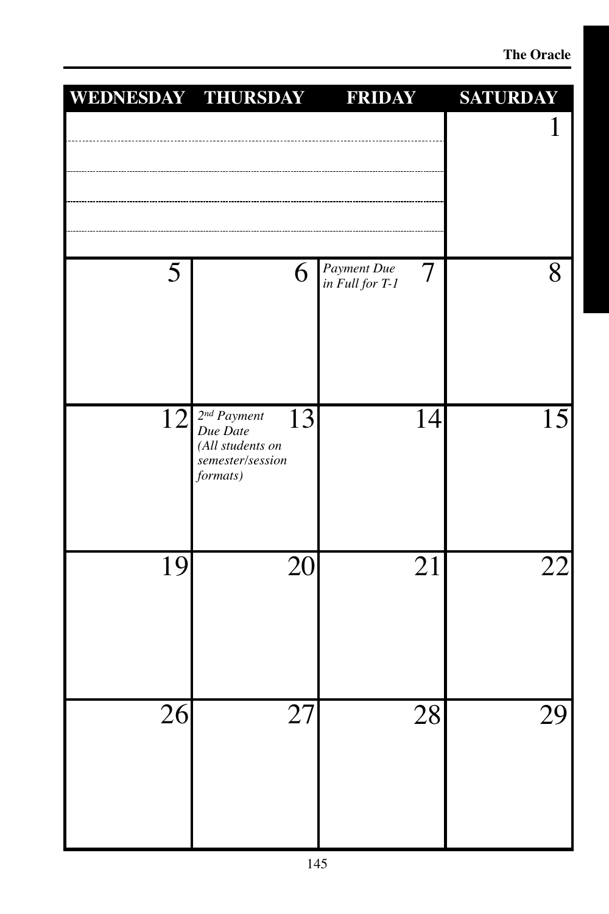| WEDNESDAY | THURSDAY | FRIDAY | SATURDAY |
|---|---|---|---|
| | | | 1 |
| 5 | 6 | 7 *Payment Due in Full for T-1* | 8 |
| 12 | 13 *2nd Payment Due Date (All students on semester/session formats)* | 14 | 15 |
| 19 | 20 | 21 | 22 |
| 26 | 27 | 28 | 29 |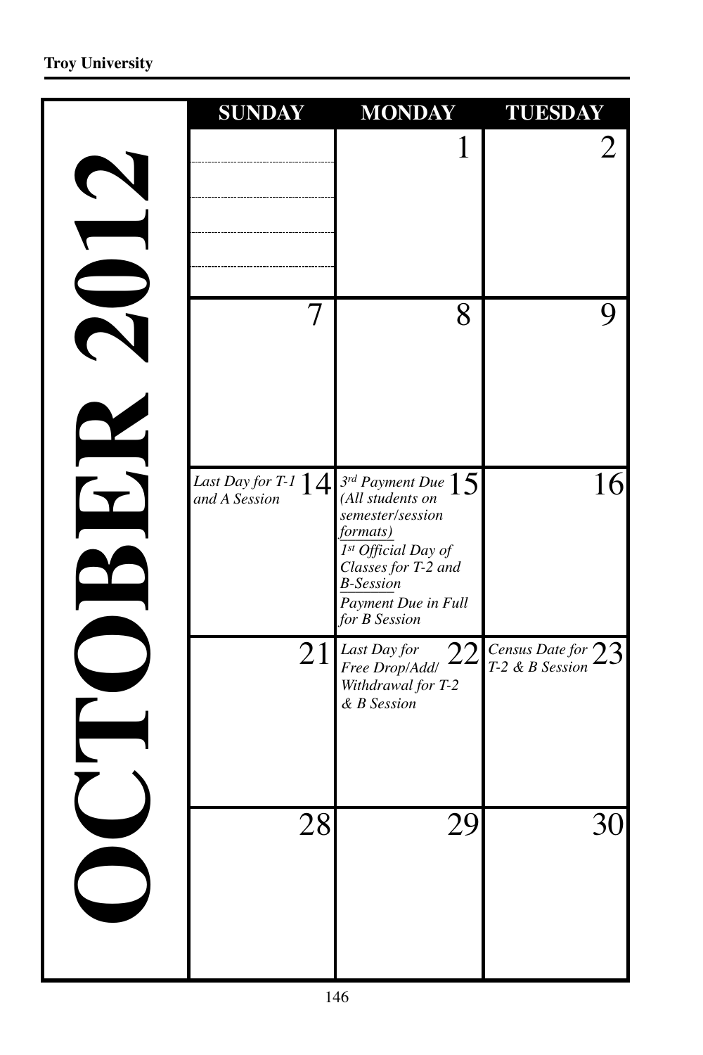# OCTOBER 2012

| SUNDAY | MONDAY | TUESDAY |
|---|---|---|
| | 1 | 2 |
| 7 | 8 | 9 |
| 14 *Last Day for T-1 and A Session* | 15 *3rd Payment Due (All students on semester/session formats)* *1st Official Day of Classes for T-2 and B-Session* *Payment Due in Full for B Session* | 16 |
| 21 | 22 *Last Day for Free Drop/Add/ Withdrawal for T-2 & B Session* | 23 *Census Date for T-2 & B Session* |
| 28 | 29 | 30 |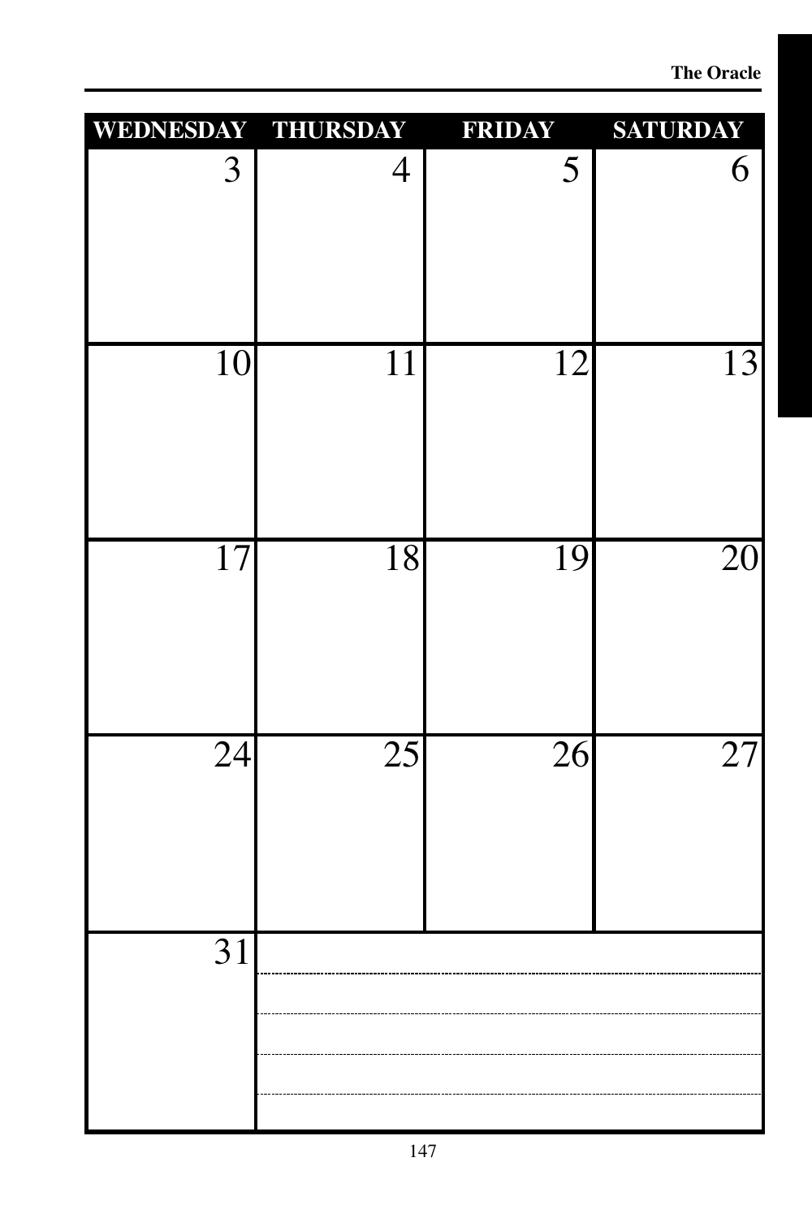| WEDNESDAY | THURSDAY | FRIDAY | SATURDAY |
|---|---|---|---|
| 3 | 4 | 5 | 6 |
| 10 | 11 | 12 | 13 |
| 17 | 18 | 19 | 20 |
| 24 | 25 | 26 | 27 |
| 31 | | | |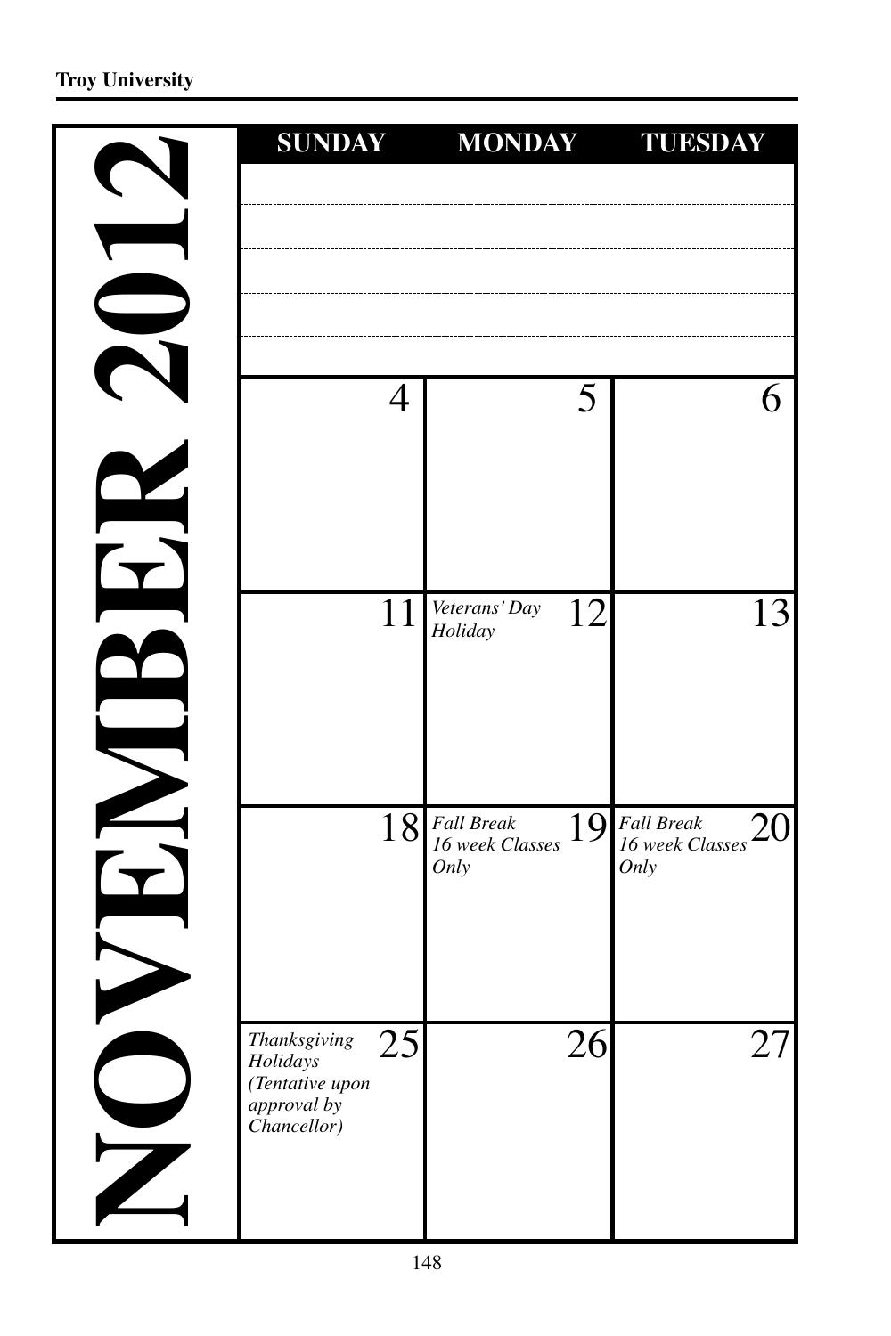# NOVEMBER 2012

| SUNDAY | MONDAY | TUESDAY |
|---|---|---|
| | | |
| 4 | 5 | 6 |
| 11 | 12 *Veterans' Day Holiday* | 13 |
| 18 | 19 *Fall Break 16 week Classes Only* | 20 *Fall Break 16 week Classes Only* |
| 25 *Thanksgiving Holidays (Tentative upon approval by Chancellor)* | 26 | 27 |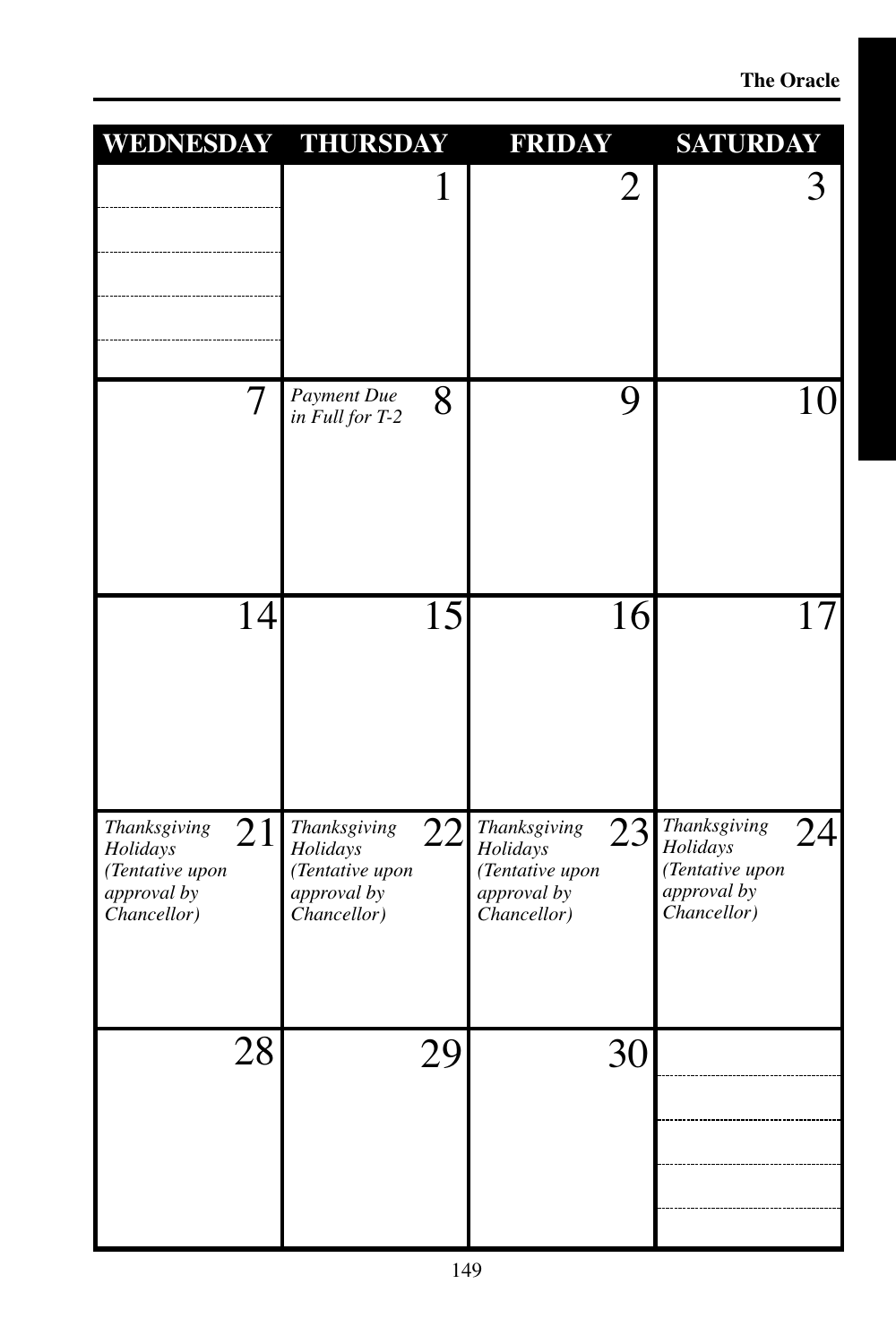| WEDNESDAY | THURSDAY | FRIDAY | SATURDAY |
|---|---|---|---|
| | 1 | 2 | 3 |
| 7 | 8 *Payment Due in Full for T-2* | 9 | 10 |
| 14 | 15 | 16 | 17 |
| 21 *Thanksgiving Holidays (Tentative upon approval by Chancellor)* | 22 *Thanksgiving Holidays (Tentative upon approval by Chancellor)* | 23 *Thanksgiving Holidays (Tentative upon approval by Chancellor)* | 24 *Thanksgiving Holidays (Tentative upon approval by Chancellor)* |
| 28 | 29 | 30 | |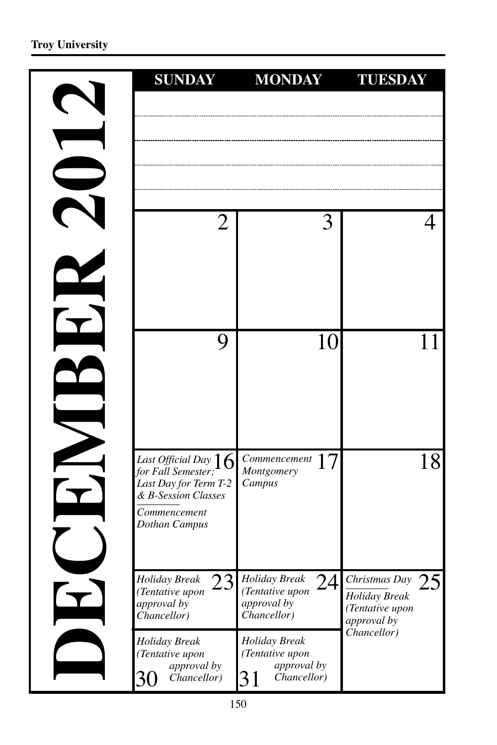# DECEMBER 2012

| SUNDAY | MONDAY | TUESDAY |
|---|---|---|
| | | |
| 2 | 3 | 4 |
| 9 | 10 | 11 |
| 16 *Last Official Day for Fall Semester; Last Day for Term T-2 & B-Session Classes* / *Commencement Dothan Campus* | 17 *Commencement Montgomery Campus* | 18 |
| 23 *Holiday Break (Tentative upon approval by Chancellor)* | 24 *Holiday Break (Tentative upon approval by Chancellor)* | 25 *Christmas Day* / *Holiday Break (Tentative upon approval by Chancellor)* |
| 30 *Holiday Break (Tentative upon approval by Chancellor)* | 31 *Holiday Break (Tentative upon approval by Chancellor)* | |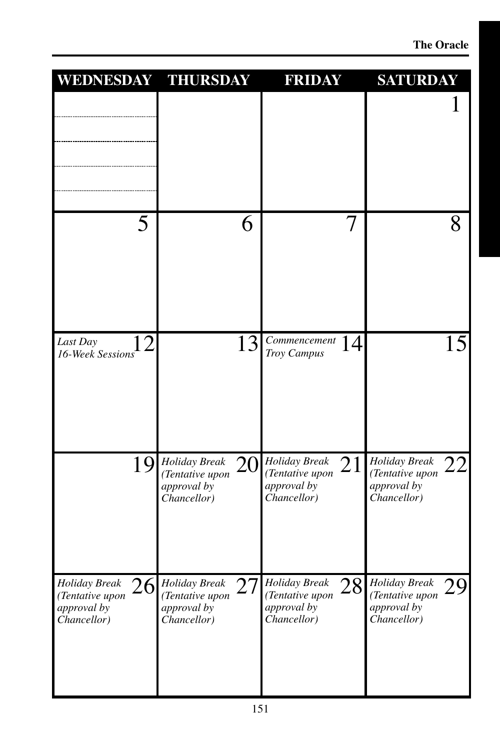| WEDNESDAY | THURSDAY | FRIDAY | SATURDAY |
|---|---|---|---|
| | | | 1 |
| 5 | 6 | 7 | 8 |
| 12 *Last Day 16-Week Sessions* | 13 | 14 *Commencement Troy Campus* | 15 |
| 19 | 20 *Holiday Break (Tentative upon approval by Chancellor)* | 21 *Holiday Break (Tentative upon approval by Chancellor)* | 22 *Holiday Break (Tentative upon approval by Chancellor)* |
| 26 *Holiday Break (Tentative upon approval by Chancellor)* | 27 *Holiday Break (Tentative upon approval by Chancellor)* | 28 *Holiday Break (Tentative upon approval by Chancellor)* | 29 *Holiday Break (Tentative upon approval by Chancellor)* |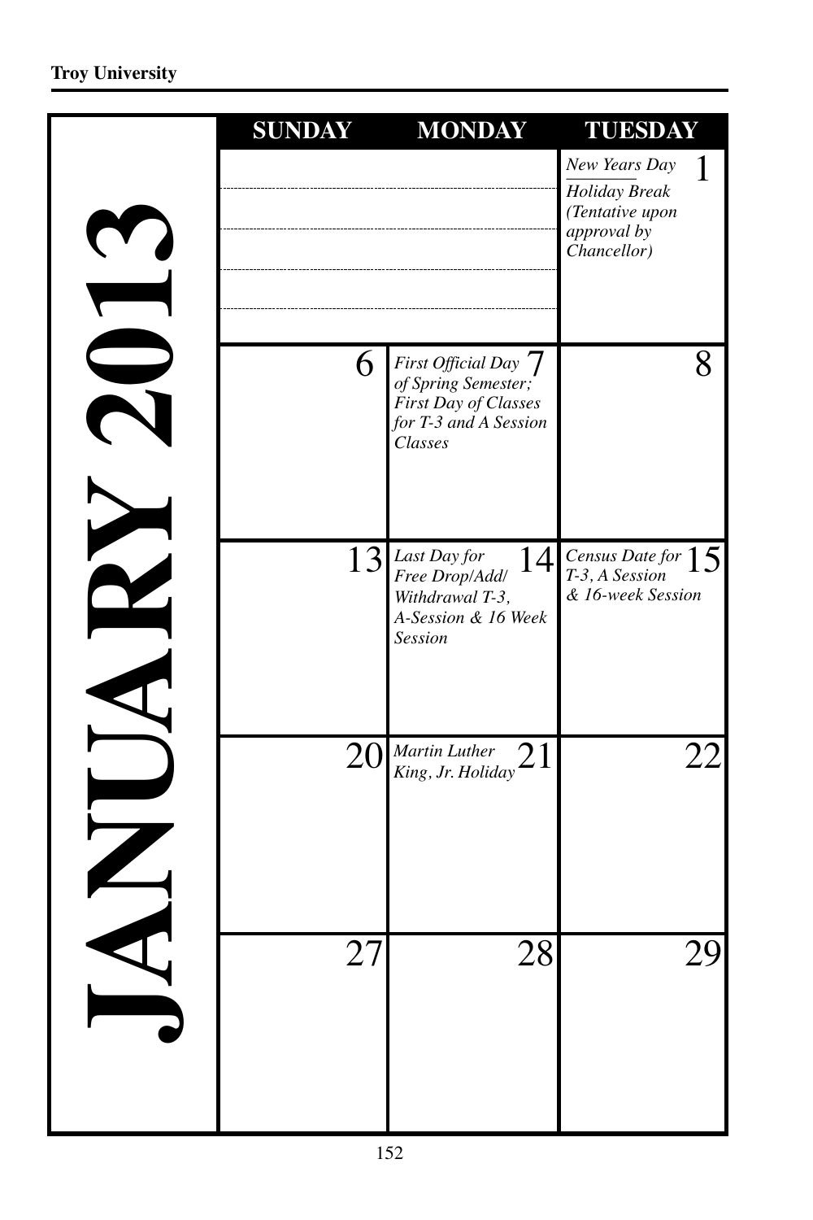# JANUARY 2013

| SUNDAY | MONDAY | TUESDAY |
|---|---|---|
| | | 1 *New Years Day* *Holiday Break (Tentative upon approval by Chancellor)* |
| 6 | 7 *First Official Day of Spring Semester; First Day of Classes for T-3 and A Session Classes* | 8 |
| 13 | 14 *Last Day for Free Drop/Add/ Withdrawal T-3, A-Session & 16 Week Session* | 15 *Census Date for T-3, A Session & 16-week Session* |
| 20 | 21 *Martin Luther King, Jr. Holiday* | 22 |
| 27 | 28 | 29 |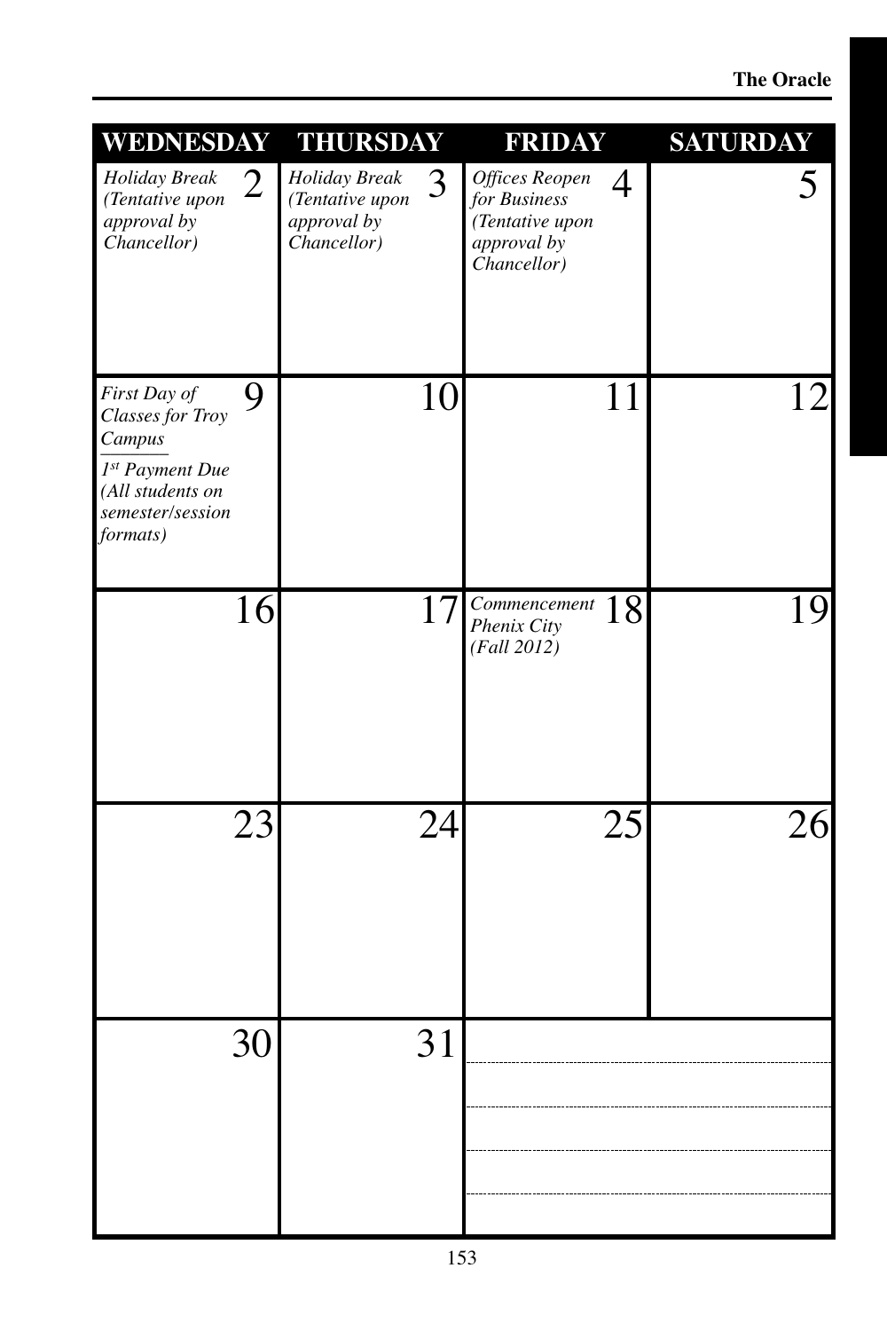| WEDNESDAY | THURSDAY | FRIDAY | SATURDAY |
|---|---|---|---|
| 2 *Holiday Break (Tentative upon approval by Chancellor)* | 3 *Holiday Break (Tentative upon approval by Chancellor)* | 4 *Offices Reopen for Business (Tentative upon approval by Chancellor)* | 5 |
| 9 *First Day of Classes for Troy Campus* — *1st Payment Due (All students on semester/session formats)* | 10 | 11 | 12 |
| 16 | 17 | 18 *Commencement Phenix City (Fall 2012)* | 19 |
| 23 | 24 | 25 | 26 |
| 30 | 31 | | |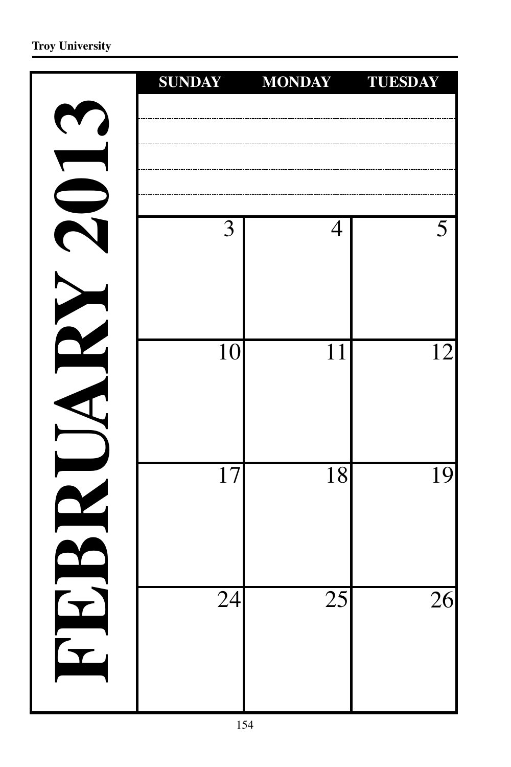# FEBRUARY 2013

| SUNDAY | MONDAY | TUESDAY |
|---|---|---|
| | | |
| 3 | 4 | 5 |
| 10 | 11 | 12 |
| 17 | 18 | 19 |
| 24 | 25 | 26 |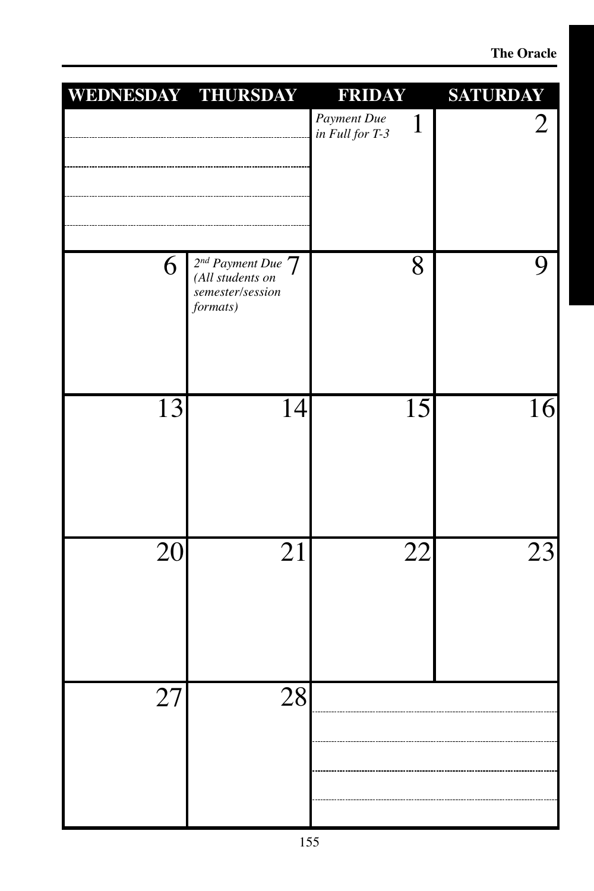| WEDNESDAY | THURSDAY | FRIDAY | SATURDAY |
|---|---|---|---|
| | | *Payment Due in Full for T-3* 1 | 2 |
| 6 | *2nd Payment Due (All students on semester/session formats)* 7 | 8 | 9 |
| 13 | 14 | 15 | 16 |
| 20 | 21 | 22 | 23 |
| 27 | 28 | | |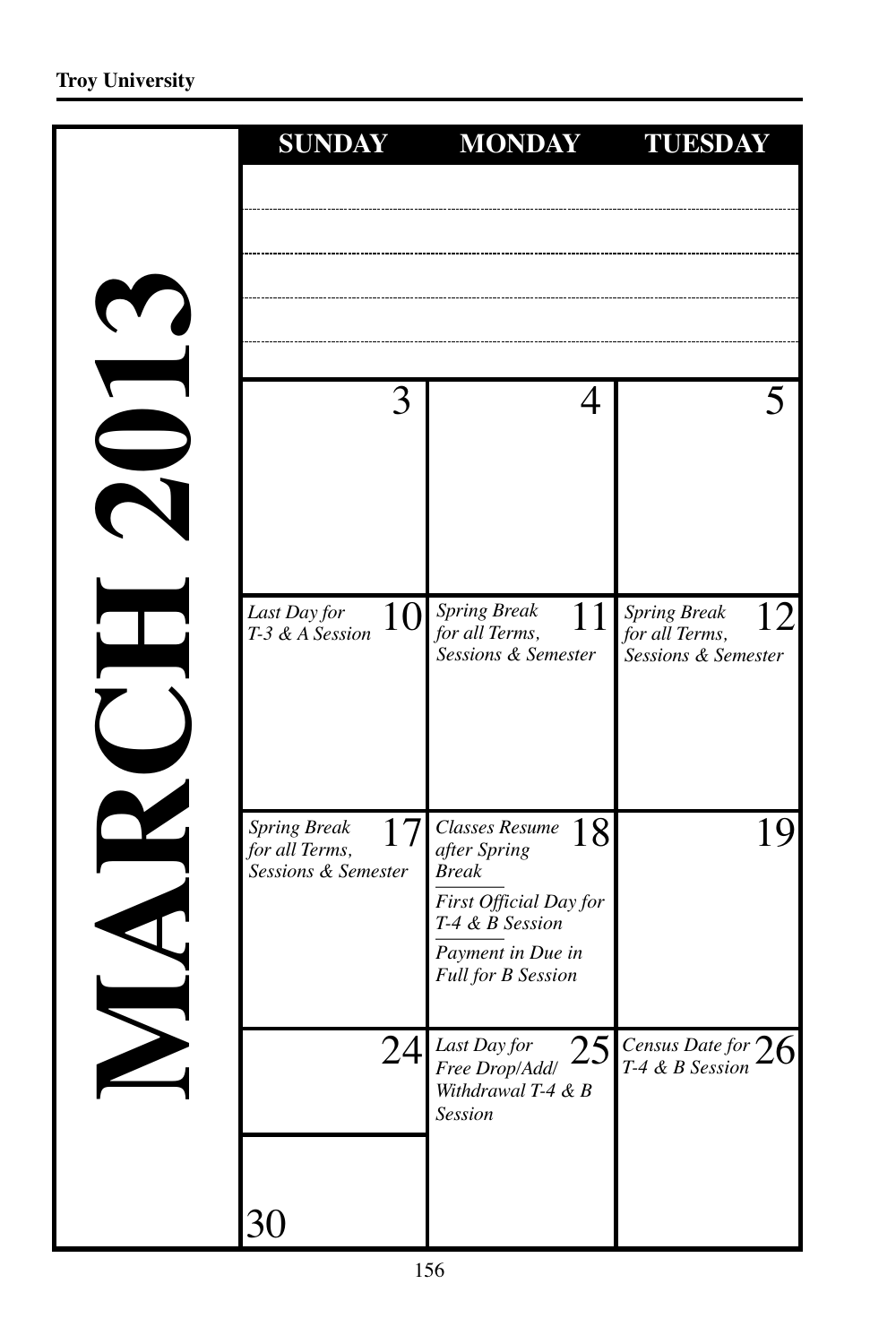# MARCH 2013

| SUNDAY | MONDAY | TUESDAY |
|---|---|---|
| | | |
| 3 | 4 | 5 |
| 10 *Last Day for T-3 & A Session* | 11 *Spring Break for all Terms, Sessions & Semester* | 12 *Spring Break for all Terms, Sessions & Semester* |
| 17 *Spring Break for all Terms, Sessions & Semester* | 18 *Classes Resume after Spring Break*<br>*First Official Day for T-4 & B Session*<br>*Payment in Due in Full for B Session* | 19 |
| 24 | 25 *Last Day for Free Drop/Add/ Withdrawal T-4 & B Session* | 26 *Census Date for T-4 & B Session* |
| 30 | | |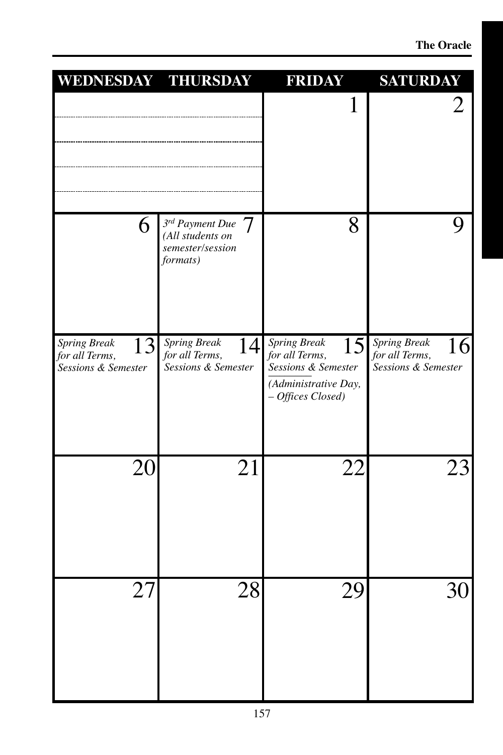| WEDNESDAY | THURSDAY | FRIDAY | SATURDAY |
|---|---|---|---|
| | | 1 | 2 |
| 6 | 7 *3rd Payment Due (All students on semester/session formats)* | 8 | 9 |
| 13 *Spring Break for all Terms, Sessions & Semester* | 14 *Spring Break for all Terms, Sessions & Semester* | 15 *Spring Break for all Terms, Sessions & Semester* *(Administrative Day, – Offices Closed)* | 16 *Spring Break for all Terms, Sessions & Semester* |
| 20 | 21 | 22 | 23 |
| 27 | 28 | 29 | 30 |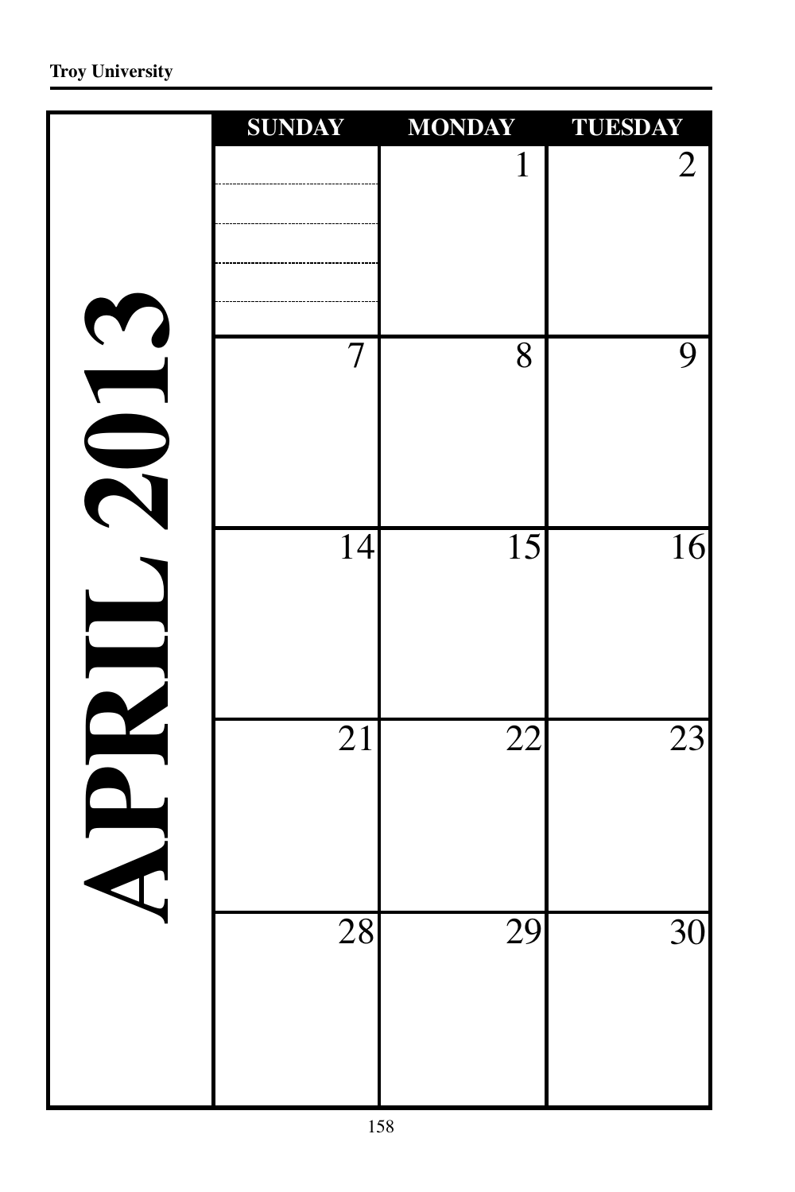# APRIL 2013

| SUNDAY | MONDAY | TUESDAY |
| --- | --- | --- |
| | 1 | 2 |
| 7 | 8 | 9 |
| 14 | 15 | 16 |
| 21 | 22 | 23 |
| 28 | 29 | 30 |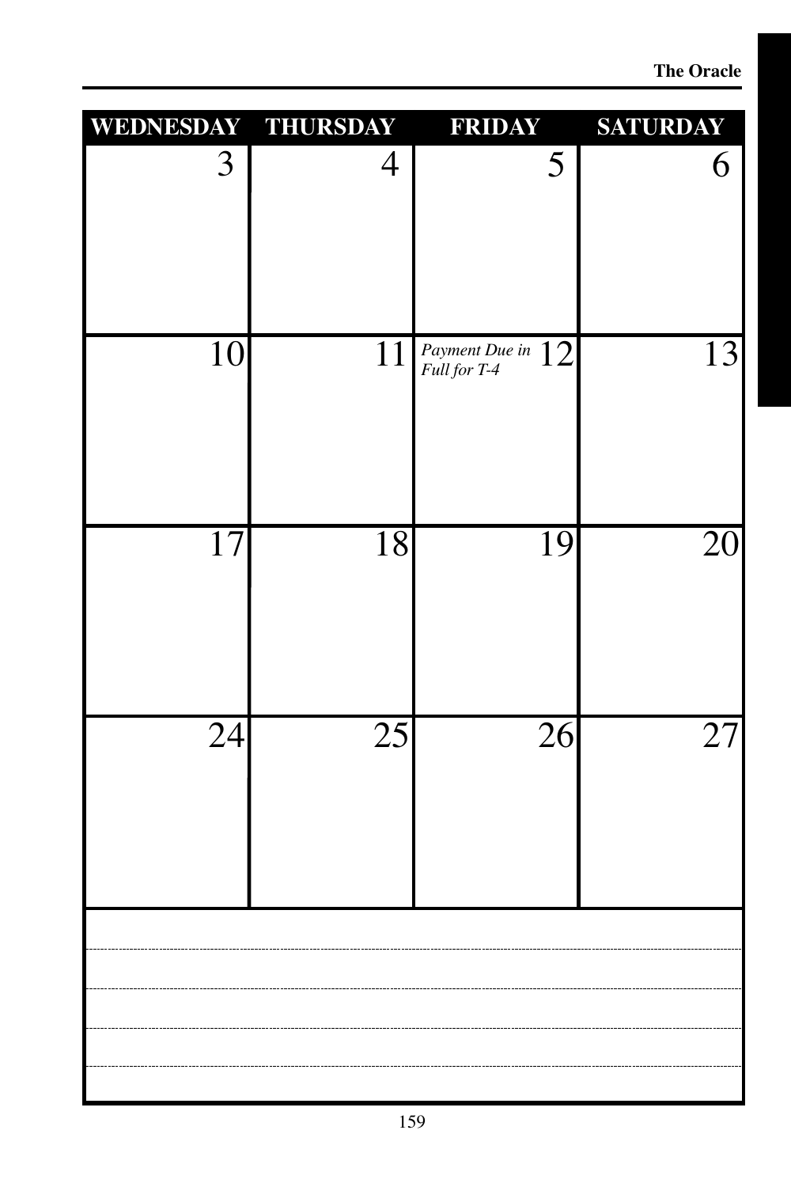| WEDNESDAY | THURSDAY | FRIDAY | SATURDAY |
|---|---|---|---|
| 3 | 4 | 5 | 6 |
| 10 | 11 | *Payment Due in Full for T-4* 12 | 13 |
| 17 | 18 | 19 | 20 |
| 24 | 25 | 26 | 27 |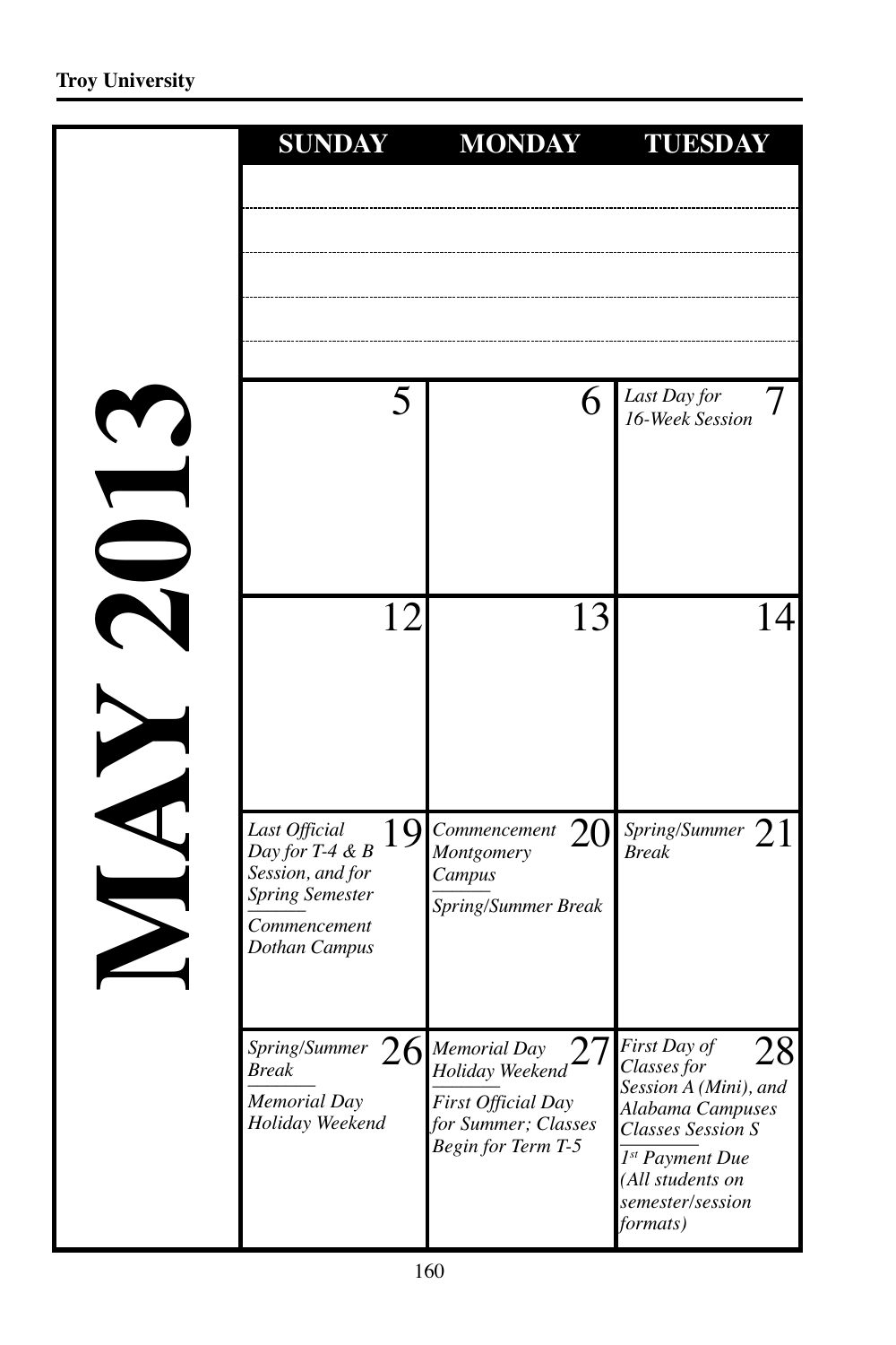# MAY 2013

| SUNDAY | MONDAY | TUESDAY |
|---|---|---|
| | | |
| 5 | 6 | 7 *Last Day for 16-Week Session* |
| 12 | 13 | 14 |
| 19 *Last Official Day for T-4 & B Session, and for Spring Semester* / *Commencement Dothan Campus* | 20 *Commencement Montgomery Campus* / *Spring/Summer Break* | 21 *Spring/Summer Break* |
| 26 *Spring/Summer Break* / *Memorial Day Holiday Weekend* | 27 *Memorial Day Holiday Weekend* / *First Official Day for Summer; Classes Begin for Term T-5* | 28 *First Day of Classes for Session A (Mini), and Alabama Campuses Classes Session S* / *1st Payment Due (All students on semester/session formats)* |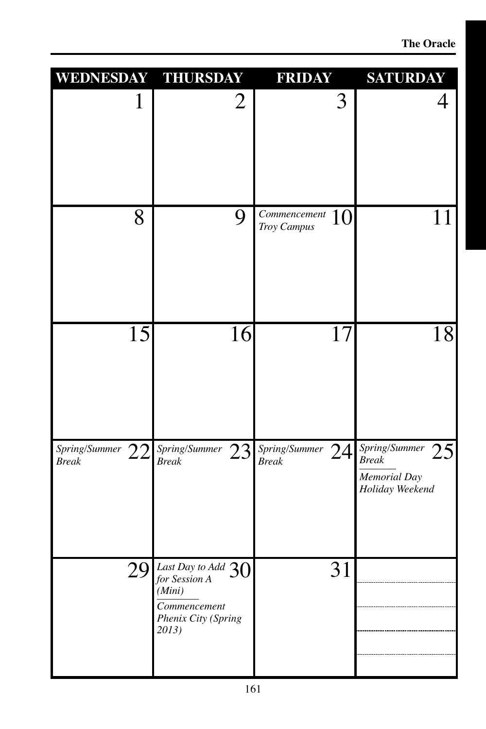| WEDNESDAY | THURSDAY | FRIDAY | SATURDAY |
|---|---|---|---|
| 1 | 2 | 3 | 4 |
| 8 | 9 | 10 *Commencement Troy Campus* | 11 |
| 15 | 16 | 17 | 18 |
| 22 *Spring/Summer Break* | 23 *Spring/Summer Break* | 24 *Spring/Summer Break* | 25 *Spring/Summer Break* / *Memorial Day Holiday Weekend* |
| 29 | 30 *Last Day to Add for Session A (Mini)* / *Commencement Phenix City (Spring 2013)* | 31 | |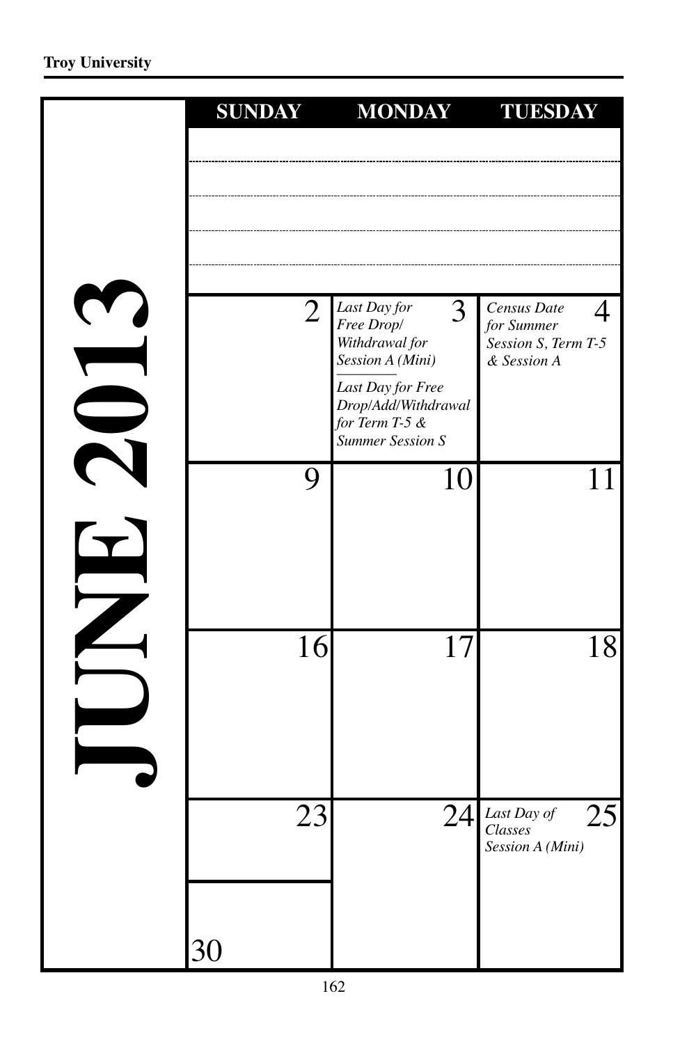# JUNE 2013

| SUNDAY | MONDAY | TUESDAY |
| --- | --- | --- |
| | | |
| 2 | 3 *Last Day for Free Drop/ Withdrawal for Session A (Mini)* — *Last Day for Free Drop/Add/Withdrawal for Term T-5 & Summer Session S* | 4 *Census Date for Summer Session S, Term T-5 & Session A* |
| 9 | 10 | 11 |
| 16 | 17 | 18 |
| 23 | 24 | 25 *Last Day of Classes Session A (Mini)* |
| 30 | | |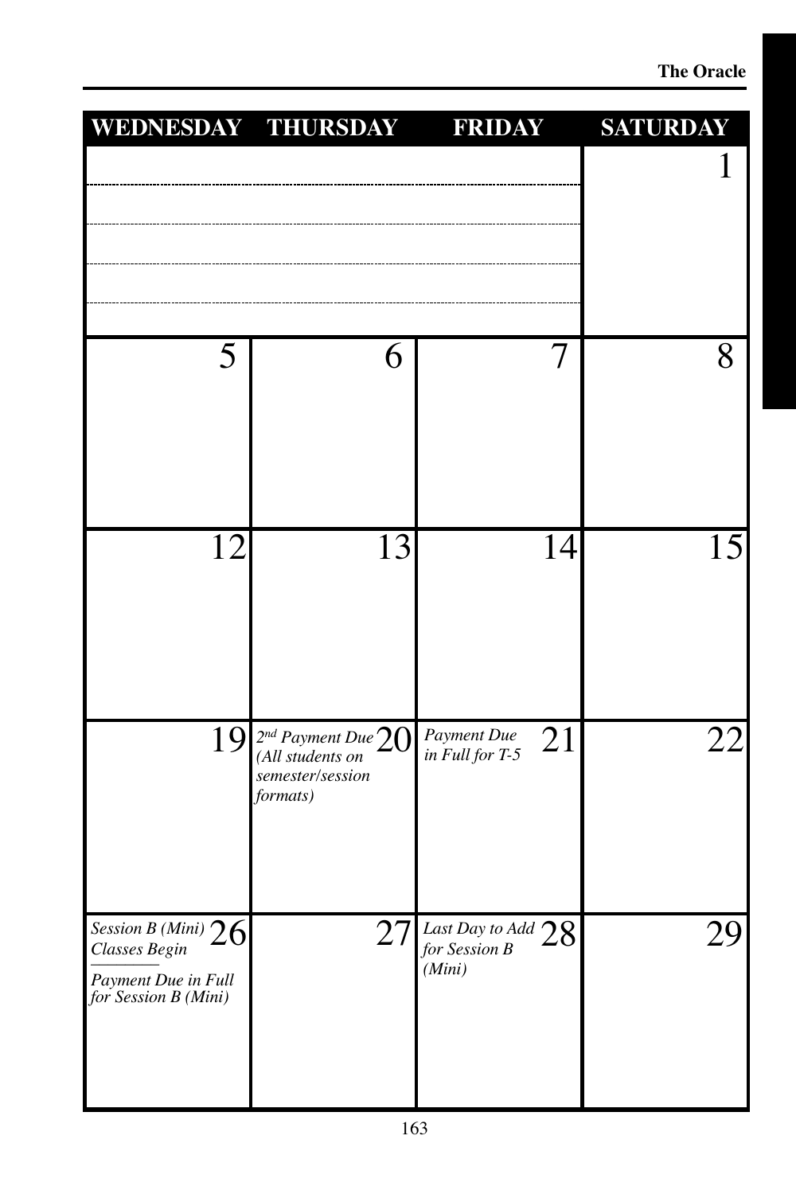| WEDNESDAY | THURSDAY | FRIDAY | SATURDAY |
|---|---|---|---|
| | | | 1 |
| 5 | 6 | 7 | 8 |
| 12 | 13 | 14 | 15 |
| 19 | 20 *2nd Payment Due (All students on semester/session formats)* | 21 *Payment Due in Full for T-5* | 22 |
| 26 *Session B (Mini) Classes Begin* / *Payment Due in Full for Session B (Mini)* | 27 | 28 *Last Day to Add for Session B (Mini)* | 29 |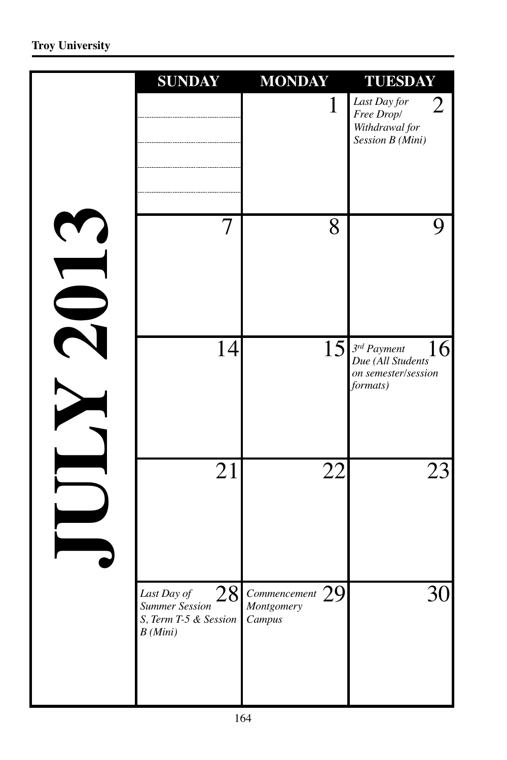# JULY 2013

| SUNDAY | MONDAY | TUESDAY |
|---|---|---|
| | 1 | 2 *Last Day for Free Drop/ Withdrawal for Session B (Mini)* |
| 7 | 8 | 9 |
| 14 | 15 | 16 *3rd Payment Due (All Students on semester/session formats)* |
| 21 | 22 | 23 |
| 28 *Last Day of Summer Session S, Term T-5 & Session B (Mini)* | 29 *Commencement Montgomery Campus* | 30 |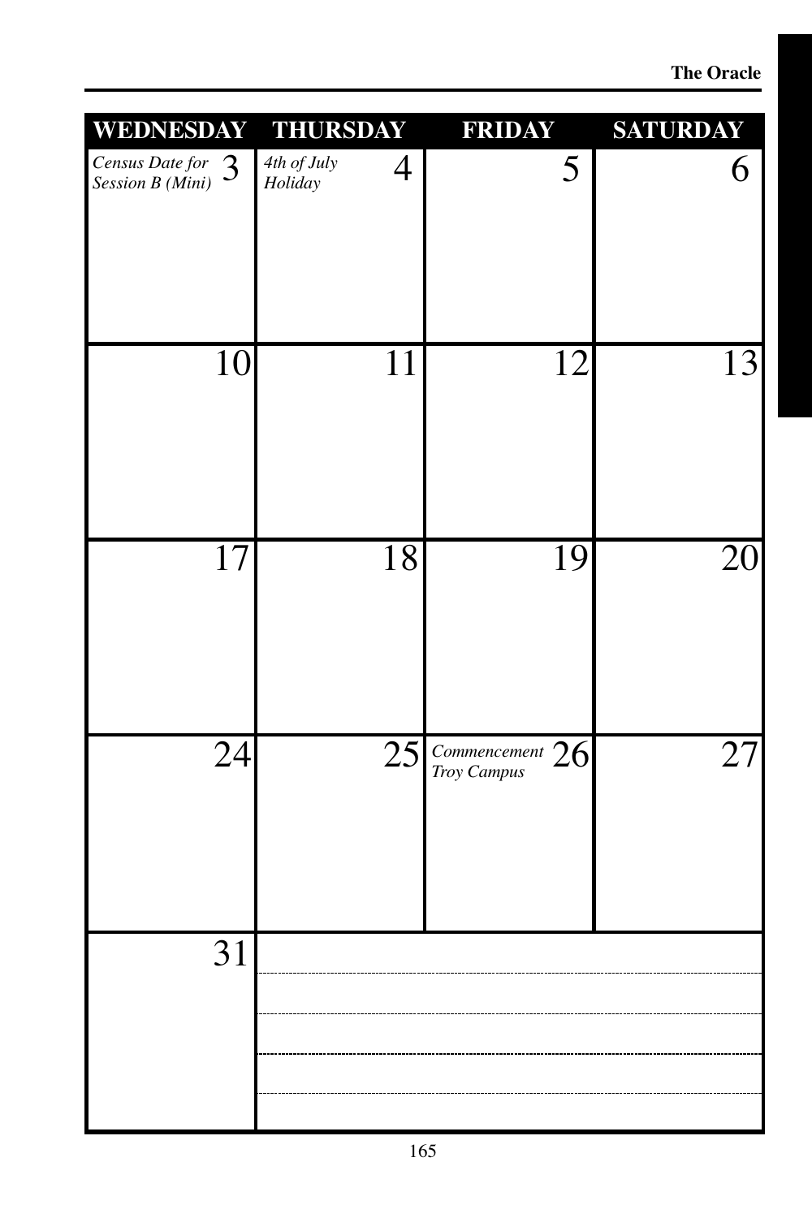| WEDNESDAY | THURSDAY | FRIDAY | SATURDAY |
| --- | --- | --- | --- |
| *Census Date for Session B (Mini)* 3 | *4th of July Holiday* 4 | 5 | 6 |
| 10 | 11 | 12 | 13 |
| 17 | 18 | 19 | 20 |
| 24 | 25 | *Commencement Troy Campus* 26 | 27 |
| 31 | | | |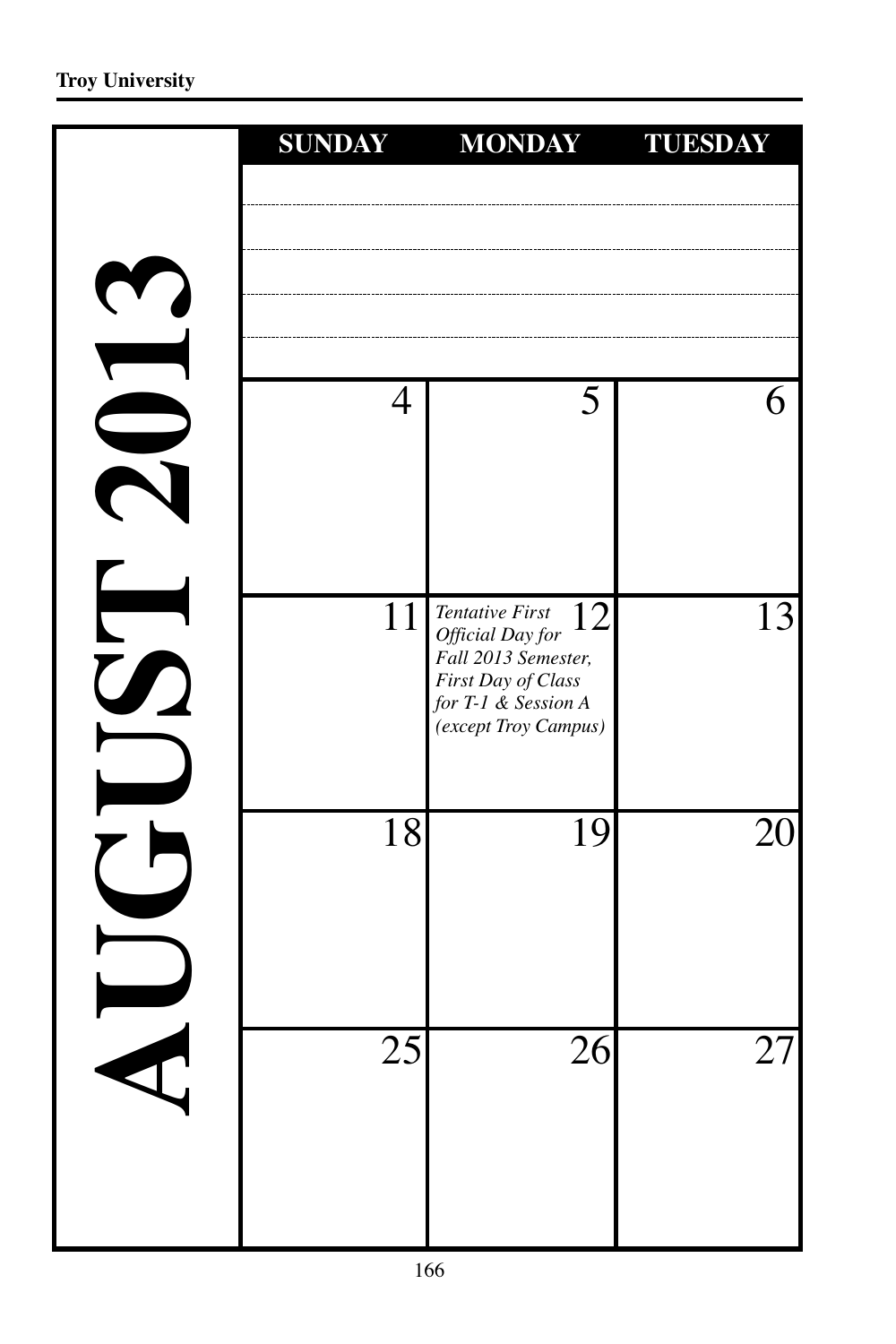# AUGUST 2013

| SUNDAY | MONDAY | TUESDAY |
|---|---|---|
| | | |
| 4 | 5 | 6 |
| 11 | 12 *Tentative First Official Day for Fall 2013 Semester, First Day of Class for T-1 & Session A (except Troy Campus)* | 13 |
| 18 | 19 | 20 |
| 25 | 26 | 27 |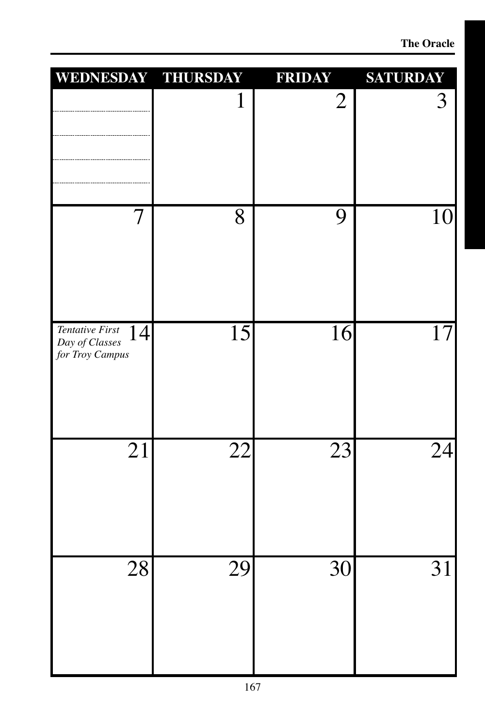| WEDNESDAY | THURSDAY | FRIDAY | SATURDAY |
|---|---|---|---|
| | 1 | 2 | 3 |
| 7 | 8 | 9 | 10 |
| 14 *Tentative First Day of Classes for Troy Campus* | 15 | 16 | 17 |
| 21 | 22 | 23 | 24 |
| 28 | 29 | 30 | 31 |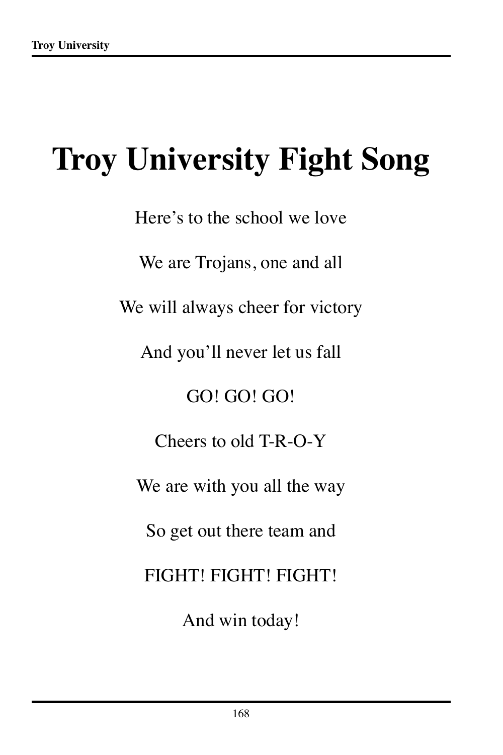# Troy University Fight Song

Here's to the school we love

We are Trojans, one and all

We will always cheer for victory

And you'll never let us fall

GO! GO! GO!

Cheers to old T-R-O-Y

We are with you all the way

So get out there team and

FIGHT! FIGHT! FIGHT!

And win today!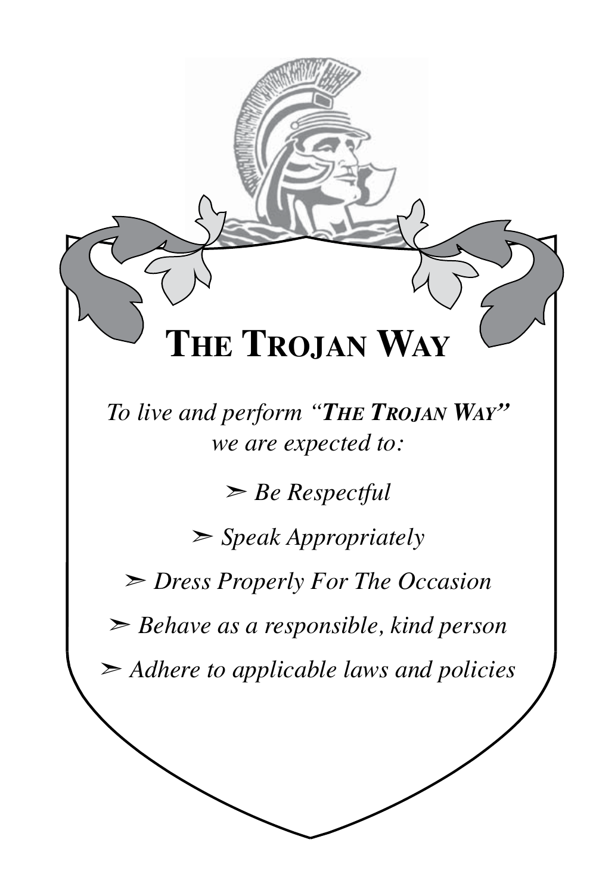# The Trojan Way

*To live and perform "**The Trojan Way**" we are expected to:*

- *Be Respectful*
- *Speak Appropriately*
- *Dress Properly For The Occasion*
- *Behave as a responsible, kind person*
- *Adhere to applicable laws and policies*